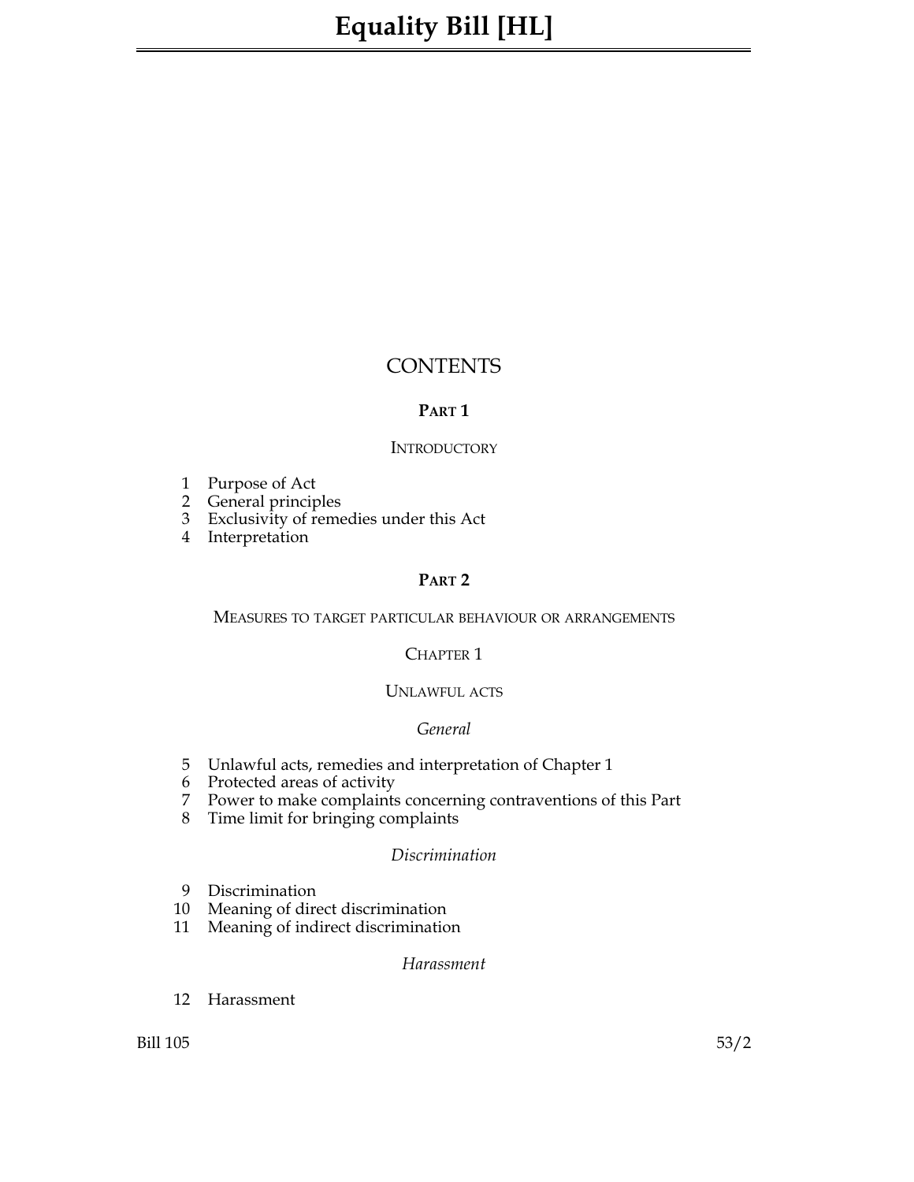# Equality Bill [HL]

## CONTENTS

### PART 1

INTRODUCTORY

1 Purpose of Act
2 General principles
3 Exclusivity of remedies under this Act
4 Interpretation

### PART 2

MEASURES TO TARGET PARTICULAR BEHAVIOUR OR ARRANGEMENTS

CHAPTER 1

UNLAWFUL ACTS

*General*

5 Unlawful acts, remedies and interpretation of Chapter 1
6 Protected areas of activity
7 Power to make complaints concerning contraventions of this Part
8 Time limit for bringing complaints

*Discrimination*

9 Discrimination
10 Meaning of direct discrimination
11 Meaning of indirect discrimination

*Harassment*

12 Harassment

Bill 105 53/2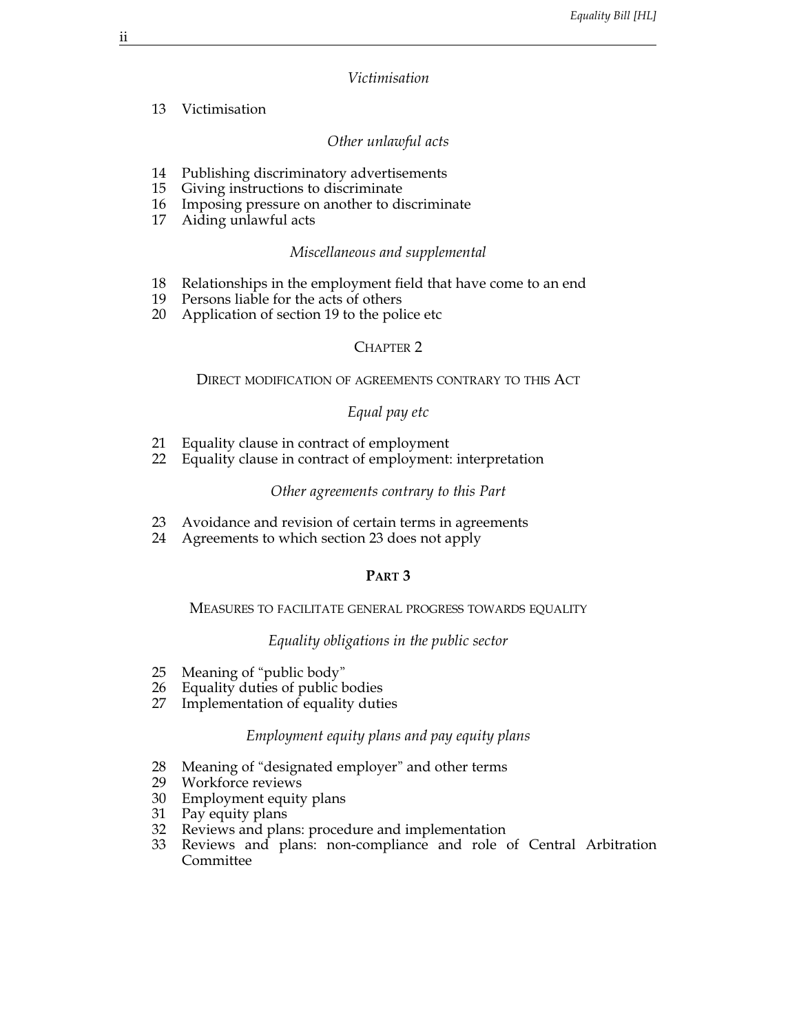*Victimisation*

13 Victimisation

*Other unlawful acts*

14 Publishing discriminatory advertisements
15 Giving instructions to discriminate
16 Imposing pressure on another to discriminate
17 Aiding unlawful acts

*Miscellaneous and supplemental*

18 Relationships in the employment field that have come to an end
19 Persons liable for the acts of others
20 Application of section 19 to the police etc

### CHAPTER 2

DIRECT MODIFICATION OF AGREEMENTS CONTRARY TO THIS ACT

*Equal pay etc*

21 Equality clause in contract of employment
22 Equality clause in contract of employment: interpretation

*Other agreements contrary to this Part*

23 Avoidance and revision of certain terms in agreements
24 Agreements to which section 23 does not apply

## PART 3

MEASURES TO FACILITATE GENERAL PROGRESS TOWARDS EQUALITY

*Equality obligations in the public sector*

25 Meaning of "public body"
26 Equality duties of public bodies
27 Implementation of equality duties

*Employment equity plans and pay equity plans*

28 Meaning of "designated employer" and other terms
29 Workforce reviews
30 Employment equity plans
31 Pay equity plans
32 Reviews and plans: procedure and implementation
33 Reviews and plans: non-compliance and role of Central Arbitration Committee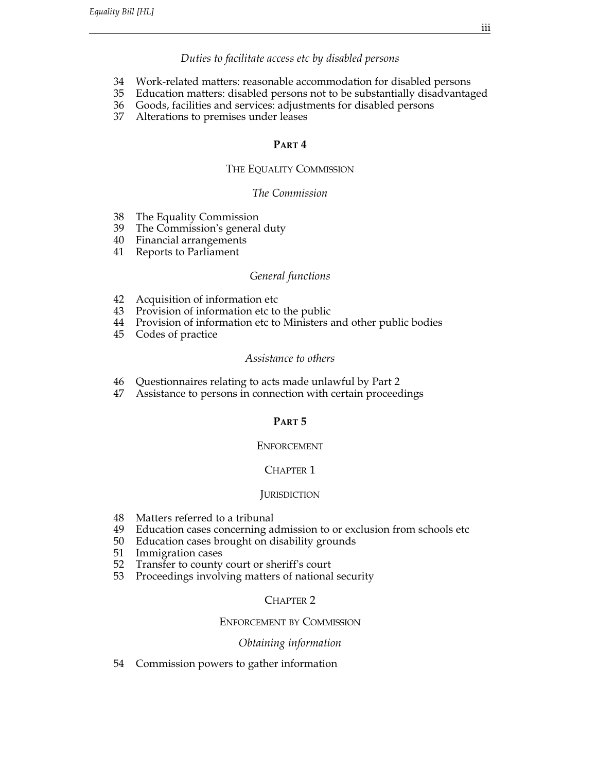*Duties to facilitate access etc by disabled persons*

34 Work-related matters: reasonable accommodation for disabled persons
35 Education matters: disabled persons not to be substantially disadvantaged
36 Goods, facilities and services: adjustments for disabled persons
37 Alterations to premises under leases

## PART 4

### THE EQUALITY COMMISSION

*The Commission*

38 The Equality Commission
39 The Commission's general duty
40 Financial arrangements
41 Reports to Parliament

*General functions*

42 Acquisition of information etc
43 Provision of information etc to the public
44 Provision of information etc to Ministers and other public bodies
45 Codes of practice

*Assistance to others*

46 Questionnaires relating to acts made unlawful by Part 2
47 Assistance to persons in connection with certain proceedings

## PART 5

### ENFORCEMENT

#### CHAPTER 1

#### JURISDICTION

48 Matters referred to a tribunal
49 Education cases concerning admission to or exclusion from schools etc
50 Education cases brought on disability grounds
51 Immigration cases
52 Transfer to county court or sheriff's court
53 Proceedings involving matters of national security

#### CHAPTER 2

#### ENFORCEMENT BY COMMISSION

*Obtaining information*

54 Commission powers to gather information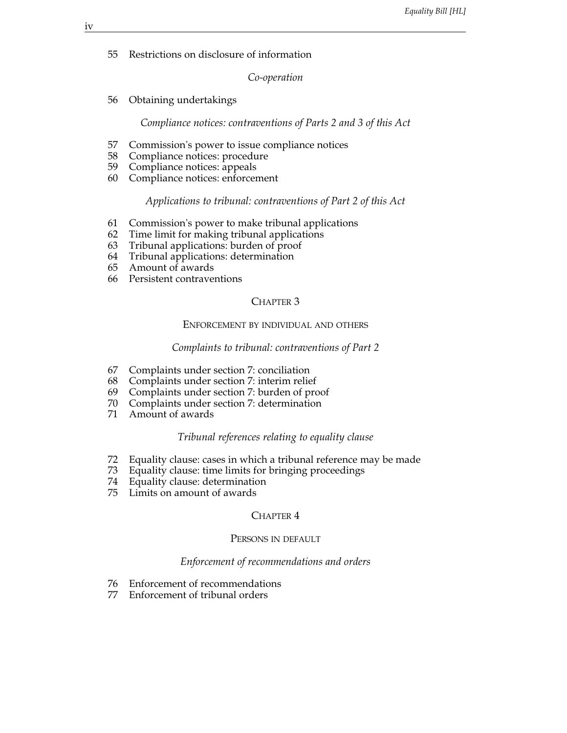55 Restrictions on disclosure of information

*Co-operation*

56 Obtaining undertakings

*Compliance notices: contraventions of Parts 2 and 3 of this Act*

57 Commission's power to issue compliance notices
58 Compliance notices: procedure
59 Compliance notices: appeals
60 Compliance notices: enforcement

*Applications to tribunal: contraventions of Part 2 of this Act*

61 Commission's power to make tribunal applications
62 Time limit for making tribunal applications
63 Tribunal applications: burden of proof
64 Tribunal applications: determination
65 Amount of awards
66 Persistent contraventions

## CHAPTER 3

### ENFORCEMENT BY INDIVIDUAL AND OTHERS

*Complaints to tribunal: contraventions of Part 2*

67 Complaints under section 7: conciliation
68 Complaints under section 7: interim relief
69 Complaints under section 7: burden of proof
70 Complaints under section 7: determination
71 Amount of awards

*Tribunal references relating to equality clause*

72 Equality clause: cases in which a tribunal reference may be made
73 Equality clause: time limits for bringing proceedings
74 Equality clause: determination
75 Limits on amount of awards

## CHAPTER 4

### PERSONS IN DEFAULT

*Enforcement of recommendations and orders*

76 Enforcement of recommendations
77 Enforcement of tribunal orders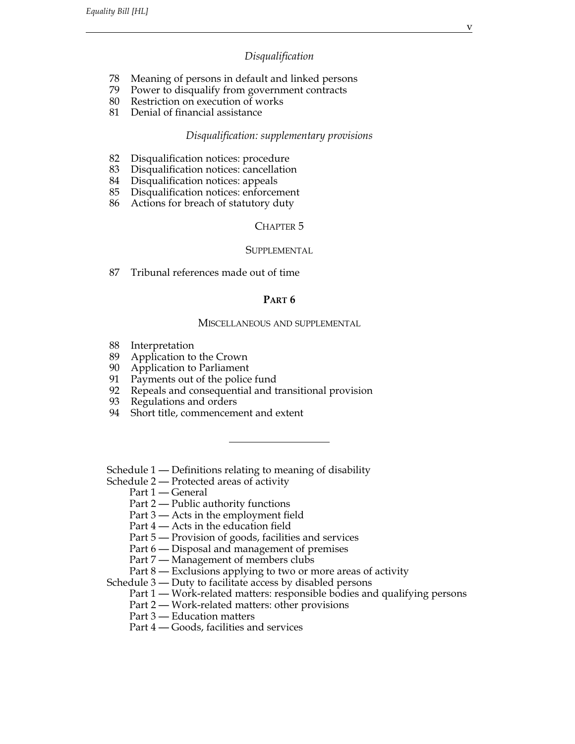*Disqualification*

78 Meaning of persons in default and linked persons
79 Power to disqualify from government contracts
80 Restriction on execution of works
81 Denial of financial assistance

*Disqualification: supplementary provisions*

82 Disqualification notices: procedure
83 Disqualification notices: cancellation
84 Disqualification notices: appeals
85 Disqualification notices: enforcement
86 Actions for breach of statutory duty

CHAPTER 5

SUPPLEMENTAL

87 Tribunal references made out of time

**PART 6**

MISCELLANEOUS AND SUPPLEMENTAL

88 Interpretation
89 Application to the Crown
90 Application to Parliament
91 Payments out of the police fund
92 Repeals and consequential and transitional provision
93 Regulations and orders
94 Short title, commencement and extent

---

Schedule 1 — Definitions relating to meaning of disability
Schedule 2 — Protected areas of activity
- Part 1 — General
- Part 2 — Public authority functions
- Part 3 — Acts in the employment field
- Part 4 — Acts in the education field
- Part 5 — Provision of goods, facilities and services
- Part 6 — Disposal and management of premises
- Part 7 — Management of members clubs
- Part 8 — Exclusions applying to two or more areas of activity

Schedule 3 — Duty to facilitate access by disabled persons
- Part 1 — Work-related matters: responsible bodies and qualifying persons
- Part 2 — Work-related matters: other provisions
- Part 3 — Education matters
- Part 4 — Goods, facilities and services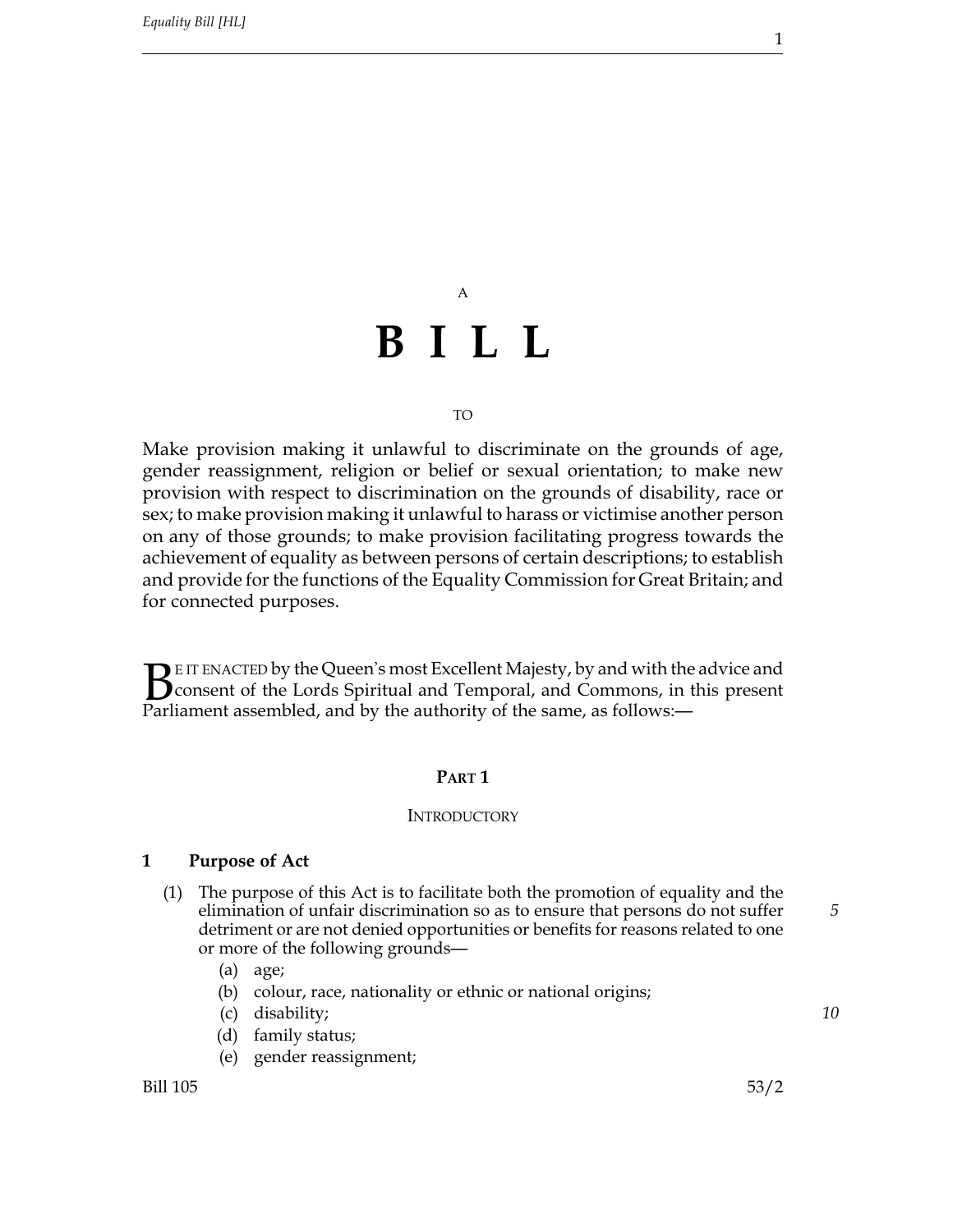A

# B I L L

TO

Make provision making it unlawful to discriminate on the grounds of age, gender reassignment, religion or belief or sexual orientation; to make new provision with respect to discrimination on the grounds of disability, race or sex; to make provision making it unlawful to harass or victimise another person on any of those grounds; to make provision facilitating progress towards the achievement of equality as between persons of certain descriptions; to establish and provide for the functions of the Equality Commission for Great Britain; and for connected purposes.

BE IT ENACTED by the Queen's most Excellent Majesty, by and with the advice and consent of the Lords Spiritual and Temporal, and Commons, in this present Parliament assembled, and by the authority of the same, as follows:—

## PART 1

### INTRODUCTORY

### 1 Purpose of Act

(1) The purpose of this Act is to facilitate both the promotion of equality and the elimination of unfair discrimination so as to ensure that persons do not suffer detriment or are not denied opportunities or benefits for reasons related to one or more of the following grounds—

(a) age;

(b) colour, race, nationality or ethnic or national origins;

(c) disability;

(d) family status;

(e) gender reassignment;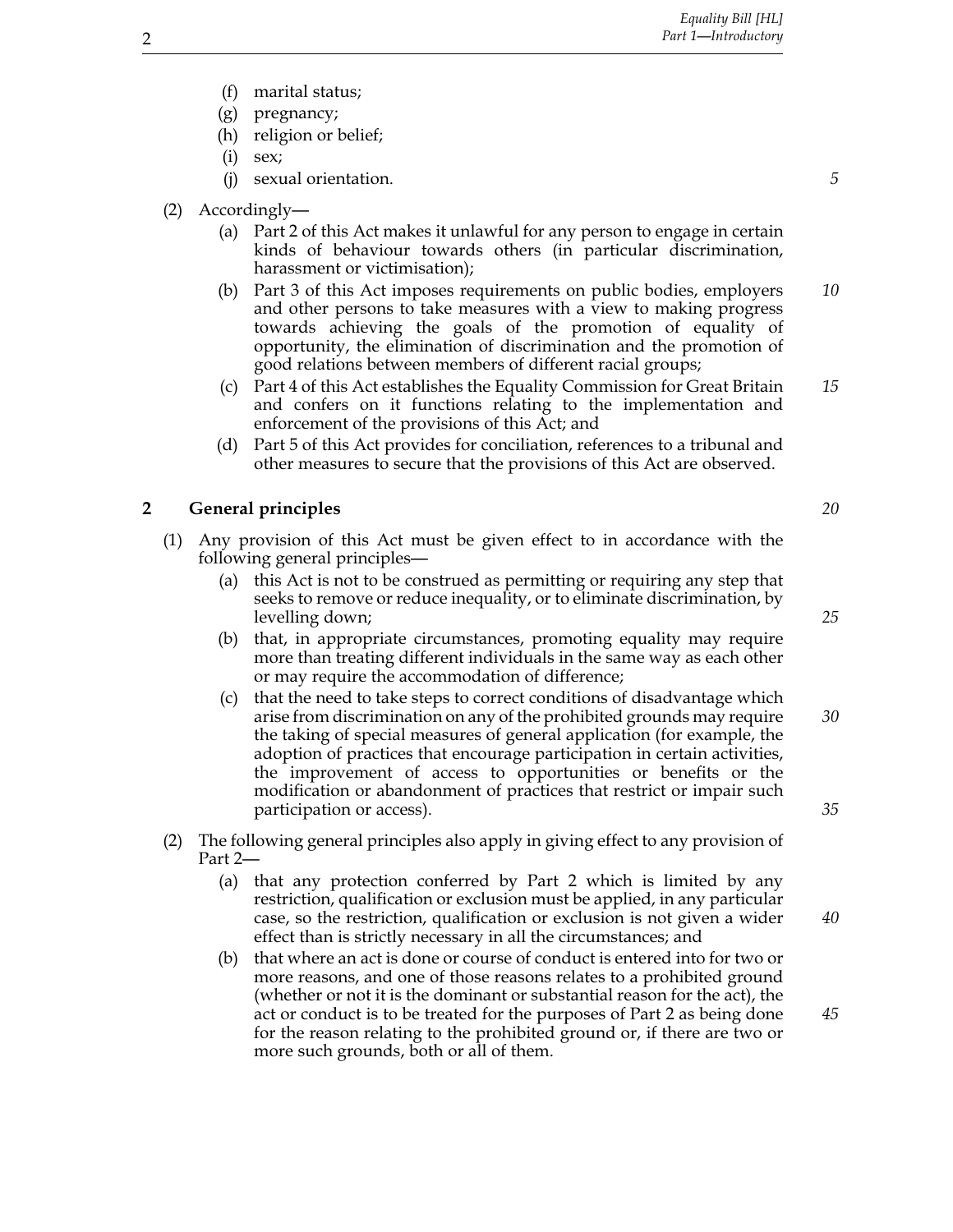(f) marital status;
(g) pregnancy;
(h) religion or belief;
(i) sex;
(j) sexual orientation.

(2) Accordingly—

(a) Part 2 of this Act makes it unlawful for any person to engage in certain kinds of behaviour towards others (in particular discrimination, harassment or victimisation);

(b) Part 3 of this Act imposes requirements on public bodies, employers and other persons to take measures with a view to making progress towards achieving the goals of the promotion of equality of opportunity, the elimination of discrimination and the promotion of good relations between members of different racial groups;

(c) Part 4 of this Act establishes the Equality Commission for Great Britain and confers on it functions relating to the implementation and enforcement of the provisions of this Act; and

(d) Part 5 of this Act provides for conciliation, references to a tribunal and other measures to secure that the provisions of this Act are observed.

## 2 General principles

(1) Any provision of this Act must be given effect to in accordance with the following general principles—

(a) this Act is not to be construed as permitting or requiring any step that seeks to remove or reduce inequality, or to eliminate discrimination, by levelling down;

(b) that, in appropriate circumstances, promoting equality may require more than treating different individuals in the same way as each other or may require the accommodation of difference;

(c) that the need to take steps to correct conditions of disadvantage which arise from discrimination on any of the prohibited grounds may require the taking of special measures of general application (for example, the adoption of practices that encourage participation in certain activities, the improvement of access to opportunities or benefits or the modification or abandonment of practices that restrict or impair such participation or access).

(2) The following general principles also apply in giving effect to any provision of Part 2—

(a) that any protection conferred by Part 2 which is limited by any restriction, qualification or exclusion must be applied, in any particular case, so the restriction, qualification or exclusion is not given a wider effect than is strictly necessary in all the circumstances; and

(b) that where an act is done or course of conduct is entered into for two or more reasons, and one of those reasons relates to a prohibited ground (whether or not it is the dominant or substantial reason for the act), the act or conduct is to be treated for the purposes of Part 2 as being done for the reason relating to the prohibited ground or, if there are two or more such grounds, both or all of them.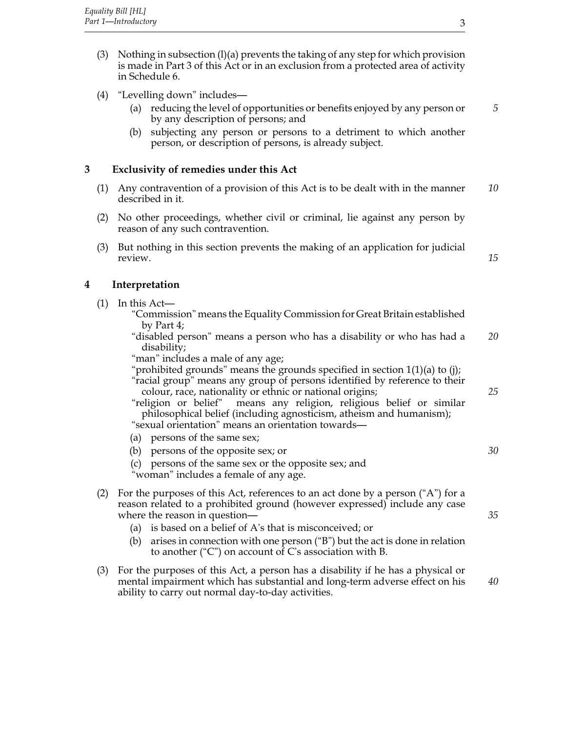(3) Nothing in subsection (l)(a) prevents the taking of any step for which provision is made in Part 3 of this Act or in an exclusion from a protected area of activity in Schedule 6.

(4) "Levelling down" includes—

 (a) reducing the level of opportunities or benefits enjoyed by any person or by any description of persons; and

 (b) subjecting any person or persons to a detriment to which another person, or description of persons, is already subject.

## 3 Exclusivity of remedies under this Act

(1) Any contravention of a provision of this Act is to be dealt with in the manner described in it.

(2) No other proceedings, whether civil or criminal, lie against any person by reason of any such contravention.

(3) But nothing in this section prevents the making of an application for judicial review.

## 4 Interpretation

(1) In this Act—

"Commission" means the Equality Commission for Great Britain established by Part 4;

"disabled person" means a person who has a disability or who has had a disability;

"man" includes a male of any age;

"prohibited grounds" means the grounds specified in section 1(1)(a) to (j);

"racial group" means any group of persons identified by reference to their colour, race, nationality or ethnic or national origins;

"religion or belief" means any religion, religious belief or similar philosophical belief (including agnosticism, atheism and humanism);

"sexual orientation" means an orientation towards—

 (a) persons of the same sex;

 (b) persons of the opposite sex; or

 (c) persons of the same sex or the opposite sex; and

"woman" includes a female of any age.

(2) For the purposes of this Act, references to an act done by a person ("A") for a reason related to a prohibited ground (however expressed) include any case where the reason in question—

 (a) is based on a belief of A's that is misconceived; or

 (b) arises in connection with one person ("B") but the act is done in relation to another ("C") on account of C's association with B.

(3) For the purposes of this Act, a person has a disability if he has a physical or mental impairment which has substantial and long-term adverse effect on his ability to carry out normal day-to-day activities.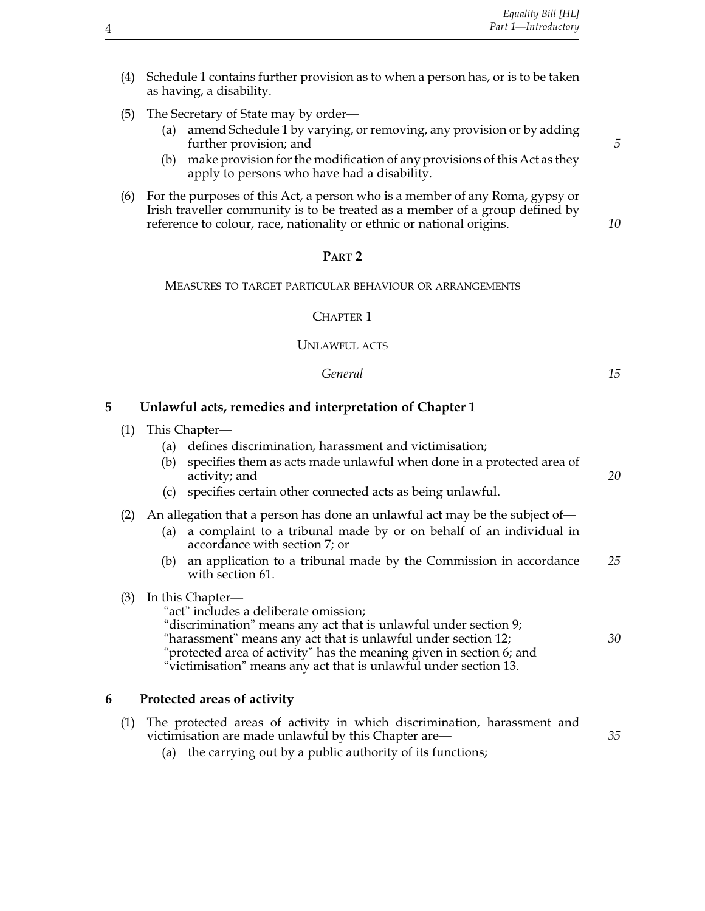(4) Schedule 1 contains further provision as to when a person has, or is to be taken as having, a disability.

(5) The Secretary of State may by order—

- (a) amend Schedule 1 by varying, or removing, any provision or by adding further provision; and
- (b) make provision for the modification of any provisions of this Act as they apply to persons who have had a disability.

(6) For the purposes of this Act, a person who is a member of any Roma, gypsy or Irish traveller community is to be treated as a member of a group defined by reference to colour, race, nationality or ethnic or national origins.

## PART 2

### MEASURES TO TARGET PARTICULAR BEHAVIOUR OR ARRANGEMENTS

### CHAPTER 1

### UNLAWFUL ACTS

*General*

#### 5 Unlawful acts, remedies and interpretation of Chapter 1

(1) This Chapter—

- (a) defines discrimination, harassment and victimisation;
- (b) specifies them as acts made unlawful when done in a protected area of activity; and
- (c) specifies certain other connected acts as being unlawful.

(2) An allegation that a person has done an unlawful act may be the subject of—

- (a) a complaint to a tribunal made by or on behalf of an individual in accordance with section 7; or
- (b) an application to a tribunal made by the Commission in accordance with section 61.

(3) In this Chapter—

"act" includes a deliberate omission;
"discrimination" means any act that is unlawful under section 9;
"harassment" means any act that is unlawful under section 12;
"protected area of activity" has the meaning given in section 6; and
"victimisation" means any act that is unlawful under section 13.

#### 6 Protected areas of activity

(1) The protected areas of activity in which discrimination, harassment and victimisation are made unlawful by this Chapter are—

- (a) the carrying out by a public authority of its functions;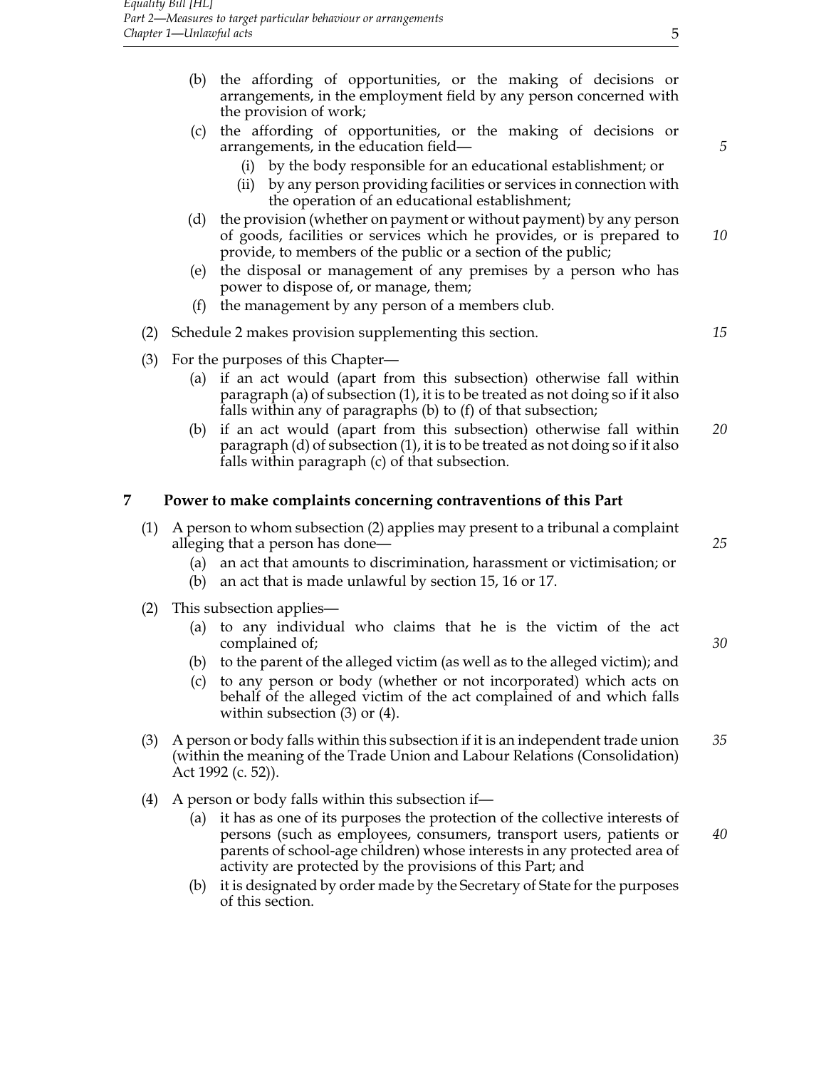(b) the affording of opportunities, or the making of decisions or arrangements, in the employment field by any person concerned with the provision of work;

(c) the affording of opportunities, or the making of decisions or arrangements, in the education field—

   (i) by the body responsible for an educational establishment; or

   (ii) by any person providing facilities or services in connection with the operation of an educational establishment;

(d) the provision (whether on payment or without payment) by any person of goods, facilities or services which he provides, or is prepared to provide, to members of the public or a section of the public;

(e) the disposal or management of any premises by a person who has power to dispose of, or manage, them;

(f) the management by any person of a members club.

(2) Schedule 2 makes provision supplementing this section.

(3) For the purposes of this Chapter—

   (a) if an act would (apart from this subsection) otherwise fall within paragraph (a) of subsection (1), it is to be treated as not doing so if it also falls within any of paragraphs (b) to (f) of that subsection;

   (b) if an act would (apart from this subsection) otherwise fall within paragraph (d) of subsection (1), it is to be treated as not doing so if it also falls within paragraph (c) of that subsection.

## 7 Power to make complaints concerning contraventions of this Part

(1) A person to whom subsection (2) applies may present to a tribunal a complaint alleging that a person has done—

   (a) an act that amounts to discrimination, harassment or victimisation; or

   (b) an act that is made unlawful by section 15, 16 or 17.

(2) This subsection applies—

   (a) to any individual who claims that he is the victim of the act complained of;

   (b) to the parent of the alleged victim (as well as to the alleged victim); and

   (c) to any person or body (whether or not incorporated) which acts on behalf of the alleged victim of the act complained of and which falls within subsection (3) or (4).

(3) A person or body falls within this subsection if it is an independent trade union (within the meaning of the Trade Union and Labour Relations (Consolidation) Act 1992 (c. 52)).

(4) A person or body falls within this subsection if—

   (a) it has as one of its purposes the protection of the collective interests of persons (such as employees, consumers, transport users, patients or parents of school-age children) whose interests in any protected area of activity are protected by the provisions of this Part; and

   (b) it is designated by order made by the Secretary of State for the purposes of this section.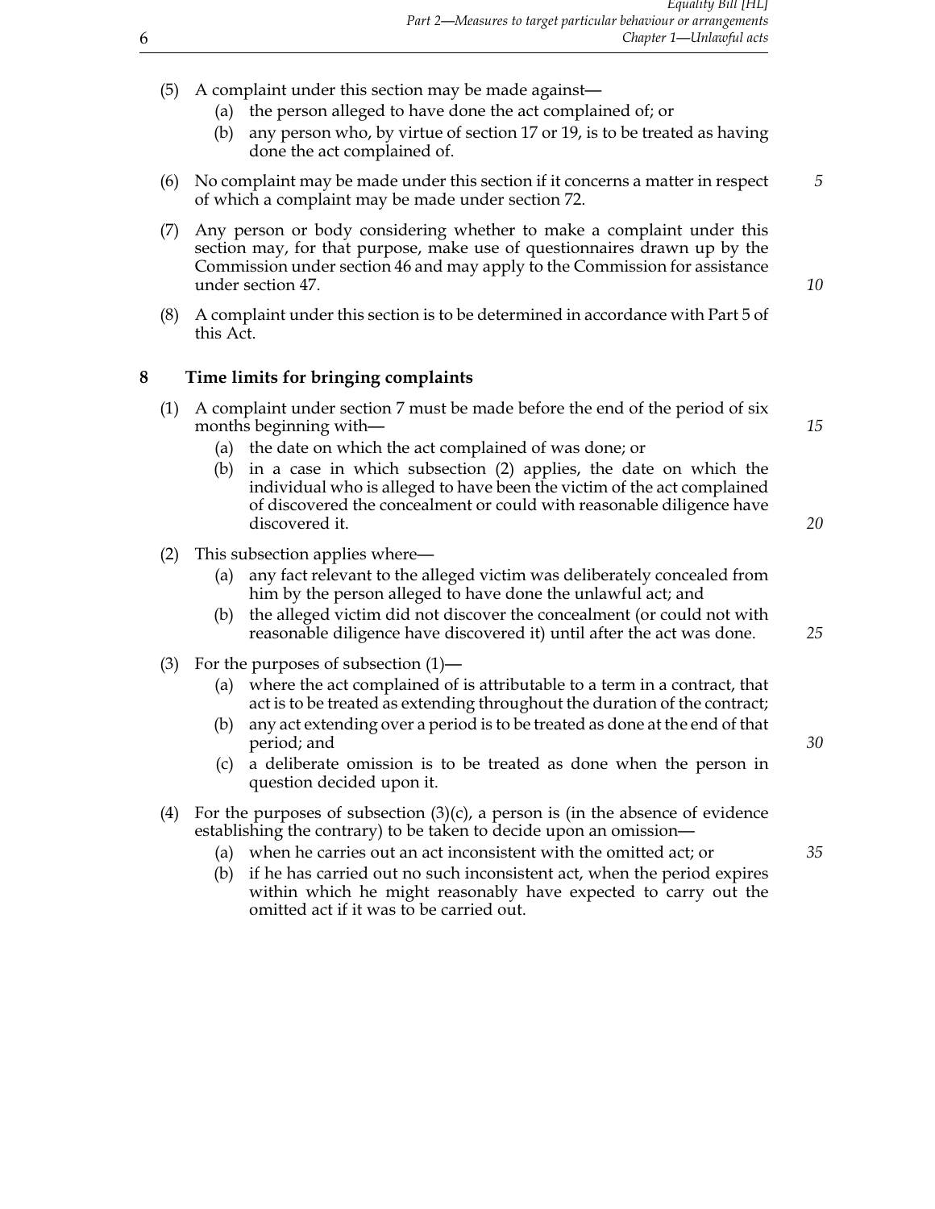(5) A complaint under this section may be made against—

 (a) the person alleged to have done the act complained of; or

 (b) any person who, by virtue of section 17 or 19, is to be treated as having done the act complained of.

(6) No complaint may be made under this section if it concerns a matter in respect of which a complaint may be made under section 72.

(7) Any person or body considering whether to make a complaint under this section may, for that purpose, make use of questionnaires drawn up by the Commission under section 46 and may apply to the Commission for assistance under section 47.

(8) A complaint under this section is to be determined in accordance with Part 5 of this Act.

## 8 Time limits for bringing complaints

(1) A complaint under section 7 must be made before the end of the period of six months beginning with—

 (a) the date on which the act complained of was done; or

 (b) in a case in which subsection (2) applies, the date on which the individual who is alleged to have been the victim of the act complained of discovered the concealment or could with reasonable diligence have discovered it.

(2) This subsection applies where—

 (a) any fact relevant to the alleged victim was deliberately concealed from him by the person alleged to have done the unlawful act; and

 (b) the alleged victim did not discover the concealment (or could not with reasonable diligence have discovered it) until after the act was done.

(3) For the purposes of subsection (1)—

 (a) where the act complained of is attributable to a term in a contract, that act is to be treated as extending throughout the duration of the contract;

 (b) any act extending over a period is to be treated as done at the end of that period; and

 (c) a deliberate omission is to be treated as done when the person in question decided upon it.

(4) For the purposes of subsection (3)(c), a person is (in the absence of evidence establishing the contrary) to be taken to decide upon an omission—

 (a) when he carries out an act inconsistent with the omitted act; or

 (b) if he has carried out no such inconsistent act, when the period expires within which he might reasonably have expected to carry out the omitted act if it was to be carried out.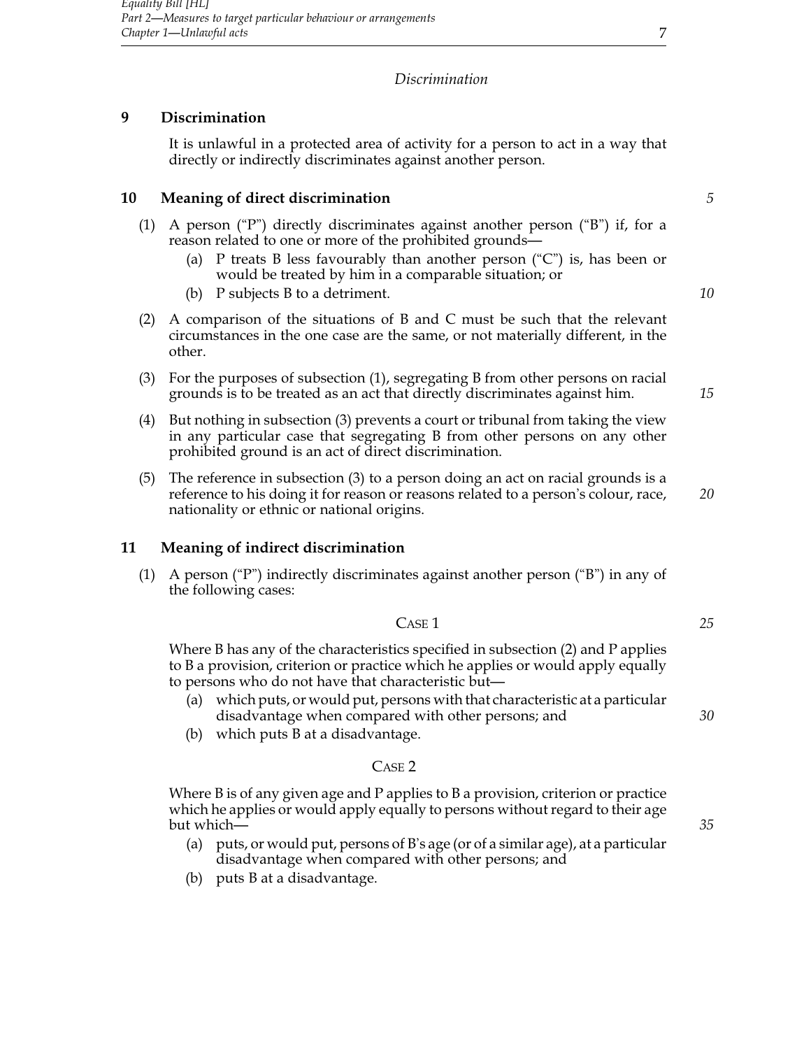## *Discrimination*

### 9 Discrimination

It is unlawful in a protected area of activity for a person to act in a way that directly or indirectly discriminates against another person.

### 10 Meaning of direct discrimination

(1) A person ("P") directly discriminates against another person ("B") if, for a reason related to one or more of the prohibited grounds—

(a) P treats B less favourably than another person ("C") is, has been or would be treated by him in a comparable situation; or

(b) P subjects B to a detriment.

(2) A comparison of the situations of B and C must be such that the relevant circumstances in the one case are the same, or not materially different, in the other.

(3) For the purposes of subsection (1), segregating B from other persons on racial grounds is to be treated as an act that directly discriminates against him.

(4) But nothing in subsection (3) prevents a court or tribunal from taking the view in any particular case that segregating B from other persons on any other prohibited ground is an act of direct discrimination.

(5) The reference in subsection (3) to a person doing an act on racial grounds is a reference to his doing it for reason or reasons related to a person's colour, race, nationality or ethnic or national origins.

### 11 Meaning of indirect discrimination

(1) A person ("P") indirectly discriminates against another person ("B") in any of the following cases:

CASE 1

Where B has any of the characteristics specified in subsection (2) and P applies to B a provision, criterion or practice which he applies or would apply equally to persons who do not have that characteristic but—

(a) which puts, or would put, persons with that characteristic at a particular disadvantage when compared with other persons; and

(b) which puts B at a disadvantage.

CASE 2

Where B is of any given age and P applies to B a provision, criterion or practice which he applies or would apply equally to persons without regard to their age but which—

(a) puts, or would put, persons of B's age (or of a similar age), at a particular disadvantage when compared with other persons; and

(b) puts B at a disadvantage.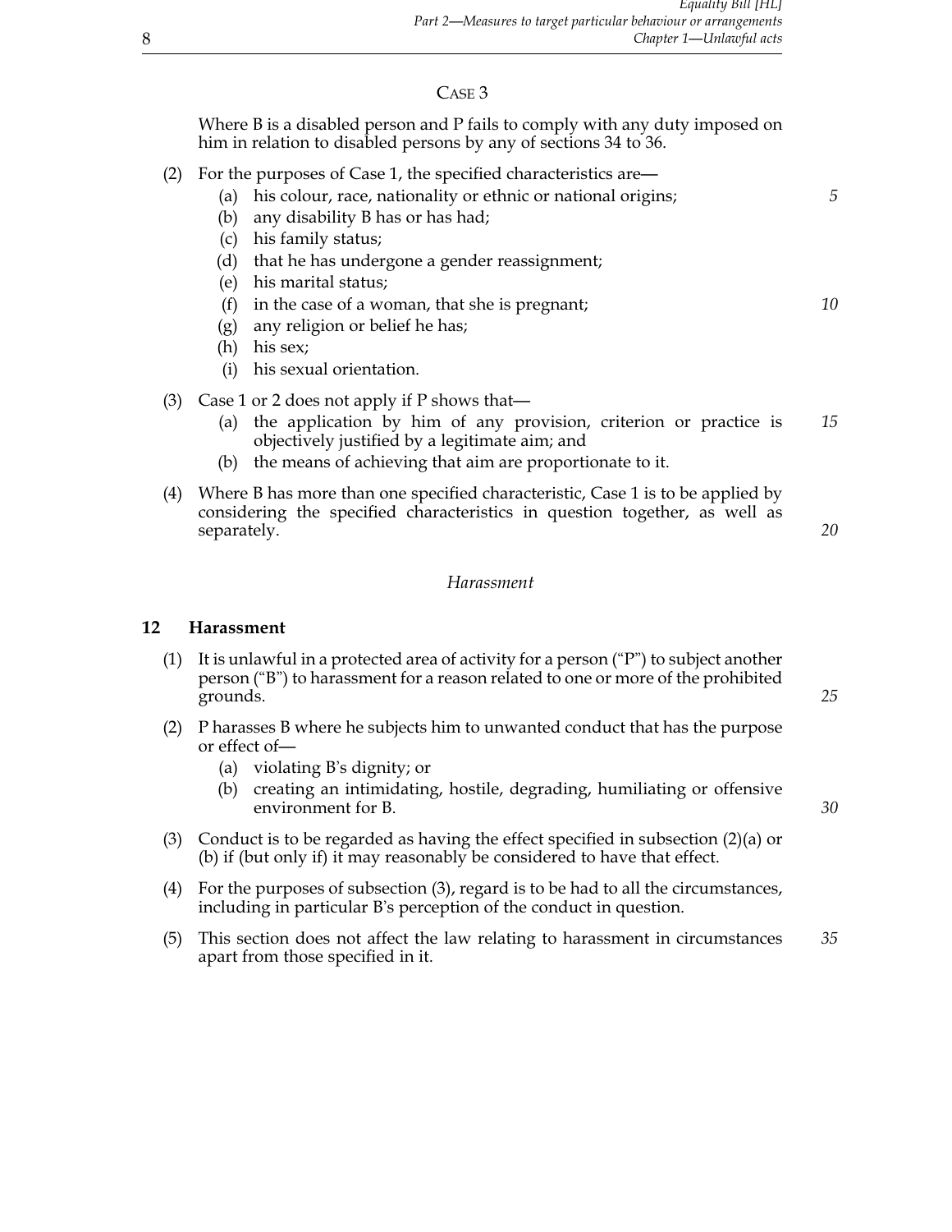CASE 3

Where B is a disabled person and P fails to comply with any duty imposed on him in relation to disabled persons by any of sections 34 to 36.

(2) For the purposes of Case 1, the specified characteristics are—

  (a) his colour, race, nationality or ethnic or national origins;
  (b) any disability B has or has had;
  (c) his family status;
  (d) that he has undergone a gender reassignment;
  (e) his marital status;
  (f) in the case of a woman, that she is pregnant;
  (g) any religion or belief he has;
  (h) his sex;
  (i) his sexual orientation.

(3) Case 1 or 2 does not apply if P shows that—

  (a) the application by him of any provision, criterion or practice is objectively justified by a legitimate aim; and
  (b) the means of achieving that aim are proportionate to it.

(4) Where B has more than one specified characteristic, Case 1 is to be applied by considering the specified characteristics in question together, as well as separately.

*Harassment*

## 12 Harassment

(1) It is unlawful in a protected area of activity for a person ("P") to subject another person ("B") to harassment for a reason related to one or more of the prohibited grounds.

(2) P harasses B where he subjects him to unwanted conduct that has the purpose or effect of—

  (a) violating B's dignity; or
  (b) creating an intimidating, hostile, degrading, humiliating or offensive environment for B.

(3) Conduct is to be regarded as having the effect specified in subsection (2)(a) or (b) if (but only if) it may reasonably be considered to have that effect.

(4) For the purposes of subsection (3), regard is to be had to all the circumstances, including in particular B's perception of the conduct in question.

(5) This section does not affect the law relating to harassment in circumstances apart from those specified in it.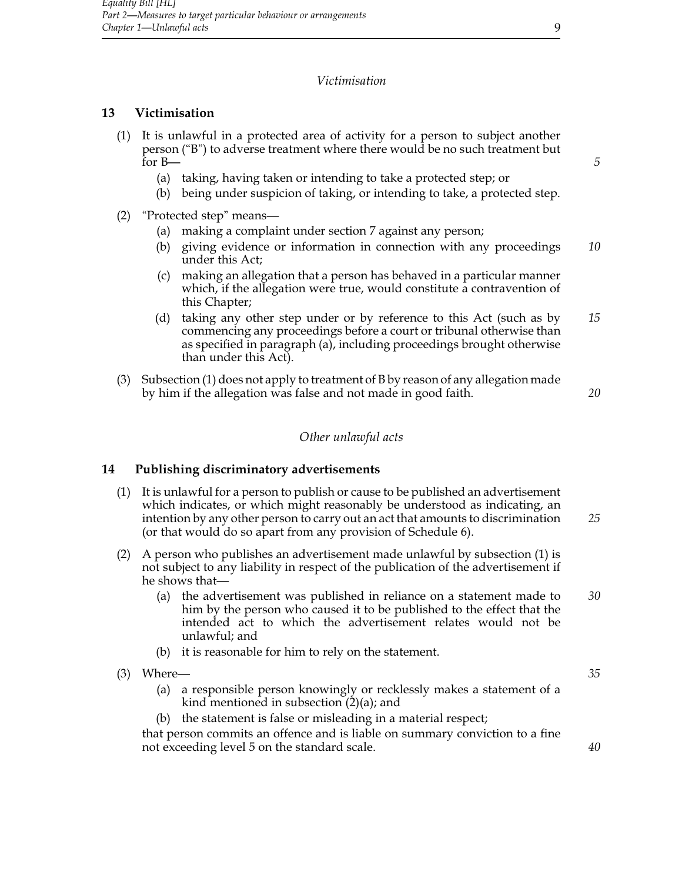*Victimisation*

## 13 Victimisation

(1) It is unlawful in a protected area of activity for a person to subject another person ("B") to adverse treatment where there would be no such treatment but for B—

- (a) taking, having taken or intending to take a protected step; or
- (b) being under suspicion of taking, or intending to take, a protected step.

(2) "Protected step" means—

- (a) making a complaint under section 7 against any person;
- (b) giving evidence or information in connection with any proceedings under this Act;
- (c) making an allegation that a person has behaved in a particular manner which, if the allegation were true, would constitute a contravention of this Chapter;
- (d) taking any other step under or by reference to this Act (such as by commencing any proceedings before a court or tribunal otherwise than as specified in paragraph (a), including proceedings brought otherwise than under this Act).

(3) Subsection (1) does not apply to treatment of B by reason of any allegation made by him if the allegation was false and not made in good faith.

*Other unlawful acts*

## 14 Publishing discriminatory advertisements

(1) It is unlawful for a person to publish or cause to be published an advertisement which indicates, or which might reasonably be understood as indicating, an intention by any other person to carry out an act that amounts to discrimination (or that would do so apart from any provision of Schedule 6).

(2) A person who publishes an advertisement made unlawful by subsection (1) is not subject to any liability in respect of the publication of the advertisement if he shows that—

- (a) the advertisement was published in reliance on a statement made to him by the person who caused it to be published to the effect that the intended act to which the advertisement relates would not be unlawful; and
- (b) it is reasonable for him to rely on the statement.

(3) Where—

- (a) a responsible person knowingly or recklessly makes a statement of a kind mentioned in subsection (2)(a); and
- (b) the statement is false or misleading in a material respect;

that person commits an offence and is liable on summary conviction to a fine not exceeding level 5 on the standard scale.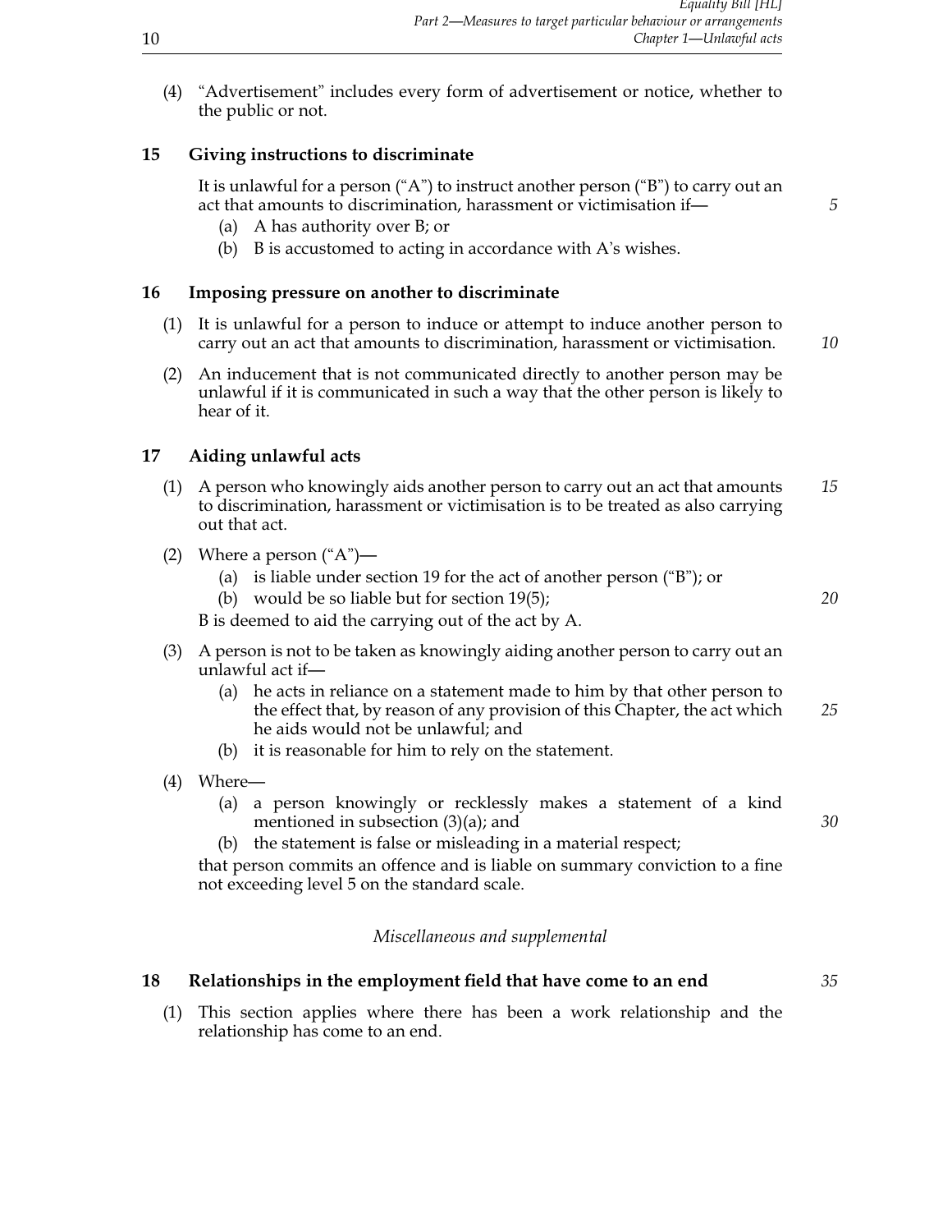(4) "Advertisement" includes every form of advertisement or notice, whether to the public or not.

### 15 Giving instructions to discriminate

It is unlawful for a person ("A") to instruct another person ("B") to carry out an act that amounts to discrimination, harassment or victimisation if—

(a) A has authority over B; or

(b) B is accustomed to acting in accordance with A's wishes.

### 16 Imposing pressure on another to discriminate

(1) It is unlawful for a person to induce or attempt to induce another person to carry out an act that amounts to discrimination, harassment or victimisation.

(2) An inducement that is not communicated directly to another person may be unlawful if it is communicated in such a way that the other person is likely to hear of it.

### 17 Aiding unlawful acts

(1) A person who knowingly aids another person to carry out an act that amounts to discrimination, harassment or victimisation is to be treated as also carrying out that act.

(2) Where a person ("A")—

(a) is liable under section 19 for the act of another person ("B"); or

(b) would be so liable but for section 19(5);

B is deemed to aid the carrying out of the act by A.

(3) A person is not to be taken as knowingly aiding another person to carry out an unlawful act if—

(a) he acts in reliance on a statement made to him by that other person to the effect that, by reason of any provision of this Chapter, the act which he aids would not be unlawful; and

(b) it is reasonable for him to rely on the statement.

(4) Where—

(a) a person knowingly or recklessly makes a statement of a kind mentioned in subsection (3)(a); and

(b) the statement is false or misleading in a material respect;

that person commits an offence and is liable on summary conviction to a fine not exceeding level 5 on the standard scale.

*Miscellaneous and supplemental*

### 18 Relationships in the employment field that have come to an end

(1) This section applies where there has been a work relationship and the relationship has come to an end.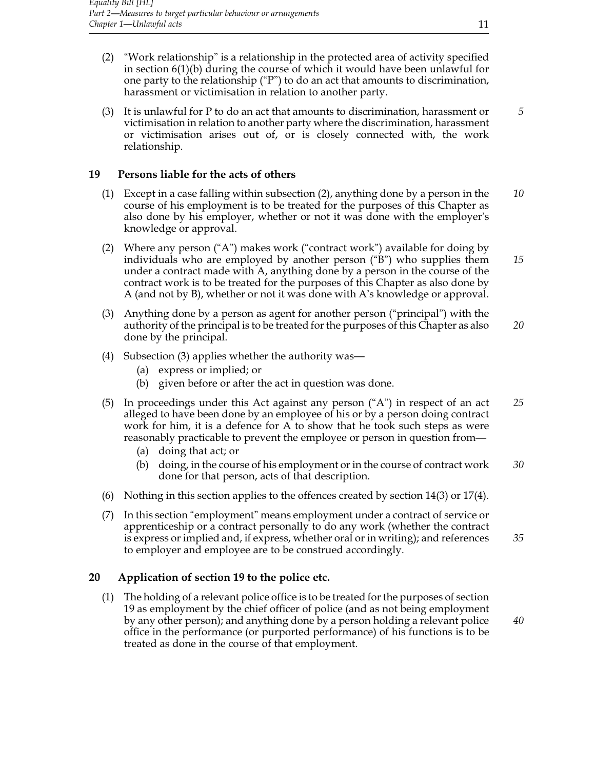(2) "Work relationship" is a relationship in the protected area of activity specified in section 6(1)(b) during the course of which it would have been unlawful for one party to the relationship ("P") to do an act that amounts to discrimination, harassment or victimisation in relation to another party.

(3) It is unlawful for P to do an act that amounts to discrimination, harassment or victimisation in relation to another party where the discrimination, harassment or victimisation arises out of, or is closely connected with, the work relationship.

## 19 Persons liable for the acts of others

(1) Except in a case falling within subsection (2), anything done by a person in the course of his employment is to be treated for the purposes of this Chapter as also done by his employer, whether or not it was done with the employer's knowledge or approval.

(2) Where any person ("A") makes work ("contract work") available for doing by individuals who are employed by another person ("B") who supplies them under a contract made with A, anything done by a person in the course of the contract work is to be treated for the purposes of this Chapter as also done by A (and not by B), whether or not it was done with A's knowledge or approval.

(3) Anything done by a person as agent for another person ("principal") with the authority of the principal is to be treated for the purposes of this Chapter as also done by the principal.

(4) Subsection (3) applies whether the authority was—
   (a) express or implied; or
   (b) given before or after the act in question was done.

(5) In proceedings under this Act against any person ("A") in respect of an act alleged to have been done by an employee of his or by a person doing contract work for him, it is a defence for A to show that he took such steps as were reasonably practicable to prevent the employee or person in question from—
   (a) doing that act; or
   (b) doing, in the course of his employment or in the course of contract work done for that person, acts of that description.

(6) Nothing in this section applies to the offences created by section 14(3) or 17(4).

(7) In this section "employment" means employment under a contract of service or apprenticeship or a contract personally to do any work (whether the contract is express or implied and, if express, whether oral or in writing); and references to employer and employee are to be construed accordingly.

## 20 Application of section 19 to the police etc.

(1) The holding of a relevant police office is to be treated for the purposes of section 19 as employment by the chief officer of police (and as not being employment by any other person); and anything done by a person holding a relevant police office in the performance (or purported performance) of his functions is to be treated as done in the course of that employment.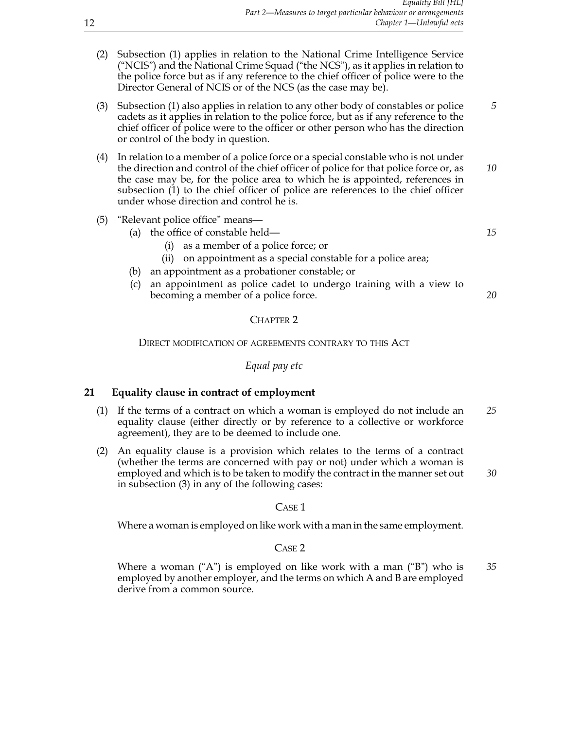(2) Subsection (1) applies in relation to the National Crime Intelligence Service ("NCIS") and the National Crime Squad ("the NCS"), as it applies in relation to the police force but as if any reference to the chief officer of police were to the Director General of NCIS or of the NCS (as the case may be).

(3) Subsection (1) also applies in relation to any other body of constables or police cadets as it applies in relation to the police force, but as if any reference to the chief officer of police were to the officer or other person who has the direction or control of the body in question.

(4) In relation to a member of a police force or a special constable who is not under the direction and control of the chief officer of police for that police force or, as the case may be, for the police area to which he is appointed, references in subsection (1) to the chief officer of police are references to the chief officer under whose direction and control he is.

(5) "Relevant police office" means—
   - (a) the office of constable held—
     - (i) as a member of a police force; or
     - (ii) on appointment as a special constable for a police area;
   - (b) an appointment as a probationer constable; or
   - (c) an appointment as police cadet to undergo training with a view to becoming a member of a police force.

## Chapter 2

## Direct modification of agreements contrary to this Act

*Equal pay etc*

### 21 Equality clause in contract of employment

(1) If the terms of a contract on which a woman is employed do not include an equality clause (either directly or by reference to a collective or workforce agreement), they are to be deemed to include one.

(2) An equality clause is a provision which relates to the terms of a contract (whether the terms are concerned with pay or not) under which a woman is employed and which is to be taken to modify the contract in the manner set out in subsection (3) in any of the following cases:

Case 1

Where a woman is employed on like work with a man in the same employment.

Case 2

Where a woman ("A") is employed on like work with a man ("B") who is employed by another employer, and the terms on which A and B are employed derive from a common source.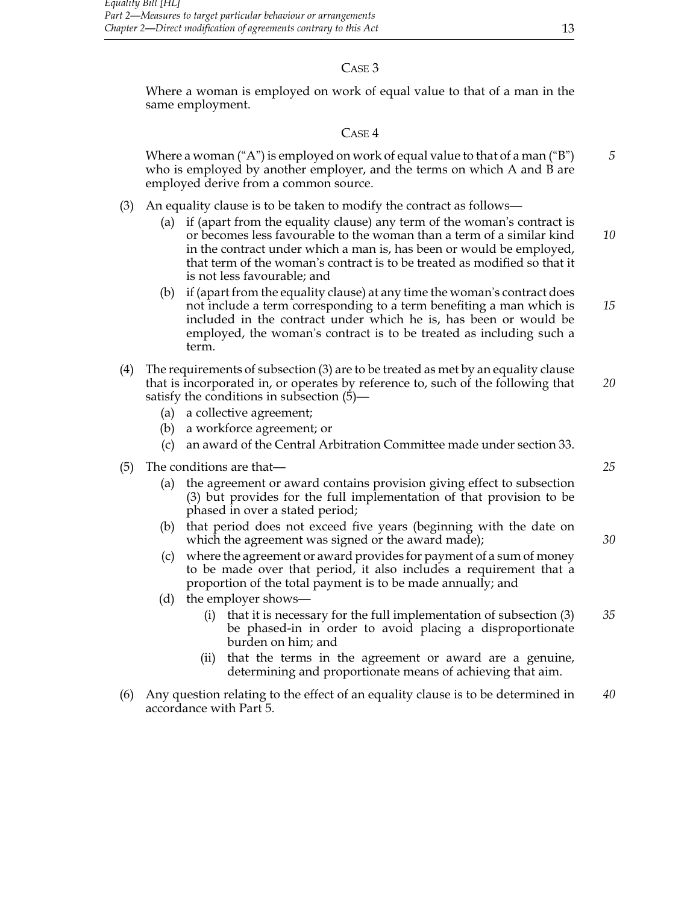CASE 3

Where a woman is employed on work of equal value to that of a man in the same employment.

CASE 4

Where a woman ("A") is employed on work of equal value to that of a man ("B") who is employed by another employer, and the terms on which A and B are employed derive from a common source.

(3) An equality clause is to be taken to modify the contract as follows—

(a) if (apart from the equality clause) any term of the woman's contract is or becomes less favourable to the woman than a term of a similar kind in the contract under which a man is, has been or would be employed, that term of the woman's contract is to be treated as modified so that it is not less favourable; and

(b) if (apart from the equality clause) at any time the woman's contract does not include a term corresponding to a term benefiting a man which is included in the contract under which he is, has been or would be employed, the woman's contract is to be treated as including such a term.

(4) The requirements of subsection (3) are to be treated as met by an equality clause that is incorporated in, or operates by reference to, such of the following that satisfy the conditions in subsection (5)—

(a) a collective agreement;

(b) a workforce agreement; or

(c) an award of the Central Arbitration Committee made under section 33.

(5) The conditions are that—

(a) the agreement or award contains provision giving effect to subsection (3) but provides for the full implementation of that provision to be phased in over a stated period;

(b) that period does not exceed five years (beginning with the date on which the agreement was signed or the award made);

(c) where the agreement or award provides for payment of a sum of money to be made over that period, it also includes a requirement that a proportion of the total payment is to be made annually; and

(d) the employer shows—

(i) that it is necessary for the full implementation of subsection (3) be phased-in in order to avoid placing a disproportionate burden on him; and

(ii) that the terms in the agreement or award are a genuine, determining and proportionate means of achieving that aim.

(6) Any question relating to the effect of an equality clause is to be determined in accordance with Part 5.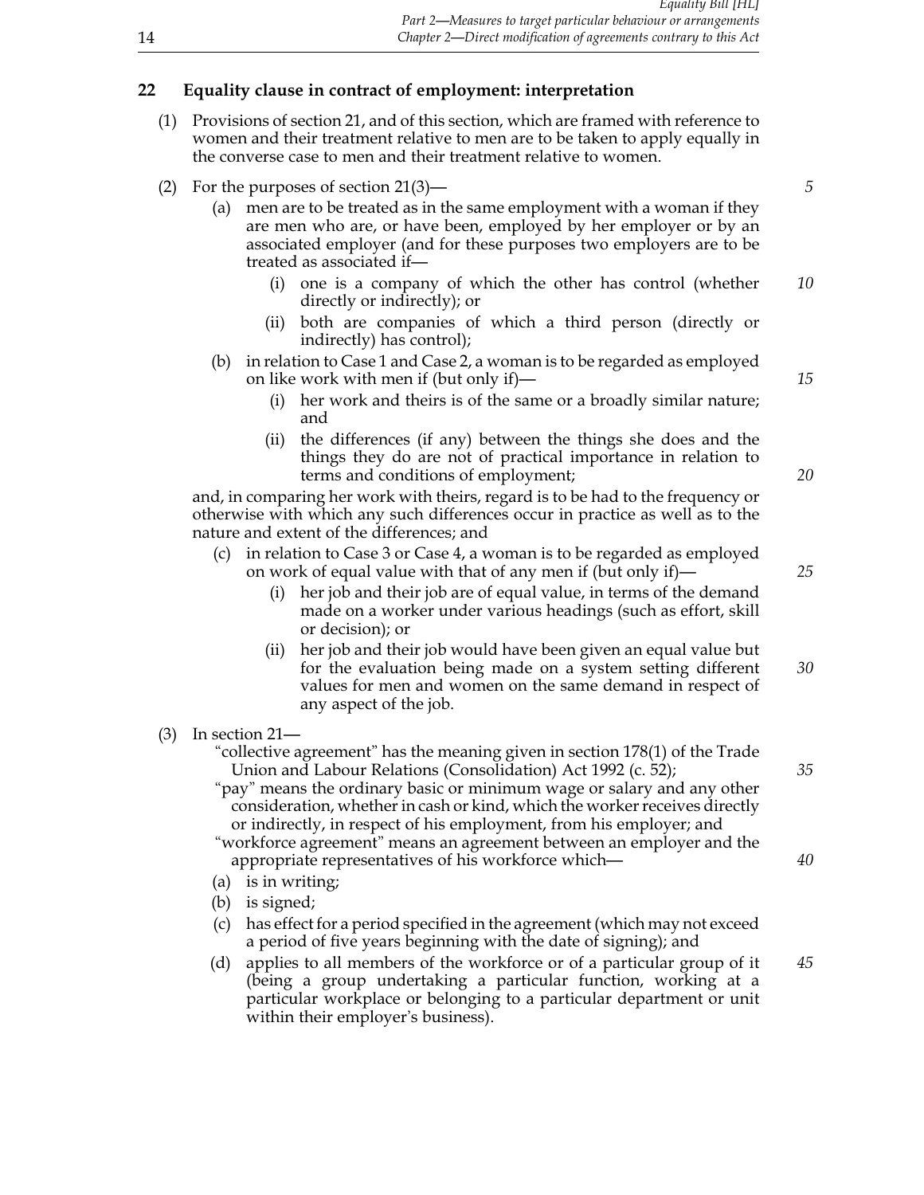## 22 Equality clause in contract of employment: interpretation

(1) Provisions of section 21, and of this section, which are framed with reference to women and their treatment relative to men are to be taken to apply equally in the converse case to men and their treatment relative to women.

(2) For the purposes of section 21(3)—

   (a) men are to be treated as in the same employment with a woman if they are men who are, or have been, employed by her employer or by an associated employer (and for these purposes two employers are to be treated as associated if—

      (i) one is a company of which the other has control (whether directly or indirectly); or

      (ii) both are companies of which a third person (directly or indirectly) has control);

   (b) in relation to Case 1 and Case 2, a woman is to be regarded as employed on like work with men if (but only if)—

      (i) her work and theirs is of the same or a broadly similar nature; and

      (ii) the differences (if any) between the things she does and the things they do are not of practical importance in relation to terms and conditions of employment;

   and, in comparing her work with theirs, regard is to be had to the frequency or otherwise with which any such differences occur in practice as well as to the nature and extent of the differences; and

   (c) in relation to Case 3 or Case 4, a woman is to be regarded as employed on work of equal value with that of any men if (but only if)—

      (i) her job and their job are of equal value, in terms of the demand made on a worker under various headings (such as effort, skill or decision); or

      (ii) her job and their job would have been given an equal value but for the evaluation being made on a system setting different values for men and women on the same demand in respect of any aspect of the job.

(3) In section 21—

   "collective agreement" has the meaning given in section 178(1) of the Trade Union and Labour Relations (Consolidation) Act 1992 (c. 52);

   "pay" means the ordinary basic or minimum wage or salary and any other consideration, whether in cash or kind, which the worker receives directly or indirectly, in respect of his employment, from his employer; and

   "workforce agreement" means an agreement between an employer and the appropriate representatives of his workforce which—

   (a) is in writing;

   (b) is signed;

   (c) has effect for a period specified in the agreement (which may not exceed a period of five years beginning with the date of signing); and

   (d) applies to all members of the workforce or of a particular group of it (being a group undertaking a particular function, working at a particular workplace or belonging to a particular department or unit within their employer's business).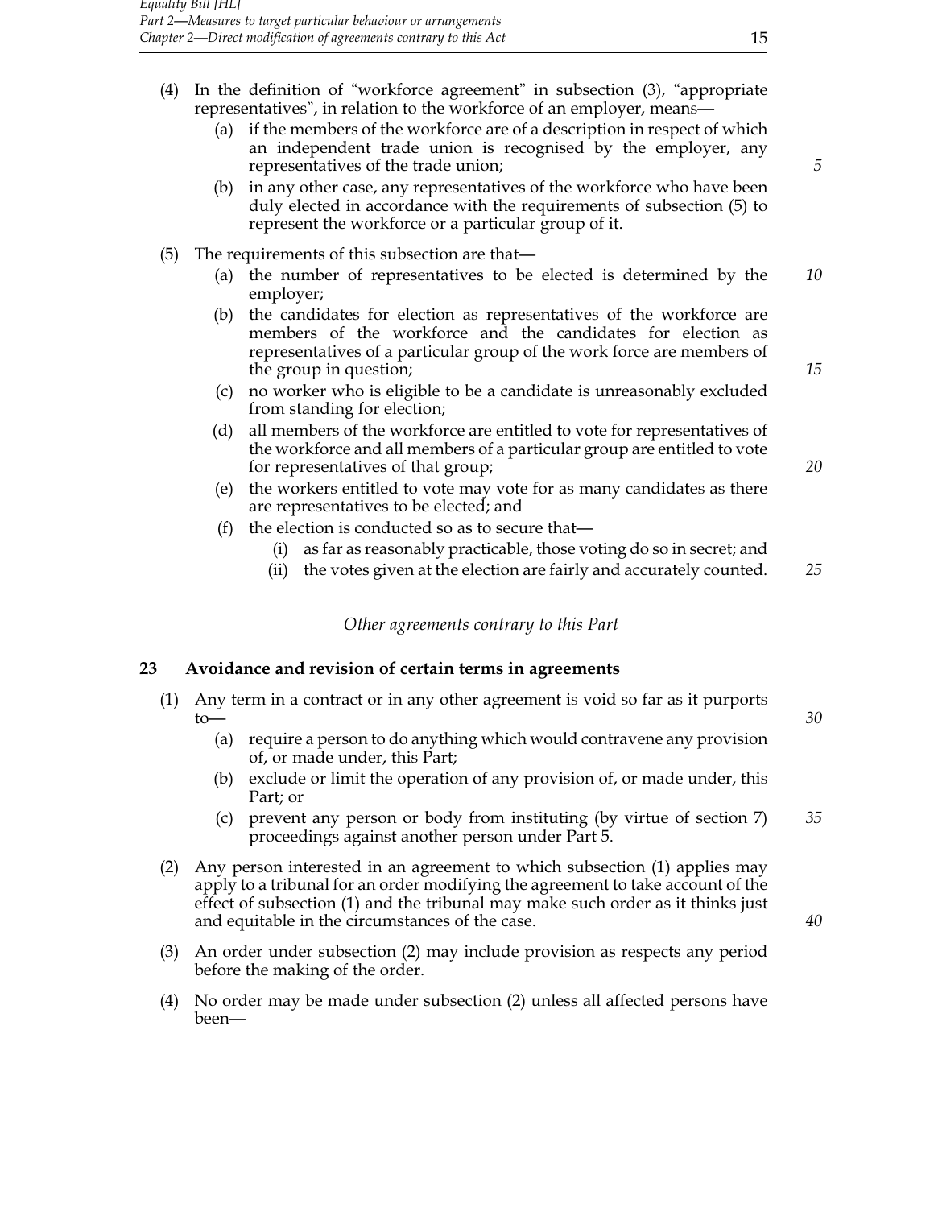(4) In the definition of "workforce agreement" in subsection (3), "appropriate representatives", in relation to the workforce of an employer, means—

   (a) if the members of the workforce are of a description in respect of which an independent trade union is recognised by the employer, any representatives of the trade union;

   (b) in any other case, any representatives of the workforce who have been duly elected in accordance with the requirements of subsection (5) to represent the workforce or a particular group of it.

(5) The requirements of this subsection are that—

   (a) the number of representatives to be elected is determined by the employer;

   (b) the candidates for election as representatives of the workforce are members of the workforce and the candidates for election as representatives of a particular group of the work force are members of the group in question;

   (c) no worker who is eligible to be a candidate is unreasonably excluded from standing for election;

   (d) all members of the workforce are entitled to vote for representatives of the workforce and all members of a particular group are entitled to vote for representatives of that group;

   (e) the workers entitled to vote may vote for as many candidates as there are representatives to be elected; and

   (f) the election is conducted so as to secure that—

      (i) as far as reasonably practicable, those voting do so in secret; and

      (ii) the votes given at the election are fairly and accurately counted.

*Other agreements contrary to this Part*

**23 Avoidance and revision of certain terms in agreements**

(1) Any term in a contract or in any other agreement is void so far as it purports to—

   (a) require a person to do anything which would contravene any provision of, or made under, this Part;

   (b) exclude or limit the operation of any provision of, or made under, this Part; or

   (c) prevent any person or body from instituting (by virtue of section 7) proceedings against another person under Part 5.

(2) Any person interested in an agreement to which subsection (1) applies may apply to a tribunal for an order modifying the agreement to take account of the effect of subsection (1) and the tribunal may make such order as it thinks just and equitable in the circumstances of the case.

(3) An order under subsection (2) may include provision as respects any period before the making of the order.

(4) No order may be made under subsection (2) unless all affected persons have been—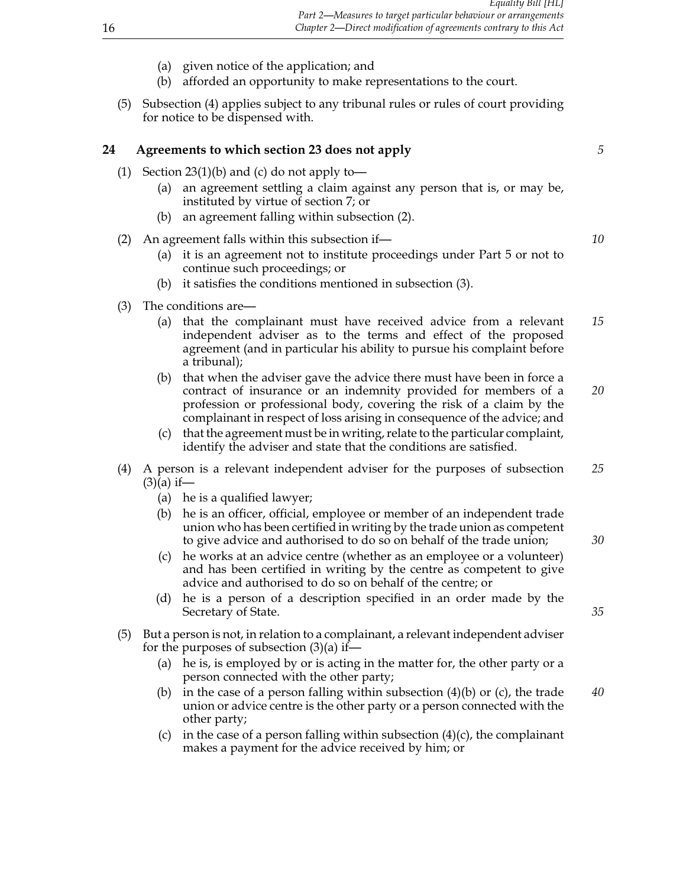(a) given notice of the application; and

(b) afforded an opportunity to make representations to the court.

(5) Subsection (4) applies subject to any tribunal rules or rules of court providing for notice to be dispensed with.

## 24 Agreements to which section 23 does not apply

(1) Section 23(1)(b) and (c) do not apply to—

(a) an agreement settling a claim against any person that is, or may be, instituted by virtue of section 7; or

(b) an agreement falling within subsection (2).

(2) An agreement falls within this subsection if—

(a) it is an agreement not to institute proceedings under Part 5 or not to continue such proceedings; or

(b) it satisfies the conditions mentioned in subsection (3).

(3) The conditions are—

(a) that the complainant must have received advice from a relevant independent adviser as to the terms and effect of the proposed agreement (and in particular his ability to pursue his complaint before a tribunal);

(b) that when the adviser gave the advice there must have been in force a contract of insurance or an indemnity provided for members of a profession or professional body, covering the risk of a claim by the complainant in respect of loss arising in consequence of the advice; and

(c) that the agreement must be in writing, relate to the particular complaint, identify the adviser and state that the conditions are satisfied.

(4) A person is a relevant independent adviser for the purposes of subsection (3)(a) if—

(a) he is a qualified lawyer;

(b) he is an officer, official, employee or member of an independent trade union who has been certified in writing by the trade union as competent to give advice and authorised to do so on behalf of the trade union;

(c) he works at an advice centre (whether as an employee or a volunteer) and has been certified in writing by the centre as competent to give advice and authorised to do so on behalf of the centre; or

(d) he is a person of a description specified in an order made by the Secretary of State.

(5) But a person is not, in relation to a complainant, a relevant independent adviser for the purposes of subsection (3)(a) if—

(a) he is, is employed by or is acting in the matter for, the other party or a person connected with the other party;

(b) in the case of a person falling within subsection (4)(b) or (c), the trade union or advice centre is the other party or a person connected with the other party;

(c) in the case of a person falling within subsection (4)(c), the complainant makes a payment for the advice received by him; or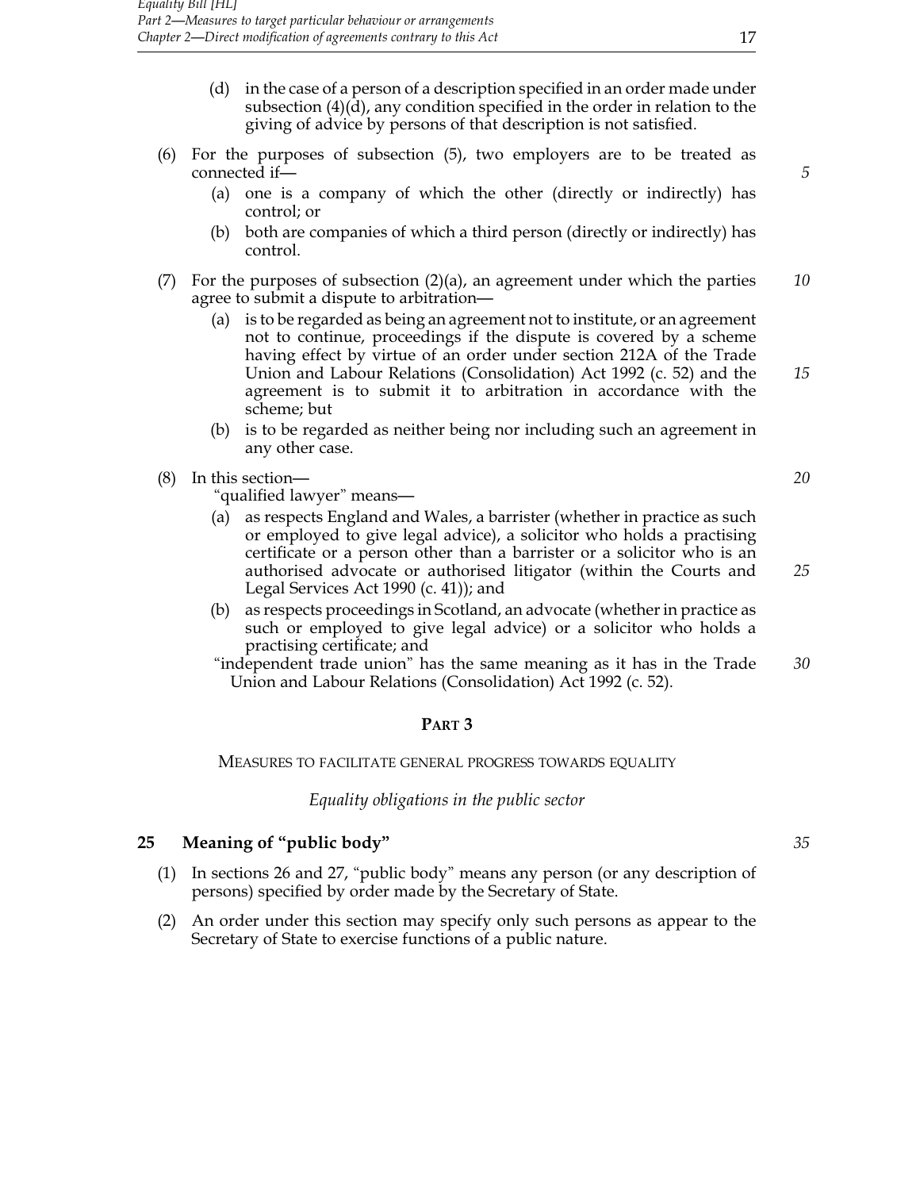(d) in the case of a person of a description specified in an order made under subsection (4)(d), any condition specified in the order in relation to the giving of advice by persons of that description is not satisfied.

(6) For the purposes of subsection (5), two employers are to be treated as connected if—

(a) one is a company of which the other (directly or indirectly) has control; or

(b) both are companies of which a third person (directly or indirectly) has control.

(7) For the purposes of subsection (2)(a), an agreement under which the parties agree to submit a dispute to arbitration—

(a) is to be regarded as being an agreement not to institute, or an agreement not to continue, proceedings if the dispute is covered by a scheme having effect by virtue of an order under section 212A of the Trade Union and Labour Relations (Consolidation) Act 1992 (c. 52) and the agreement is to submit it to arbitration in accordance with the scheme; but

(b) is to be regarded as neither being nor including such an agreement in any other case.

(8) In this section—

"qualified lawyer" means—

(a) as respects England and Wales, a barrister (whether in practice as such or employed to give legal advice), a solicitor who holds a practising certificate or a person other than a barrister or a solicitor who is an authorised advocate or authorised litigator (within the Courts and Legal Services Act 1990 (c. 41)); and

(b) as respects proceedings in Scotland, an advocate (whether in practice as such or employed to give legal advice) or a solicitor who holds a practising certificate; and

"independent trade union" has the same meaning as it has in the Trade Union and Labour Relations (Consolidation) Act 1992 (c. 52).

## PART 3

### MEASURES TO FACILITATE GENERAL PROGRESS TOWARDS EQUALITY

*Equality obligations in the public sector*

### 25 Meaning of "public body"

(1) In sections 26 and 27, "public body" means any person (or any description of persons) specified by order made by the Secretary of State.

(2) An order under this section may specify only such persons as appear to the Secretary of State to exercise functions of a public nature.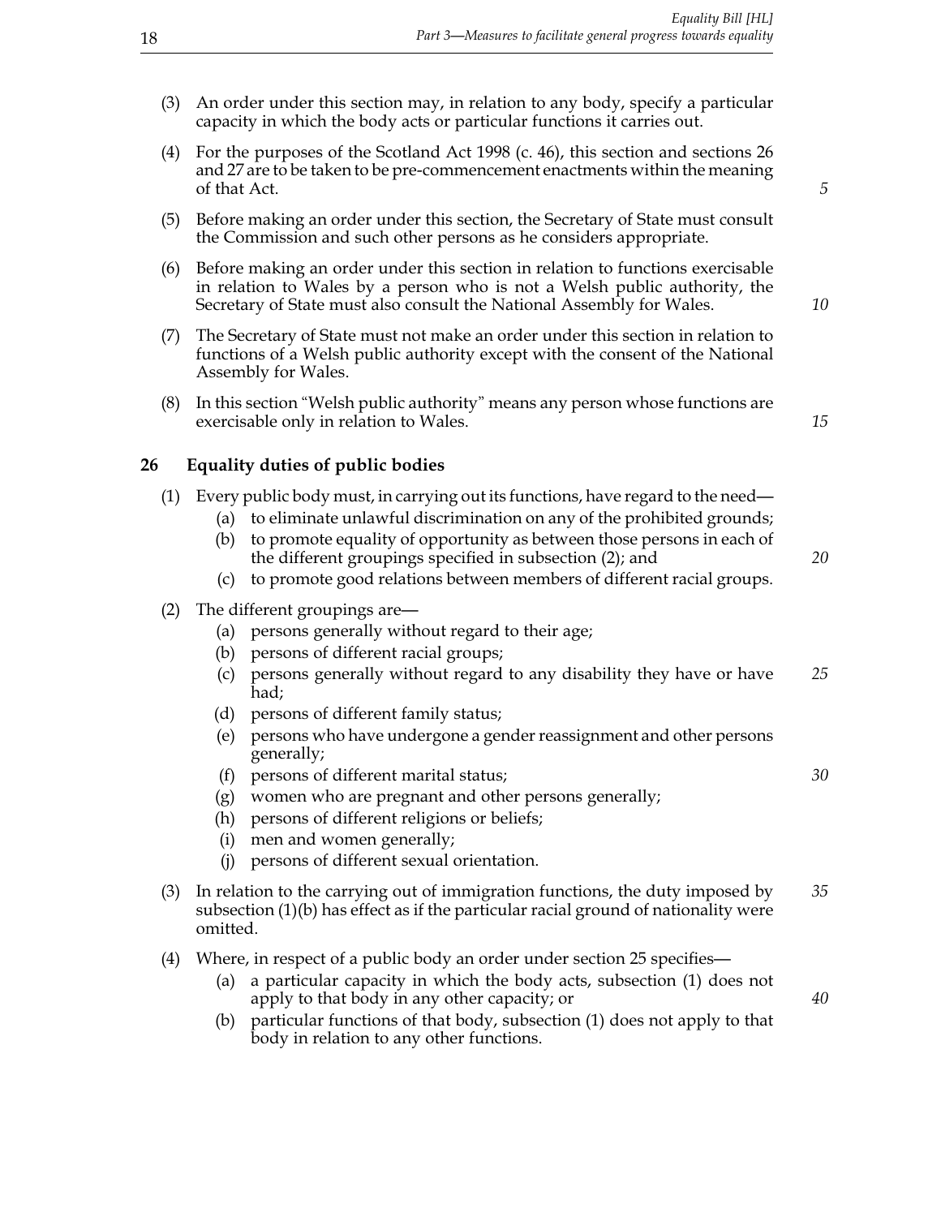(3) An order under this section may, in relation to any body, specify a particular capacity in which the body acts or particular functions it carries out.

(4) For the purposes of the Scotland Act 1998 (c. 46), this section and sections 26 and 27 are to be taken to be pre-commencement enactments within the meaning of that Act.

(5) Before making an order under this section, the Secretary of State must consult the Commission and such other persons as he considers appropriate.

(6) Before making an order under this section in relation to functions exercisable in relation to Wales by a person who is not a Welsh public authority, the Secretary of State must also consult the National Assembly for Wales.

(7) The Secretary of State must not make an order under this section in relation to functions of a Welsh public authority except with the consent of the National Assembly for Wales.

(8) In this section "Welsh public authority" means any person whose functions are exercisable only in relation to Wales.

## 26 Equality duties of public bodies

(1) Every public body must, in carrying out its functions, have regard to the need—

- (a) to eliminate unlawful discrimination on any of the prohibited grounds;
- (b) to promote equality of opportunity as between those persons in each of the different groupings specified in subsection (2); and
- (c) to promote good relations between members of different racial groups.

(2) The different groupings are—

- (a) persons generally without regard to their age;
- (b) persons of different racial groups;
- (c) persons generally without regard to any disability they have or have had;
- (d) persons of different family status;
- (e) persons who have undergone a gender reassignment and other persons generally;
- (f) persons of different marital status;
- (g) women who are pregnant and other persons generally;
- (h) persons of different religions or beliefs;
- (i) men and women generally;
- (j) persons of different sexual orientation.

(3) In relation to the carrying out of immigration functions, the duty imposed by subsection (1)(b) has effect as if the particular racial ground of nationality were omitted.

(4) Where, in respect of a public body an order under section 25 specifies—

- (a) a particular capacity in which the body acts, subsection (1) does not apply to that body in any other capacity; or
- (b) particular functions of that body, subsection (1) does not apply to that body in relation to any other functions.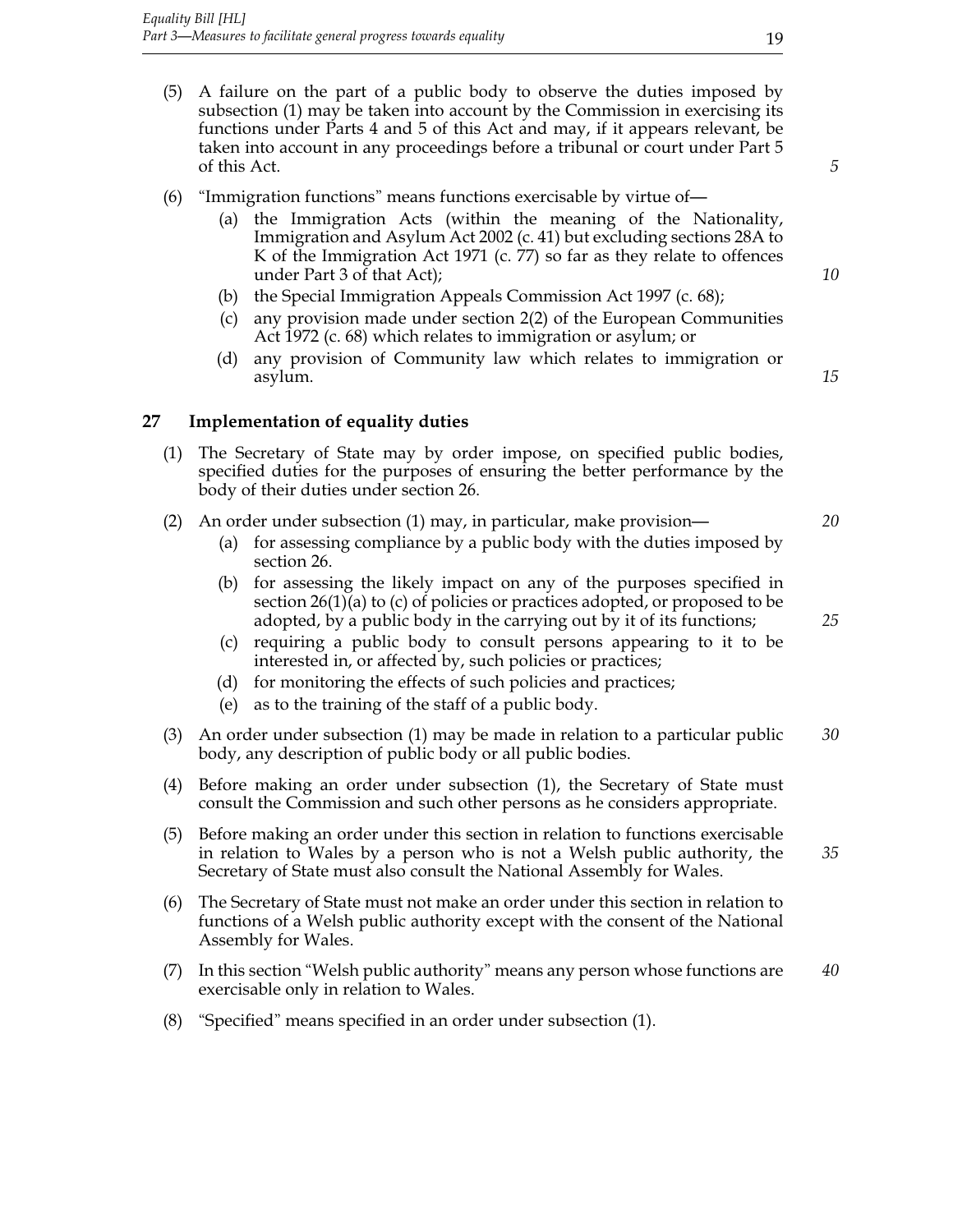(5) A failure on the part of a public body to observe the duties imposed by subsection (1) may be taken into account by the Commission in exercising its functions under Parts 4 and 5 of this Act and may, if it appears relevant, be taken into account in any proceedings before a tribunal or court under Part 5 of this Act.

(6) "Immigration functions" means functions exercisable by virtue of—

- (a) the Immigration Acts (within the meaning of the Nationality, Immigration and Asylum Act 2002 (c. 41) but excluding sections 28A to K of the Immigration Act 1971 (c. 77) so far as they relate to offences under Part 3 of that Act);
- (b) the Special Immigration Appeals Commission Act 1997 (c. 68);
- (c) any provision made under section 2(2) of the European Communities Act 1972 (c. 68) which relates to immigration or asylum; or
- (d) any provision of Community law which relates to immigration or asylum.

## 27 Implementation of equality duties

(1) The Secretary of State may by order impose, on specified public bodies, specified duties for the purposes of ensuring the better performance by the body of their duties under section 26.

(2) An order under subsection (1) may, in particular, make provision—

- (a) for assessing compliance by a public body with the duties imposed by section 26.
- (b) for assessing the likely impact on any of the purposes specified in section 26(1)(a) to (c) of policies or practices adopted, or proposed to be adopted, by a public body in the carrying out by it of its functions;
- (c) requiring a public body to consult persons appearing to it to be interested in, or affected by, such policies or practices;
- (d) for monitoring the effects of such policies and practices;
- (e) as to the training of the staff of a public body.

(3) An order under subsection (1) may be made in relation to a particular public body, any description of public body or all public bodies.

(4) Before making an order under subsection (1), the Secretary of State must consult the Commission and such other persons as he considers appropriate.

(5) Before making an order under this section in relation to functions exercisable in relation to Wales by a person who is not a Welsh public authority, the Secretary of State must also consult the National Assembly for Wales.

(6) The Secretary of State must not make an order under this section in relation to functions of a Welsh public authority except with the consent of the National Assembly for Wales.

(7) In this section "Welsh public authority" means any person whose functions are exercisable only in relation to Wales.

(8) "Specified" means specified in an order under subsection (1).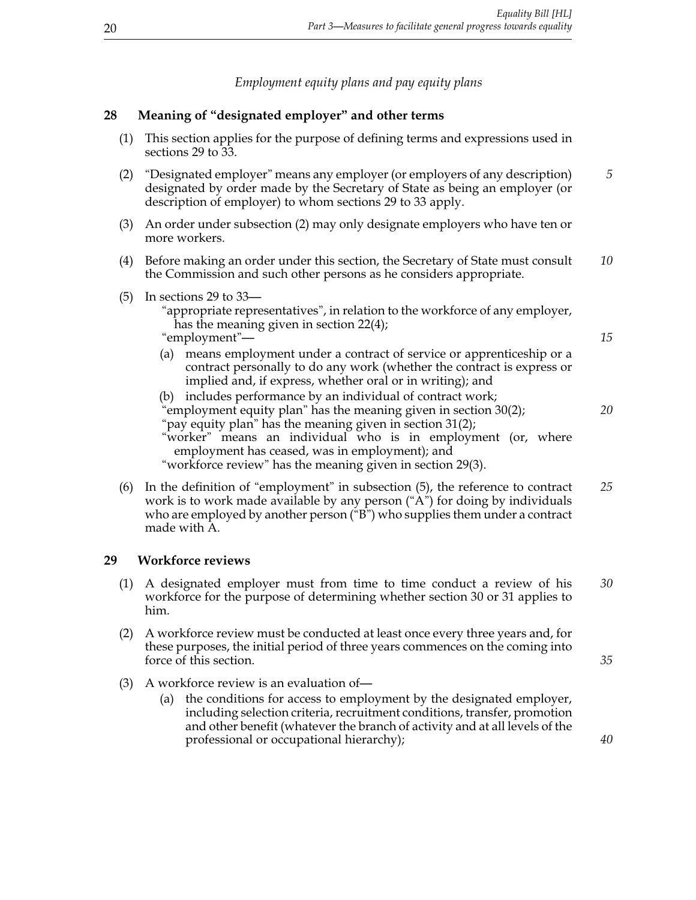*Employment equity plans and pay equity plans*

## 28 Meaning of "designated employer" and other terms

(1) This section applies for the purpose of defining terms and expressions used in sections 29 to 33.

(2) "Designated employer" means any employer (or employers of any description) designated by order made by the Secretary of State as being an employer (or description of employer) to whom sections 29 to 33 apply.

(3) An order under subsection (2) may only designate employers who have ten or more workers.

(4) Before making an order under this section, the Secretary of State must consult the Commission and such other persons as he considers appropriate.

(5) In sections 29 to 33—

"appropriate representatives", in relation to the workforce of any employer, has the meaning given in section 22(4);

"employment"—

(a) means employment under a contract of service or apprenticeship or a contract personally to do any work (whether the contract is express or implied and, if express, whether oral or in writing); and

(b) includes performance by an individual of contract work;

"employment equity plan" has the meaning given in section 30(2);

"pay equity plan" has the meaning given in section 31(2);

"worker" means an individual who is in employment (or, where employment has ceased, was in employment); and

"workforce review" has the meaning given in section 29(3).

(6) In the definition of "employment" in subsection (5), the reference to contract work is to work made available by any person ("A") for doing by individuals who are employed by another person ("B") who supplies them under a contract made with A.

## 29 Workforce reviews

(1) A designated employer must from time to time conduct a review of his workforce for the purpose of determining whether section 30 or 31 applies to him.

(2) A workforce review must be conducted at least once every three years and, for these purposes, the initial period of three years commences on the coming into force of this section.

(3) A workforce review is an evaluation of—

(a) the conditions for access to employment by the designated employer, including selection criteria, recruitment conditions, transfer, promotion and other benefit (whatever the branch of activity and at all levels of the professional or occupational hierarchy);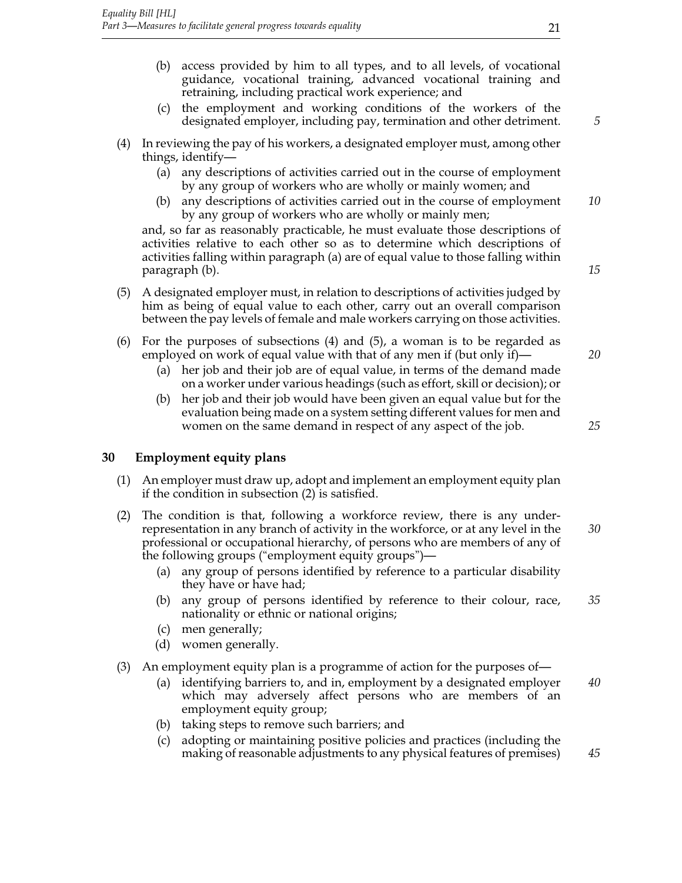(b) access provided by him to all types, and to all levels, of vocational guidance, vocational training, advanced vocational training and retraining, including practical work experience; and

(c) the employment and working conditions of the workers of the designated employer, including pay, termination and other detriment.

(4) In reviewing the pay of his workers, a designated employer must, among other things, identify—

(a) any descriptions of activities carried out in the course of employment by any group of workers who are wholly or mainly women; and

(b) any descriptions of activities carried out in the course of employment by any group of workers who are wholly or mainly men;

and, so far as reasonably practicable, he must evaluate those descriptions of activities relative to each other so as to determine which descriptions of activities falling within paragraph (a) are of equal value to those falling within paragraph (b).

(5) A designated employer must, in relation to descriptions of activities judged by him as being of equal value to each other, carry out an overall comparison between the pay levels of female and male workers carrying on those activities.

(6) For the purposes of subsections (4) and (5), a woman is to be regarded as employed on work of equal value with that of any men if (but only if)—

(a) her job and their job are of equal value, in terms of the demand made on a worker under various headings (such as effort, skill or decision); or

(b) her job and their job would have been given an equal value but for the evaluation being made on a system setting different values for men and women on the same demand in respect of any aspect of the job.

### 30 Employment equity plans

(1) An employer must draw up, adopt and implement an employment equity plan if the condition in subsection (2) is satisfied.

(2) The condition is that, following a workforce review, there is any under-representation in any branch of activity in the workforce, or at any level in the professional or occupational hierarchy, of persons who are members of any of the following groups ("employment equity groups")—

(a) any group of persons identified by reference to a particular disability they have or have had;

(b) any group of persons identified by reference to their colour, race, nationality or ethnic or national origins;

(c) men generally;

(d) women generally.

(3) An employment equity plan is a programme of action for the purposes of—

(a) identifying barriers to, and in, employment by a designated employer which may adversely affect persons who are members of an employment equity group;

(b) taking steps to remove such barriers; and

(c) adopting or maintaining positive policies and practices (including the making of reasonable adjustments to any physical features of premises)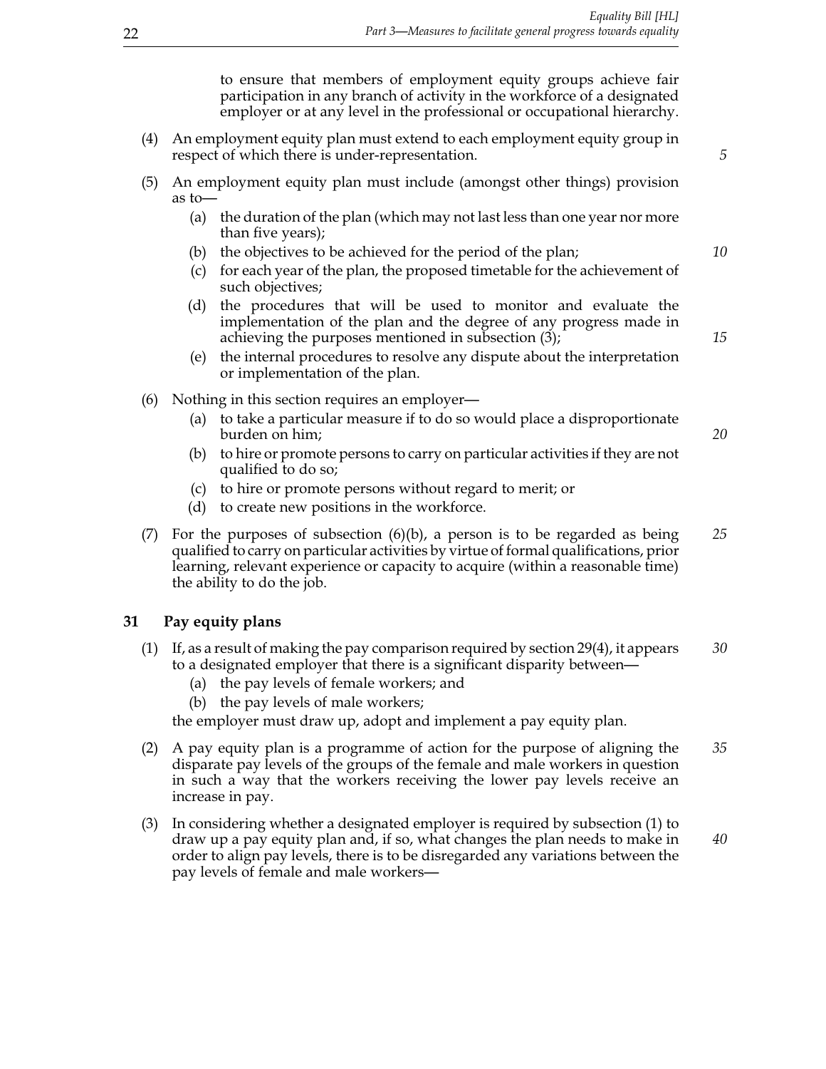to ensure that members of employment equity groups achieve fair participation in any branch of activity in the workforce of a designated employer or at any level in the professional or occupational hierarchy.

(4) An employment equity plan must extend to each employment equity group in respect of which there is under-representation.

(5) An employment equity plan must include (amongst other things) provision as to—

(a) the duration of the plan (which may not last less than one year nor more than five years);

(b) the objectives to be achieved for the period of the plan;

(c) for each year of the plan, the proposed timetable for the achievement of such objectives;

(d) the procedures that will be used to monitor and evaluate the implementation of the plan and the degree of any progress made in achieving the purposes mentioned in subsection (3);

(e) the internal procedures to resolve any dispute about the interpretation or implementation of the plan.

(6) Nothing in this section requires an employer—

(a) to take a particular measure if to do so would place a disproportionate burden on him;

(b) to hire or promote persons to carry on particular activities if they are not qualified to do so;

(c) to hire or promote persons without regard to merit; or

(d) to create new positions in the workforce.

(7) For the purposes of subsection (6)(b), a person is to be regarded as being qualified to carry on particular activities by virtue of formal qualifications, prior learning, relevant experience or capacity to acquire (within a reasonable time) the ability to do the job.

### 31 Pay equity plans

(1) If, as a result of making the pay comparison required by section 29(4), it appears to a designated employer that there is a significant disparity between—

(a) the pay levels of female workers; and

(b) the pay levels of male workers;

the employer must draw up, adopt and implement a pay equity plan.

(2) A pay equity plan is a programme of action for the purpose of aligning the disparate pay levels of the groups of the female and male workers in question in such a way that the workers receiving the lower pay levels receive an increase in pay.

(3) In considering whether a designated employer is required by subsection (1) to draw up a pay equity plan and, if so, what changes the plan needs to make in order to align pay levels, there is to be disregarded any variations between the pay levels of female and male workers—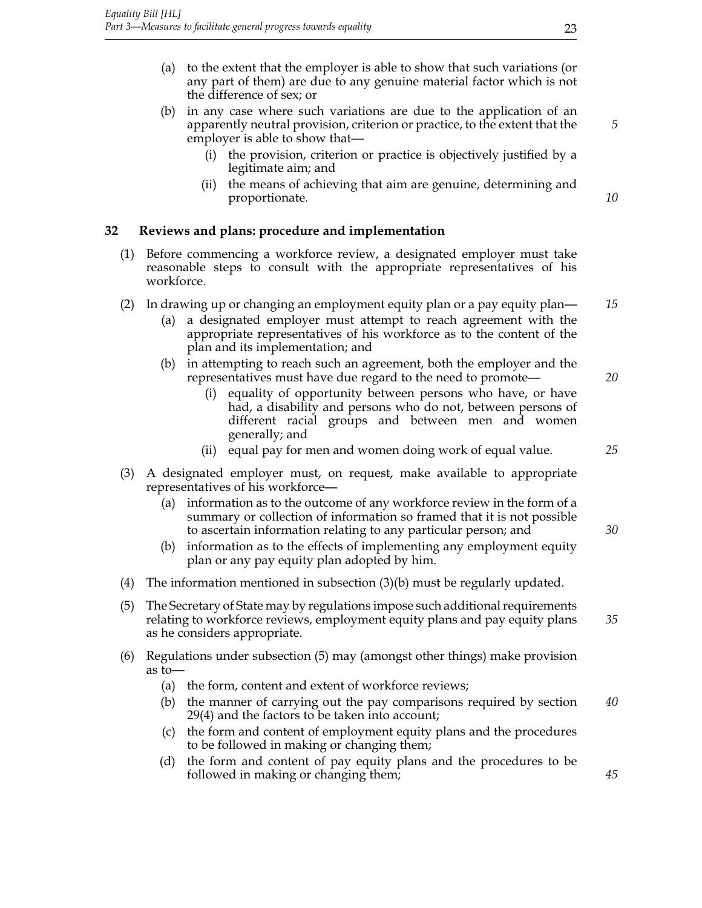(a) to the extent that the employer is able to show that such variations (or any part of them) are due to any genuine material factor which is not the difference of sex; or

(b) in any case where such variations are due to the application of an apparently neutral provision, criterion or practice, to the extent that the employer is able to show that—

(i) the provision, criterion or practice is objectively justified by a legitimate aim; and

(ii) the means of achieving that aim are genuine, determining and proportionate.

### 32 Reviews and plans: procedure and implementation

(1) Before commencing a workforce review, a designated employer must take reasonable steps to consult with the appropriate representatives of his workforce.

(2) In drawing up or changing an employment equity plan or a pay equity plan—

(a) a designated employer must attempt to reach agreement with the appropriate representatives of his workforce as to the content of the plan and its implementation; and

(b) in attempting to reach such an agreement, both the employer and the representatives must have due regard to the need to promote—

(i) equality of opportunity between persons who have, or have had, a disability and persons who do not, between persons of different racial groups and between men and women generally; and

(ii) equal pay for men and women doing work of equal value.

(3) A designated employer must, on request, make available to appropriate representatives of his workforce—

(a) information as to the outcome of any workforce review in the form of a summary or collection of information so framed that it is not possible to ascertain information relating to any particular person; and

(b) information as to the effects of implementing any employment equity plan or any pay equity plan adopted by him.

(4) The information mentioned in subsection (3)(b) must be regularly updated.

(5) The Secretary of State may by regulations impose such additional requirements relating to workforce reviews, employment equity plans and pay equity plans as he considers appropriate.

(6) Regulations under subsection (5) may (amongst other things) make provision as to—

(a) the form, content and extent of workforce reviews;

(b) the manner of carrying out the pay comparisons required by section 29(4) and the factors to be taken into account;

(c) the form and content of employment equity plans and the procedures to be followed in making or changing them;

(d) the form and content of pay equity plans and the procedures to be followed in making or changing them;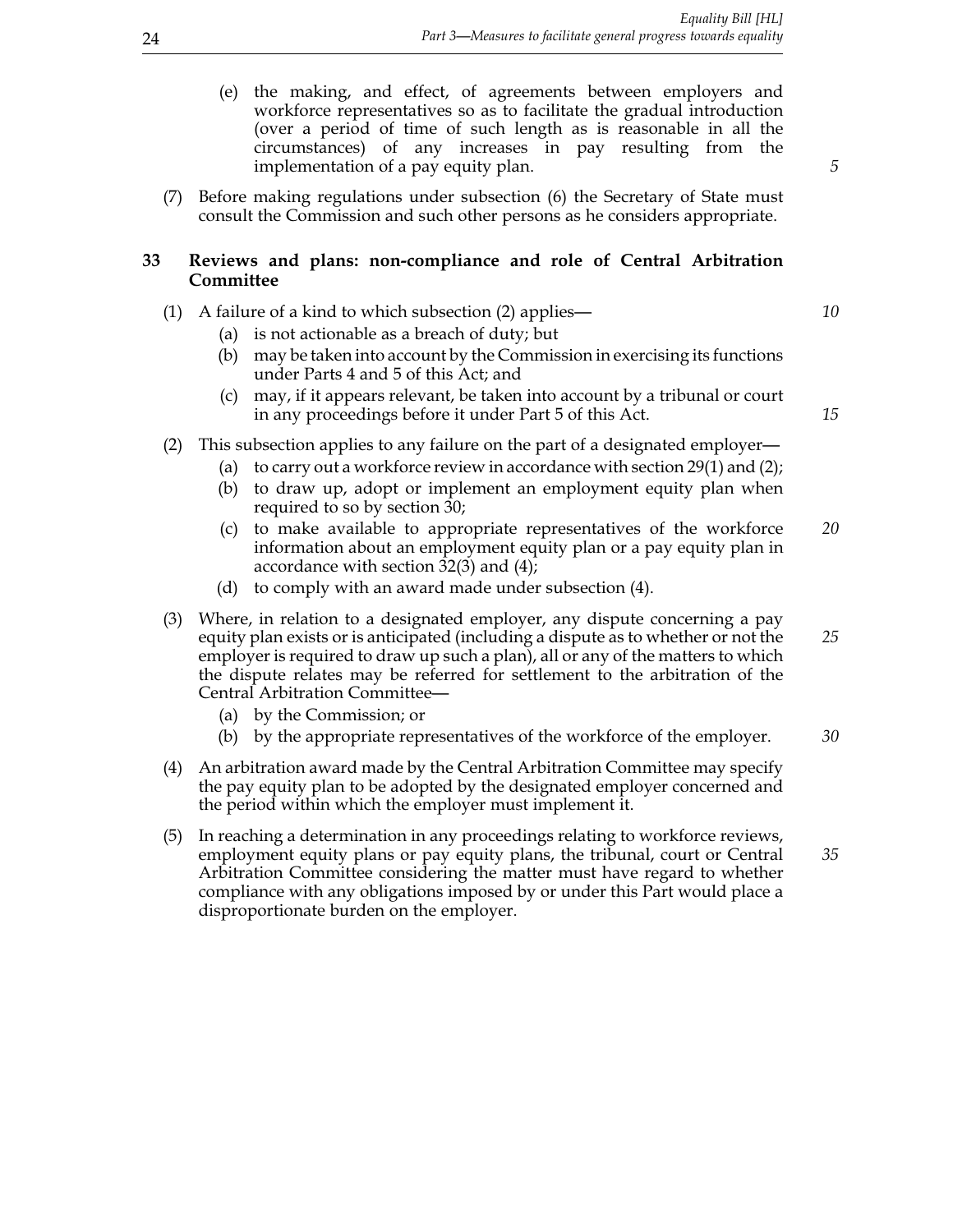(e) the making, and effect, of agreements between employers and workforce representatives so as to facilitate the gradual introduction (over a period of time of such length as is reasonable in all the circumstances) of any increases in pay resulting from the implementation of a pay equity plan.

(7) Before making regulations under subsection (6) the Secretary of State must consult the Commission and such other persons as he considers appropriate.

### 33 Reviews and plans: non-compliance and role of Central Arbitration Committee

(1) A failure of a kind to which subsection (2) applies—

- (a) is not actionable as a breach of duty; but
- (b) may be taken into account by the Commission in exercising its functions under Parts 4 and 5 of this Act; and
- (c) may, if it appears relevant, be taken into account by a tribunal or court in any proceedings before it under Part 5 of this Act.

(2) This subsection applies to any failure on the part of a designated employer—

- (a) to carry out a workforce review in accordance with section 29(1) and (2);
- (b) to draw up, adopt or implement an employment equity plan when required to so by section 30;
- (c) to make available to appropriate representatives of the workforce information about an employment equity plan or a pay equity plan in accordance with section 32(3) and (4);
- (d) to comply with an award made under subsection (4).

(3) Where, in relation to a designated employer, any dispute concerning a pay equity plan exists or is anticipated (including a dispute as to whether or not the employer is required to draw up such a plan), all or any of the matters to which the dispute relates may be referred for settlement to the arbitration of the Central Arbitration Committee—

- (a) by the Commission; or
- (b) by the appropriate representatives of the workforce of the employer.

(4) An arbitration award made by the Central Arbitration Committee may specify the pay equity plan to be adopted by the designated employer concerned and the period within which the employer must implement it.

(5) In reaching a determination in any proceedings relating to workforce reviews, employment equity plans or pay equity plans, the tribunal, court or Central Arbitration Committee considering the matter must have regard to whether compliance with any obligations imposed by or under this Part would place a disproportionate burden on the employer.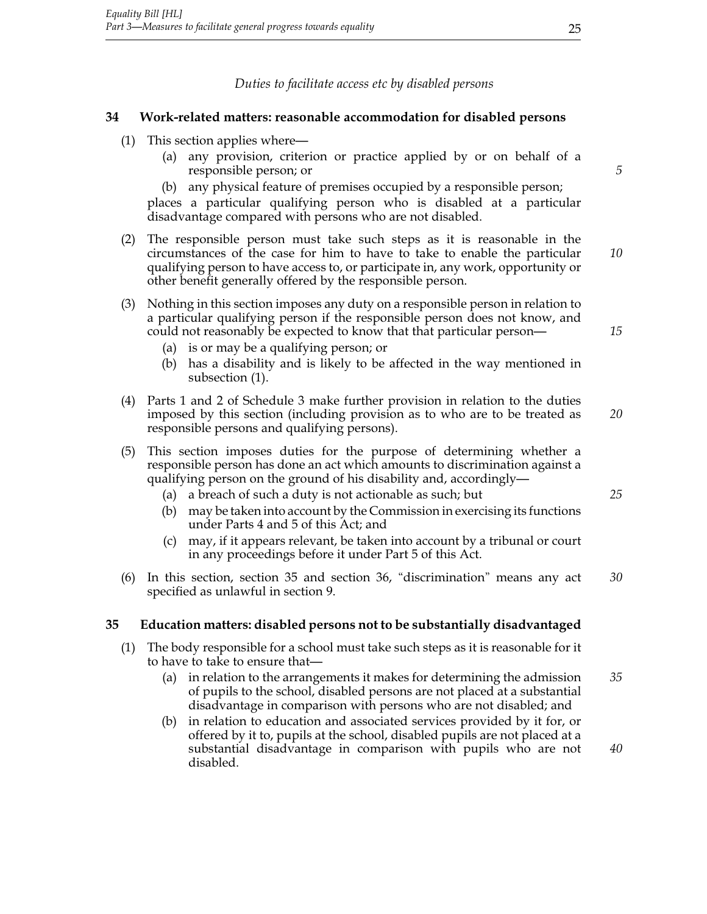*Duties to facilitate access etc by disabled persons*

### 34 Work-related matters: reasonable accommodation for disabled persons

(1) This section applies where—

(a) any provision, criterion or practice applied by or on behalf of a responsible person; or

(b) any physical feature of premises occupied by a responsible person;

places a particular qualifying person who is disabled at a particular disadvantage compared with persons who are not disabled.

(2) The responsible person must take such steps as it is reasonable in the circumstances of the case for him to have to take to enable the particular qualifying person to have access to, or participate in, any work, opportunity or other benefit generally offered by the responsible person.

(3) Nothing in this section imposes any duty on a responsible person in relation to a particular qualifying person if the responsible person does not know, and could not reasonably be expected to know that that particular person—

(a) is or may be a qualifying person; or

(b) has a disability and is likely to be affected in the way mentioned in subsection (1).

(4) Parts 1 and 2 of Schedule 3 make further provision in relation to the duties imposed by this section (including provision as to who are to be treated as responsible persons and qualifying persons).

(5) This section imposes duties for the purpose of determining whether a responsible person has done an act which amounts to discrimination against a qualifying person on the ground of his disability and, accordingly—

(a) a breach of such a duty is not actionable as such; but

(b) may be taken into account by the Commission in exercising its functions under Parts 4 and 5 of this Act; and

(c) may, if it appears relevant, be taken into account by a tribunal or court in any proceedings before it under Part 5 of this Act.

(6) In this section, section 35 and section 36, "discrimination" means any act specified as unlawful in section 9.

### 35 Education matters: disabled persons not to be substantially disadvantaged

(1) The body responsible for a school must take such steps as it is reasonable for it to have to take to ensure that—

(a) in relation to the arrangements it makes for determining the admission of pupils to the school, disabled persons are not placed at a substantial disadvantage in comparison with persons who are not disabled; and

(b) in relation to education and associated services provided by it for, or offered by it to, pupils at the school, disabled pupils are not placed at a substantial disadvantage in comparison with pupils who are not disabled.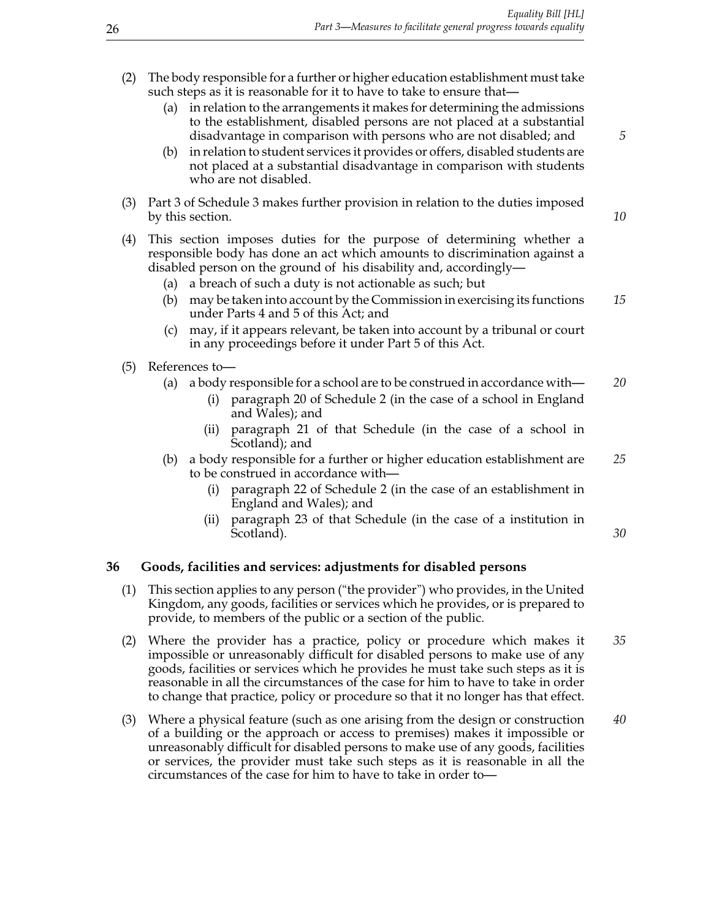(2) The body responsible for a further or higher education establishment must take such steps as it is reasonable for it to have to take to ensure that—

  (a) in relation to the arrangements it makes for determining the admissions to the establishment, disabled persons are not placed at a substantial disadvantage in comparison with persons who are not disabled; and

  (b) in relation to student services it provides or offers, disabled students are not placed at a substantial disadvantage in comparison with students who are not disabled.

(3) Part 3 of Schedule 3 makes further provision in relation to the duties imposed by this section.

(4) This section imposes duties for the purpose of determining whether a responsible body has done an act which amounts to discrimination against a disabled person on the ground of his disability and, accordingly—

  (a) a breach of such a duty is not actionable as such; but

  (b) may be taken into account by the Commission in exercising its functions under Parts 4 and 5 of this Act; and

  (c) may, if it appears relevant, be taken into account by a tribunal or court in any proceedings before it under Part 5 of this Act.

(5) References to—

  (a) a body responsible for a school are to be construed in accordance with—

    (i) paragraph 20 of Schedule 2 (in the case of a school in England and Wales); and

    (ii) paragraph 21 of that Schedule (in the case of a school in Scotland); and

  (b) a body responsible for a further or higher education establishment are to be construed in accordance with—

    (i) paragraph 22 of Schedule 2 (in the case of an establishment in England and Wales); and

    (ii) paragraph 23 of that Schedule (in the case of a institution in Scotland).

**36 Goods, facilities and services: adjustments for disabled persons**

(1) This section applies to any person ("the provider") who provides, in the United Kingdom, any goods, facilities or services which he provides, or is prepared to provide, to members of the public or a section of the public.

(2) Where the provider has a practice, policy or procedure which makes it impossible or unreasonably difficult for disabled persons to make use of any goods, facilities or services which he provides he must take such steps as it is reasonable in all the circumstances of the case for him to have to take in order to change that practice, policy or procedure so that it no longer has that effect.

(3) Where a physical feature (such as one arising from the design or construction of a building or the approach or access to premises) makes it impossible or unreasonably difficult for disabled persons to make use of any goods, facilities or services, the provider must take such steps as it is reasonable in all the circumstances of the case for him to have to take in order to—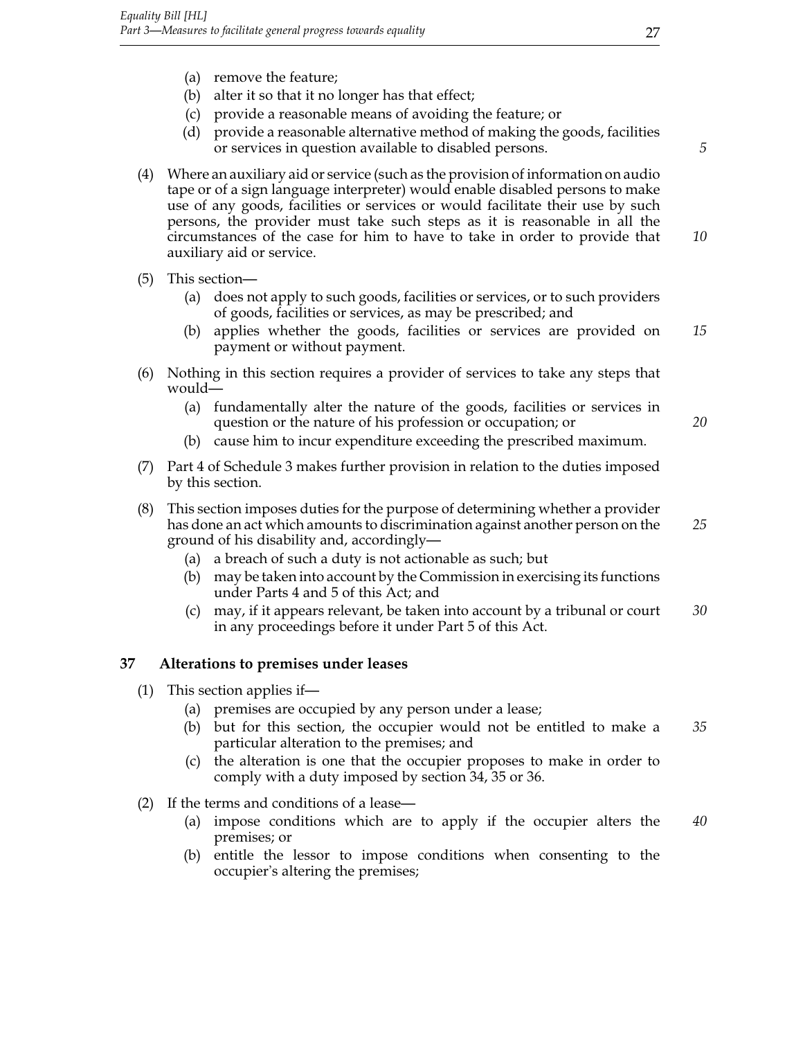(a) remove the feature;
(b) alter it so that it no longer has that effect;
(c) provide a reasonable means of avoiding the feature; or
(d) provide a reasonable alternative method of making the goods, facilities or services in question available to disabled persons.

(4) Where an auxiliary aid or service (such as the provision of information on audio tape or of a sign language interpreter) would enable disabled persons to make use of any goods, facilities or services or would facilitate their use by such persons, the provider must take such steps as it is reasonable in all the circumstances of the case for him to have to take in order to provide that auxiliary aid or service.

(5) This section—
(a) does not apply to such goods, facilities or services, or to such providers of goods, facilities or services, as may be prescribed; and
(b) applies whether the goods, facilities or services are provided on payment or without payment.

(6) Nothing in this section requires a provider of services to take any steps that would—
(a) fundamentally alter the nature of the goods, facilities or services in question or the nature of his profession or occupation; or
(b) cause him to incur expenditure exceeding the prescribed maximum.

(7) Part 4 of Schedule 3 makes further provision in relation to the duties imposed by this section.

(8) This section imposes duties for the purpose of determining whether a provider has done an act which amounts to discrimination against another person on the ground of his disability and, accordingly—
(a) a breach of such a duty is not actionable as such; but
(b) may be taken into account by the Commission in exercising its functions under Parts 4 and 5 of this Act; and
(c) may, if it appears relevant, be taken into account by a tribunal or court in any proceedings before it under Part 5 of this Act.

### 37 Alterations to premises under leases

(1) This section applies if—
(a) premises are occupied by any person under a lease;
(b) but for this section, the occupier would not be entitled to make a particular alteration to the premises; and
(c) the alteration is one that the occupier proposes to make in order to comply with a duty imposed by section 34, 35 or 36.

(2) If the terms and conditions of a lease—
(a) impose conditions which are to apply if the occupier alters the premises; or
(b) entitle the lessor to impose conditions when consenting to the occupier's altering the premises;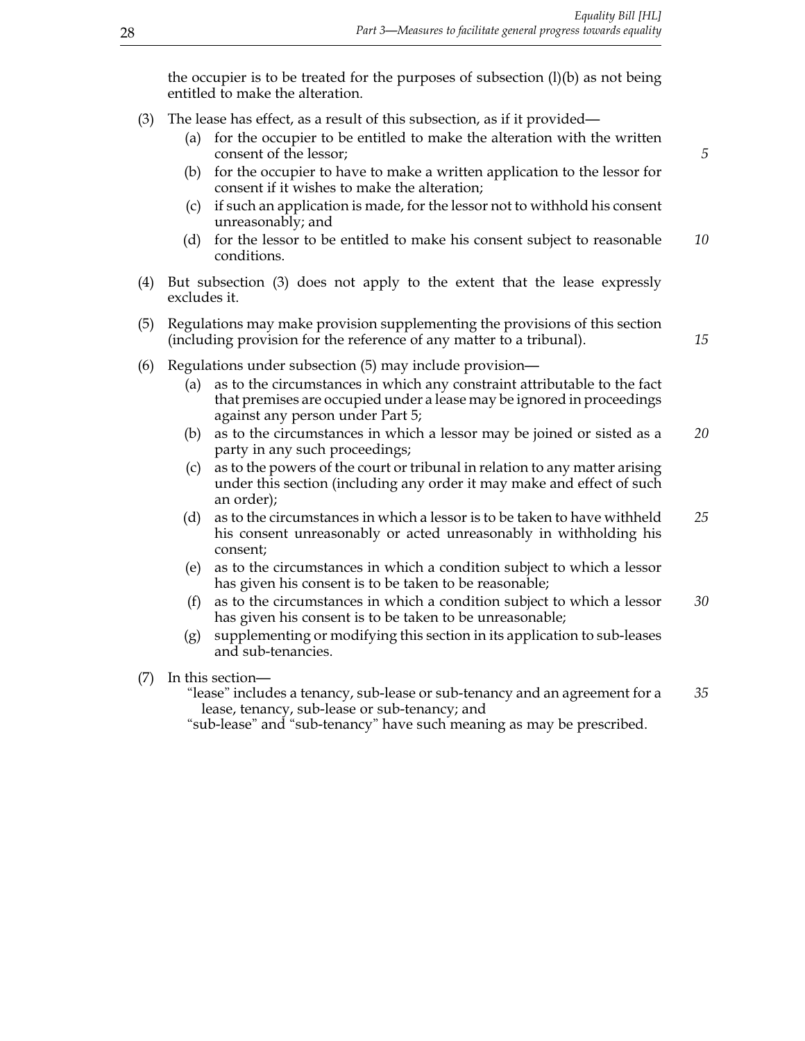the occupier is to be treated for the purposes of subsection (1)(b) as not being entitled to make the alteration.

(3) The lease has effect, as a result of this subsection, as if it provided—

 (a) for the occupier to be entitled to make the alteration with the written consent of the lessor;

 (b) for the occupier to have to make a written application to the lessor for consent if it wishes to make the alteration;

 (c) if such an application is made, for the lessor not to withhold his consent unreasonably; and

 (d) for the lessor to be entitled to make his consent subject to reasonable conditions.

(4) But subsection (3) does not apply to the extent that the lease expressly excludes it.

(5) Regulations may make provision supplementing the provisions of this section (including provision for the reference of any matter to a tribunal).

(6) Regulations under subsection (5) may include provision—

 (a) as to the circumstances in which any constraint attributable to the fact that premises are occupied under a lease may be ignored in proceedings against any person under Part 5;

 (b) as to the circumstances in which a lessor may be joined or sisted as a party in any such proceedings;

 (c) as to the powers of the court or tribunal in relation to any matter arising under this section (including any order it may make and effect of such an order);

 (d) as to the circumstances in which a lessor is to be taken to have withheld his consent unreasonably or acted unreasonably in withholding his consent;

 (e) as to the circumstances in which a condition subject to which a lessor has given his consent is to be taken to be reasonable;

 (f) as to the circumstances in which a condition subject to which a lessor has given his consent is to be taken to be unreasonable;

 (g) supplementing or modifying this section in its application to sub-leases and sub-tenancies.

(7) In this section—

"lease" includes a tenancy, sub-lease or sub-tenancy and an agreement for a lease, tenancy, sub-lease or sub-tenancy; and

"sub-lease" and "sub-tenancy" have such meaning as may be prescribed.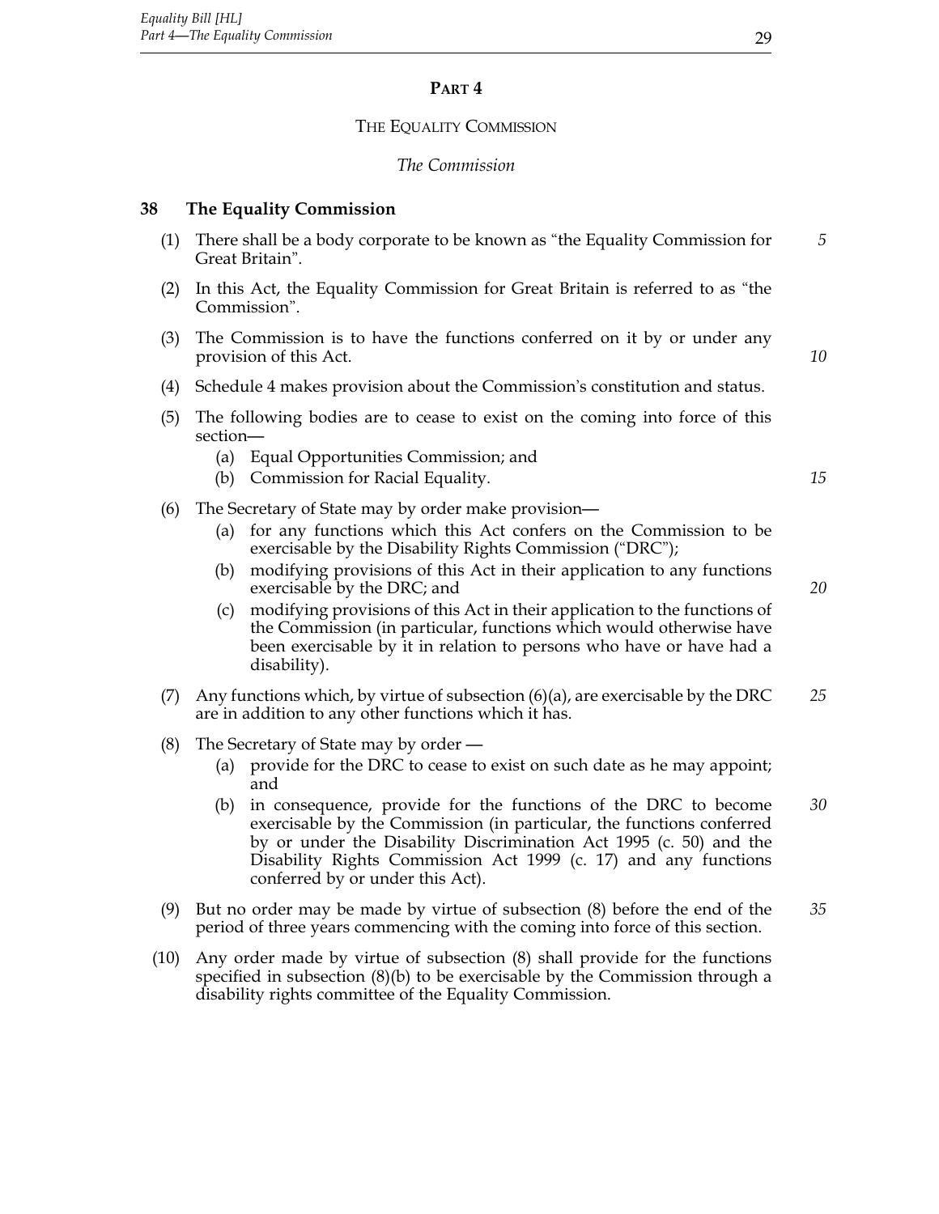## PART 4

### THE EQUALITY COMMISSION

*The Commission*

**38 The Equality Commission**

(1) There shall be a body corporate to be known as "the Equality Commission for Great Britain".

(2) In this Act, the Equality Commission for Great Britain is referred to as "the Commission".

(3) The Commission is to have the functions conferred on it by or under any provision of this Act.

(4) Schedule 4 makes provision about the Commission's constitution and status.

(5) The following bodies are to cease to exist on the coming into force of this section—
   - (a) Equal Opportunities Commission; and
   - (b) Commission for Racial Equality.

(6) The Secretary of State may by order make provision—
   - (a) for any functions which this Act confers on the Commission to be exercisable by the Disability Rights Commission ("DRC");
   - (b) modifying provisions of this Act in their application to any functions exercisable by the DRC; and
   - (c) modifying provisions of this Act in their application to the functions of the Commission (in particular, functions which would otherwise have been exercisable by it in relation to persons who have or have had a disability).

(7) Any functions which, by virtue of subsection (6)(a), are exercisable by the DRC are in addition to any other functions which it has.

(8) The Secretary of State may by order —
   - (a) provide for the DRC to cease to exist on such date as he may appoint; and
   - (b) in consequence, provide for the functions of the DRC to become exercisable by the Commission (in particular, the functions conferred by or under the Disability Discrimination Act 1995 (c. 50) and the Disability Rights Commission Act 1999 (c. 17) and any functions conferred by or under this Act).

(9) But no order may be made by virtue of subsection (8) before the end of the period of three years commencing with the coming into force of this section.

(10) Any order made by virtue of subsection (8) shall provide for the functions specified in subsection (8)(b) to be exercisable by the Commission through a disability rights committee of the Equality Commission.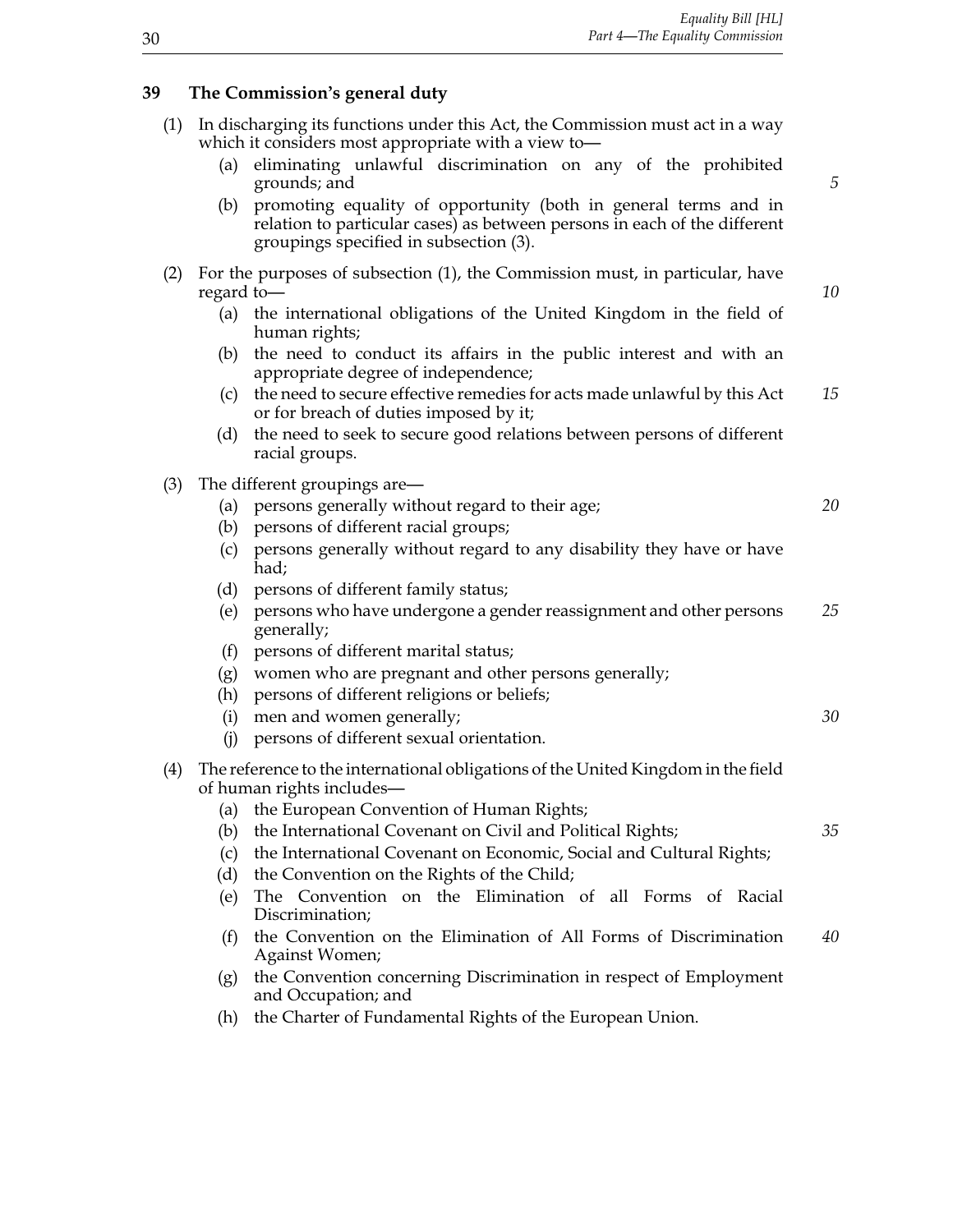## 39 The Commission's general duty

(1) In discharging its functions under this Act, the Commission must act in a way which it considers most appropriate with a view to—

  (a) eliminating unlawful discrimination on any of the prohibited grounds; and

  (b) promoting equality of opportunity (both in general terms and in relation to particular cases) as between persons in each of the different groupings specified in subsection (3).

(2) For the purposes of subsection (1), the Commission must, in particular, have regard to—

  (a) the international obligations of the United Kingdom in the field of human rights;

  (b) the need to conduct its affairs in the public interest and with an appropriate degree of independence;

  (c) the need to secure effective remedies for acts made unlawful by this Act or for breach of duties imposed by it;

  (d) the need to seek to secure good relations between persons of different racial groups.

(3) The different groupings are—

  (a) persons generally without regard to their age;

  (b) persons of different racial groups;

  (c) persons generally without regard to any disability they have or have had;

  (d) persons of different family status;

  (e) persons who have undergone a gender reassignment and other persons generally;

  (f) persons of different marital status;

  (g) women who are pregnant and other persons generally;

  (h) persons of different religions or beliefs;

  (i) men and women generally;

  (j) persons of different sexual orientation.

(4) The reference to the international obligations of the United Kingdom in the field of human rights includes—

  (a) the European Convention of Human Rights;

  (b) the International Covenant on Civil and Political Rights;

  (c) the International Covenant on Economic, Social and Cultural Rights;

  (d) the Convention on the Rights of the Child;

  (e) The Convention on the Elimination of all Forms of Racial Discrimination;

  (f) the Convention on the Elimination of All Forms of Discrimination Against Women;

  (g) the Convention concerning Discrimination in respect of Employment and Occupation; and

  (h) the Charter of Fundamental Rights of the European Union.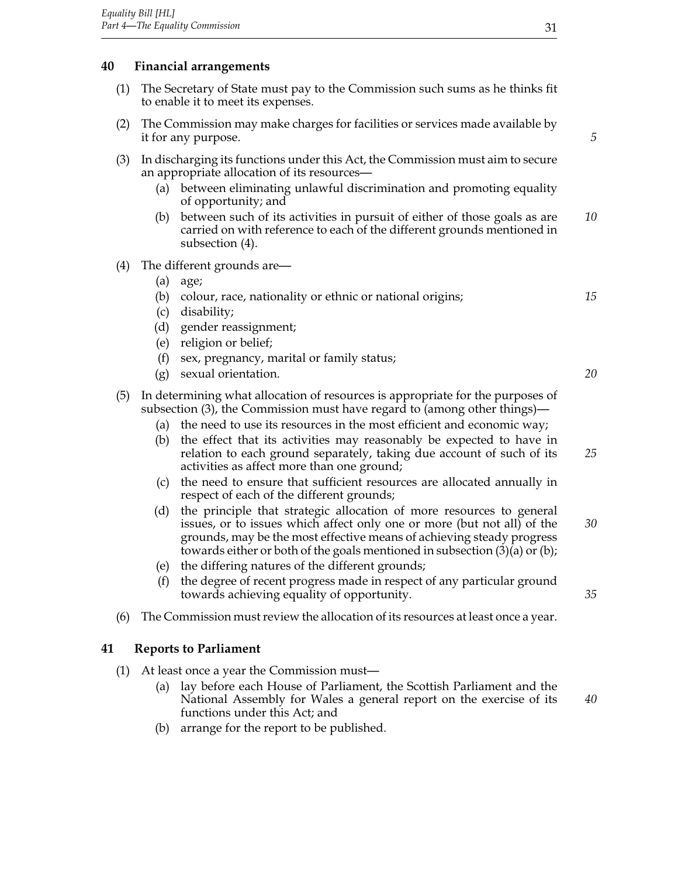## 40 Financial arrangements

(1) The Secretary of State must pay to the Commission such sums as he thinks fit to enable it to meet its expenses.

(2) The Commission may make charges for facilities or services made available by it for any purpose.

(3) In discharging its functions under this Act, the Commission must aim to secure an appropriate allocation of its resources—

- (a) between eliminating unlawful discrimination and promoting equality of opportunity; and
- (b) between such of its activities in pursuit of either of those goals as are carried on with reference to each of the different grounds mentioned in subsection (4).

(4) The different grounds are—

- (a) age;
- (b) colour, race, nationality or ethnic or national origins;
- (c) disability;
- (d) gender reassignment;
- (e) religion or belief;
- (f) sex, pregnancy, marital or family status;
- (g) sexual orientation.

(5) In determining what allocation of resources is appropriate for the purposes of subsection (3), the Commission must have regard to (among other things)—

- (a) the need to use its resources in the most efficient and economic way;
- (b) the effect that its activities may reasonably be expected to have in relation to each ground separately, taking due account of such of its activities as affect more than one ground;
- (c) the need to ensure that sufficient resources are allocated annually in respect of each of the different grounds;
- (d) the principle that strategic allocation of more resources to general issues, or to issues which affect only one or more (but not all) of the grounds, may be the most effective means of achieving steady progress towards either or both of the goals mentioned in subsection (3)(a) or (b);
- (e) the differing natures of the different grounds;
- (f) the degree of recent progress made in respect of any particular ground towards achieving equality of opportunity.

(6) The Commission must review the allocation of its resources at least once a year.

## 41 Reports to Parliament

(1) At least once a year the Commission must—

- (a) lay before each House of Parliament, the Scottish Parliament and the National Assembly for Wales a general report on the exercise of its functions under this Act; and
- (b) arrange for the report to be published.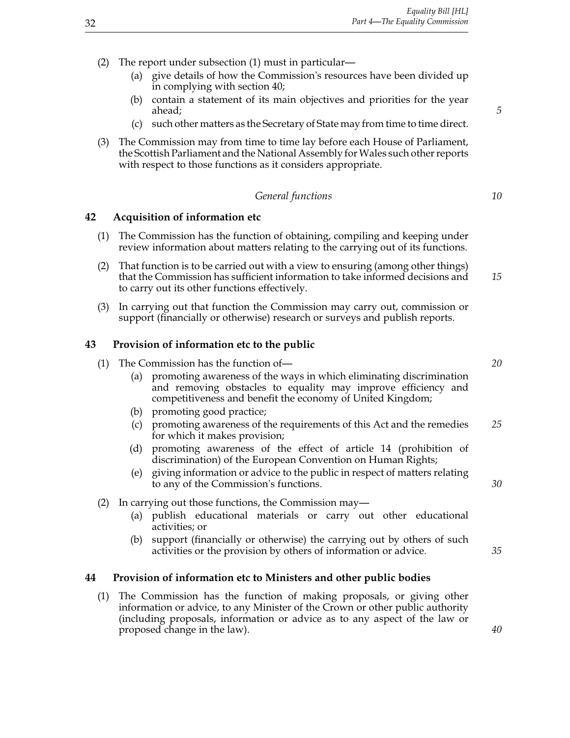(2) The report under subsection (1) must in particular—

(a) give details of how the Commission's resources have been divided up in complying with section 40;

(b) contain a statement of its main objectives and priorities for the year ahead;

(c) such other matters as the Secretary of State may from time to time direct.

(3) The Commission may from time to time lay before each House of Parliament, the Scottish Parliament and the National Assembly for Wales such other reports with respect to those functions as it considers appropriate.

*General functions*

### 42 Acquisition of information etc

(1) The Commission has the function of obtaining, compiling and keeping under review information about matters relating to the carrying out of its functions.

(2) That function is to be carried out with a view to ensuring (among other things) that the Commission has sufficient information to take informed decisions and to carry out its other functions effectively.

(3) In carrying out that function the Commission may carry out, commission or support (financially or otherwise) research or surveys and publish reports.

### 43 Provision of information etc to the public

(1) The Commission has the function of—

(a) promoting awareness of the ways in which eliminating discrimination and removing obstacles to equality may improve efficiency and competitiveness and benefit the economy of United Kingdom;

(b) promoting good practice;

(c) promoting awareness of the requirements of this Act and the remedies for which it makes provision;

(d) promoting awareness of the effect of article 14 (prohibition of discrimination) of the European Convention on Human Rights;

(e) giving information or advice to the public in respect of matters relating to any of the Commission's functions.

(2) In carrying out those functions, the Commission may—

(a) publish educational materials or carry out other educational activities; or

(b) support (financially or otherwise) the carrying out by others of such activities or the provision by others of information or advice.

### 44 Provision of information etc to Ministers and other public bodies

(1) The Commission has the function of making proposals, or giving other information or advice, to any Minister of the Crown or other public authority (including proposals, information or advice as to any aspect of the law or proposed change in the law).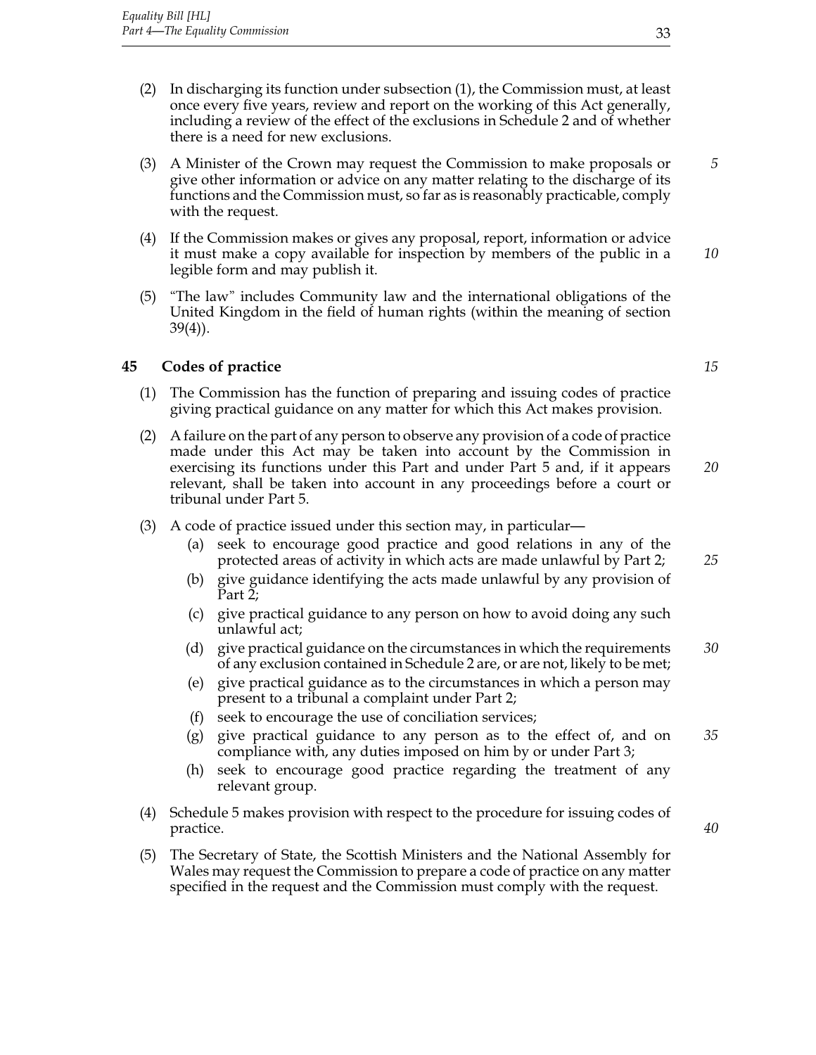(2) In discharging its function under subsection (1), the Commission must, at least once every five years, review and report on the working of this Act generally, including a review of the effect of the exclusions in Schedule 2 and of whether there is a need for new exclusions.

(3) A Minister of the Crown may request the Commission to make proposals or give other information or advice on any matter relating to the discharge of its functions and the Commission must, so far as is reasonably practicable, comply with the request.

(4) If the Commission makes or gives any proposal, report, information or advice it must make a copy available for inspection by members of the public in a legible form and may publish it.

(5) "The law" includes Community law and the international obligations of the United Kingdom in the field of human rights (within the meaning of section 39(4)).

## 45 Codes of practice

(1) The Commission has the function of preparing and issuing codes of practice giving practical guidance on any matter for which this Act makes provision.

(2) A failure on the part of any person to observe any provision of a code of practice made under this Act may be taken into account by the Commission in exercising its functions under this Part and under Part 5 and, if it appears relevant, shall be taken into account in any proceedings before a court or tribunal under Part 5.

(3) A code of practice issued under this section may, in particular—

- (a) seek to encourage good practice and good relations in any of the protected areas of activity in which acts are made unlawful by Part 2;
- (b) give guidance identifying the acts made unlawful by any provision of Part 2;
- (c) give practical guidance to any person on how to avoid doing any such unlawful act;
- (d) give practical guidance on the circumstances in which the requirements of any exclusion contained in Schedule 2 are, or are not, likely to be met;
- (e) give practical guidance as to the circumstances in which a person may present to a tribunal a complaint under Part 2;
- (f) seek to encourage the use of conciliation services;
- (g) give practical guidance to any person as to the effect of, and on compliance with, any duties imposed on him by or under Part 3;
- (h) seek to encourage good practice regarding the treatment of any relevant group.

(4) Schedule 5 makes provision with respect to the procedure for issuing codes of practice.

(5) The Secretary of State, the Scottish Ministers and the National Assembly for Wales may request the Commission to prepare a code of practice on any matter specified in the request and the Commission must comply with the request.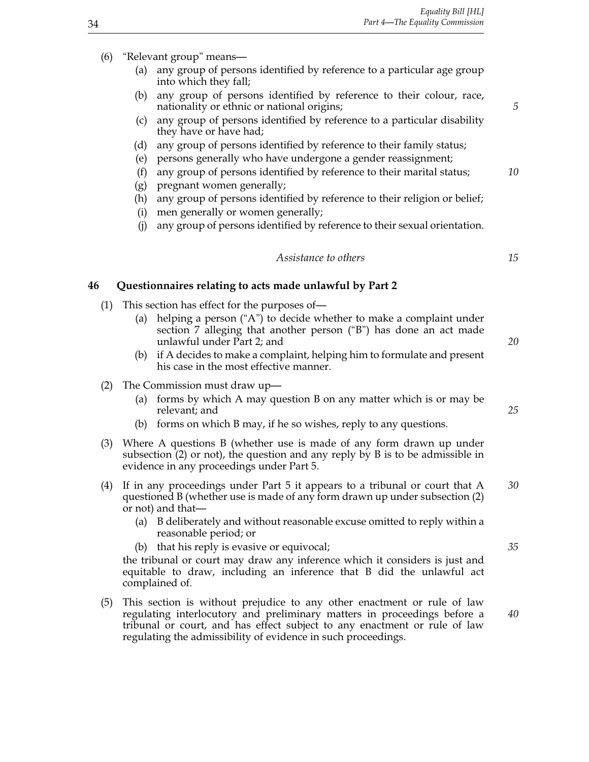(6) "Relevant group" means—

  (a) any group of persons identified by reference to a particular age group into which they fall;

  (b) any group of persons identified by reference to their colour, race, nationality or ethnic or national origins;

  (c) any group of persons identified by reference to a particular disability they have or have had;

  (d) any group of persons identified by reference to their family status;

  (e) persons generally who have undergone a gender reassignment;

  (f) any group of persons identified by reference to their marital status;

  (g) pregnant women generally;

  (h) any group of persons identified by reference to their religion or belief;

  (i) men generally or women generally;

  (j) any group of persons identified by reference to their sexual orientation.

*Assistance to others*

### 46 Questionnaires relating to acts made unlawful by Part 2

(1) This section has effect for the purposes of—

  (a) helping a person ("A") to decide whether to make a complaint under section 7 alleging that another person ("B") has done an act made unlawful under Part 2; and

  (b) if A decides to make a complaint, helping him to formulate and present his case in the most effective manner.

(2) The Commission must draw up—

  (a) forms by which A may question B on any matter which is or may be relevant; and

  (b) forms on which B may, if he so wishes, reply to any questions.

(3) Where A questions B (whether use is made of any form drawn up under subsection (2) or not), the question and any reply by B is to be admissible in evidence in any proceedings under Part 5.

(4) If in any proceedings under Part 5 it appears to a tribunal or court that A questioned B (whether use is made of any form drawn up under subsection (2) or not) and that—

  (a) B deliberately and without reasonable excuse omitted to reply within a reasonable period; or

  (b) that his reply is evasive or equivocal;

the tribunal or court may draw any inference which it considers is just and equitable to draw, including an inference that B did the unlawful act complained of.

(5) This section is without prejudice to any other enactment or rule of law regulating interlocutory and preliminary matters in proceedings before a tribunal or court, and has effect subject to any enactment or rule of law regulating the admissibility of evidence in such proceedings.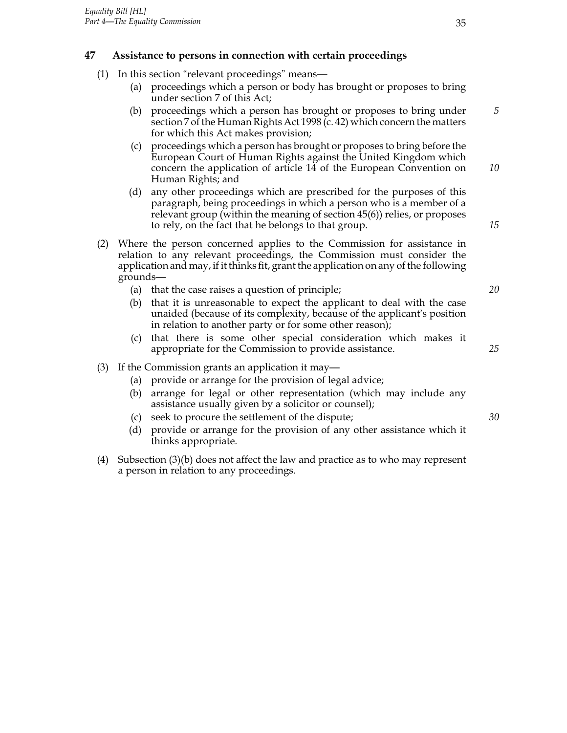## 47 Assistance to persons in connection with certain proceedings

(1) In this section "relevant proceedings" means—

  (a) proceedings which a person or body has brought or proposes to bring under section 7 of this Act;

  (b) proceedings which a person has brought or proposes to bring under section 7 of the Human Rights Act 1998 (c. 42) which concern the matters for which this Act makes provision;

  (c) proceedings which a person has brought or proposes to bring before the European Court of Human Rights against the United Kingdom which concern the application of article 14 of the European Convention on Human Rights; and

  (d) any other proceedings which are prescribed for the purposes of this paragraph, being proceedings in which a person who is a member of a relevant group (within the meaning of section 45(6)) relies, or proposes to rely, on the fact that he belongs to that group.

(2) Where the person concerned applies to the Commission for assistance in relation to any relevant proceedings, the Commission must consider the application and may, if it thinks fit, grant the application on any of the following grounds—

  (a) that the case raises a question of principle;

  (b) that it is unreasonable to expect the applicant to deal with the case unaided (because of its complexity, because of the applicant's position in relation to another party or for some other reason);

  (c) that there is some other special consideration which makes it appropriate for the Commission to provide assistance.

(3) If the Commission grants an application it may—

  (a) provide or arrange for the provision of legal advice;

  (b) arrange for legal or other representation (which may include any assistance usually given by a solicitor or counsel);

  (c) seek to procure the settlement of the dispute;

  (d) provide or arrange for the provision of any other assistance which it thinks appropriate.

(4) Subsection (3)(b) does not affect the law and practice as to who may represent a person in relation to any proceedings.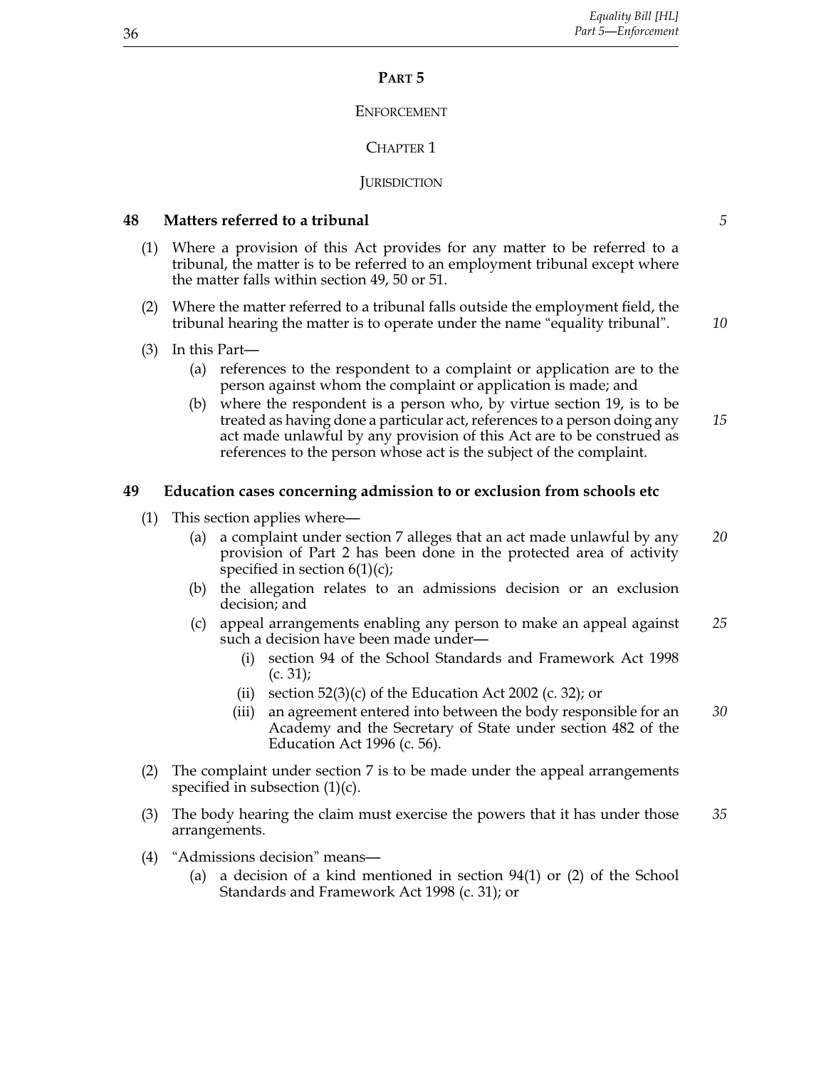# PART 5

## ENFORCEMENT

### CHAPTER 1

### JURISDICTION

**48 Matters referred to a tribunal**

(1) Where a provision of this Act provides for any matter to be referred to a tribunal, the matter is to be referred to an employment tribunal except where the matter falls within section 49, 50 or 51.

(2) Where the matter referred to a tribunal falls outside the employment field, the tribunal hearing the matter is to operate under the name "equality tribunal".

(3) In this Part—

- (a) references to the respondent to a complaint or application are to the person against whom the complaint or application is made; and
- (b) where the respondent is a person who, by virtue section 19, is to be treated as having done a particular act, references to a person doing any act made unlawful by any provision of this Act are to be construed as references to the person whose act is the subject of the complaint.

**49 Education cases concerning admission to or exclusion from schools etc**

(1) This section applies where—

- (a) a complaint under section 7 alleges that an act made unlawful by any provision of Part 2 has been done in the protected area of activity specified in section 6(1)(c);
- (b) the allegation relates to an admissions decision or an exclusion decision; and
- (c) appeal arrangements enabling any person to make an appeal against such a decision have been made under—
  - (i) section 94 of the School Standards and Framework Act 1998 (c. 31);
  - (ii) section 52(3)(c) of the Education Act 2002 (c. 32); or
  - (iii) an agreement entered into between the body responsible for an Academy and the Secretary of State under section 482 of the Education Act 1996 (c. 56).

(2) The complaint under section 7 is to be made under the appeal arrangements specified in subsection (1)(c).

(3) The body hearing the claim must exercise the powers that it has under those arrangements.

(4) "Admissions decision" means—

- (a) a decision of a kind mentioned in section 94(1) or (2) of the School Standards and Framework Act 1998 (c. 31); or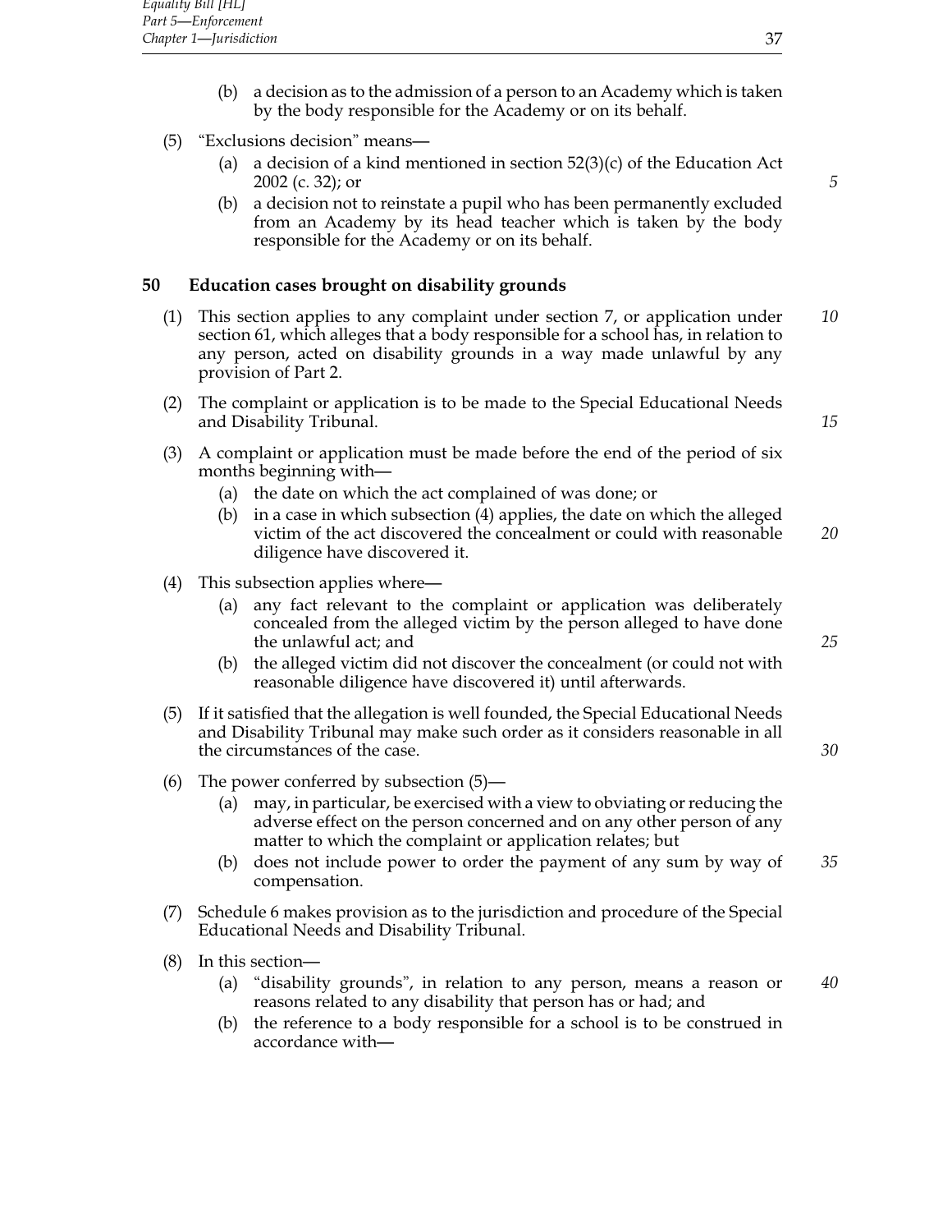(b) a decision as to the admission of a person to an Academy which is taken by the body responsible for the Academy or on its behalf.

(5) "Exclusions decision" means—

(a) a decision of a kind mentioned in section 52(3)(c) of the Education Act 2002 (c. 32); or

(b) a decision not to reinstate a pupil who has been permanently excluded from an Academy by its head teacher which is taken by the body responsible for the Academy or on its behalf.

## 50 Education cases brought on disability grounds

(1) This section applies to any complaint under section 7, or application under section 61, which alleges that a body responsible for a school has, in relation to any person, acted on disability grounds in a way made unlawful by any provision of Part 2.

(2) The complaint or application is to be made to the Special Educational Needs and Disability Tribunal.

(3) A complaint or application must be made before the end of the period of six months beginning with—

(a) the date on which the act complained of was done; or

(b) in a case in which subsection (4) applies, the date on which the alleged victim of the act discovered the concealment or could with reasonable diligence have discovered it.

(4) This subsection applies where—

(a) any fact relevant to the complaint or application was deliberately concealed from the alleged victim by the person alleged to have done the unlawful act; and

(b) the alleged victim did not discover the concealment (or could not with reasonable diligence have discovered it) until afterwards.

(5) If it satisfied that the allegation is well founded, the Special Educational Needs and Disability Tribunal may make such order as it considers reasonable in all the circumstances of the case.

(6) The power conferred by subsection (5)—

(a) may, in particular, be exercised with a view to obviating or reducing the adverse effect on the person concerned and on any other person of any matter to which the complaint or application relates; but

(b) does not include power to order the payment of any sum by way of compensation.

(7) Schedule 6 makes provision as to the jurisdiction and procedure of the Special Educational Needs and Disability Tribunal.

(8) In this section—

(a) "disability grounds", in relation to any person, means a reason or reasons related to any disability that person has or had; and

(b) the reference to a body responsible for a school is to be construed in accordance with—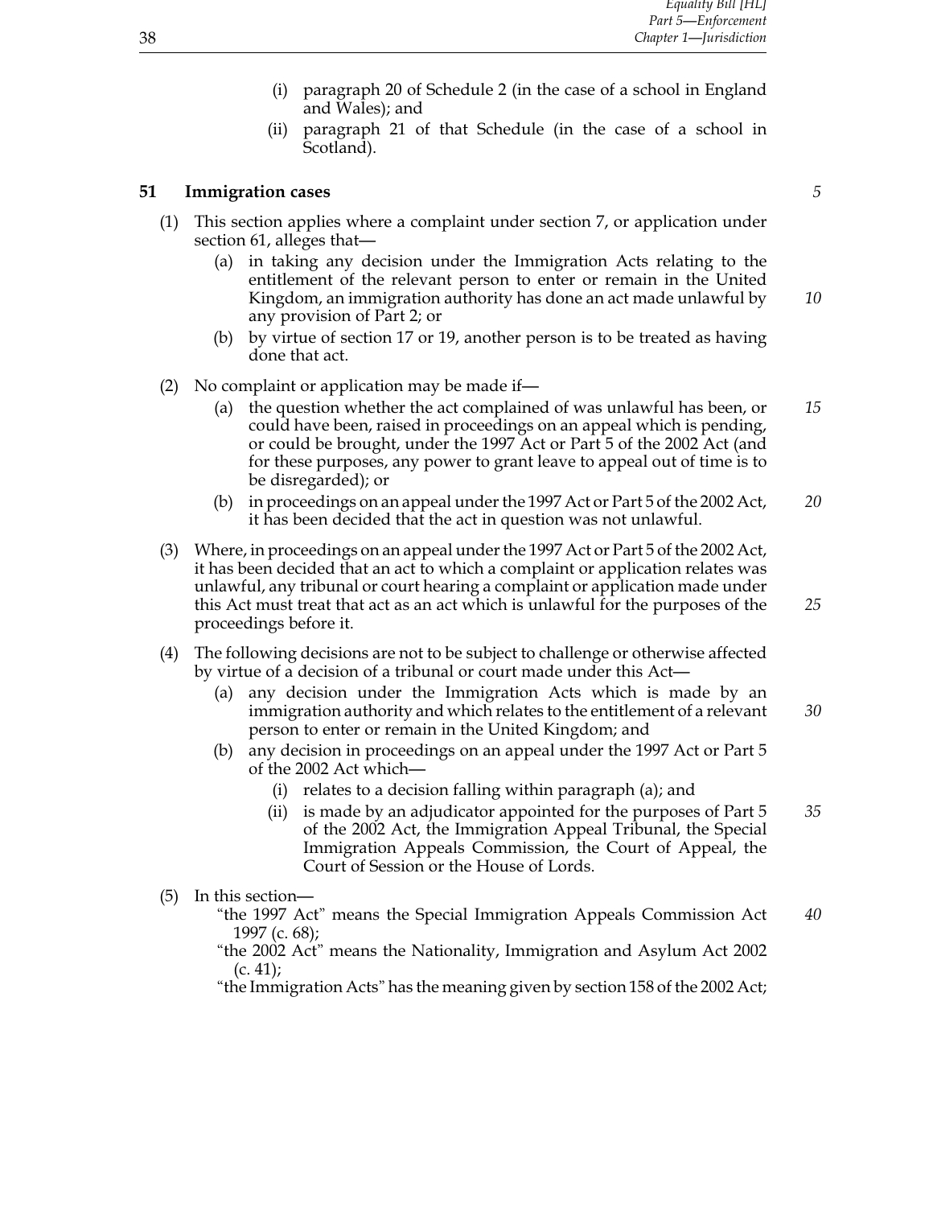(i) paragraph 20 of Schedule 2 (in the case of a school in England and Wales); and

(ii) paragraph 21 of that Schedule (in the case of a school in Scotland).

### 51 Immigration cases

(1) This section applies where a complaint under section 7, or application under section 61, alleges that—

(a) in taking any decision under the Immigration Acts relating to the entitlement of the relevant person to enter or remain in the United Kingdom, an immigration authority has done an act made unlawful by any provision of Part 2; or

(b) by virtue of section 17 or 19, another person is to be treated as having done that act.

(2) No complaint or application may be made if—

(a) the question whether the act complained of was unlawful has been, or could have been, raised in proceedings on an appeal which is pending, or could be brought, under the 1997 Act or Part 5 of the 2002 Act (and for these purposes, any power to grant leave to appeal out of time is to be disregarded); or

(b) in proceedings on an appeal under the 1997 Act or Part 5 of the 2002 Act, it has been decided that the act in question was not unlawful.

(3) Where, in proceedings on an appeal under the 1997 Act or Part 5 of the 2002 Act, it has been decided that an act to which a complaint or application relates was unlawful, any tribunal or court hearing a complaint or application made under this Act must treat that act as an act which is unlawful for the purposes of the proceedings before it.

(4) The following decisions are not to be subject to challenge or otherwise affected by virtue of a decision of a tribunal or court made under this Act—

(a) any decision under the Immigration Acts which is made by an immigration authority and which relates to the entitlement of a relevant person to enter or remain in the United Kingdom; and

(b) any decision in proceedings on an appeal under the 1997 Act or Part 5 of the 2002 Act which—

(i) relates to a decision falling within paragraph (a); and

(ii) is made by an adjudicator appointed for the purposes of Part 5 of the 2002 Act, the Immigration Appeal Tribunal, the Special Immigration Appeals Commission, the Court of Appeal, the Court of Session or the House of Lords.

(5) In this section—

"the 1997 Act" means the Special Immigration Appeals Commission Act 1997 (c. 68);

"the 2002 Act" means the Nationality, Immigration and Asylum Act 2002 (c. 41);

"the Immigration Acts" has the meaning given by section 158 of the 2002 Act;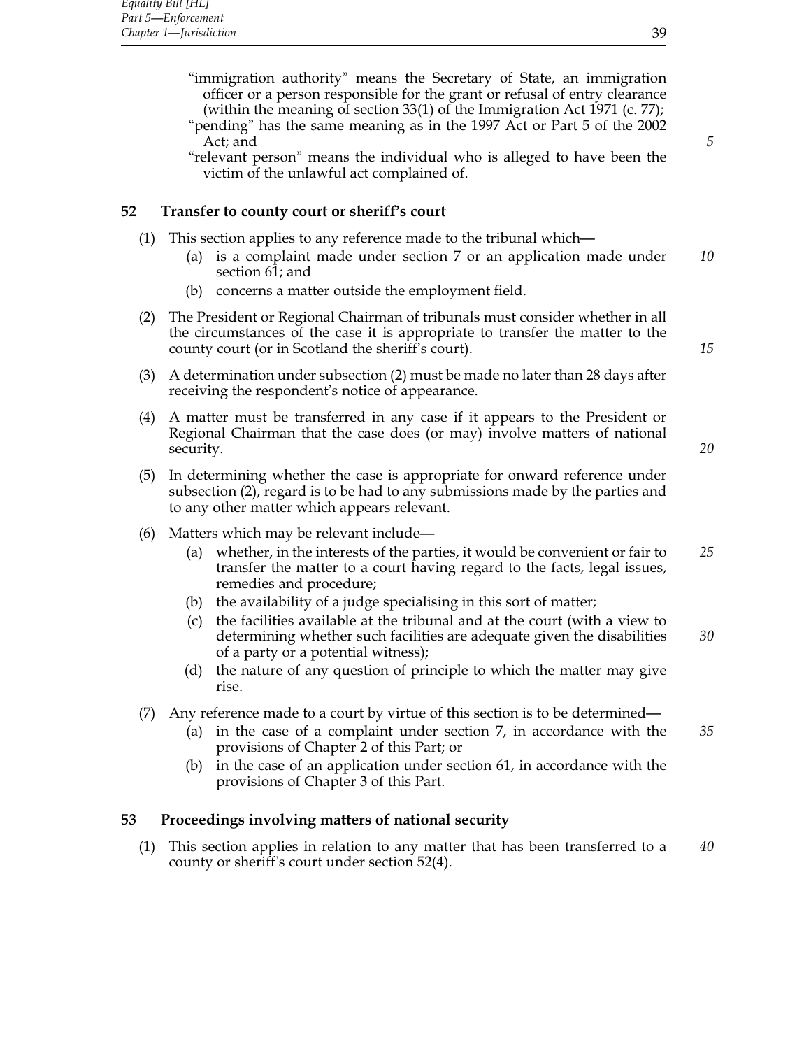"immigration authority" means the Secretary of State, an immigration officer or a person responsible for the grant or refusal of entry clearance (within the meaning of section 33(1) of the Immigration Act 1971 (c. 77);

"pending" has the same meaning as in the 1997 Act or Part 5 of the 2002 Act; and

"relevant person" means the individual who is alleged to have been the victim of the unlawful act complained of.

### 52 Transfer to county court or sheriff's court

(1) This section applies to any reference made to the tribunal which—

- (a) is a complaint made under section 7 or an application made under section 61; and
- (b) concerns a matter outside the employment field.

(2) The President or Regional Chairman of tribunals must consider whether in all the circumstances of the case it is appropriate to transfer the matter to the county court (or in Scotland the sheriff's court).

(3) A determination under subsection (2) must be made no later than 28 days after receiving the respondent's notice of appearance.

(4) A matter must be transferred in any case if it appears to the President or Regional Chairman that the case does (or may) involve matters of national security.

(5) In determining whether the case is appropriate for onward reference under subsection (2), regard is to be had to any submissions made by the parties and to any other matter which appears relevant.

(6) Matters which may be relevant include—

- (a) whether, in the interests of the parties, it would be convenient or fair to transfer the matter to a court having regard to the facts, legal issues, remedies and procedure;
- (b) the availability of a judge specialising in this sort of matter;
- (c) the facilities available at the tribunal and at the court (with a view to determining whether such facilities are adequate given the disabilities of a party or a potential witness);
- (d) the nature of any question of principle to which the matter may give rise.

(7) Any reference made to a court by virtue of this section is to be determined—

- (a) in the case of a complaint under section 7, in accordance with the provisions of Chapter 2 of this Part; or
- (b) in the case of an application under section 61, in accordance with the provisions of Chapter 3 of this Part.

### 53 Proceedings involving matters of national security

(1) This section applies in relation to any matter that has been transferred to a county or sheriff's court under section 52(4).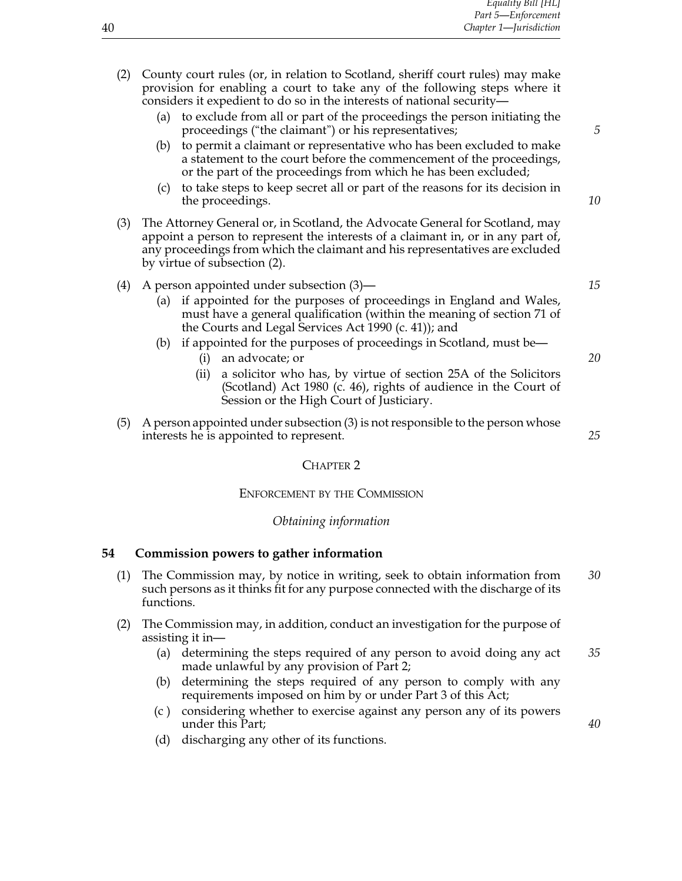(2) County court rules (or, in relation to Scotland, sheriff court rules) may make provision for enabling a court to take any of the following steps where it considers it expedient to do so in the interests of national security—

   (a) to exclude from all or part of the proceedings the person initiating the proceedings ("the claimant") or his representatives;

   (b) to permit a claimant or representative who has been excluded to make a statement to the court before the commencement of the proceedings, or the part of the proceedings from which he has been excluded;

   (c) to take steps to keep secret all or part of the reasons for its decision in the proceedings.

(3) The Attorney General or, in Scotland, the Advocate General for Scotland, may appoint a person to represent the interests of a claimant in, or in any part of, any proceedings from which the claimant and his representatives are excluded by virtue of subsection (2).

(4) A person appointed under subsection (3)—

   (a) if appointed for the purposes of proceedings in England and Wales, must have a general qualification (within the meaning of section 71 of the Courts and Legal Services Act 1990 (c. 41)); and

   (b) if appointed for the purposes of proceedings in Scotland, must be—

      (i) an advocate; or

      (ii) a solicitor who has, by virtue of section 25A of the Solicitors (Scotland) Act 1980 (c. 46), rights of audience in the Court of Session or the High Court of Justiciary.

(5) A person appointed under subsection (3) is not responsible to the person whose interests he is appointed to represent.

## CHAPTER 2

## ENFORCEMENT BY THE COMMISSION

*Obtaining information*

### 54 Commission powers to gather information

(1) The Commission may, by notice in writing, seek to obtain information from such persons as it thinks fit for any purpose connected with the discharge of its functions.

(2) The Commission may, in addition, conduct an investigation for the purpose of assisting it in—

   (a) determining the steps required of any person to avoid doing any act made unlawful by any provision of Part 2;

   (b) determining the steps required of any person to comply with any requirements imposed on him by or under Part 3 of this Act;

   (c) considering whether to exercise against any person any of its powers under this Part;

   (d) discharging any other of its functions.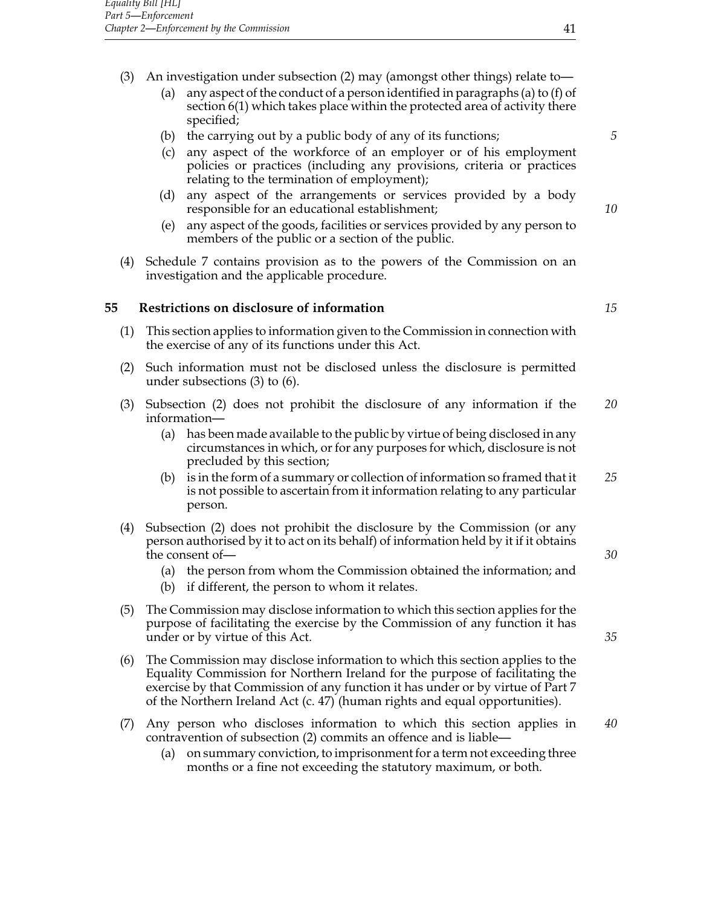(3) An investigation under subsection (2) may (amongst other things) relate to—

  (a) any aspect of the conduct of a person identified in paragraphs (a) to (f) of section 6(1) which takes place within the protected area of activity there specified;

  (b) the carrying out by a public body of any of its functions;

  (c) any aspect of the workforce of an employer or of his employment policies or practices (including any provisions, criteria or practices relating to the termination of employment);

  (d) any aspect of the arrangements or services provided by a body responsible for an educational establishment;

  (e) any aspect of the goods, facilities or services provided by any person to members of the public or a section of the public.

(4) Schedule 7 contains provision as to the powers of the Commission on an investigation and the applicable procedure.

## 55 Restrictions on disclosure of information

(1) This section applies to information given to the Commission in connection with the exercise of any of its functions under this Act.

(2) Such information must not be disclosed unless the disclosure is permitted under subsections (3) to (6).

(3) Subsection (2) does not prohibit the disclosure of any information if the information—

  (a) has been made available to the public by virtue of being disclosed in any circumstances in which, or for any purposes for which, disclosure is not precluded by this section;

  (b) is in the form of a summary or collection of information so framed that it is not possible to ascertain from it information relating to any particular person.

(4) Subsection (2) does not prohibit the disclosure by the Commission (or any person authorised by it to act on its behalf) of information held by it if it obtains the consent of—

  (a) the person from whom the Commission obtained the information; and

  (b) if different, the person to whom it relates.

(5) The Commission may disclose information to which this section applies for the purpose of facilitating the exercise by the Commission of any function it has under or by virtue of this Act.

(6) The Commission may disclose information to which this section applies to the Equality Commission for Northern Ireland for the purpose of facilitating the exercise by that Commission of any function it has under or by virtue of Part 7 of the Northern Ireland Act (c. 47) (human rights and equal opportunities).

(7) Any person who discloses information to which this section applies in contravention of subsection (2) commits an offence and is liable—

  (a) on summary conviction, to imprisonment for a term not exceeding three months or a fine not exceeding the statutory maximum, or both.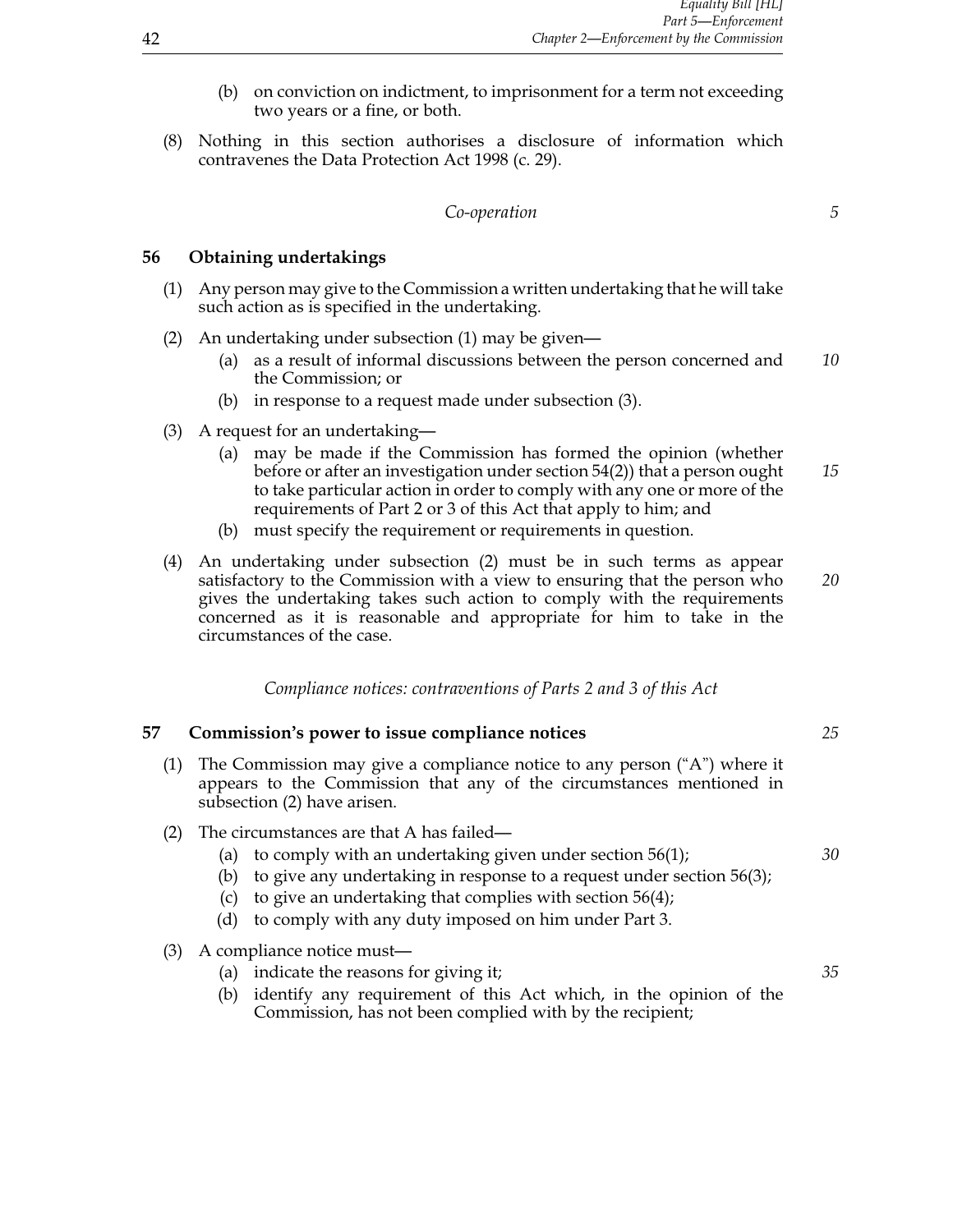(b) on conviction on indictment, to imprisonment for a term not exceeding two years or a fine, or both.

(8) Nothing in this section authorises a disclosure of information which contravenes the Data Protection Act 1998 (c. 29).

*Co-operation*

### 56 Obtaining undertakings

(1) Any person may give to the Commission a written undertaking that he will take such action as is specified in the undertaking.

(2) An undertaking under subsection (1) may be given—

- (a) as a result of informal discussions between the person concerned and the Commission; or
- (b) in response to a request made under subsection (3).

(3) A request for an undertaking—

- (a) may be made if the Commission has formed the opinion (whether before or after an investigation under section 54(2)) that a person ought to take particular action in order to comply with any one or more of the requirements of Part 2 or 3 of this Act that apply to him; and
- (b) must specify the requirement or requirements in question.

(4) An undertaking under subsection (2) must be in such terms as appear satisfactory to the Commission with a view to ensuring that the person who gives the undertaking takes such action to comply with the requirements concerned as it is reasonable and appropriate for him to take in the circumstances of the case.

*Compliance notices: contraventions of Parts 2 and 3 of this Act*

### 57 Commission's power to issue compliance notices

(1) The Commission may give a compliance notice to any person ("A") where it appears to the Commission that any of the circumstances mentioned in subsection (2) have arisen.

(2) The circumstances are that A has failed—

- (a) to comply with an undertaking given under section 56(1);
- (b) to give any undertaking in response to a request under section 56(3);
- (c) to give an undertaking that complies with section 56(4);
- (d) to comply with any duty imposed on him under Part 3.

(3) A compliance notice must—

- (a) indicate the reasons for giving it;
- (b) identify any requirement of this Act which, in the opinion of the Commission, has not been complied with by the recipient;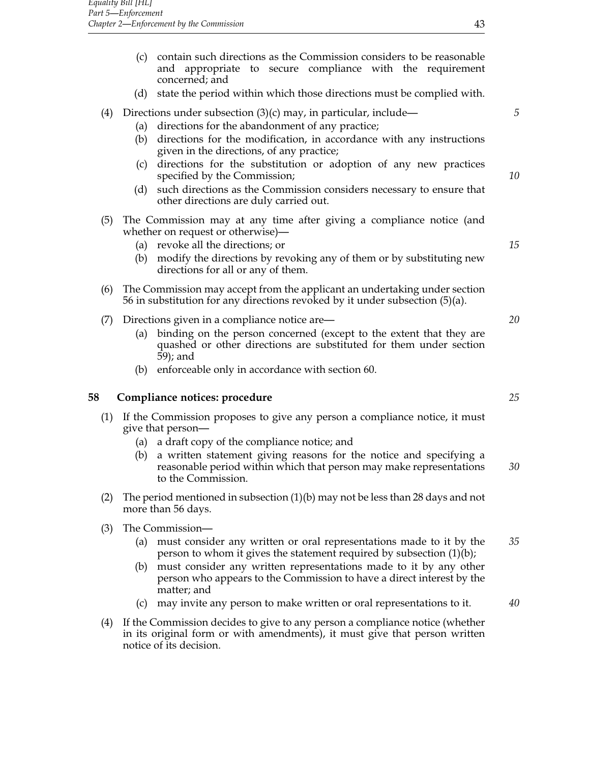(c) contain such directions as the Commission considers to be reasonable and appropriate to secure compliance with the requirement concerned; and

(d) state the period within which those directions must be complied with.

(4) Directions under subsection (3)(c) may, in particular, include—

(a) directions for the abandonment of any practice;

(b) directions for the modification, in accordance with any instructions given in the directions, of any practice;

(c) directions for the substitution or adoption of any new practices specified by the Commission;

(d) such directions as the Commission considers necessary to ensure that other directions are duly carried out.

(5) The Commission may at any time after giving a compliance notice (and whether on request or otherwise)—

(a) revoke all the directions; or

(b) modify the directions by revoking any of them or by substituting new directions for all or any of them.

(6) The Commission may accept from the applicant an undertaking under section 56 in substitution for any directions revoked by it under subsection (5)(a).

(7) Directions given in a compliance notice are—

(a) binding on the person concerned (except to the extent that they are quashed or other directions are substituted for them under section 59); and

(b) enforceable only in accordance with section 60.

## 58 Compliance notices: procedure

(1) If the Commission proposes to give any person a compliance notice, it must give that person—

(a) a draft copy of the compliance notice; and

(b) a written statement giving reasons for the notice and specifying a reasonable period within which that person may make representations to the Commission.

(2) The period mentioned in subsection (1)(b) may not be less than 28 days and not more than 56 days.

(3) The Commission—

(a) must consider any written or oral representations made to it by the person to whom it gives the statement required by subsection (1)(b);

(b) must consider any written representations made to it by any other person who appears to the Commission to have a direct interest by the matter; and

(c) may invite any person to make written or oral representations to it.

(4) If the Commission decides to give to any person a compliance notice (whether in its original form or with amendments), it must give that person written notice of its decision.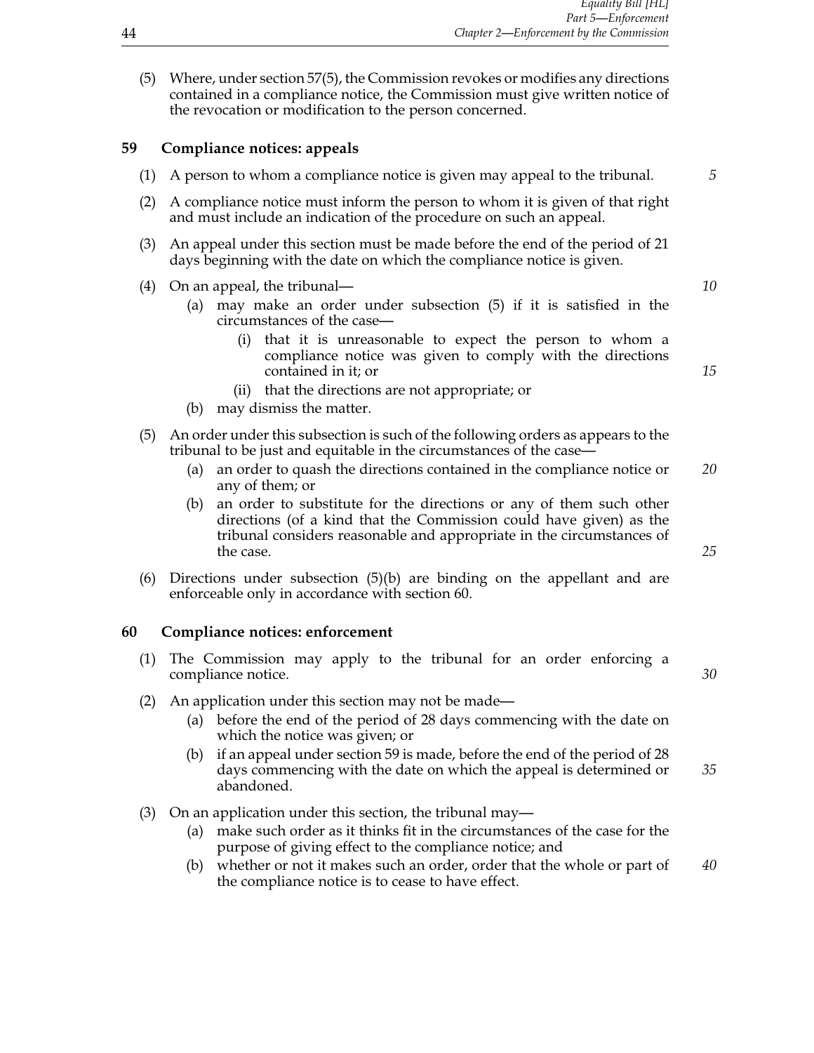(5) Where, under section 57(5), the Commission revokes or modifies any directions contained in a compliance notice, the Commission must give written notice of the revocation or modification to the person concerned.

## 59 Compliance notices: appeals

(1) A person to whom a compliance notice is given may appeal to the tribunal.

(2) A compliance notice must inform the person to whom it is given of that right and must include an indication of the procedure on such an appeal.

(3) An appeal under this section must be made before the end of the period of 21 days beginning with the date on which the compliance notice is given.

(4) On an appeal, the tribunal—

   (a) may make an order under subsection (5) if it is satisfied in the circumstances of the case—

      (i) that it is unreasonable to expect the person to whom a compliance notice was given to comply with the directions contained in it; or

      (ii) that the directions are not appropriate; or

   (b) may dismiss the matter.

(5) An order under this subsection is such of the following orders as appears to the tribunal to be just and equitable in the circumstances of the case—

   (a) an order to quash the directions contained in the compliance notice or any of them; or

   (b) an order to substitute for the directions or any of them such other directions (of a kind that the Commission could have given) as the tribunal considers reasonable and appropriate in the circumstances of the case.

(6) Directions under subsection (5)(b) are binding on the appellant and are enforceable only in accordance with section 60.

## 60 Compliance notices: enforcement

(1) The Commission may apply to the tribunal for an order enforcing a compliance notice.

(2) An application under this section may not be made—

   (a) before the end of the period of 28 days commencing with the date on which the notice was given; or

   (b) if an appeal under section 59 is made, before the end of the period of 28 days commencing with the date on which the appeal is determined or abandoned.

(3) On an application under this section, the tribunal may—

   (a) make such order as it thinks fit in the circumstances of the case for the purpose of giving effect to the compliance notice; and

   (b) whether or not it makes such an order, order that the whole or part of the compliance notice is to cease to have effect.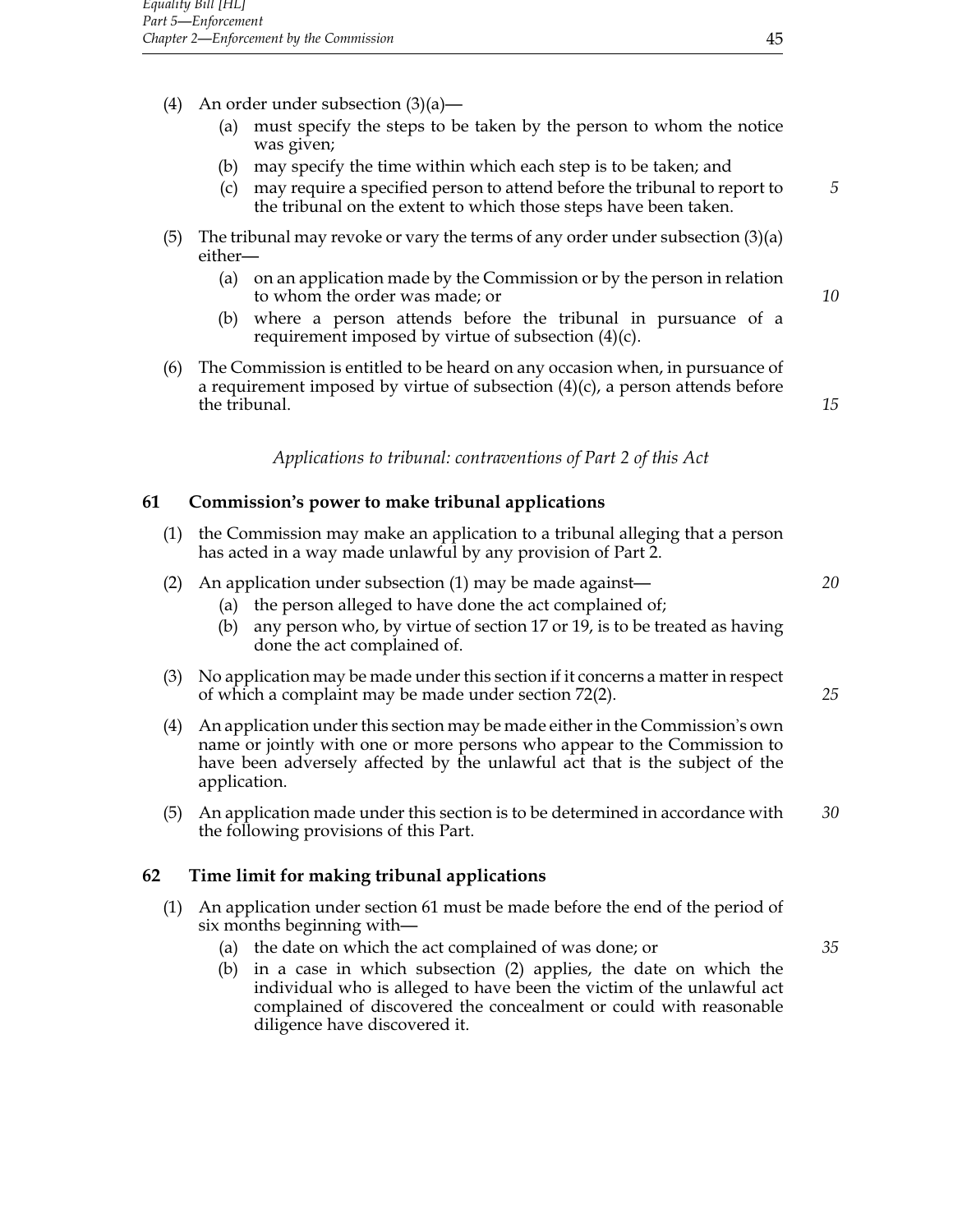(4) An order under subsection (3)(a)—

  (a) must specify the steps to be taken by the person to whom the notice was given;

  (b) may specify the time within which each step is to be taken; and

  (c) may require a specified person to attend before the tribunal to report to the tribunal on the extent to which those steps have been taken.

(5) The tribunal may revoke or vary the terms of any order under subsection (3)(a) either—

  (a) on an application made by the Commission or by the person in relation to whom the order was made; or

  (b) where a person attends before the tribunal in pursuance of a requirement imposed by virtue of subsection (4)(c).

(6) The Commission is entitled to be heard on any occasion when, in pursuance of a requirement imposed by virtue of subsection (4)(c), a person attends before the tribunal.

*Applications to tribunal: contraventions of Part 2 of this Act*

## 61 Commission's power to make tribunal applications

(1) the Commission may make an application to a tribunal alleging that a person has acted in a way made unlawful by any provision of Part 2.

(2) An application under subsection (1) may be made against—

  (a) the person alleged to have done the act complained of;

  (b) any person who, by virtue of section 17 or 19, is to be treated as having done the act complained of.

(3) No application may be made under this section if it concerns a matter in respect of which a complaint may be made under section 72(2).

(4) An application under this section may be made either in the Commission's own name or jointly with one or more persons who appear to the Commission to have been adversely affected by the unlawful act that is the subject of the application.

(5) An application made under this section is to be determined in accordance with the following provisions of this Part.

## 62 Time limit for making tribunal applications

(1) An application under section 61 must be made before the end of the period of six months beginning with—

  (a) the date on which the act complained of was done; or

  (b) in a case in which subsection (2) applies, the date on which the individual who is alleged to have been the victim of the unlawful act complained of discovered the concealment or could with reasonable diligence have discovered it.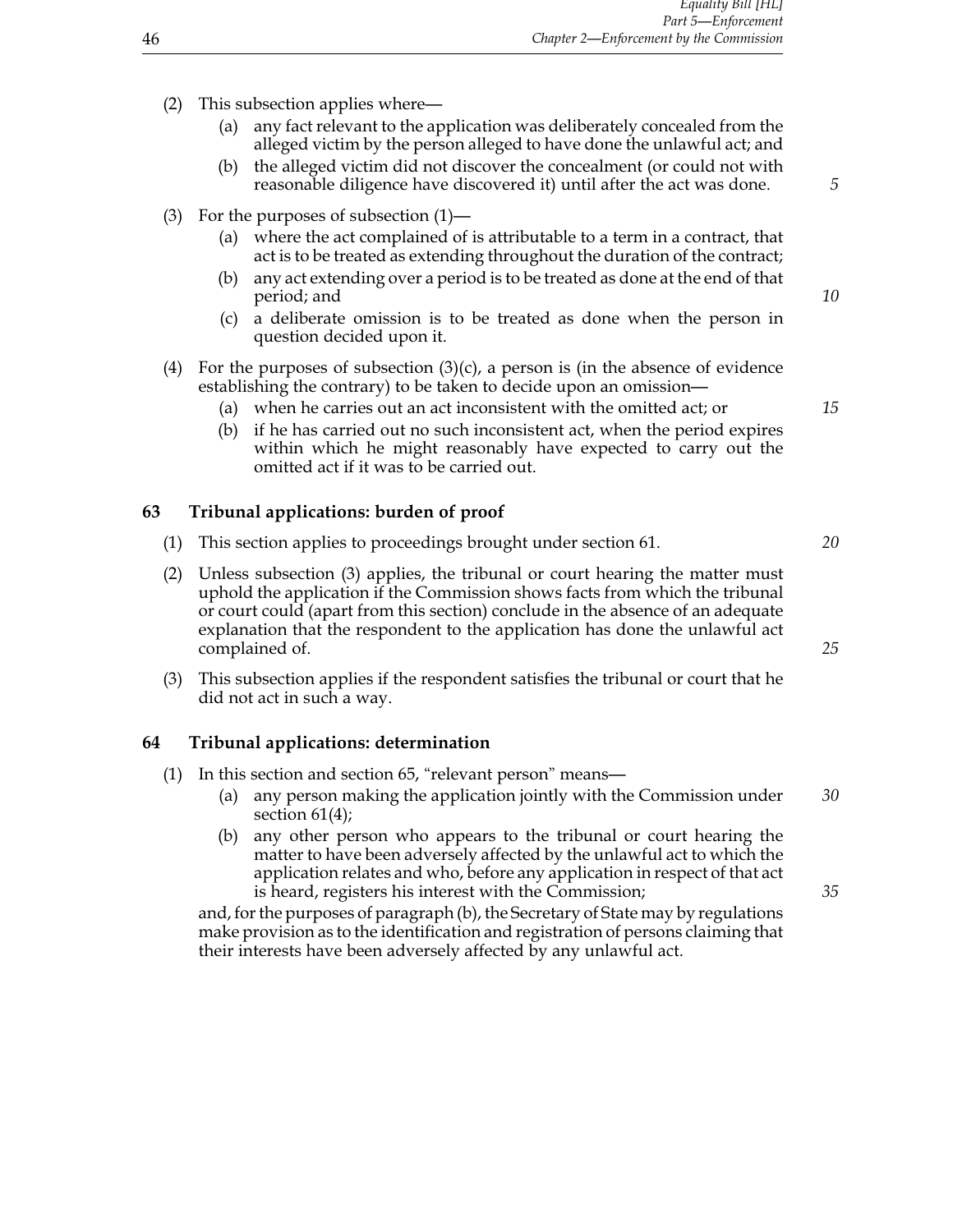(2) This subsection applies where—

  (a) any fact relevant to the application was deliberately concealed from the alleged victim by the person alleged to have done the unlawful act; and

  (b) the alleged victim did not discover the concealment (or could not with reasonable diligence have discovered it) until after the act was done.

(3) For the purposes of subsection (1)—

  (a) where the act complained of is attributable to a term in a contract, that act is to be treated as extending throughout the duration of the contract;

  (b) any act extending over a period is to be treated as done at the end of that period; and

  (c) a deliberate omission is to be treated as done when the person in question decided upon it.

(4) For the purposes of subsection (3)(c), a person is (in the absence of evidence establishing the contrary) to be taken to decide upon an omission—

  (a) when he carries out an act inconsistent with the omitted act; or

  (b) if he has carried out no such inconsistent act, when the period expires within which he might reasonably have expected to carry out the omitted act if it was to be carried out.

## 63 Tribunal applications: burden of proof

(1) This section applies to proceedings brought under section 61.

(2) Unless subsection (3) applies, the tribunal or court hearing the matter must uphold the application if the Commission shows facts from which the tribunal or court could (apart from this section) conclude in the absence of an adequate explanation that the respondent to the application has done the unlawful act complained of.

(3) This subsection applies if the respondent satisfies the tribunal or court that he did not act in such a way.

## 64 Tribunal applications: determination

(1) In this section and section 65, "relevant person" means—

  (a) any person making the application jointly with the Commission under section 61(4);

  (b) any other person who appears to the tribunal or court hearing the matter to have been adversely affected by the unlawful act to which the application relates and who, before any application in respect of that act is heard, registers his interest with the Commission;

and, for the purposes of paragraph (b), the Secretary of State may by regulations make provision as to the identification and registration of persons claiming that their interests have been adversely affected by any unlawful act.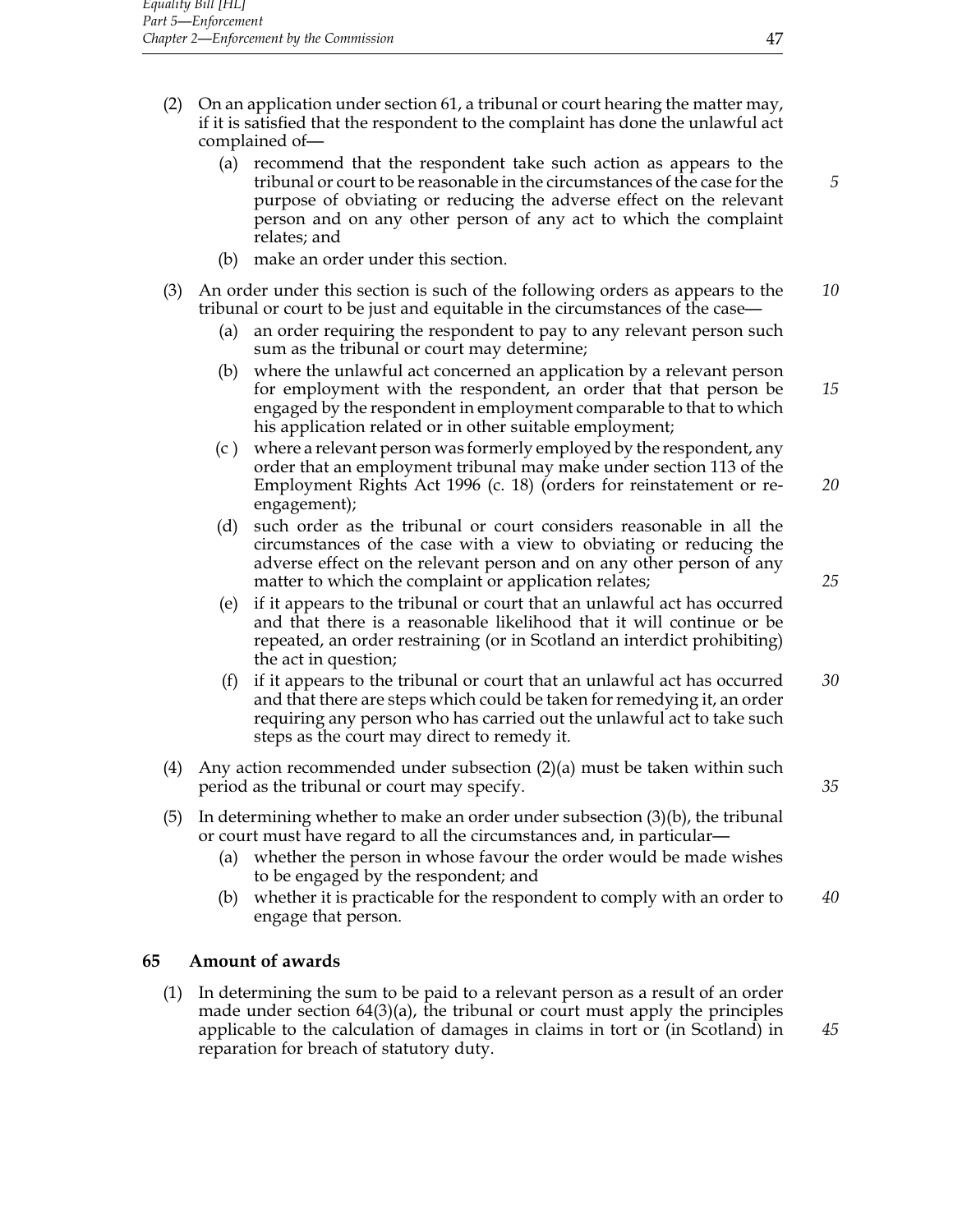(2) On an application under section 61, a tribunal or court hearing the matter may, if it is satisfied that the respondent to the complaint has done the unlawful act complained of—

   (a) recommend that the respondent take such action as appears to the tribunal or court to be reasonable in the circumstances of the case for the purpose of obviating or reducing the adverse effect on the relevant person and on any other person of any act to which the complaint relates; and

   (b) make an order under this section.

(3) An order under this section is such of the following orders as appears to the tribunal or court to be just and equitable in the circumstances of the case—

   (a) an order requiring the respondent to pay to any relevant person such sum as the tribunal or court may determine;

   (b) where the unlawful act concerned an application by a relevant person for employment with the respondent, an order that that person be engaged by the respondent in employment comparable to that to which his application related or in other suitable employment;

   (c) where a relevant person was formerly employed by the respondent, any order that an employment tribunal may make under section 113 of the Employment Rights Act 1996 (c. 18) (orders for reinstatement or re-engagement);

   (d) such order as the tribunal or court considers reasonable in all the circumstances of the case with a view to obviating or reducing the adverse effect on the relevant person and on any other person of any matter to which the complaint or application relates;

   (e) if it appears to the tribunal or court that an unlawful act has occurred and that there is a reasonable likelihood that it will continue or be repeated, an order restraining (or in Scotland an interdict prohibiting) the act in question;

   (f) if it appears to the tribunal or court that an unlawful act has occurred and that there are steps which could be taken for remedying it, an order requiring any person who has carried out the unlawful act to take such steps as the court may direct to remedy it.

(4) Any action recommended under subsection (2)(a) must be taken within such period as the tribunal or court may specify.

(5) In determining whether to make an order under subsection (3)(b), the tribunal or court must have regard to all the circumstances and, in particular—

   (a) whether the person in whose favour the order would be made wishes to be engaged by the respondent; and

   (b) whether it is practicable for the respondent to comply with an order to engage that person.

### 65 Amount of awards

(1) In determining the sum to be paid to a relevant person as a result of an order made under section 64(3)(a), the tribunal or court must apply the principles applicable to the calculation of damages in claims in tort or (in Scotland) in reparation for breach of statutory duty.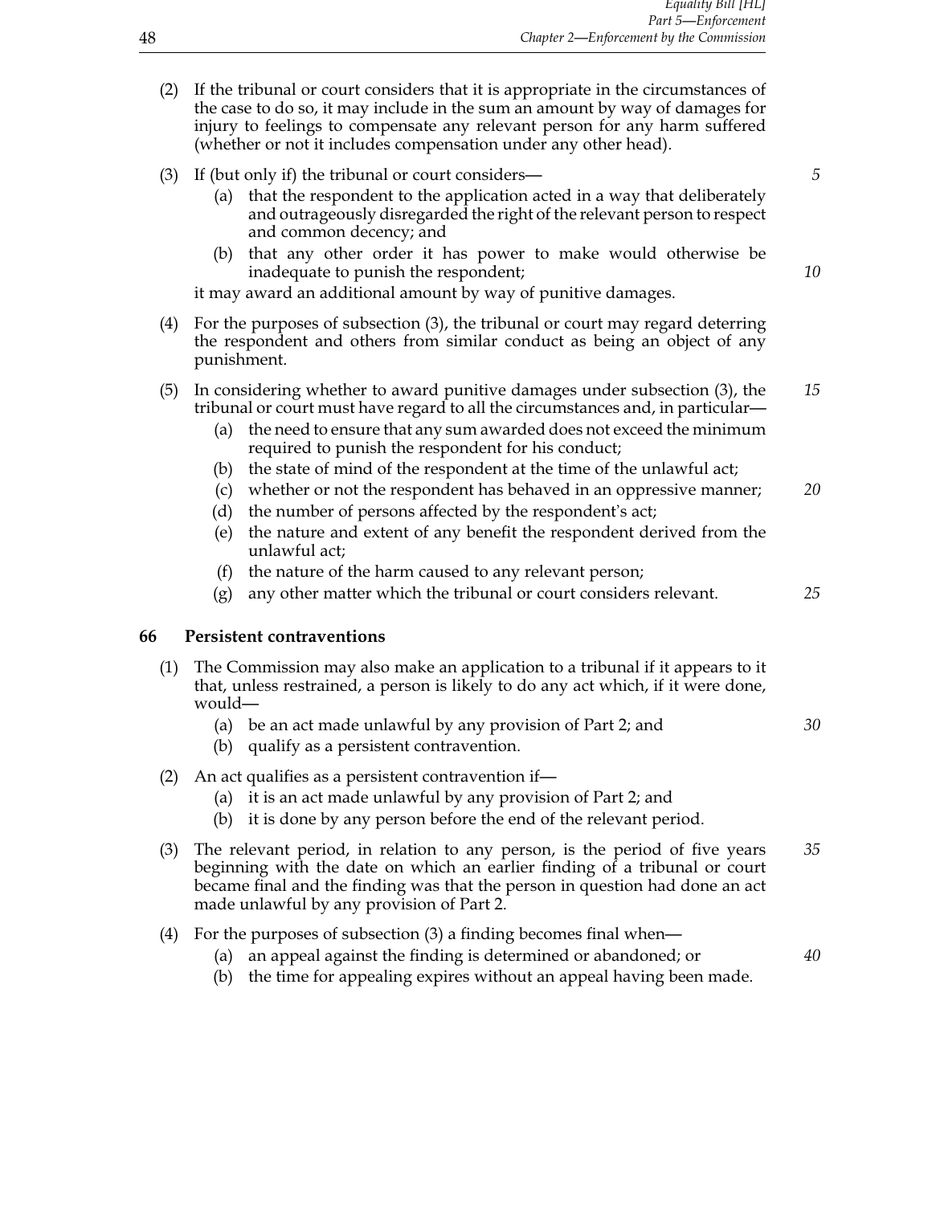(2) If the tribunal or court considers that it is appropriate in the circumstances of the case to do so, it may include in the sum an amount by way of damages for injury to feelings to compensate any relevant person for any harm suffered (whether or not it includes compensation under any other head).

(3) If (but only if) the tribunal or court considers—

(a) that the respondent to the application acted in a way that deliberately and outrageously disregarded the right of the relevant person to respect and common decency; and

(b) that any other order it has power to make would otherwise be inadequate to punish the respondent;

it may award an additional amount by way of punitive damages.

(4) For the purposes of subsection (3), the tribunal or court may regard deterring the respondent and others from similar conduct as being an object of any punishment.

(5) In considering whether to award punitive damages under subsection (3), the tribunal or court must have regard to all the circumstances and, in particular—

(a) the need to ensure that any sum awarded does not exceed the minimum required to punish the respondent for his conduct;

(b) the state of mind of the respondent at the time of the unlawful act;

(c) whether or not the respondent has behaved in an oppressive manner;

(d) the number of persons affected by the respondent's act;

(e) the nature and extent of any benefit the respondent derived from the unlawful act;

(f) the nature of the harm caused to any relevant person;

(g) any other matter which the tribunal or court considers relevant.

### 66 Persistent contraventions

(1) The Commission may also make an application to a tribunal if it appears to it that, unless restrained, a person is likely to do any act which, if it were done, would—

(a) be an act made unlawful by any provision of Part 2; and

(b) qualify as a persistent contravention.

(2) An act qualifies as a persistent contravention if—

(a) it is an act made unlawful by any provision of Part 2; and

(b) it is done by any person before the end of the relevant period.

(3) The relevant period, in relation to any person, is the period of five years beginning with the date on which an earlier finding of a tribunal or court became final and the finding was that the person in question had done an act made unlawful by any provision of Part 2.

(4) For the purposes of subsection (3) a finding becomes final when—

(a) an appeal against the finding is determined or abandoned; or

(b) the time for appealing expires without an appeal having been made.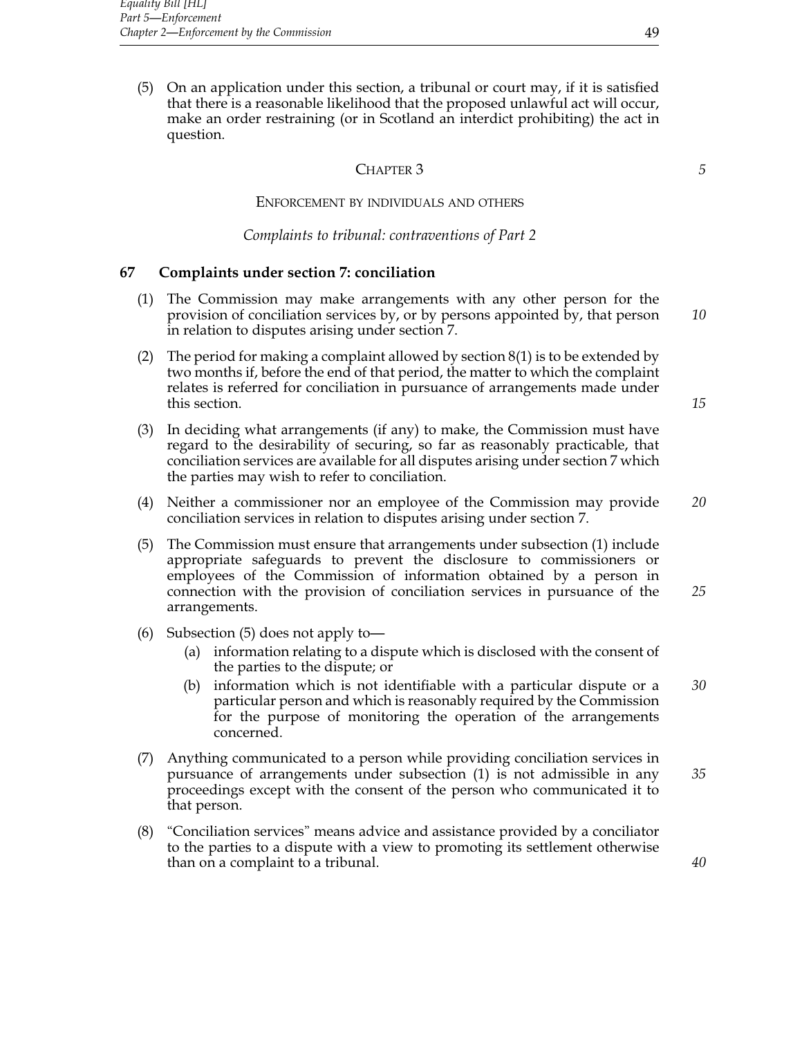(5) On an application under this section, a tribunal or court may, if it is satisfied that there is a reasonable likelihood that the proposed unlawful act will occur, make an order restraining (or in Scotland an interdict prohibiting) the act in question.

## CHAPTER 3

## ENFORCEMENT BY INDIVIDUALS AND OTHERS

*Complaints to tribunal: contraventions of Part 2*

### 67 Complaints under section 7: conciliation

(1) The Commission may make arrangements with any other person for the provision of conciliation services by, or by persons appointed by, that person in relation to disputes arising under section 7.

(2) The period for making a complaint allowed by section 8(1) is to be extended by two months if, before the end of that period, the matter to which the complaint relates is referred for conciliation in pursuance of arrangements made under this section.

(3) In deciding what arrangements (if any) to make, the Commission must have regard to the desirability of securing, so far as reasonably practicable, that conciliation services are available for all disputes arising under section 7 which the parties may wish to refer to conciliation.

(4) Neither a commissioner nor an employee of the Commission may provide conciliation services in relation to disputes arising under section 7.

(5) The Commission must ensure that arrangements under subsection (1) include appropriate safeguards to prevent the disclosure to commissioners or employees of the Commission of information obtained by a person in connection with the provision of conciliation services in pursuance of the arrangements.

(6) Subsection (5) does not apply to—

- (a) information relating to a dispute which is disclosed with the consent of the parties to the dispute; or
- (b) information which is not identifiable with a particular dispute or a particular person and which is reasonably required by the Commission for the purpose of monitoring the operation of the arrangements concerned.

(7) Anything communicated to a person while providing conciliation services in pursuance of arrangements under subsection (1) is not admissible in any proceedings except with the consent of the person who communicated it to that person.

(8) "Conciliation services" means advice and assistance provided by a conciliator to the parties to a dispute with a view to promoting its settlement otherwise than on a complaint to a tribunal.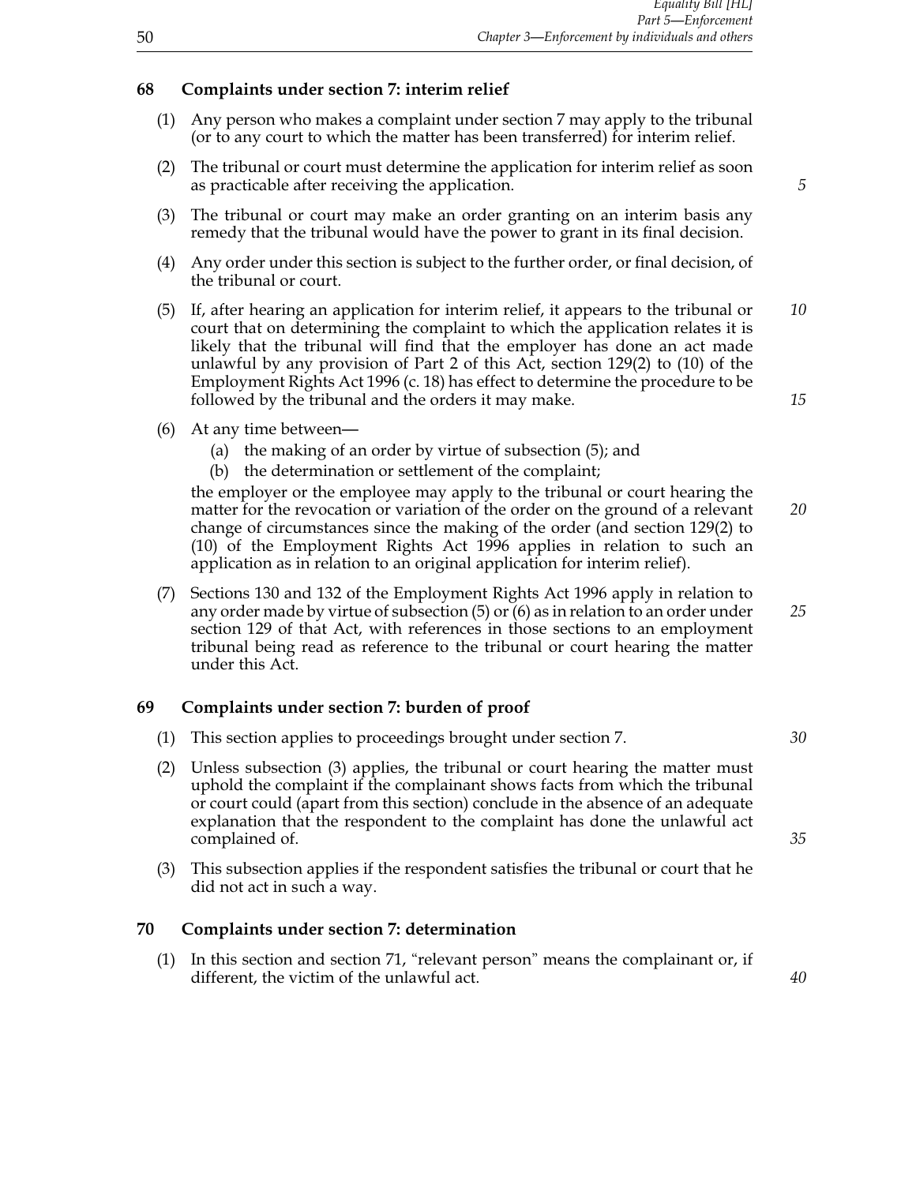### 68 Complaints under section 7: interim relief

(1) Any person who makes a complaint under section 7 may apply to the tribunal (or to any court to which the matter has been transferred) for interim relief.

(2) The tribunal or court must determine the application for interim relief as soon as practicable after receiving the application.

(3) The tribunal or court may make an order granting on an interim basis any remedy that the tribunal would have the power to grant in its final decision.

(4) Any order under this section is subject to the further order, or final decision, of the tribunal or court.

(5) If, after hearing an application for interim relief, it appears to the tribunal or court that on determining the complaint to which the application relates it is likely that the tribunal will find that the employer has done an act made unlawful by any provision of Part 2 of this Act, section 129(2) to (10) of the Employment Rights Act 1996 (c. 18) has effect to determine the procedure to be followed by the tribunal and the orders it may make.

(6) At any time between—

- (a) the making of an order by virtue of subsection (5); and
- (b) the determination or settlement of the complaint;

the employer or the employee may apply to the tribunal or court hearing the matter for the revocation or variation of the order on the ground of a relevant change of circumstances since the making of the order (and section 129(2) to (10) of the Employment Rights Act 1996 applies in relation to such an application as in relation to an original application for interim relief).

(7) Sections 130 and 132 of the Employment Rights Act 1996 apply in relation to any order made by virtue of subsection (5) or (6) as in relation to an order under section 129 of that Act, with references in those sections to an employment tribunal being read as reference to the tribunal or court hearing the matter under this Act.

### 69 Complaints under section 7: burden of proof

(1) This section applies to proceedings brought under section 7.

(2) Unless subsection (3) applies, the tribunal or court hearing the matter must uphold the complaint if the complainant shows facts from which the tribunal or court could (apart from this section) conclude in the absence of an adequate explanation that the respondent to the complaint has done the unlawful act complained of.

(3) This subsection applies if the respondent satisfies the tribunal or court that he did not act in such a way.

### 70 Complaints under section 7: determination

(1) In this section and section 71, "relevant person" means the complainant or, if different, the victim of the unlawful act.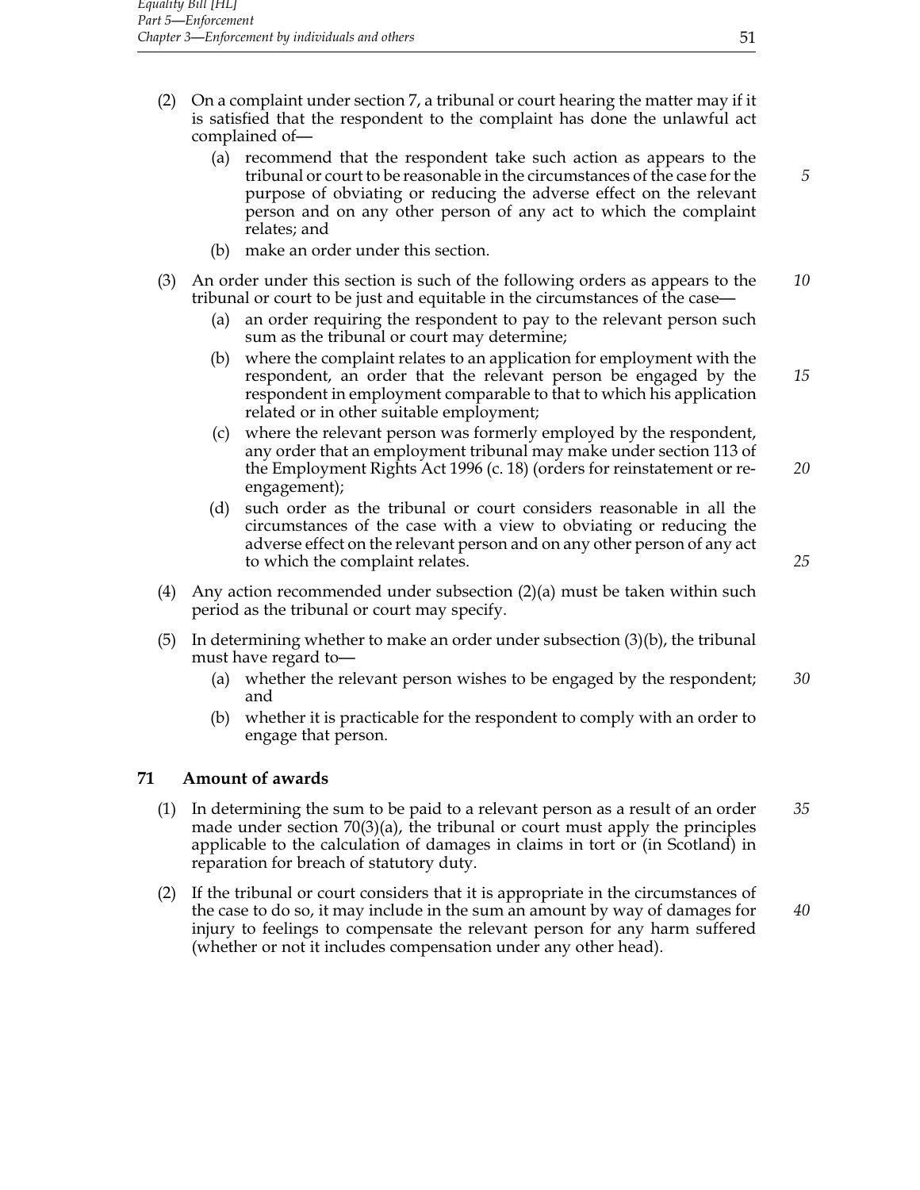(2) On a complaint under section 7, a tribunal or court hearing the matter may if it is satisfied that the respondent to the complaint has done the unlawful act complained of—

   (a) recommend that the respondent take such action as appears to the tribunal or court to be reasonable in the circumstances of the case for the purpose of obviating or reducing the adverse effect on the relevant person and on any other person of any act to which the complaint relates; and

   (b) make an order under this section.

(3) An order under this section is such of the following orders as appears to the tribunal or court to be just and equitable in the circumstances of the case—

   (a) an order requiring the respondent to pay to the relevant person such sum as the tribunal or court may determine;

   (b) where the complaint relates to an application for employment with the respondent, an order that the relevant person be engaged by the respondent in employment comparable to that to which his application related or in other suitable employment;

   (c) where the relevant person was formerly employed by the respondent, any order that an employment tribunal may make under section 113 of the Employment Rights Act 1996 (c. 18) (orders for reinstatement or re-engagement);

   (d) such order as the tribunal or court considers reasonable in all the circumstances of the case with a view to obviating or reducing the adverse effect on the relevant person and on any other person of any act to which the complaint relates.

(4) Any action recommended under subsection (2)(a) must be taken within such period as the tribunal or court may specify.

(5) In determining whether to make an order under subsection (3)(b), the tribunal must have regard to—

   (a) whether the relevant person wishes to be engaged by the respondent; and

   (b) whether it is practicable for the respondent to comply with an order to engage that person.

## 71 Amount of awards

(1) In determining the sum to be paid to a relevant person as a result of an order made under section 70(3)(a), the tribunal or court must apply the principles applicable to the calculation of damages in claims in tort or (in Scotland) in reparation for breach of statutory duty.

(2) If the tribunal or court considers that it is appropriate in the circumstances of the case to do so, it may include in the sum an amount by way of damages for injury to feelings to compensate the relevant person for any harm suffered (whether or not it includes compensation under any other head).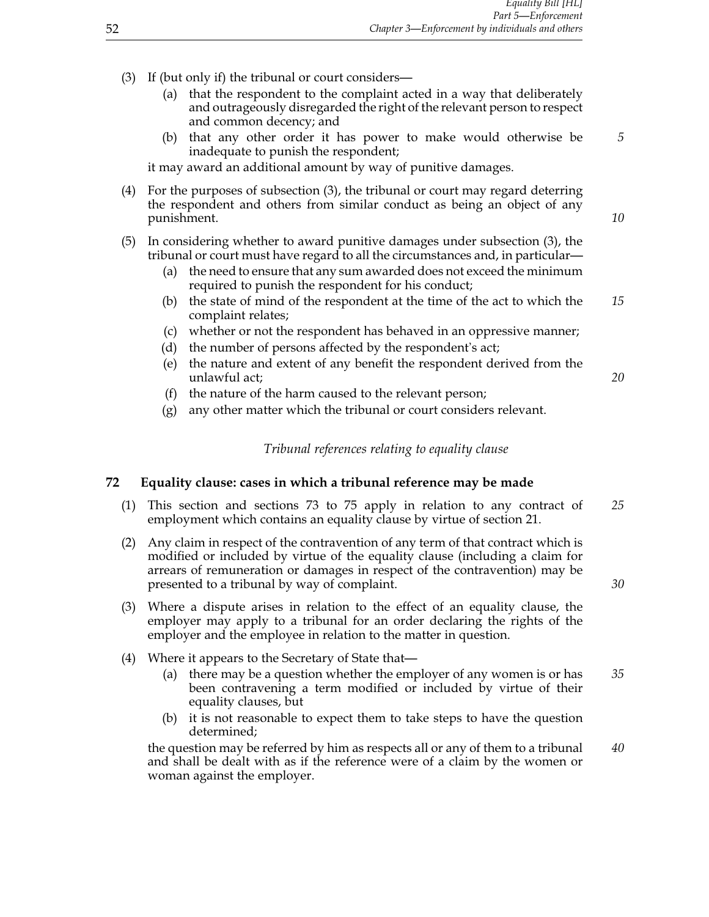(3) If (but only if) the tribunal or court considers—

   (a) that the respondent to the complaint acted in a way that deliberately and outrageously disregarded the right of the relevant person to respect and common decency; and

   (b) that any other order it has power to make would otherwise be inadequate to punish the respondent;

   it may award an additional amount by way of punitive damages.

(4) For the purposes of subsection (3), the tribunal or court may regard deterring the respondent and others from similar conduct as being an object of any punishment.

(5) In considering whether to award punitive damages under subsection (3), the tribunal or court must have regard to all the circumstances and, in particular—

   (a) the need to ensure that any sum awarded does not exceed the minimum required to punish the respondent for his conduct;

   (b) the state of mind of the respondent at the time of the act to which the complaint relates;

   (c) whether or not the respondent has behaved in an oppressive manner;

   (d) the number of persons affected by the respondent's act;

   (e) the nature and extent of any benefit the respondent derived from the unlawful act;

   (f) the nature of the harm caused to the relevant person;

   (g) any other matter which the tribunal or court considers relevant.

*Tribunal references relating to equality clause*

### 72 Equality clause: cases in which a tribunal reference may be made

(1) This section and sections 73 to 75 apply in relation to any contract of employment which contains an equality clause by virtue of section 21.

(2) Any claim in respect of the contravention of any term of that contract which is modified or included by virtue of the equality clause (including a claim for arrears of remuneration or damages in respect of the contravention) may be presented to a tribunal by way of complaint.

(3) Where a dispute arises in relation to the effect of an equality clause, the employer may apply to a tribunal for an order declaring the rights of the employer and the employee in relation to the matter in question.

(4) Where it appears to the Secretary of State that—

   (a) there may be a question whether the employer of any women is or has been contravening a term modified or included by virtue of their equality clauses, but

   (b) it is not reasonable to expect them to take steps to have the question determined;

   the question may be referred by him as respects all or any of them to a tribunal and shall be dealt with as if the reference were of a claim by the women or woman against the employer.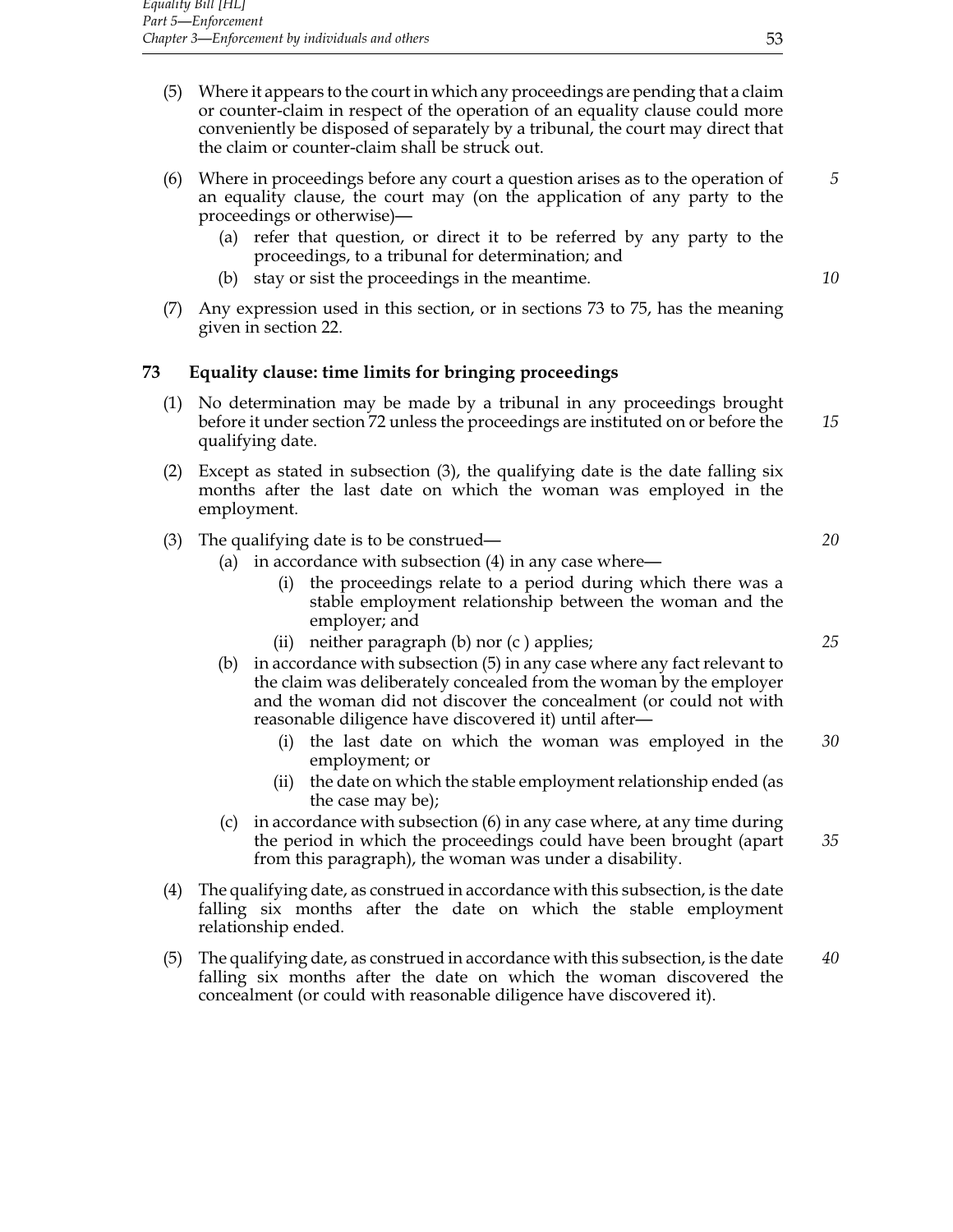(5) Where it appears to the court in which any proceedings are pending that a claim or counter-claim in respect of the operation of an equality clause could more conveniently be disposed of separately by a tribunal, the court may direct that the claim or counter-claim shall be struck out.

(6) Where in proceedings before any court a question arises as to the operation of an equality clause, the court may (on the application of any party to the proceedings or otherwise)—

- (a) refer that question, or direct it to be referred by any party to the proceedings, to a tribunal for determination; and
- (b) stay or sist the proceedings in the meantime.

(7) Any expression used in this section, or in sections 73 to 75, has the meaning given in section 22.

### 73 Equality clause: time limits for bringing proceedings

(1) No determination may be made by a tribunal in any proceedings brought before it under section 72 unless the proceedings are instituted on or before the qualifying date.

(2) Except as stated in subsection (3), the qualifying date is the date falling six months after the last date on which the woman was employed in the employment.

(3) The qualifying date is to be construed—

- (a) in accordance with subsection (4) in any case where—
  - (i) the proceedings relate to a period during which there was a stable employment relationship between the woman and the employer; and
  - (ii) neither paragraph (b) nor (c ) applies;
- (b) in accordance with subsection (5) in any case where any fact relevant to the claim was deliberately concealed from the woman by the employer and the woman did not discover the concealment (or could not with reasonable diligence have discovered it) until after—
  - (i) the last date on which the woman was employed in the employment; or
  - (ii) the date on which the stable employment relationship ended (as the case may be);
- (c) in accordance with subsection (6) in any case where, at any time during the period in which the proceedings could have been brought (apart from this paragraph), the woman was under a disability.

(4) The qualifying date, as construed in accordance with this subsection, is the date falling six months after the date on which the stable employment relationship ended.

(5) The qualifying date, as construed in accordance with this subsection, is the date falling six months after the date on which the woman discovered the concealment (or could with reasonable diligence have discovered it).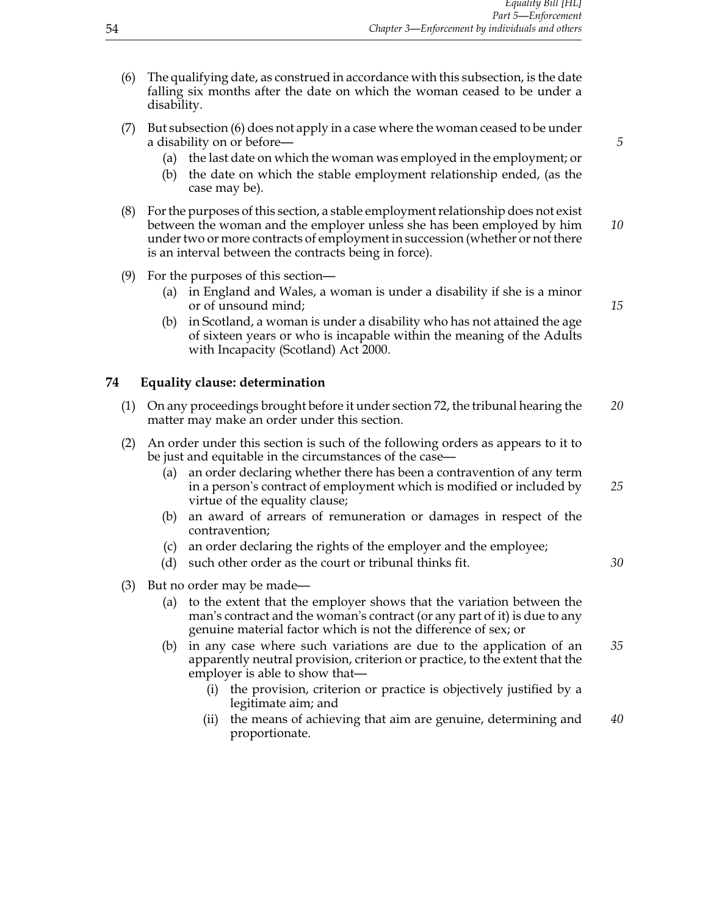(6) The qualifying date, as construed in accordance with this subsection, is the date falling six months after the date on which the woman ceased to be under a disability.

(7) But subsection (6) does not apply in a case where the woman ceased to be under a disability on or before—

  (a) the last date on which the woman was employed in the employment; or

  (b) the date on which the stable employment relationship ended, (as the case may be).

(8) For the purposes of this section, a stable employment relationship does not exist between the woman and the employer unless she has been employed by him under two or more contracts of employment in succession (whether or not there is an interval between the contracts being in force).

(9) For the purposes of this section—

  (a) in England and Wales, a woman is under a disability if she is a minor or of unsound mind;

  (b) in Scotland, a woman is under a disability who has not attained the age of sixteen years or who is incapable within the meaning of the Adults with Incapacity (Scotland) Act 2000.

## 74 Equality clause: determination

(1) On any proceedings brought before it under section 72, the tribunal hearing the matter may make an order under this section.

(2) An order under this section is such of the following orders as appears to it to be just and equitable in the circumstances of the case—

  (a) an order declaring whether there has been a contravention of any term in a person's contract of employment which is modified or included by virtue of the equality clause;

  (b) an award of arrears of remuneration or damages in respect of the contravention;

  (c) an order declaring the rights of the employer and the employee;

  (d) such other order as the court or tribunal thinks fit.

(3) But no order may be made—

  (a) to the extent that the employer shows that the variation between the man's contract and the woman's contract (or any part of it) is due to any genuine material factor which is not the difference of sex; or

  (b) in any case where such variations are due to the application of an apparently neutral provision, criterion or practice, to the extent that the employer is able to show that—

    (i) the provision, criterion or practice is objectively justified by a legitimate aim; and

    (ii) the means of achieving that aim are genuine, determining and proportionate.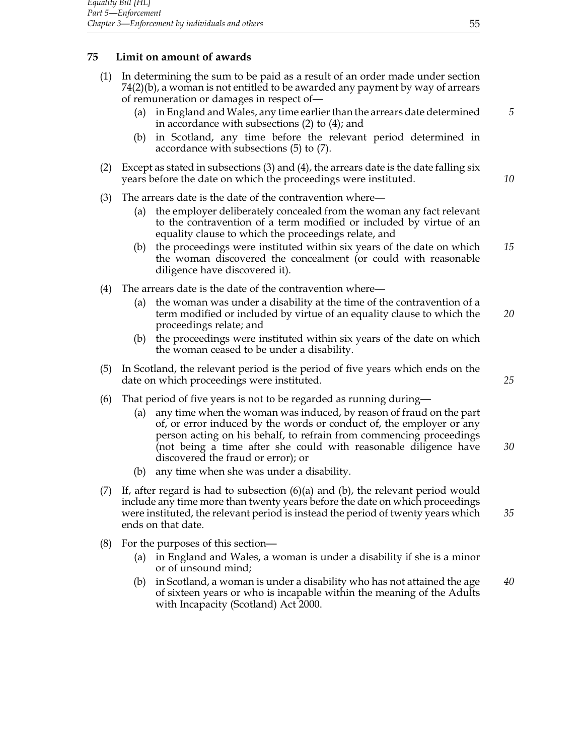### 75 Limit on amount of awards

(1) In determining the sum to be paid as a result of an order made under section 74(2)(b), a woman is not entitled to be awarded any payment by way of arrears of remuneration or damages in respect of—

- (a) in England and Wales, any time earlier than the arrears date determined in accordance with subsections (2) to (4); and
- (b) in Scotland, any time before the relevant period determined in accordance with subsections (5) to (7).

(2) Except as stated in subsections (3) and (4), the arrears date is the date falling six years before the date on which the proceedings were instituted.

(3) The arrears date is the date of the contravention where—

- (a) the employer deliberately concealed from the woman any fact relevant to the contravention of a term modified or included by virtue of an equality clause to which the proceedings relate, and
- (b) the proceedings were instituted within six years of the date on which the woman discovered the concealment (or could with reasonable diligence have discovered it).

(4) The arrears date is the date of the contravention where—

- (a) the woman was under a disability at the time of the contravention of a term modified or included by virtue of an equality clause to which the proceedings relate; and
- (b) the proceedings were instituted within six years of the date on which the woman ceased to be under a disability.

(5) In Scotland, the relevant period is the period of five years which ends on the date on which proceedings were instituted.

(6) That period of five years is not to be regarded as running during—

- (a) any time when the woman was induced, by reason of fraud on the part of, or error induced by the words or conduct of, the employer or any person acting on his behalf, to refrain from commencing proceedings (not being a time after she could with reasonable diligence have discovered the fraud or error); or
- (b) any time when she was under a disability.

(7) If, after regard is had to subsection (6)(a) and (b), the relevant period would include any time more than twenty years before the date on which proceedings were instituted, the relevant period is instead the period of twenty years which ends on that date.

(8) For the purposes of this section—

- (a) in England and Wales, a woman is under a disability if she is a minor or of unsound mind;
- (b) in Scotland, a woman is under a disability who has not attained the age of sixteen years or who is incapable within the meaning of the Adults with Incapacity (Scotland) Act 2000.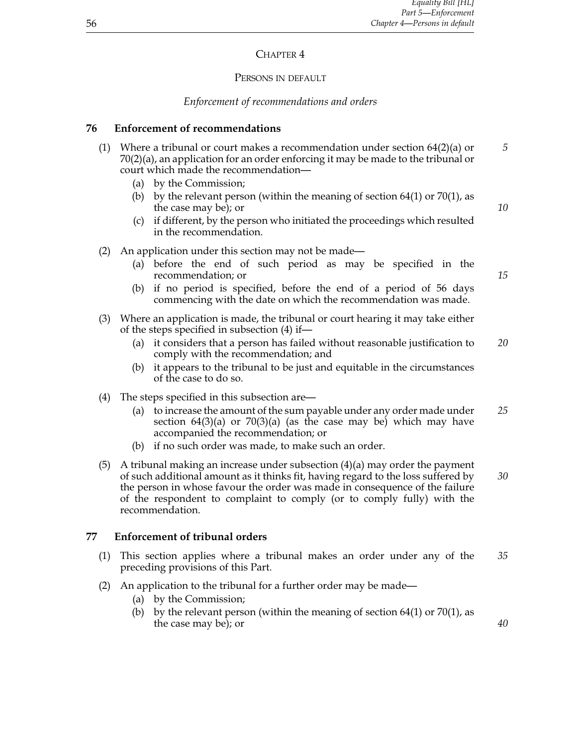## CHAPTER 4

### PERSONS IN DEFAULT

*Enforcement of recommendations and orders*

**76 Enforcement of recommendations**

(1) Where a tribunal or court makes a recommendation under section 64(2)(a) or 70(2)(a), an application for an order enforcing it may be made to the tribunal or court which made the recommendation—

- (a) by the Commission;
- (b) by the relevant person (within the meaning of section 64(1) or 70(1), as the case may be); or
- (c) if different, by the person who initiated the proceedings which resulted in the recommendation.

(2) An application under this section may not be made—

- (a) before the end of such period as may be specified in the recommendation; or
- (b) if no period is specified, before the end of a period of 56 days commencing with the date on which the recommendation was made.

(3) Where an application is made, the tribunal or court hearing it may take either of the steps specified in subsection (4) if—

- (a) it considers that a person has failed without reasonable justification to comply with the recommendation; and
- (b) it appears to the tribunal to be just and equitable in the circumstances of the case to do so.

(4) The steps specified in this subsection are—

- (a) to increase the amount of the sum payable under any order made under section 64(3)(a) or 70(3)(a) (as the case may be) which may have accompanied the recommendation; or
- (b) if no such order was made, to make such an order.

(5) A tribunal making an increase under subsection (4)(a) may order the payment of such additional amount as it thinks fit, having regard to the loss suffered by the person in whose favour the order was made in consequence of the failure of the respondent to complaint to comply (or to comply fully) with the recommendation.

**77 Enforcement of tribunal orders**

(1) This section applies where a tribunal makes an order under any of the preceding provisions of this Part.

(2) An application to the tribunal for a further order may be made—

- (a) by the Commission;
- (b) by the relevant person (within the meaning of section 64(1) or 70(1), as the case may be); or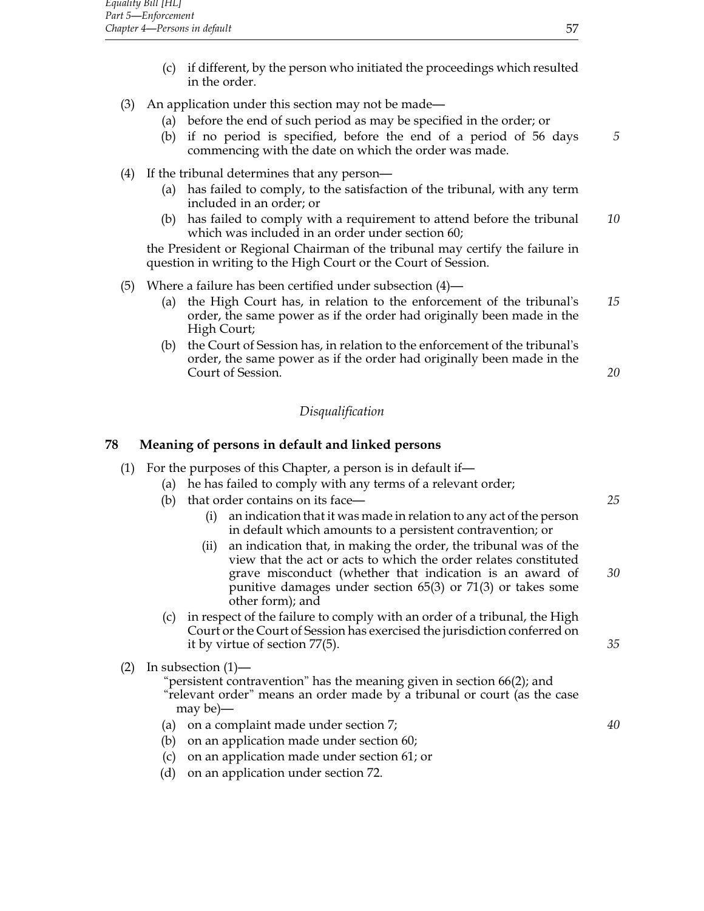(c) if different, by the person who initiated the proceedings which resulted in the order.

(3) An application under this section may not be made—

(a) before the end of such period as may be specified in the order; or

(b) if no period is specified, before the end of a period of 56 days commencing with the date on which the order was made.

(4) If the tribunal determines that any person—

(a) has failed to comply, to the satisfaction of the tribunal, with any term included in an order; or

(b) has failed to comply with a requirement to attend before the tribunal which was included in an order under section 60;

the President or Regional Chairman of the tribunal may certify the failure in question in writing to the High Court or the Court of Session.

(5) Where a failure has been certified under subsection (4)—

(a) the High Court has, in relation to the enforcement of the tribunal's order, the same power as if the order had originally been made in the High Court;

(b) the Court of Session has, in relation to the enforcement of the tribunal's order, the same power as if the order had originally been made in the Court of Session.

### *Disqualification*

## 78 Meaning of persons in default and linked persons

(1) For the purposes of this Chapter, a person is in default if—

(a) he has failed to comply with any terms of a relevant order;

(b) that order contains on its face—

(i) an indication that it was made in relation to any act of the person in default which amounts to a persistent contravention; or

(ii) an indication that, in making the order, the tribunal was of the view that the act or acts to which the order relates constituted grave misconduct (whether that indication is an award of punitive damages under section 65(3) or 71(3) or takes some other form); and

(c) in respect of the failure to comply with an order of a tribunal, the High Court or the Court of Session has exercised the jurisdiction conferred on it by virtue of section 77(5).

(2) In subsection (1)—

"persistent contravention" has the meaning given in section 66(2); and

"relevant order" means an order made by a tribunal or court (as the case may be)—

(a) on a complaint made under section 7;

(b) on an application made under section 60;

(c) on an application made under section 61; or

(d) on an application under section 72.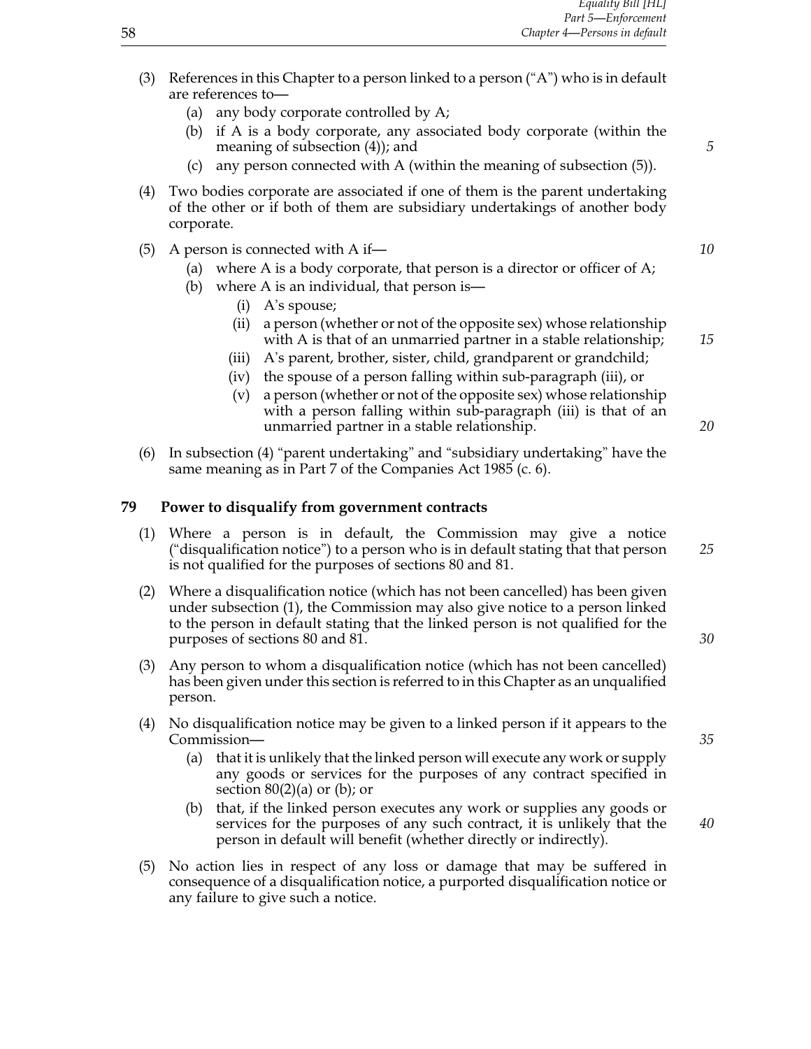(3) References in this Chapter to a person linked to a person ("A") who is in default are references to—

(a) any body corporate controlled by A;

(b) if A is a body corporate, any associated body corporate (within the meaning of subsection (4)); and

(c) any person connected with A (within the meaning of subsection (5)).

(4) Two bodies corporate are associated if one of them is the parent undertaking of the other or if both of them are subsidiary undertakings of another body corporate.

(5) A person is connected with A if—

(a) where A is a body corporate, that person is a director or officer of A;

(b) where A is an individual, that person is—

(i) A's spouse;

(ii) a person (whether or not of the opposite sex) whose relationship with A is that of an unmarried partner in a stable relationship;

(iii) A's parent, brother, sister, child, grandparent or grandchild;

(iv) the spouse of a person falling within sub-paragraph (iii), or

(v) a person (whether or not of the opposite sex) whose relationship with a person falling within sub-paragraph (iii) is that of an unmarried partner in a stable relationship.

(6) In subsection (4) "parent undertaking" and "subsidiary undertaking" have the same meaning as in Part 7 of the Companies Act 1985 (c. 6).

## 79 Power to disqualify from government contracts

(1) Where a person is in default, the Commission may give a notice ("disqualification notice") to a person who is in default stating that that person is not qualified for the purposes of sections 80 and 81.

(2) Where a disqualification notice (which has not been cancelled) has been given under subsection (1), the Commission may also give notice to a person linked to the person in default stating that the linked person is not qualified for the purposes of sections 80 and 81.

(3) Any person to whom a disqualification notice (which has not been cancelled) has been given under this section is referred to in this Chapter as an unqualified person.

(4) No disqualification notice may be given to a linked person if it appears to the Commission—

(a) that it is unlikely that the linked person will execute any work or supply any goods or services for the purposes of any contract specified in section 80(2)(a) or (b); or

(b) that, if the linked person executes any work or supplies any goods or services for the purposes of any such contract, it is unlikely that the person in default will benefit (whether directly or indirectly).

(5) No action lies in respect of any loss or damage that may be suffered in consequence of a disqualification notice, a purported disqualification notice or any failure to give such a notice.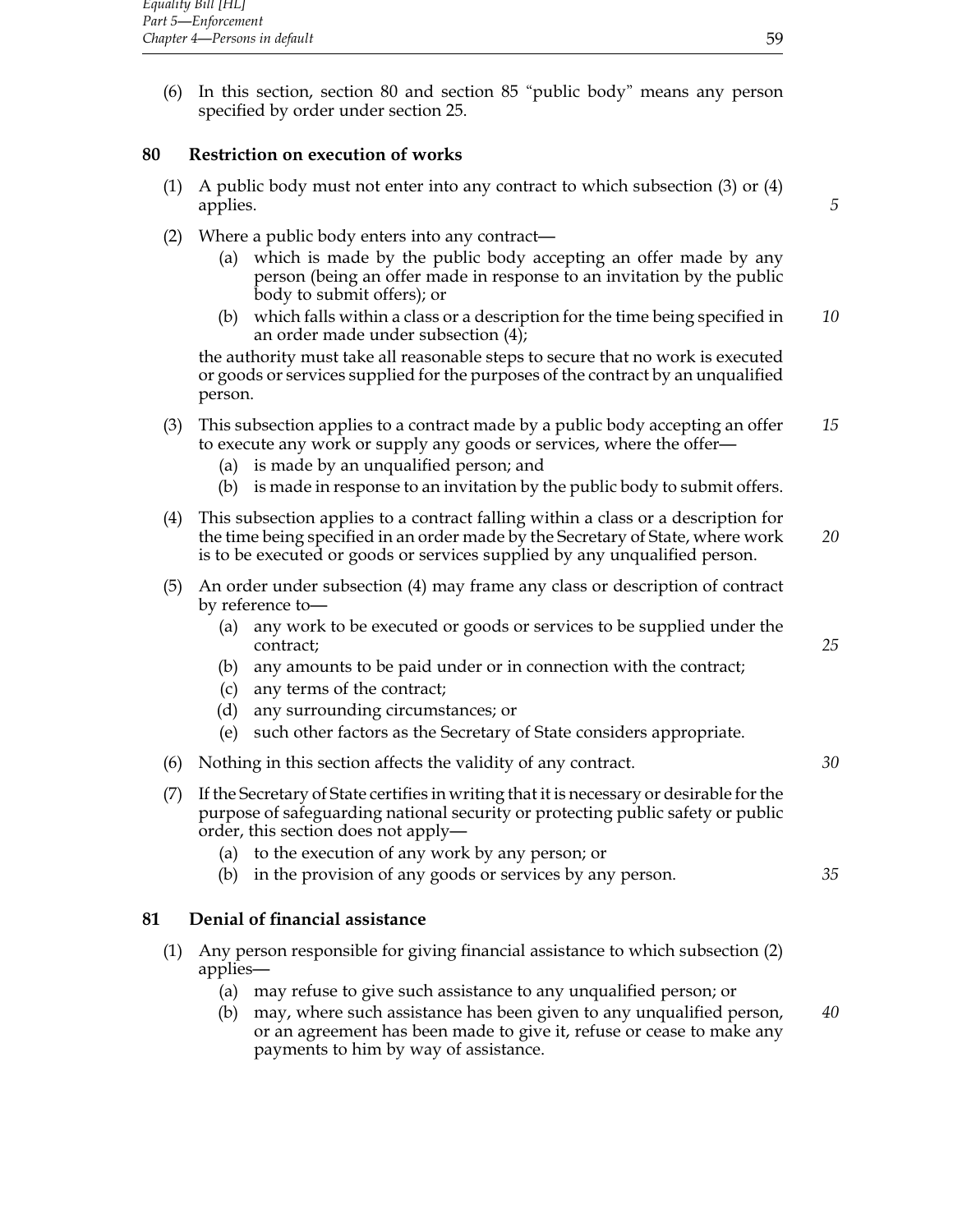(6) In this section, section 80 and section 85 "public body" means any person specified by order under section 25.

### 80 Restriction on execution of works

(1) A public body must not enter into any contract to which subsection (3) or (4) applies.

(2) Where a public body enters into any contract—

- (a) which is made by the public body accepting an offer made by any person (being an offer made in response to an invitation by the public body to submit offers); or
- (b) which falls within a class or a description for the time being specified in an order made under subsection (4);

the authority must take all reasonable steps to secure that no work is executed or goods or services supplied for the purposes of the contract by an unqualified person.

(3) This subsection applies to a contract made by a public body accepting an offer to execute any work or supply any goods or services, where the offer—

- (a) is made by an unqualified person; and
- (b) is made in response to an invitation by the public body to submit offers.

(4) This subsection applies to a contract falling within a class or a description for the time being specified in an order made by the Secretary of State, where work is to be executed or goods or services supplied by any unqualified person.

(5) An order under subsection (4) may frame any class or description of contract by reference to—

- (a) any work to be executed or goods or services to be supplied under the contract;
- (b) any amounts to be paid under or in connection with the contract;
- (c) any terms of the contract;
- (d) any surrounding circumstances; or
- (e) such other factors as the Secretary of State considers appropriate.

(6) Nothing in this section affects the validity of any contract.

(7) If the Secretary of State certifies in writing that it is necessary or desirable for the purpose of safeguarding national security or protecting public safety or public order, this section does not apply—

- (a) to the execution of any work by any person; or
- (b) in the provision of any goods or services by any person.

### 81 Denial of financial assistance

(1) Any person responsible for giving financial assistance to which subsection (2) applies—

- (a) may refuse to give such assistance to any unqualified person; or
- (b) may, where such assistance has been given to any unqualified person, or an agreement has been made to give it, refuse or cease to make any payments to him by way of assistance.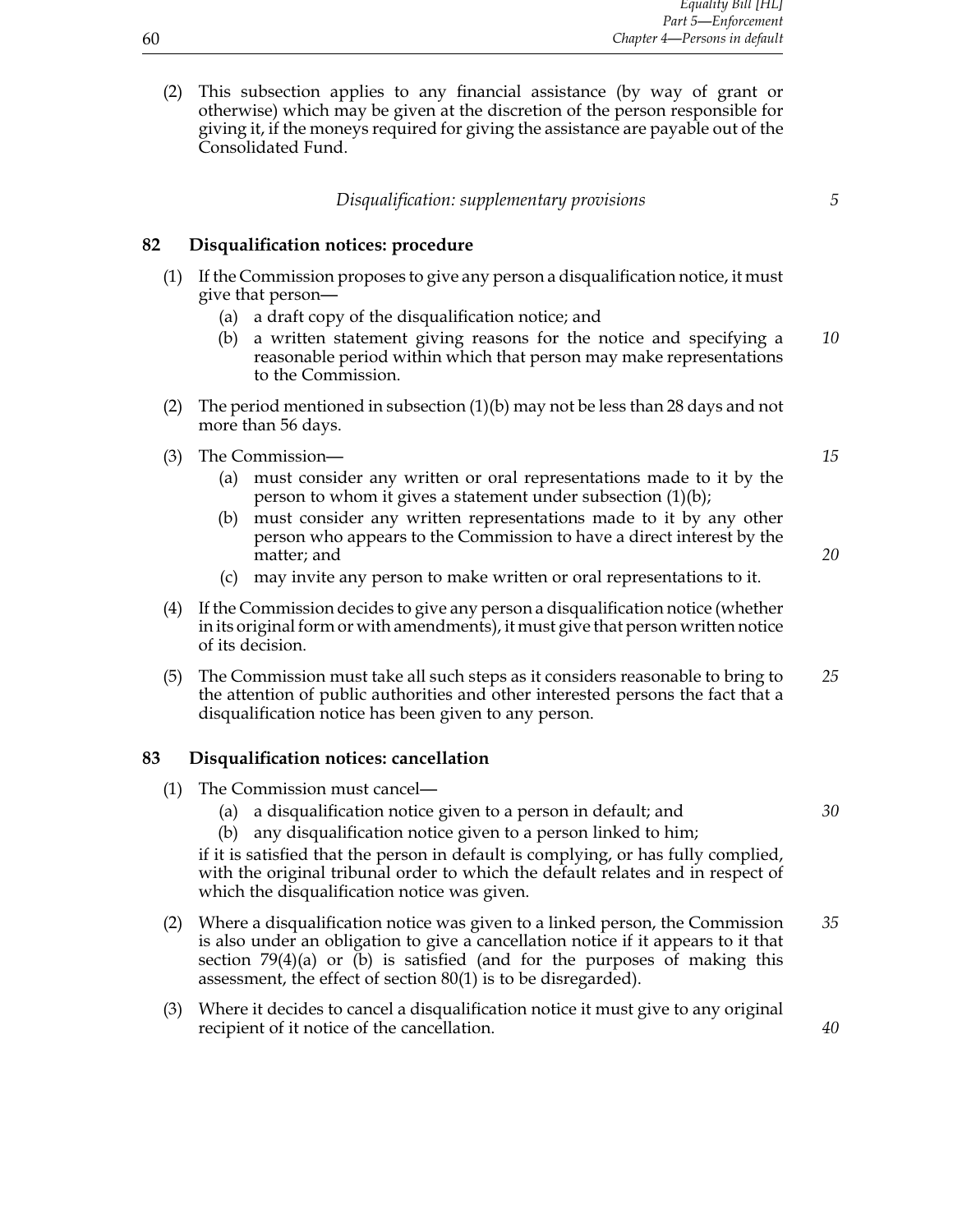(2) This subsection applies to any financial assistance (by way of grant or otherwise) which may be given at the discretion of the person responsible for giving it, if the moneys required for giving the assistance are payable out of the Consolidated Fund.

*Disqualification: supplementary provisions*

### 82 Disqualification notices: procedure

(1) If the Commission proposes to give any person a disqualification notice, it must give that person—
   - (a) a draft copy of the disqualification notice; and
   - (b) a written statement giving reasons for the notice and specifying a reasonable period within which that person may make representations to the Commission.

(2) The period mentioned in subsection (1)(b) may not be less than 28 days and not more than 56 days.

(3) The Commission—
   - (a) must consider any written or oral representations made to it by the person to whom it gives a statement under subsection (1)(b);
   - (b) must consider any written representations made to it by any other person who appears to the Commission to have a direct interest by the matter; and
   - (c) may invite any person to make written or oral representations to it.

(4) If the Commission decides to give any person a disqualification notice (whether in its original form or with amendments), it must give that person written notice of its decision.

(5) The Commission must take all such steps as it considers reasonable to bring to the attention of public authorities and other interested persons the fact that a disqualification notice has been given to any person.

### 83 Disqualification notices: cancellation

(1) The Commission must cancel—
   - (a) a disqualification notice given to a person in default; and
   - (b) any disqualification notice given to a person linked to him;

   if it is satisfied that the person in default is complying, or has fully complied, with the original tribunal order to which the default relates and in respect of which the disqualification notice was given.

(2) Where a disqualification notice was given to a linked person, the Commission is also under an obligation to give a cancellation notice if it appears to it that section 79(4)(a) or (b) is satisfied (and for the purposes of making this assessment, the effect of section 80(1) is to be disregarded).

(3) Where it decides to cancel a disqualification notice it must give to any original recipient of it notice of the cancellation.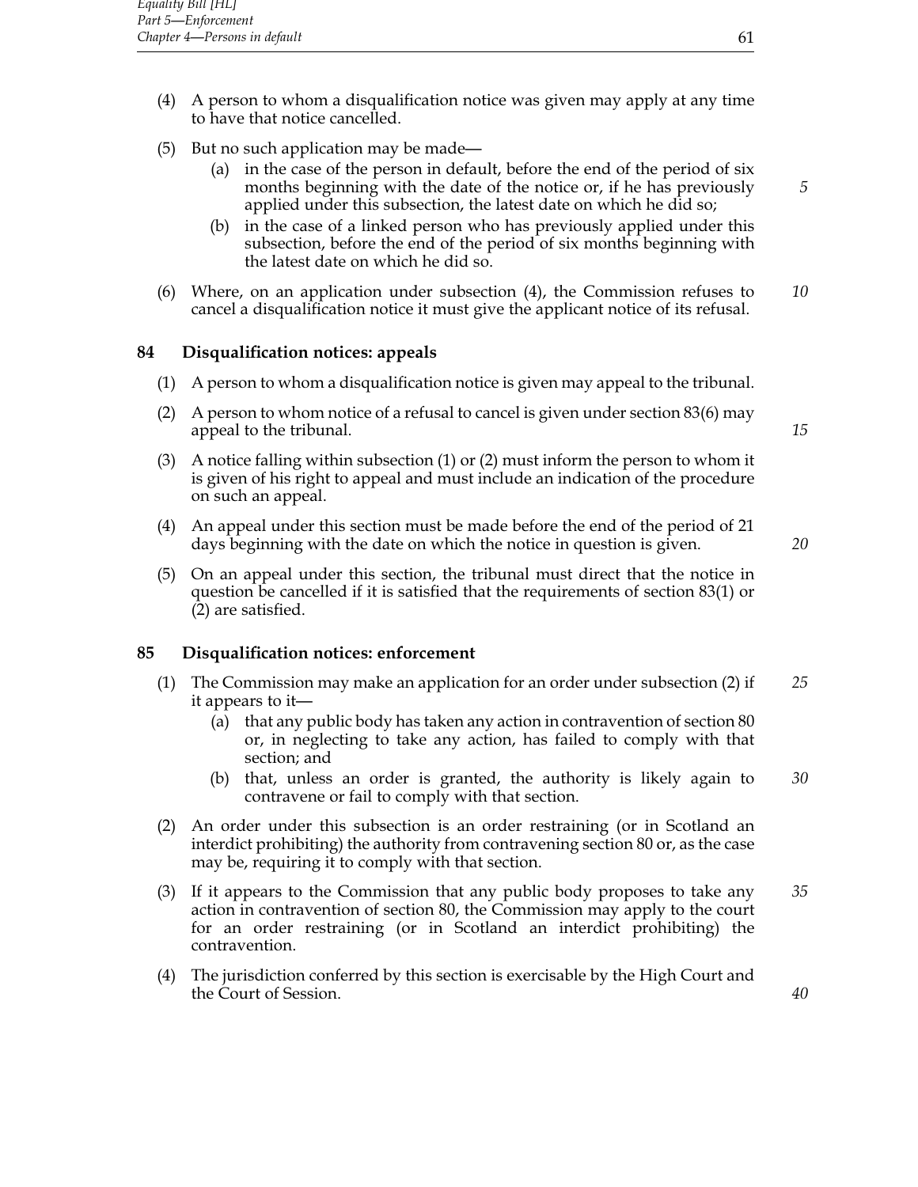(4) A person to whom a disqualification notice was given may apply at any time to have that notice cancelled.

(5) But no such application may be made—

  (a) in the case of the person in default, before the end of the period of six months beginning with the date of the notice or, if he has previously applied under this subsection, the latest date on which he did so;

  (b) in the case of a linked person who has previously applied under this subsection, before the end of the period of six months beginning with the latest date on which he did so.

(6) Where, on an application under subsection (4), the Commission refuses to cancel a disqualification notice it must give the applicant notice of its refusal.

## 84 Disqualification notices: appeals

(1) A person to whom a disqualification notice is given may appeal to the tribunal.

(2) A person to whom notice of a refusal to cancel is given under section 83(6) may appeal to the tribunal.

(3) A notice falling within subsection (1) or (2) must inform the person to whom it is given of his right to appeal and must include an indication of the procedure on such an appeal.

(4) An appeal under this section must be made before the end of the period of 21 days beginning with the date on which the notice in question is given.

(5) On an appeal under this section, the tribunal must direct that the notice in question be cancelled if it is satisfied that the requirements of section 83(1) or (2) are satisfied.

## 85 Disqualification notices: enforcement

(1) The Commission may make an application for an order under subsection (2) if it appears to it—

  (a) that any public body has taken any action in contravention of section 80 or, in neglecting to take any action, has failed to comply with that section; and

  (b) that, unless an order is granted, the authority is likely again to contravene or fail to comply with that section.

(2) An order under this subsection is an order restraining (or in Scotland an interdict prohibiting) the authority from contravening section 80 or, as the case may be, requiring it to comply with that section.

(3) If it appears to the Commission that any public body proposes to take any action in contravention of section 80, the Commission may apply to the court for an order restraining (or in Scotland an interdict prohibiting) the contravention.

(4) The jurisdiction conferred by this section is exercisable by the High Court and the Court of Session.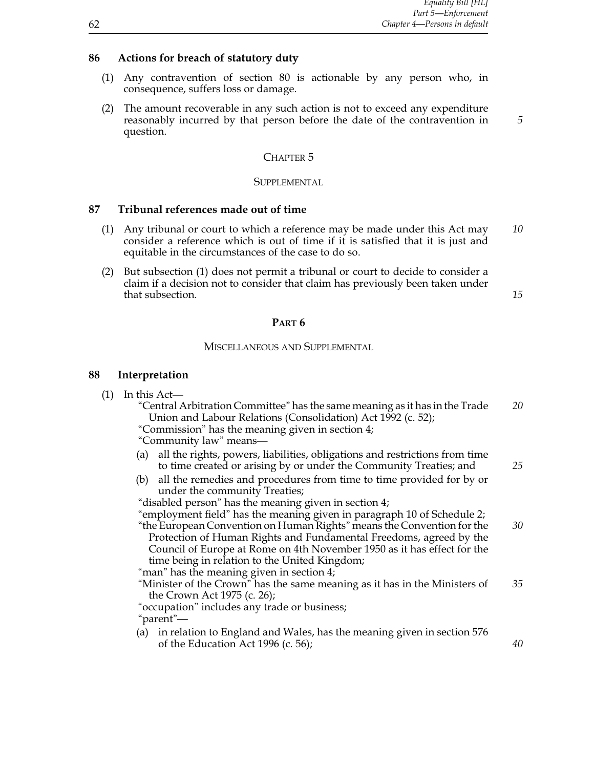### 86 Actions for breach of statutory duty

(1) Any contravention of section 80 is actionable by any person who, in consequence, suffers loss or damage.

(2) The amount recoverable in any such action is not to exceed any expenditure reasonably incurred by that person before the date of the contravention in question.

## CHAPTER 5

## SUPPLEMENTAL

### 87 Tribunal references made out of time

(1) Any tribunal or court to which a reference may be made under this Act may consider a reference which is out of time if it is satisfied that it is just and equitable in the circumstances of the case to do so.

(2) But subsection (1) does not permit a tribunal or court to decide to consider a claim if a decision not to consider that claim has previously been taken under that subsection.

## PART 6

## MISCELLANEOUS AND SUPPLEMENTAL

### 88 Interpretation

(1) In this Act—

"Central Arbitration Committee" has the same meaning as it has in the Trade Union and Labour Relations (Consolidation) Act 1992 (c. 52);

"Commission" has the meaning given in section 4;

"Community law" means—

(a) all the rights, powers, liabilities, obligations and restrictions from time to time created or arising by or under the Community Treaties; and

(b) all the remedies and procedures from time to time provided for by or under the community Treaties;

"disabled person" has the meaning given in section 4;

"employment field" has the meaning given in paragraph 10 of Schedule 2;

"the European Convention on Human Rights" means the Convention for the Protection of Human Rights and Fundamental Freedoms, agreed by the Council of Europe at Rome on 4th November 1950 as it has effect for the time being in relation to the United Kingdom;

"man" has the meaning given in section 4;

"Minister of the Crown" has the same meaning as it has in the Ministers of the Crown Act 1975 (c. 26);

"occupation" includes any trade or business;

"parent"—

(a) in relation to England and Wales, has the meaning given in section 576 of the Education Act 1996 (c. 56);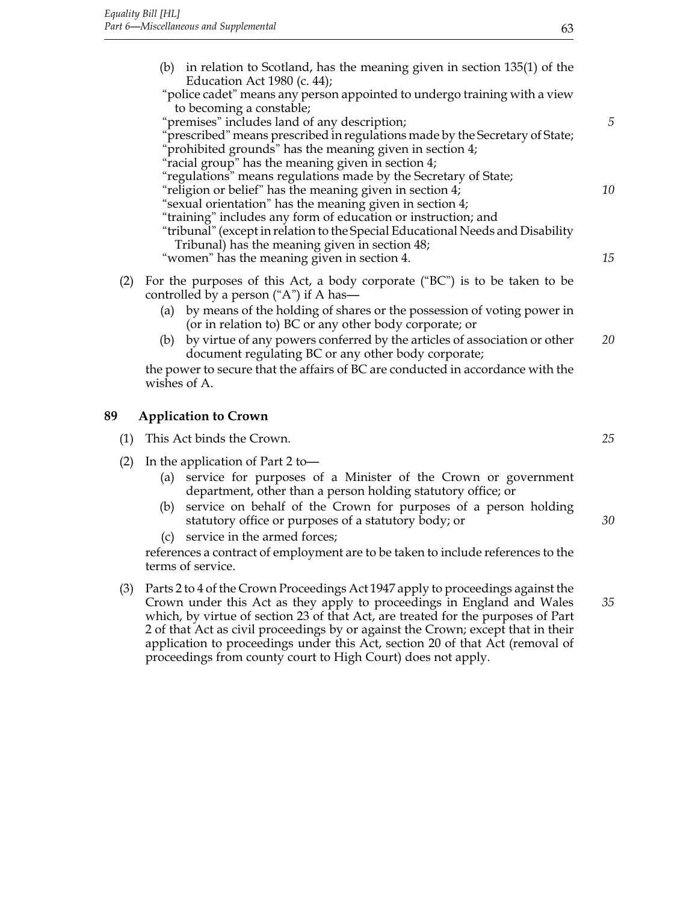(b) in relation to Scotland, has the meaning given in section 135(1) of the Education Act 1980 (c. 44);

"police cadet" means any person appointed to undergo training with a view to becoming a constable;

"premises" includes land of any description;

"prescribed" means prescribed in regulations made by the Secretary of State;

"prohibited grounds" has the meaning given in section 4;

"racial group" has the meaning given in section 4;

"regulations" means regulations made by the Secretary of State;

"religion or belief" has the meaning given in section 4;

"sexual orientation" has the meaning given in section 4;

"training" includes any form of education or instruction; and

"tribunal" (except in relation to the Special Educational Needs and Disability Tribunal) has the meaning given in section 48;

"women" has the meaning given in section 4.

(2) For the purposes of this Act, a body corporate ("BC") is to be taken to be controlled by a person ("A") if A has—

- (a) by means of the holding of shares or the possession of voting power in (or in relation to) BC or any other body corporate; or
- (b) by virtue of any powers conferred by the articles of association or other document regulating BC or any other body corporate;

the power to secure that the affairs of BC are conducted in accordance with the wishes of A.

## 89 Application to Crown

(1) This Act binds the Crown.

(2) In the application of Part 2 to—

- (a) service for purposes of a Minister of the Crown or government department, other than a person holding statutory office; or
- (b) service on behalf of the Crown for purposes of a person holding statutory office or purposes of a statutory body; or
- (c) service in the armed forces;

references a contract of employment are to be taken to include references to the terms of service.

(3) Parts 2 to 4 of the Crown Proceedings Act 1947 apply to proceedings against the Crown under this Act as they apply to proceedings in England and Wales which, by virtue of section 23 of that Act, are treated for the purposes of Part 2 of that Act as civil proceedings by or against the Crown; except that in their application to proceedings under this Act, section 20 of that Act (removal of proceedings from county court to High Court) does not apply.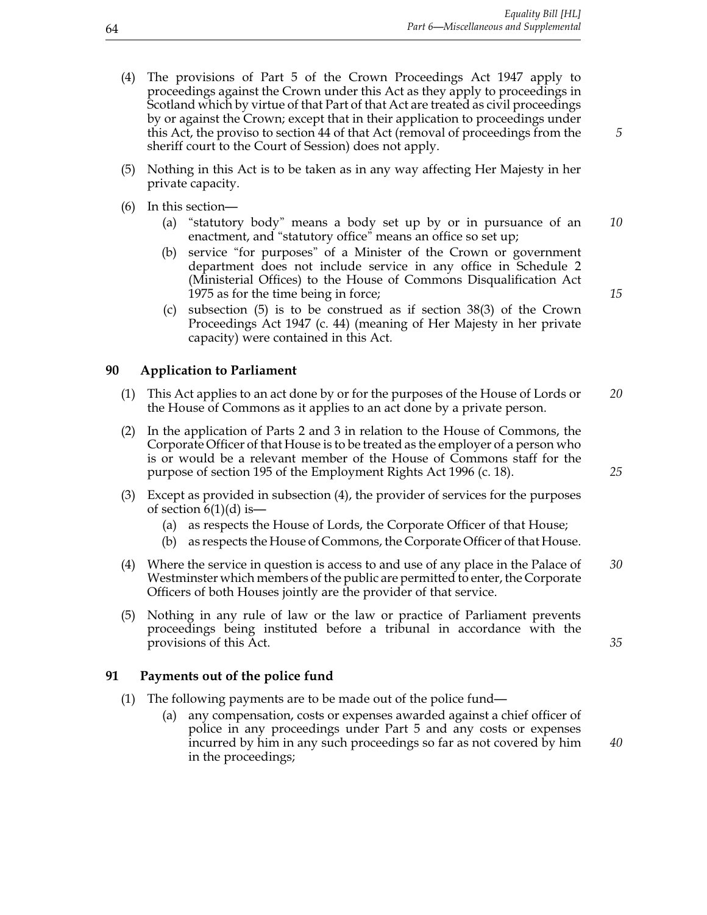(4) The provisions of Part 5 of the Crown Proceedings Act 1947 apply to proceedings against the Crown under this Act as they apply to proceedings in Scotland which by virtue of that Part of that Act are treated as civil proceedings by or against the Crown; except that in their application to proceedings under this Act, the proviso to section 44 of that Act (removal of proceedings from the sheriff court to the Court of Session) does not apply.

(5) Nothing in this Act is to be taken as in any way affecting Her Majesty in her private capacity.

(6) In this section—

   (a) "statutory body" means a body set up by or in pursuance of an enactment, and "statutory office" means an office so set up;

   (b) service "for purposes" of a Minister of the Crown or government department does not include service in any office in Schedule 2 (Ministerial Offices) to the House of Commons Disqualification Act 1975 as for the time being in force;

   (c) subsection (5) is to be construed as if section 38(3) of the Crown Proceedings Act 1947 (c. 44) (meaning of Her Majesty in her private capacity) were contained in this Act.

## 90 Application to Parliament

(1) This Act applies to an act done by or for the purposes of the House of Lords or the House of Commons as it applies to an act done by a private person.

(2) In the application of Parts 2 and 3 in relation to the House of Commons, the Corporate Officer of that House is to be treated as the employer of a person who is or would be a relevant member of the House of Commons staff for the purpose of section 195 of the Employment Rights Act 1996 (c. 18).

(3) Except as provided in subsection (4), the provider of services for the purposes of section 6(1)(d) is—

   (a) as respects the House of Lords, the Corporate Officer of that House;

   (b) as respects the House of Commons, the Corporate Officer of that House.

(4) Where the service in question is access to and use of any place in the Palace of Westminster which members of the public are permitted to enter, the Corporate Officers of both Houses jointly are the provider of that service.

(5) Nothing in any rule of law or the law or practice of Parliament prevents proceedings being instituted before a tribunal in accordance with the provisions of this Act.

## 91 Payments out of the police fund

(1) The following payments are to be made out of the police fund—

   (a) any compensation, costs or expenses awarded against a chief officer of police in any proceedings under Part 5 and any costs or expenses incurred by him in any such proceedings so far as not covered by him in the proceedings;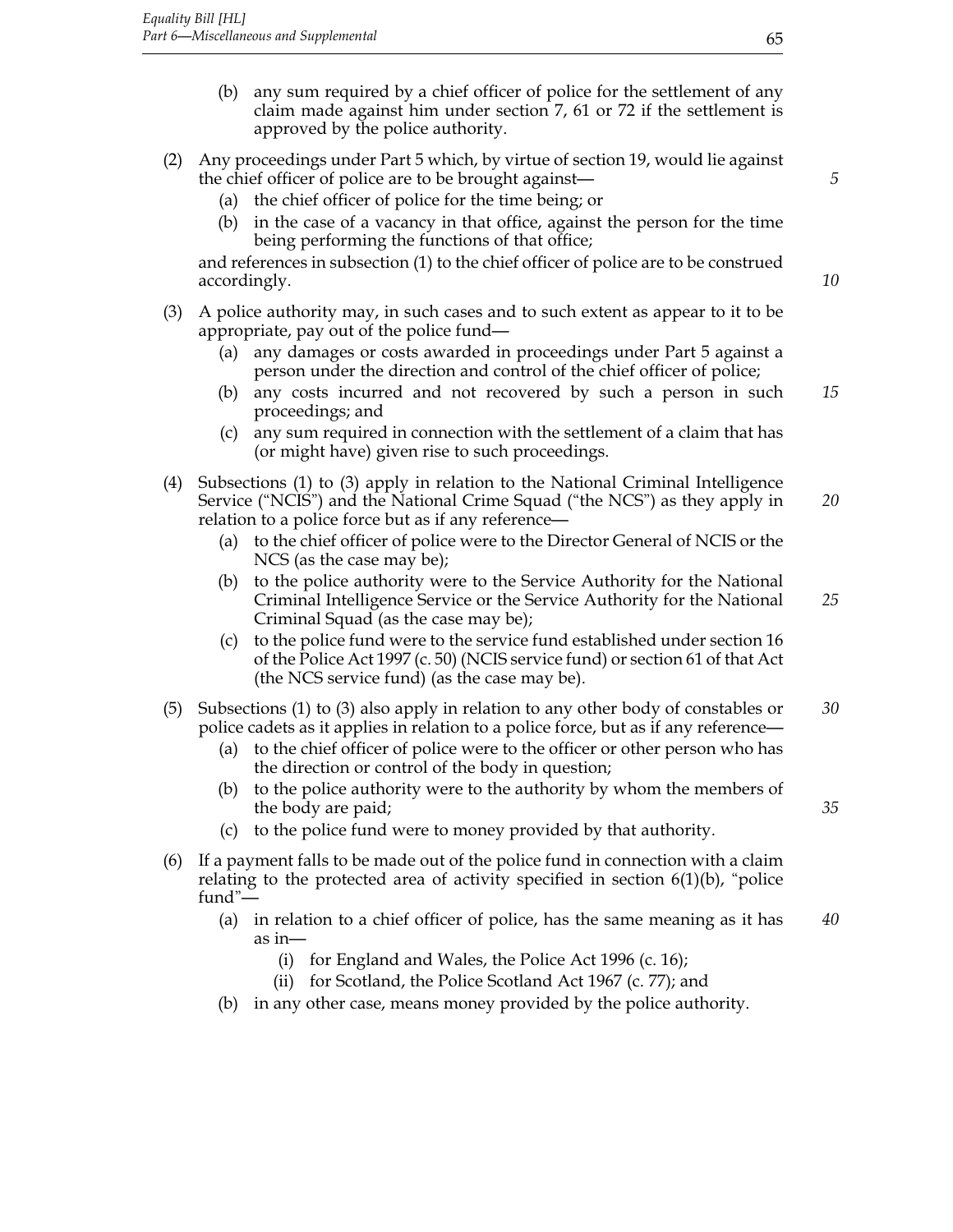(b) any sum required by a chief officer of police for the settlement of any claim made against him under section 7, 61 or 72 if the settlement is approved by the police authority.

(2) Any proceedings under Part 5 which, by virtue of section 19, would lie against the chief officer of police are to be brought against—

(a) the chief officer of police for the time being; or

(b) in the case of a vacancy in that office, against the person for the time being performing the functions of that office;

and references in subsection (1) to the chief officer of police are to be construed accordingly.

(3) A police authority may, in such cases and to such extent as appear to it to be appropriate, pay out of the police fund—

(a) any damages or costs awarded in proceedings under Part 5 against a person under the direction and control of the chief officer of police;

(b) any costs incurred and not recovered by such a person in such proceedings; and

(c) any sum required in connection with the settlement of a claim that has (or might have) given rise to such proceedings.

(4) Subsections (1) to (3) apply in relation to the National Criminal Intelligence Service ("NCIS") and the National Crime Squad ("the NCS") as they apply in relation to a police force but as if any reference—

(a) to the chief officer of police were to the Director General of NCIS or the NCS (as the case may be);

(b) to the police authority were to the Service Authority for the National Criminal Intelligence Service or the Service Authority for the National Criminal Squad (as the case may be);

(c) to the police fund were to the service fund established under section 16 of the Police Act 1997 (c. 50) (NCIS service fund) or section 61 of that Act (the NCS service fund) (as the case may be).

(5) Subsections (1) to (3) also apply in relation to any other body of constables or police cadets as it applies in relation to a police force, but as if any reference—

(a) to the chief officer of police were to the officer or other person who has the direction or control of the body in question;

(b) to the police authority were to the authority by whom the members of the body are paid;

(c) to the police fund were to money provided by that authority.

(6) If a payment falls to be made out of the police fund in connection with a claim relating to the protected area of activity specified in section 6(1)(b), "police fund"—

(a) in relation to a chief officer of police, has the same meaning as it has as in—

(i) for England and Wales, the Police Act 1996 (c. 16);

(ii) for Scotland, the Police Scotland Act 1967 (c. 77); and

(b) in any other case, means money provided by the police authority.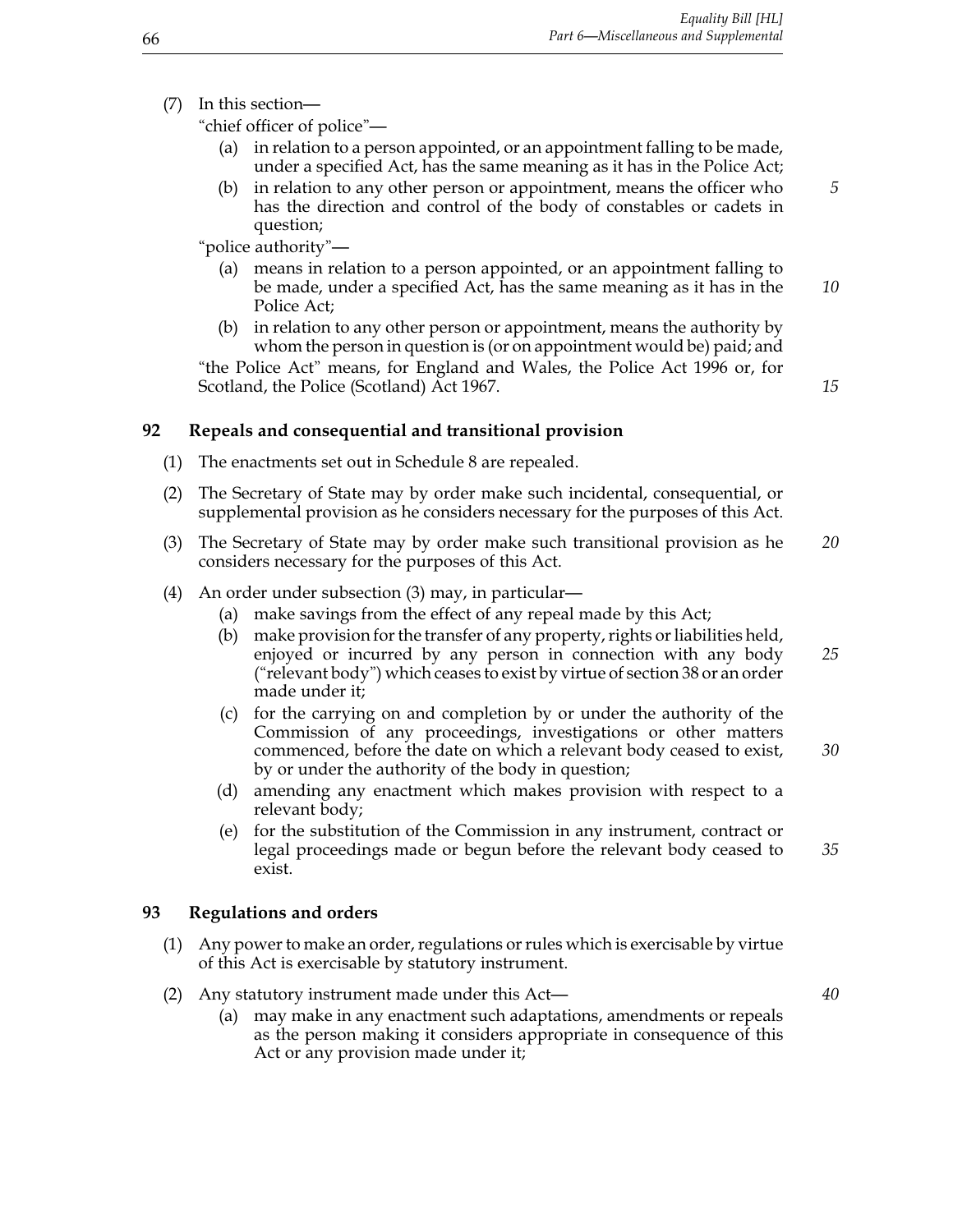(7) In this section—

"chief officer of police"—

(a) in relation to a person appointed, or an appointment falling to be made, under a specified Act, has the same meaning as it has in the Police Act;

(b) in relation to any other person or appointment, means the officer who has the direction and control of the body of constables or cadets in question;

"police authority"—

(a) means in relation to a person appointed, or an appointment falling to be made, under a specified Act, has the same meaning as it has in the Police Act;

(b) in relation to any other person or appointment, means the authority by whom the person in question is (or on appointment would be) paid; and

"the Police Act" means, for England and Wales, the Police Act 1996 or, for Scotland, the Police (Scotland) Act 1967.

### 92 Repeals and consequential and transitional provision

(1) The enactments set out in Schedule 8 are repealed.

(2) The Secretary of State may by order make such incidental, consequential, or supplemental provision as he considers necessary for the purposes of this Act.

(3) The Secretary of State may by order make such transitional provision as he considers necessary for the purposes of this Act.

(4) An order under subsection (3) may, in particular—

(a) make savings from the effect of any repeal made by this Act;

(b) make provision for the transfer of any property, rights or liabilities held, enjoyed or incurred by any person in connection with any body ("relevant body") which ceases to exist by virtue of section 38 or an order made under it;

(c) for the carrying on and completion by or under the authority of the Commission of any proceedings, investigations or other matters commenced, before the date on which a relevant body ceased to exist, by or under the authority of the body in question;

(d) amending any enactment which makes provision with respect to a relevant body;

(e) for the substitution of the Commission in any instrument, contract or legal proceedings made or begun before the relevant body ceased to exist.

### 93 Regulations and orders

(1) Any power to make an order, regulations or rules which is exercisable by virtue of this Act is exercisable by statutory instrument.

(2) Any statutory instrument made under this Act—

(a) may make in any enactment such adaptations, amendments or repeals as the person making it considers appropriate in consequence of this Act or any provision made under it;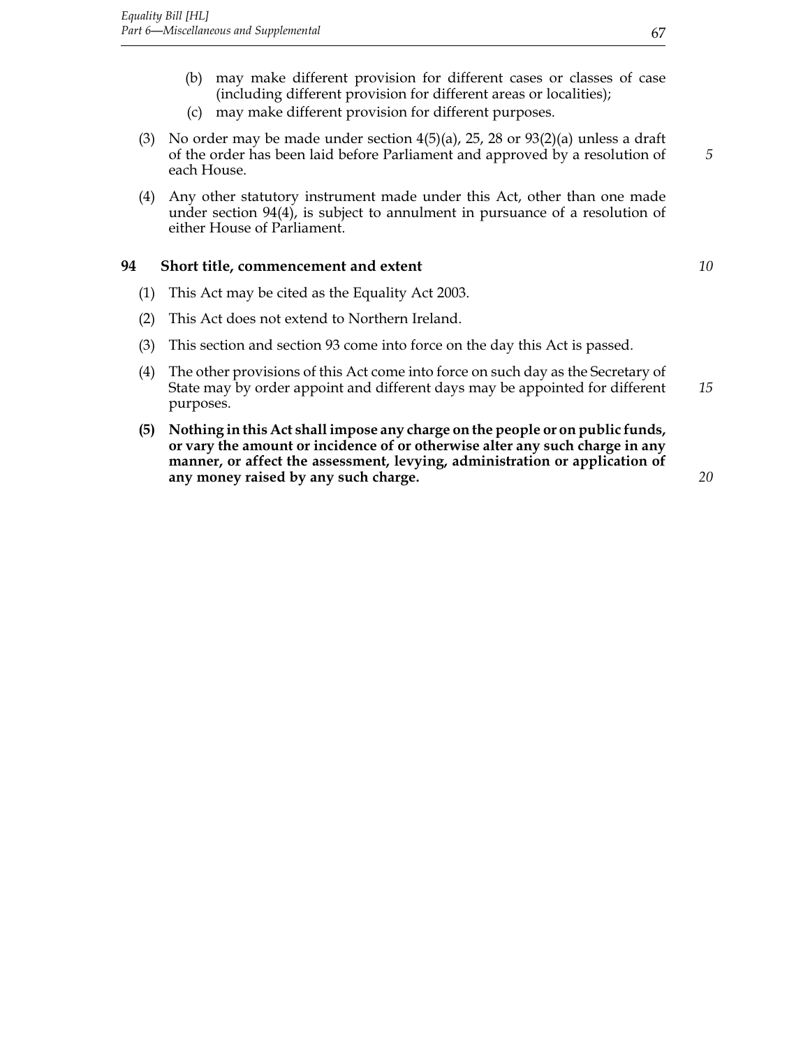(b) may make different provision for different cases or classes of case (including different provision for different areas or localities);

(c) may make different provision for different purposes.

(3) No order may be made under section 4(5)(a), 25, 28 or 93(2)(a) unless a draft of the order has been laid before Parliament and approved by a resolution of each House.

(4) Any other statutory instrument made under this Act, other than one made under section 94(4), is subject to annulment in pursuance of a resolution of either House of Parliament.

### 94 Short title, commencement and extent

(1) This Act may be cited as the Equality Act 2003.

(2) This Act does not extend to Northern Ireland.

(3) This section and section 93 come into force on the day this Act is passed.

(4) The other provisions of this Act come into force on such day as the Secretary of State may by order appoint and different days may be appointed for different purposes.

**(5) Nothing in this Act shall impose any charge on the people or on public funds, or vary the amount or incidence of or otherwise alter any such charge in any manner, or affect the assessment, levying, administration or application of any money raised by any such charge.**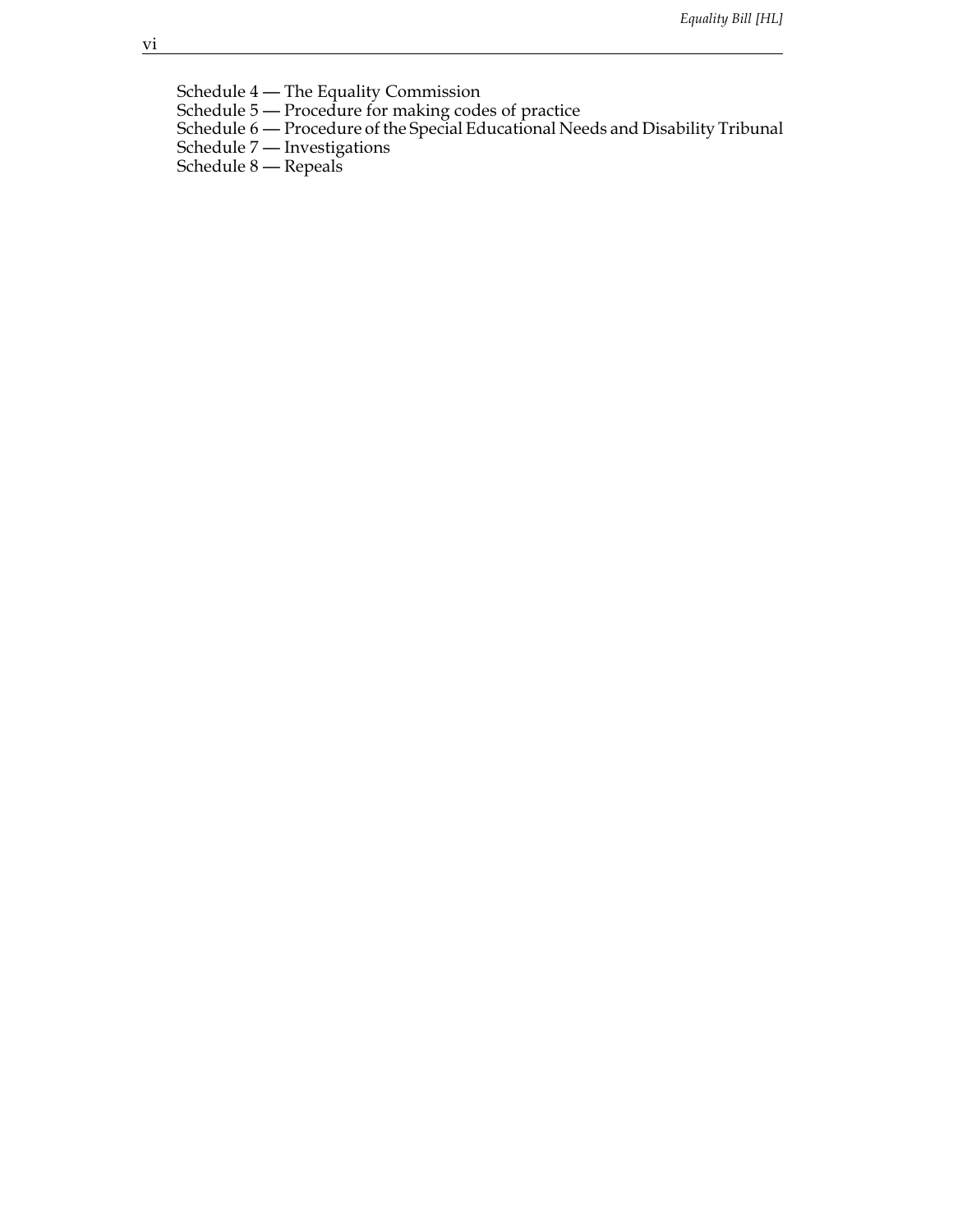Schedule 4 — The Equality Commission
Schedule 5 — Procedure for making codes of practice
Schedule 6 — Procedure of the Special Educational Needs and Disability Tribunal
Schedule 7 — Investigations
Schedule 8 — Repeals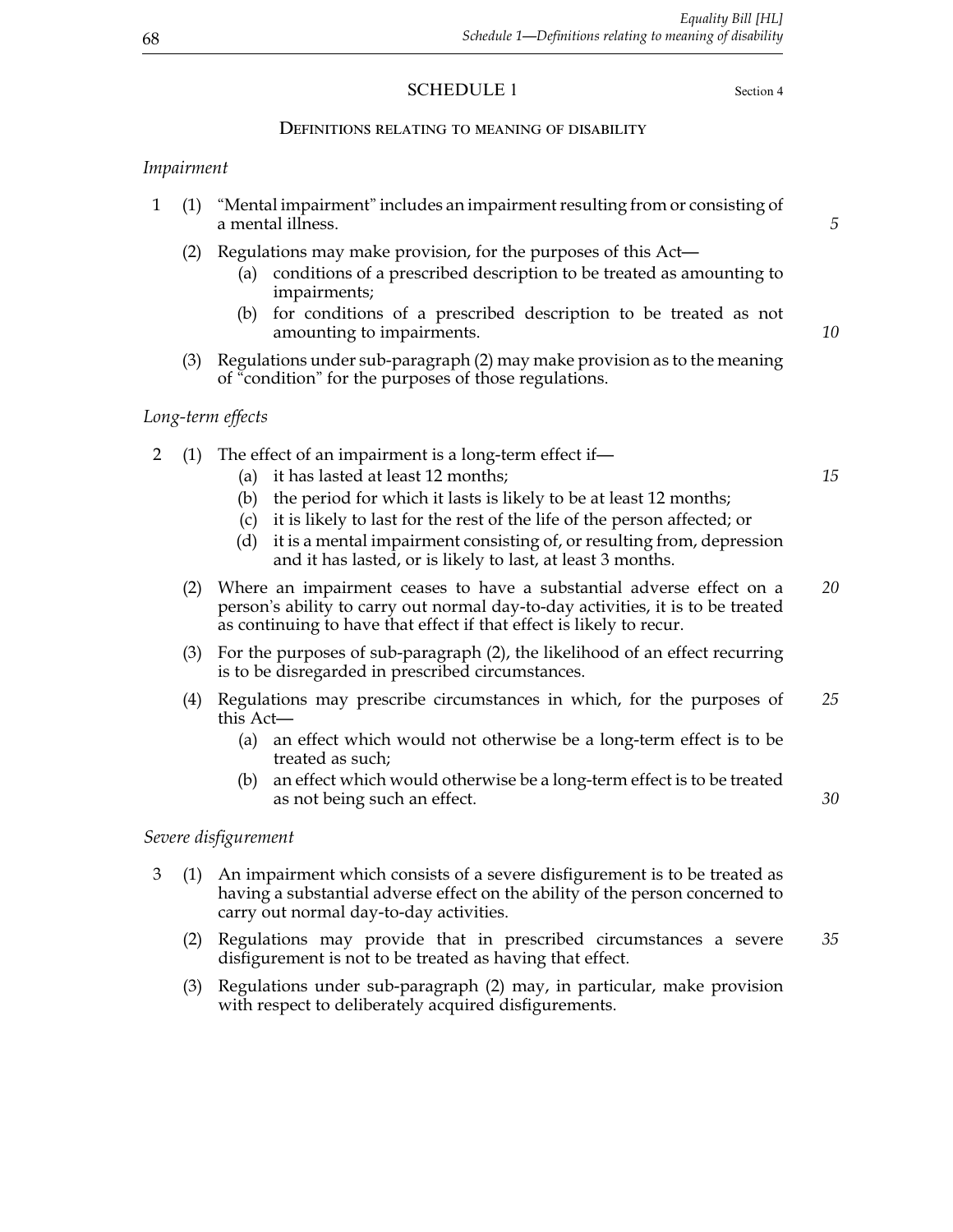# SCHEDULE 1

Section 4

## Definitions relating to meaning of disability

*Impairment*

1 (1) "Mental impairment" includes an impairment resulting from or consisting of a mental illness.

(2) Regulations may make provision, for the purposes of this Act—

(a) conditions of a prescribed description to be treated as amounting to impairments;

(b) for conditions of a prescribed description to be treated as not amounting to impairments.

(3) Regulations under sub-paragraph (2) may make provision as to the meaning of "condition" for the purposes of those regulations.

*Long-term effects*

2 (1) The effect of an impairment is a long-term effect if—

(a) it has lasted at least 12 months;

(b) the period for which it lasts is likely to be at least 12 months;

(c) it is likely to last for the rest of the life of the person affected; or

(d) it is a mental impairment consisting of, or resulting from, depression and it has lasted, or is likely to last, at least 3 months.

(2) Where an impairment ceases to have a substantial adverse effect on a person's ability to carry out normal day-to-day activities, it is to be treated as continuing to have that effect if that effect is likely to recur.

(3) For the purposes of sub-paragraph (2), the likelihood of an effect recurring is to be disregarded in prescribed circumstances.

(4) Regulations may prescribe circumstances in which, for the purposes of this Act—

(a) an effect which would not otherwise be a long-term effect is to be treated as such;

(b) an effect which would otherwise be a long-term effect is to be treated as not being such an effect.

*Severe disfigurement*

3 (1) An impairment which consists of a severe disfigurement is to be treated as having a substantial adverse effect on the ability of the person concerned to carry out normal day-to-day activities.

(2) Regulations may provide that in prescribed circumstances a severe disfigurement is not to be treated as having that effect.

(3) Regulations under sub-paragraph (2) may, in particular, make provision with respect to deliberately acquired disfigurements.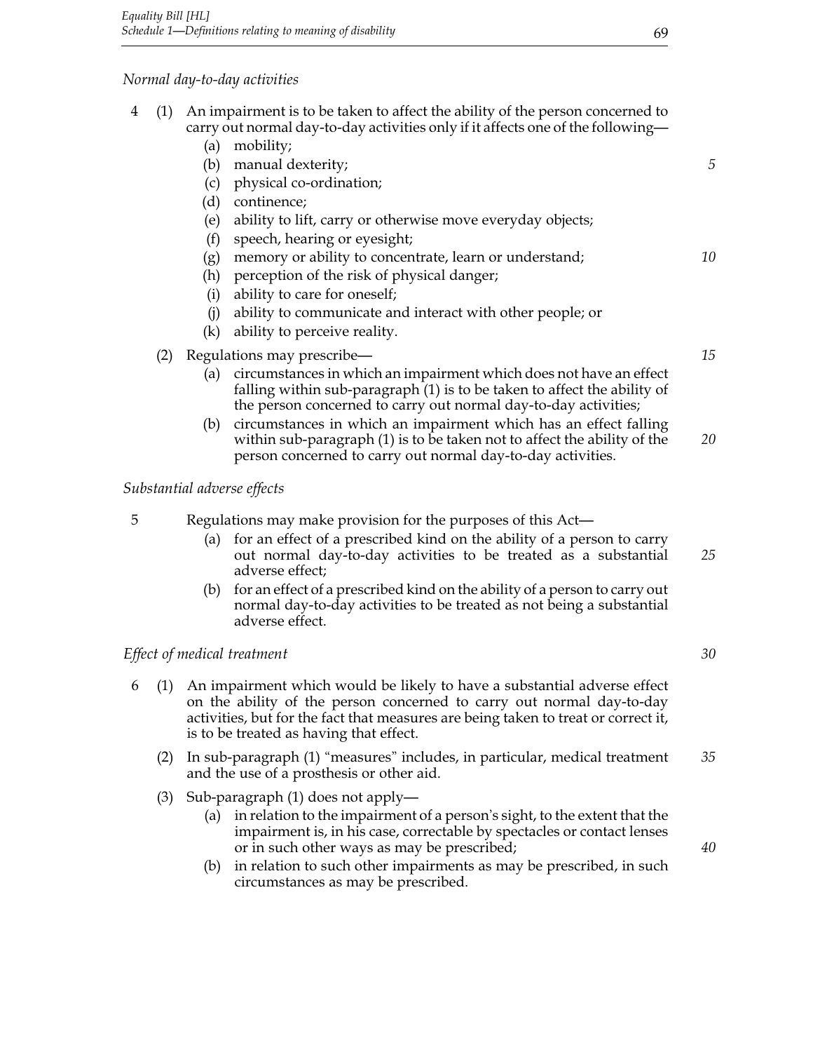*Normal day-to-day activities*

4 (1) An impairment is to be taken to affect the ability of the person concerned to carry out normal day-to-day activities only if it affects one of the following—

- (a) mobility;
- (b) manual dexterity;
- (c) physical co-ordination;
- (d) continence;
- (e) ability to lift, carry or otherwise move everyday objects;
- (f) speech, hearing or eyesight;
- (g) memory or ability to concentrate, learn or understand;
- (h) perception of the risk of physical danger;
- (i) ability to care for oneself;
- (j) ability to communicate and interact with other people; or
- (k) ability to perceive reality.

(2) Regulations may prescribe—

- (a) circumstances in which an impairment which does not have an effect falling within sub-paragraph (1) is to be taken to affect the ability of the person concerned to carry out normal day-to-day activities;
- (b) circumstances in which an impairment which has an effect falling within sub-paragraph (1) is to be taken not to affect the ability of the person concerned to carry out normal day-to-day activities.

*Substantial adverse effects*

5 Regulations may make provision for the purposes of this Act—

- (a) for an effect of a prescribed kind on the ability of a person to carry out normal day-to-day activities to be treated as a substantial adverse effect;
- (b) for an effect of a prescribed kind on the ability of a person to carry out normal day-to-day activities to be treated as not being a substantial adverse effect.

*Effect of medical treatment*

6 (1) An impairment which would be likely to have a substantial adverse effect on the ability of the person concerned to carry out normal day-to-day activities, but for the fact that measures are being taken to treat or correct it, is to be treated as having that effect.

(2) In sub-paragraph (1) "measures" includes, in particular, medical treatment and the use of a prosthesis or other aid.

(3) Sub-paragraph (1) does not apply—

- (a) in relation to the impairment of a person's sight, to the extent that the impairment is, in his case, correctable by spectacles or contact lenses or in such other ways as may be prescribed;
- (b) in relation to such other impairments as may be prescribed, in such circumstances as may be prescribed.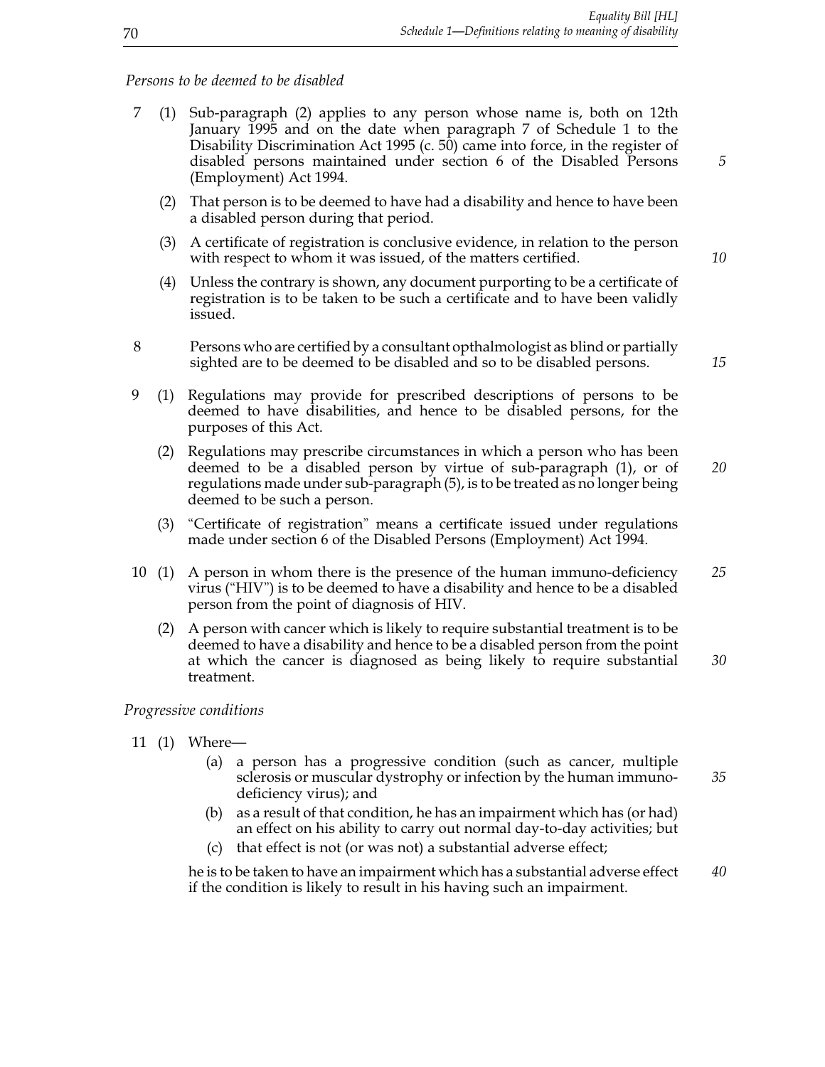*Persons to be deemed to be disabled*

7 (1) Sub-paragraph (2) applies to any person whose name is, both on 12th January 1995 and on the date when paragraph 7 of Schedule 1 to the Disability Discrimination Act 1995 (c. 50) came into force, in the register of disabled persons maintained under section 6 of the Disabled Persons (Employment) Act 1994.

(2) That person is to be deemed to have had a disability and hence to have been a disabled person during that period.

(3) A certificate of registration is conclusive evidence, in relation to the person with respect to whom it was issued, of the matters certified.

(4) Unless the contrary is shown, any document purporting to be a certificate of registration is to be taken to be such a certificate and to have been validly issued.

8 Persons who are certified by a consultant opthalmologist as blind or partially sighted are to be deemed to be disabled and so to be disabled persons.

9 (1) Regulations may provide for prescribed descriptions of persons to be deemed to have disabilities, and hence to be disabled persons, for the purposes of this Act.

(2) Regulations may prescribe circumstances in which a person who has been deemed to be a disabled person by virtue of sub-paragraph (1), or of regulations made under sub-paragraph (5), is to be treated as no longer being deemed to be such a person.

(3) "Certificate of registration" means a certificate issued under regulations made under section 6 of the Disabled Persons (Employment) Act 1994.

10 (1) A person in whom there is the presence of the human immuno-deficiency virus ("HIV") is to be deemed to have a disability and hence to be a disabled person from the point of diagnosis of HIV.

(2) A person with cancer which is likely to require substantial treatment is to be deemed to have a disability and hence to be a disabled person from the point at which the cancer is diagnosed as being likely to require substantial treatment.

*Progressive conditions*

11 (1) Where—

(a) a person has a progressive condition (such as cancer, multiple sclerosis or muscular dystrophy or infection by the human immuno-deficiency virus); and

(b) as a result of that condition, he has an impairment which has (or had) an effect on his ability to carry out normal day-to-day activities; but

(c) that effect is not (or was not) a substantial adverse effect;

he is to be taken to have an impairment which has a substantial adverse effect if the condition is likely to result in his having such an impairment.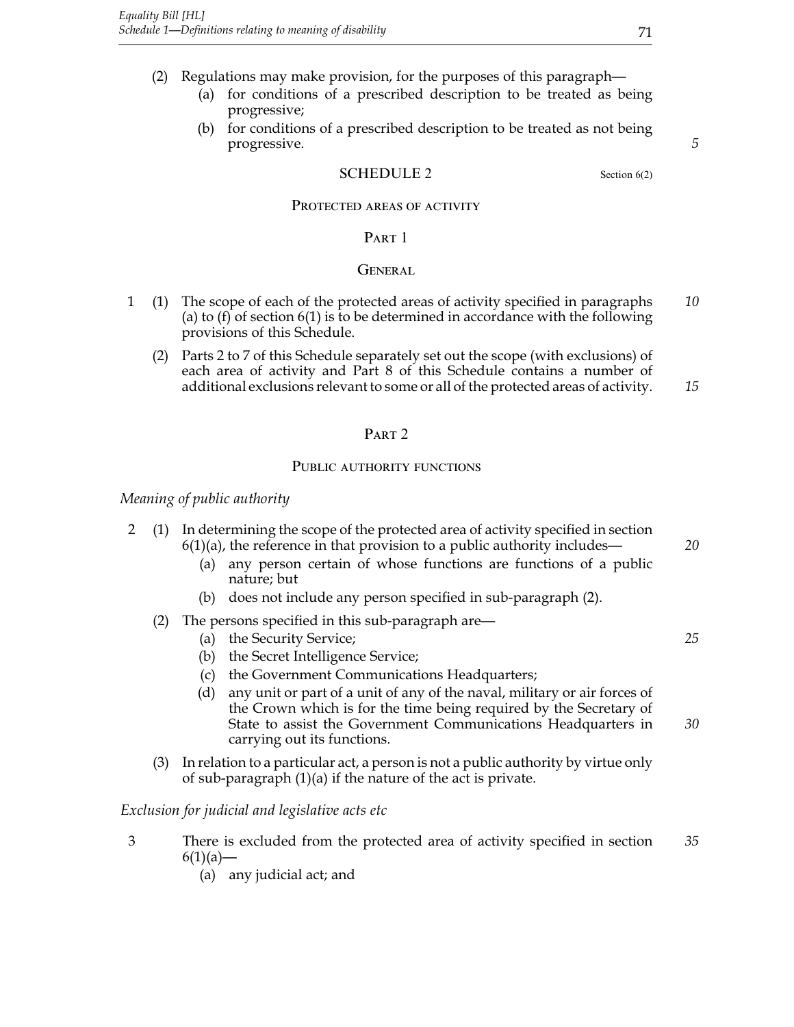(2) Regulations may make provision, for the purposes of this paragraph—

(a) for conditions of a prescribed description to be treated as being progressive;

(b) for conditions of a prescribed description to be treated as not being progressive.

## SCHEDULE 2

Section 6(2)

### PROTECTED AREAS OF ACTIVITY

### PART 1

### GENERAL

1 (1) The scope of each of the protected areas of activity specified in paragraphs (a) to (f) of section 6(1) is to be determined in accordance with the following provisions of this Schedule.

(2) Parts 2 to 7 of this Schedule separately set out the scope (with exclusions) of each area of activity and Part 8 of this Schedule contains a number of additional exclusions relevant to some or all of the protected areas of activity.

### PART 2

### PUBLIC AUTHORITY FUNCTIONS

*Meaning of public authority*

2 (1) In determining the scope of the protected area of activity specified in section 6(1)(a), the reference in that provision to a public authority includes—

(a) any person certain of whose functions are functions of a public nature; but

(b) does not include any person specified in sub-paragraph (2).

(2) The persons specified in this sub-paragraph are—

(a) the Security Service;

(b) the Secret Intelligence Service;

(c) the Government Communications Headquarters;

(d) any unit or part of a unit of any of the naval, military or air forces of the Crown which is for the time being required by the Secretary of State to assist the Government Communications Headquarters in carrying out its functions.

(3) In relation to a particular act, a person is not a public authority by virtue only of sub-paragraph (1)(a) if the nature of the act is private.

*Exclusion for judicial and legislative acts etc*

3 There is excluded from the protected area of activity specified in section 6(1)(a)—

(a) any judicial act; and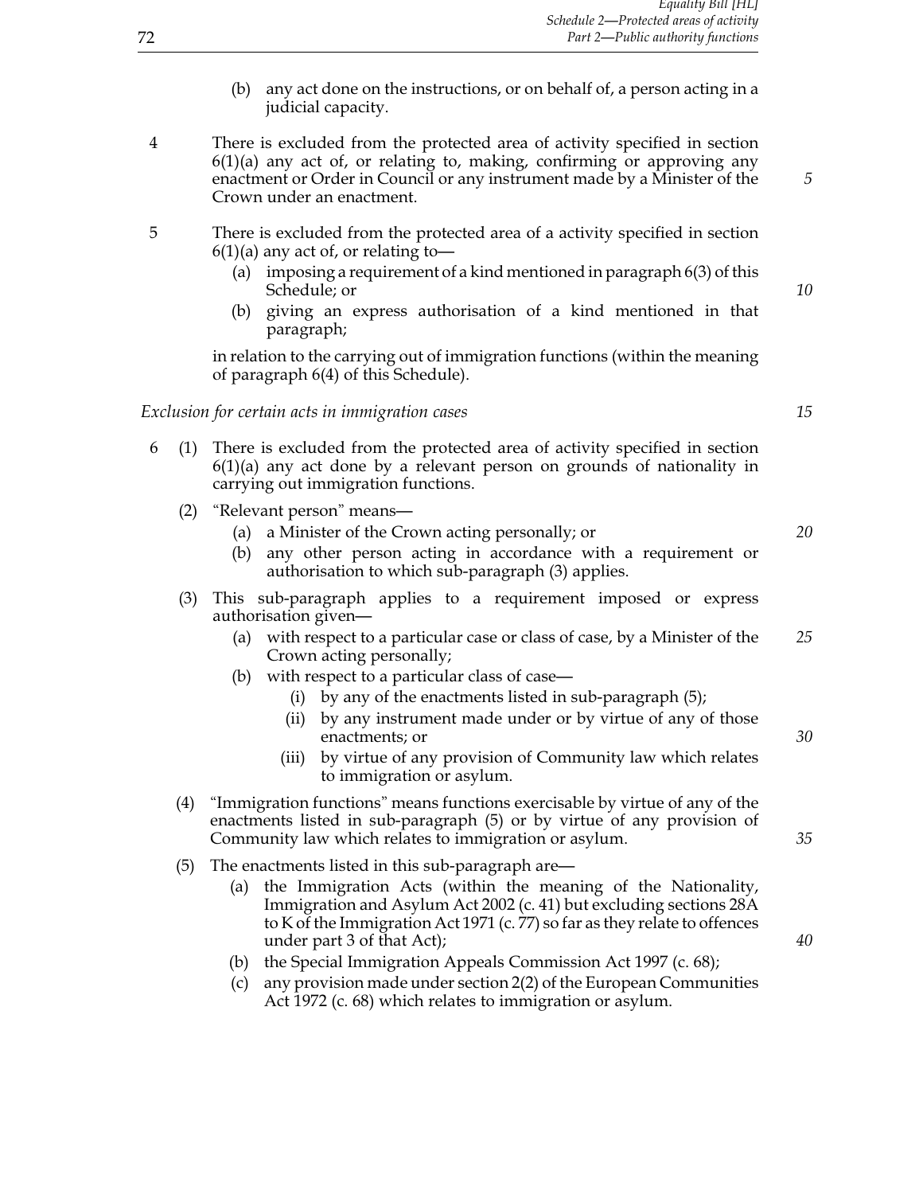(b) any act done on the instructions, or on behalf of, a person acting in a judicial capacity.

4 There is excluded from the protected area of activity specified in section 6(1)(a) any act of, or relating to, making, confirming or approving any enactment or Order in Council or any instrument made by a Minister of the Crown under an enactment.

5 There is excluded from the protected area of a activity specified in section 6(1)(a) any act of, or relating to—

(a) imposing a requirement of a kind mentioned in paragraph 6(3) of this Schedule; or

(b) giving an express authorisation of a kind mentioned in that paragraph;

in relation to the carrying out of immigration functions (within the meaning of paragraph 6(4) of this Schedule).

*Exclusion for certain acts in immigration cases*

6 (1) There is excluded from the protected area of activity specified in section 6(1)(a) any act done by a relevant person on grounds of nationality in carrying out immigration functions.

(2) "Relevant person" means—

(a) a Minister of the Crown acting personally; or

(b) any other person acting in accordance with a requirement or authorisation to which sub-paragraph (3) applies.

(3) This sub-paragraph applies to a requirement imposed or express authorisation given—

(a) with respect to a particular case or class of case, by a Minister of the Crown acting personally;

(b) with respect to a particular class of case—

(i) by any of the enactments listed in sub-paragraph (5);

(ii) by any instrument made under or by virtue of any of those enactments; or

(iii) by virtue of any provision of Community law which relates to immigration or asylum.

(4) "Immigration functions" means functions exercisable by virtue of any of the enactments listed in sub-paragraph (5) or by virtue of any provision of Community law which relates to immigration or asylum.

(5) The enactments listed in this sub-paragraph are—

(a) the Immigration Acts (within the meaning of the Nationality, Immigration and Asylum Act 2002 (c. 41) but excluding sections 28A to K of the Immigration Act 1971 (c. 77) so far as they relate to offences under part 3 of that Act);

(b) the Special Immigration Appeals Commission Act 1997 (c. 68);

(c) any provision made under section 2(2) of the European Communities Act 1972 (c. 68) which relates to immigration or asylum.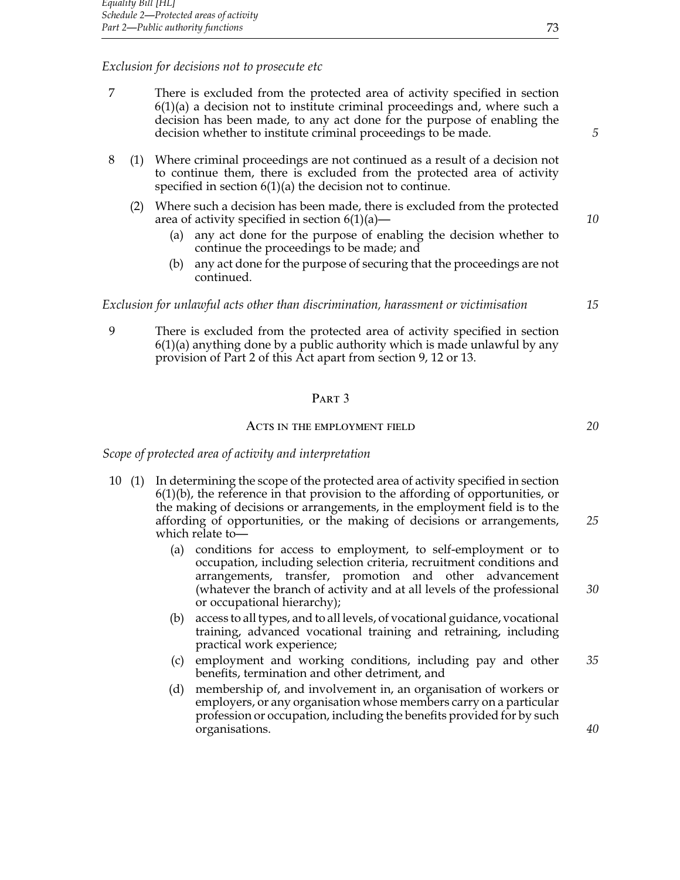*Exclusion for decisions not to prosecute etc*

7 There is excluded from the protected area of activity specified in section 6(1)(a) a decision not to institute criminal proceedings and, where such a decision has been made, to any act done for the purpose of enabling the decision whether to institute criminal proceedings to be made.

8 (1) Where criminal proceedings are not continued as a result of a decision not to continue them, there is excluded from the protected area of activity specified in section 6(1)(a) the decision not to continue.

(2) Where such a decision has been made, there is excluded from the protected area of activity specified in section 6(1)(a)—

(a) any act done for the purpose of enabling the decision whether to continue the proceedings to be made; and

(b) any act done for the purpose of securing that the proceedings are not continued.

*Exclusion for unlawful acts other than discrimination, harassment or victimisation*

9 There is excluded from the protected area of activity specified in section 6(1)(a) anything done by a public authority which is made unlawful by any provision of Part 2 of this Act apart from section 9, 12 or 13.

## Part 3

### Acts in the employment field

*Scope of protected area of activity and interpretation*

10 (1) In determining the scope of the protected area of activity specified in section 6(1)(b), the reference in that provision to the affording of opportunities, or the making of decisions or arrangements, in the employment field is to the affording of opportunities, or the making of decisions or arrangements, which relate to—

(a) conditions for access to employment, to self-employment or to occupation, including selection criteria, recruitment conditions and arrangements, transfer, promotion and other advancement (whatever the branch of activity and at all levels of the professional or occupational hierarchy);

(b) access to all types, and to all levels, of vocational guidance, vocational training, advanced vocational training and retraining, including practical work experience;

(c) employment and working conditions, including pay and other benefits, termination and other detriment, and

(d) membership of, and involvement in, an organisation of workers or employers, or any organisation whose members carry on a particular profession or occupation, including the benefits provided for by such organisations.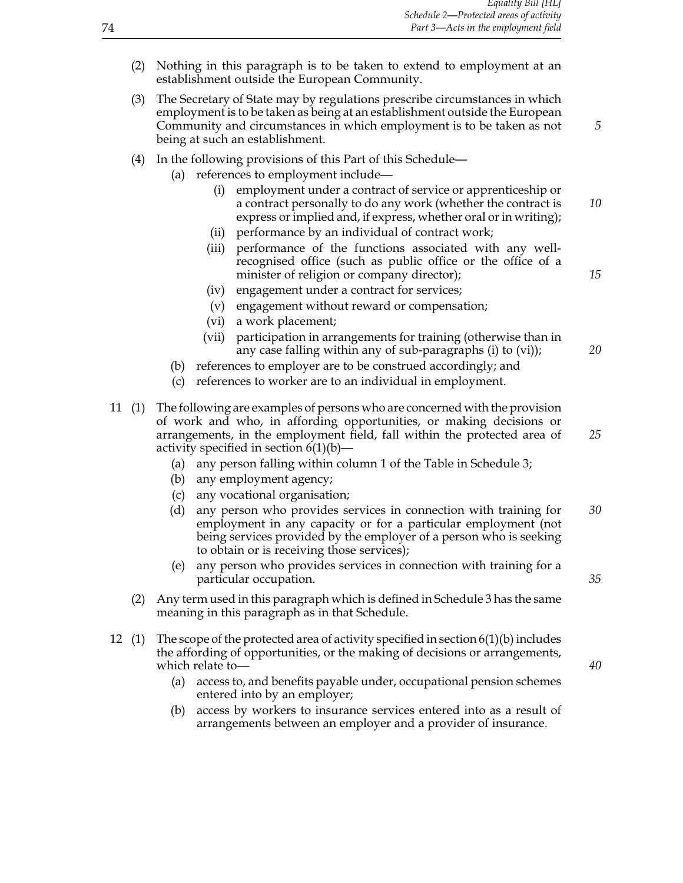(2) Nothing in this paragraph is to be taken to extend to employment at an establishment outside the European Community.

(3) The Secretary of State may by regulations prescribe circumstances in which employment is to be taken as being at an establishment outside the European Community and circumstances in which employment is to be taken as not being at such an establishment.

(4) In the following provisions of this Part of this Schedule—

- (a) references to employment include—
  - (i) employment under a contract of service or apprenticeship or a contract personally to do any work (whether the contract is express or implied and, if express, whether oral or in writing);
  - (ii) performance by an individual of contract work;
  - (iii) performance of the functions associated with any well-recognised office (such as public office or the office of a minister of religion or company director);
  - (iv) engagement under a contract for services;
  - (v) engagement without reward or compensation;
  - (vi) a work placement;
  - (vii) participation in arrangements for training (otherwise than in any case falling within any of sub-paragraphs (i) to (vi));
- (b) references to employer are to be construed accordingly; and
- (c) references to worker are to an individual in employment.

11 (1) The following are examples of persons who are concerned with the provision of work and who, in affording opportunities, or making decisions or arrangements, in the employment field, fall within the protected area of activity specified in section 6(1)(b)—

- (a) any person falling within column 1 of the Table in Schedule 3;
- (b) any employment agency;
- (c) any vocational organisation;
- (d) any person who provides services in connection with training for employment in any capacity or for a particular employment (not being services provided by the employer of a person who is seeking to obtain or is receiving those services);
- (e) any person who provides services in connection with training for a particular occupation.

(2) Any term used in this paragraph which is defined in Schedule 3 has the same meaning in this paragraph as in that Schedule.

12 (1) The scope of the protected area of activity specified in section 6(1)(b) includes the affording of opportunities, or the making of decisions or arrangements, which relate to—

- (a) access to, and benefits payable under, occupational pension schemes entered into by an employer;
- (b) access by workers to insurance services entered into as a result of arrangements between an employer and a provider of insurance.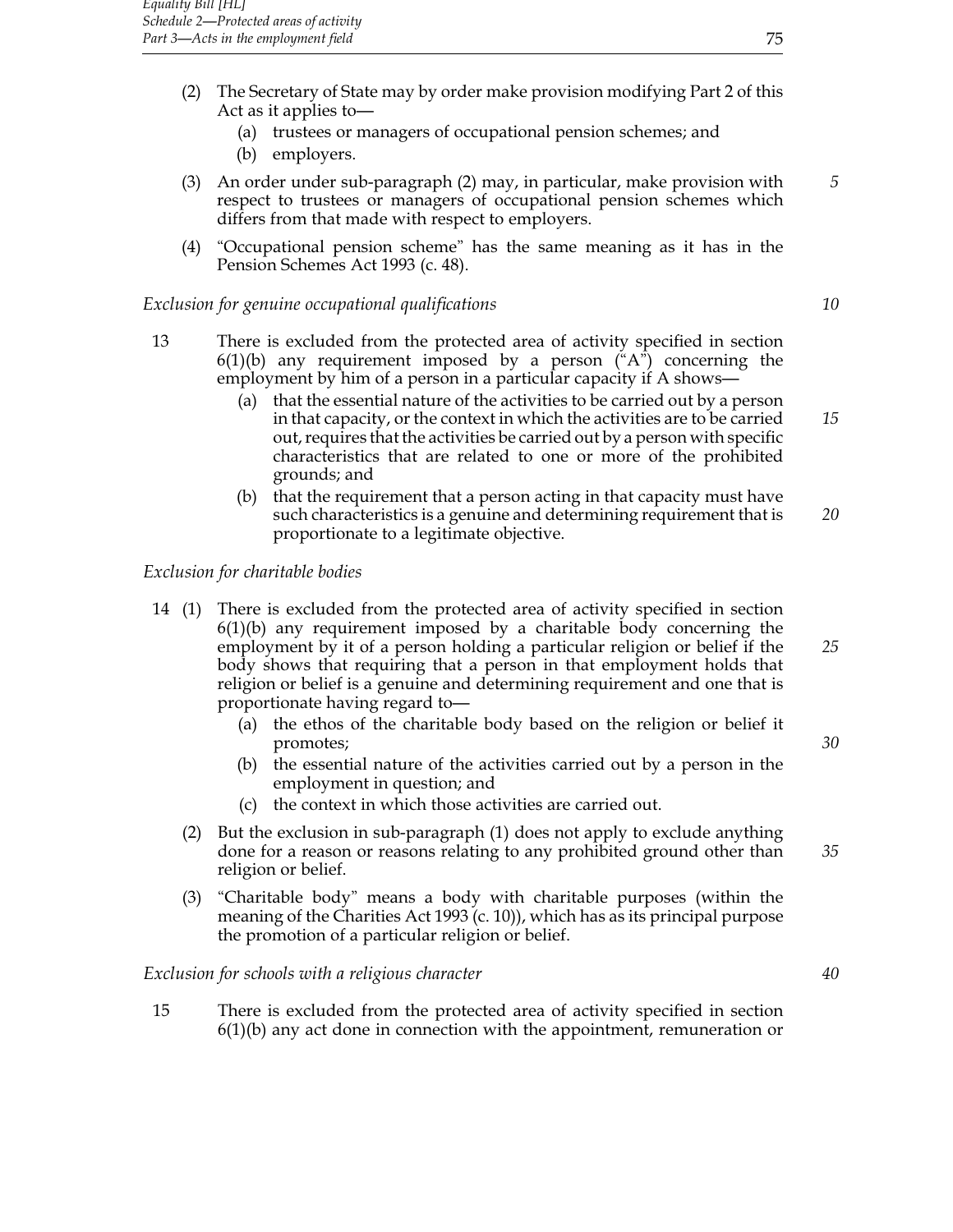(2) The Secretary of State may by order make provision modifying Part 2 of this Act as it applies to—

(a) trustees or managers of occupational pension schemes; and

(b) employers.

(3) An order under sub-paragraph (2) may, in particular, make provision with respect to trustees or managers of occupational pension schemes which differs from that made with respect to employers.

(4) "Occupational pension scheme" has the same meaning as it has in the Pension Schemes Act 1993 (c. 48).

*Exclusion for genuine occupational qualifications*

13 There is excluded from the protected area of activity specified in section 6(1)(b) any requirement imposed by a person ("A") concerning the employment by him of a person in a particular capacity if A shows—

(a) that the essential nature of the activities to be carried out by a person in that capacity, or the context in which the activities are to be carried out, requires that the activities be carried out by a person with specific characteristics that are related to one or more of the prohibited grounds; and

(b) that the requirement that a person acting in that capacity must have such characteristics is a genuine and determining requirement that is proportionate to a legitimate objective.

*Exclusion for charitable bodies*

14 (1) There is excluded from the protected area of activity specified in section 6(1)(b) any requirement imposed by a charitable body concerning the employment by it of a person holding a particular religion or belief if the body shows that requiring that a person in that employment holds that religion or belief is a genuine and determining requirement and one that is proportionate having regard to—

(a) the ethos of the charitable body based on the religion or belief it promotes;

(b) the essential nature of the activities carried out by a person in the employment in question; and

(c) the context in which those activities are carried out.

(2) But the exclusion in sub-paragraph (1) does not apply to exclude anything done for a reason or reasons relating to any prohibited ground other than religion or belief.

(3) "Charitable body" means a body with charitable purposes (within the meaning of the Charities Act 1993 (c. 10)), which has as its principal purpose the promotion of a particular religion or belief.

*Exclusion for schools with a religious character*

15 There is excluded from the protected area of activity specified in section 6(1)(b) any act done in connection with the appointment, remuneration or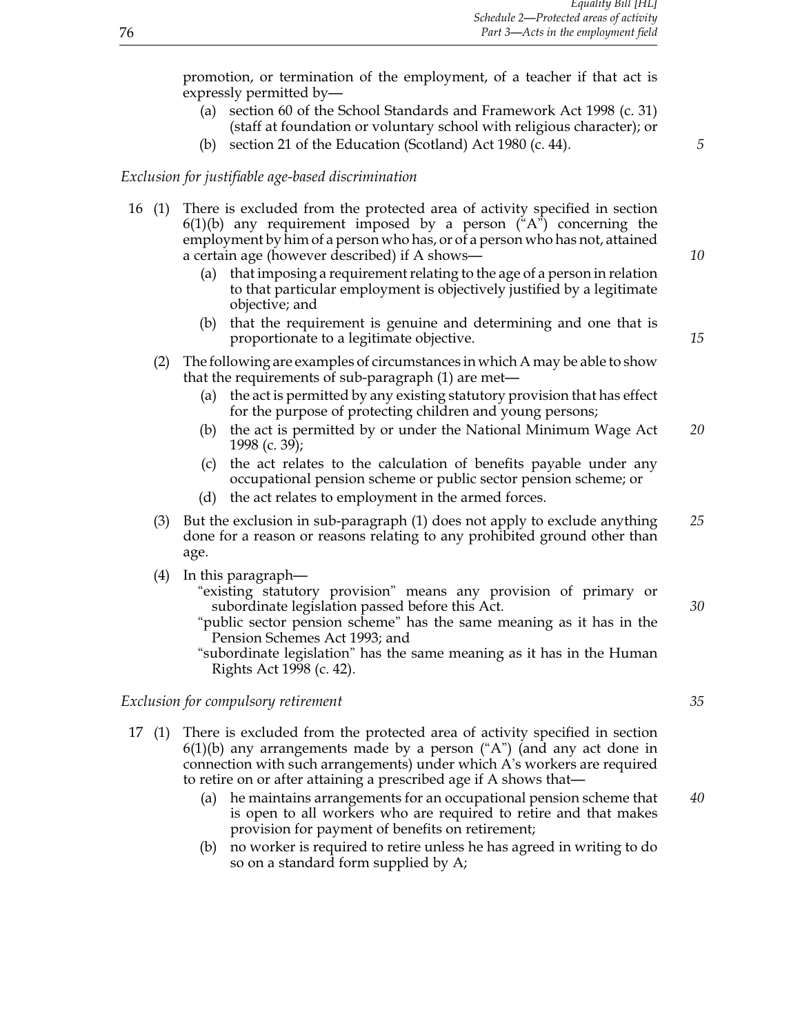promotion, or termination of the employment, of a teacher if that act is expressly permitted by—

(a) section 60 of the School Standards and Framework Act 1998 (c. 31) (staff at foundation or voluntary school with religious character); or

(b) section 21 of the Education (Scotland) Act 1980 (c. 44).

*Exclusion for justifiable age-based discrimination*

16 (1) There is excluded from the protected area of activity specified in section 6(1)(b) any requirement imposed by a person ("A") concerning the employment by him of a person who has, or of a person who has not, attained a certain age (however described) if A shows—

(a) that imposing a requirement relating to the age of a person in relation to that particular employment is objectively justified by a legitimate objective; and

(b) that the requirement is genuine and determining and one that is proportionate to a legitimate objective.

(2) The following are examples of circumstances in which A may be able to show that the requirements of sub-paragraph (1) are met—

(a) the act is permitted by any existing statutory provision that has effect for the purpose of protecting children and young persons;

(b) the act is permitted by or under the National Minimum Wage Act 1998 (c. 39);

(c) the act relates to the calculation of benefits payable under any occupational pension scheme or public sector pension scheme; or

(d) the act relates to employment in the armed forces.

(3) But the exclusion in sub-paragraph (1) does not apply to exclude anything done for a reason or reasons relating to any prohibited ground other than age.

(4) In this paragraph—

"existing statutory provision" means any provision of primary or subordinate legislation passed before this Act.

"public sector pension scheme" has the same meaning as it has in the Pension Schemes Act 1993; and

"subordinate legislation" has the same meaning as it has in the Human Rights Act 1998 (c. 42).

*Exclusion for compulsory retirement*

17 (1) There is excluded from the protected area of activity specified in section 6(1)(b) any arrangements made by a person ("A") (and any act done in connection with such arrangements) under which A's workers are required to retire on or after attaining a prescribed age if A shows that—

(a) he maintains arrangements for an occupational pension scheme that is open to all workers who are required to retire and that makes provision for payment of benefits on retirement;

(b) no worker is required to retire unless he has agreed in writing to do so on a standard form supplied by A;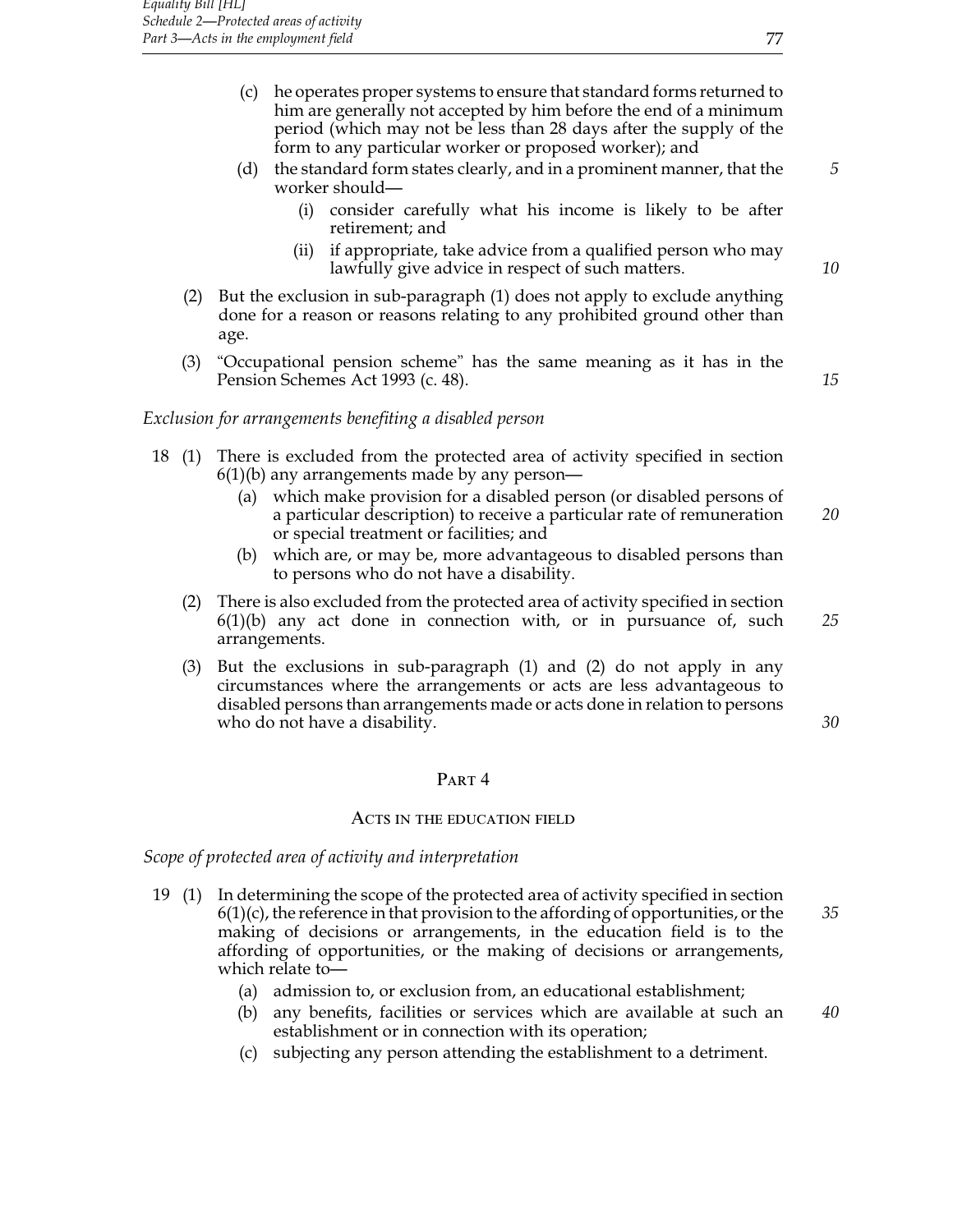(c) he operates proper systems to ensure that standard forms returned to him are generally not accepted by him before the end of a minimum period (which may not be less than 28 days after the supply of the form to any particular worker or proposed worker); and

(d) the standard form states clearly, and in a prominent manner, that the worker should—

(i) consider carefully what his income is likely to be after retirement; and

(ii) if appropriate, take advice from a qualified person who may lawfully give advice in respect of such matters.

(2) But the exclusion in sub-paragraph (1) does not apply to exclude anything done for a reason or reasons relating to any prohibited ground other than age.

(3) "Occupational pension scheme" has the same meaning as it has in the Pension Schemes Act 1993 (c. 48).

*Exclusion for arrangements benefiting a disabled person*

18 (1) There is excluded from the protected area of activity specified in section 6(1)(b) any arrangements made by any person—

(a) which make provision for a disabled person (or disabled persons of a particular description) to receive a particular rate of remuneration or special treatment or facilities; and

(b) which are, or may be, more advantageous to disabled persons than to persons who do not have a disability.

(2) There is also excluded from the protected area of activity specified in section 6(1)(b) any act done in connection with, or in pursuance of, such arrangements.

(3) But the exclusions in sub-paragraph (1) and (2) do not apply in any circumstances where the arrangements or acts are less advantageous to disabled persons than arrangements made or acts done in relation to persons who do not have a disability.

## Part 4

### Acts in the education field

*Scope of protected area of activity and interpretation*

19 (1) In determining the scope of the protected area of activity specified in section 6(1)(c), the reference in that provision to the affording of opportunities, or the making of decisions or arrangements, in the education field is to the affording of opportunities, or the making of decisions or arrangements, which relate to—

(a) admission to, or exclusion from, an educational establishment;

(b) any benefits, facilities or services which are available at such an establishment or in connection with its operation;

(c) subjecting any person attending the establishment to a detriment.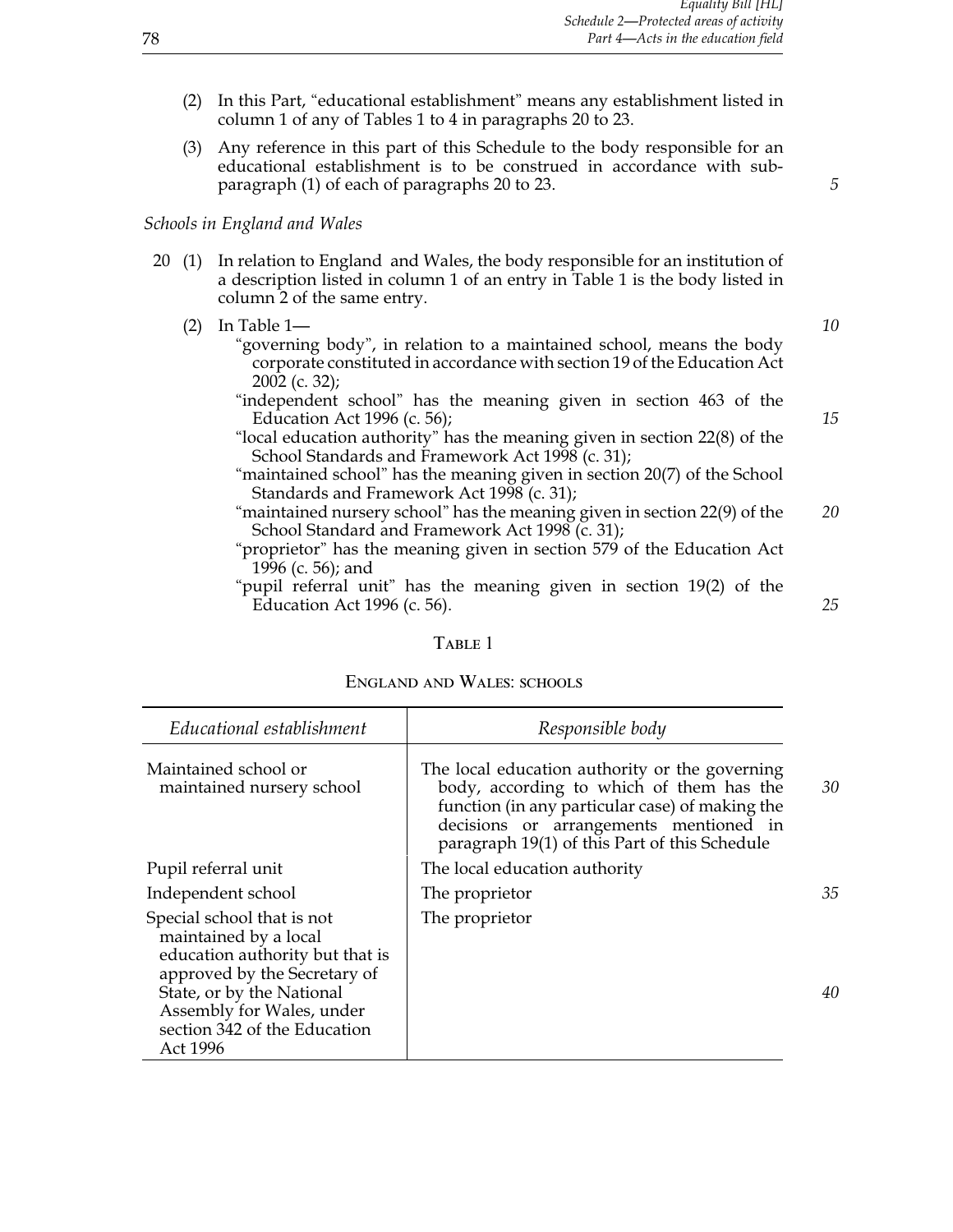(2) In this Part, "educational establishment" means any establishment listed in column 1 of any of Tables 1 to 4 in paragraphs 20 to 23.

(3) Any reference in this part of this Schedule to the body responsible for an educational establishment is to be construed in accordance with sub-paragraph (1) of each of paragraphs 20 to 23.

*Schools in England and Wales*

20 (1) In relation to England and Wales, the body responsible for an institution of a description listed in column 1 of an entry in Table 1 is the body listed in column 2 of the same entry.

(2) In Table 1—

"governing body", in relation to a maintained school, means the body corporate constituted in accordance with section 19 of the Education Act 2002 (c. 32);

"independent school" has the meaning given in section 463 of the Education Act 1996 (c. 56);

"local education authority" has the meaning given in section 22(8) of the School Standards and Framework Act 1998 (c. 31);

"maintained school" has the meaning given in section 20(7) of the School Standards and Framework Act 1998 (c. 31);

"maintained nursery school" has the meaning given in section 22(9) of the School Standard and Framework Act 1998 (c. 31);

"proprietor" has the meaning given in section 579 of the Education Act 1996 (c. 56); and

"pupil referral unit" has the meaning given in section 19(2) of the Education Act 1996 (c. 56).

TABLE 1

ENGLAND AND WALES: SCHOOLS

| *Educational establishment* | *Responsible body* |
|---|---|
| Maintained school or maintained nursery school | The local education authority or the governing body, according to which of them has the function (in any particular case) of making the decisions or arrangements mentioned in paragraph 19(1) of this Part of this Schedule |
| Pupil referral unit | The local education authority |
| Independent school | The proprietor |
| Special school that is not maintained by a local education authority but that is approved by the Secretary of State, or by the National Assembly for Wales, under section 342 of the Education Act 1996 | The proprietor |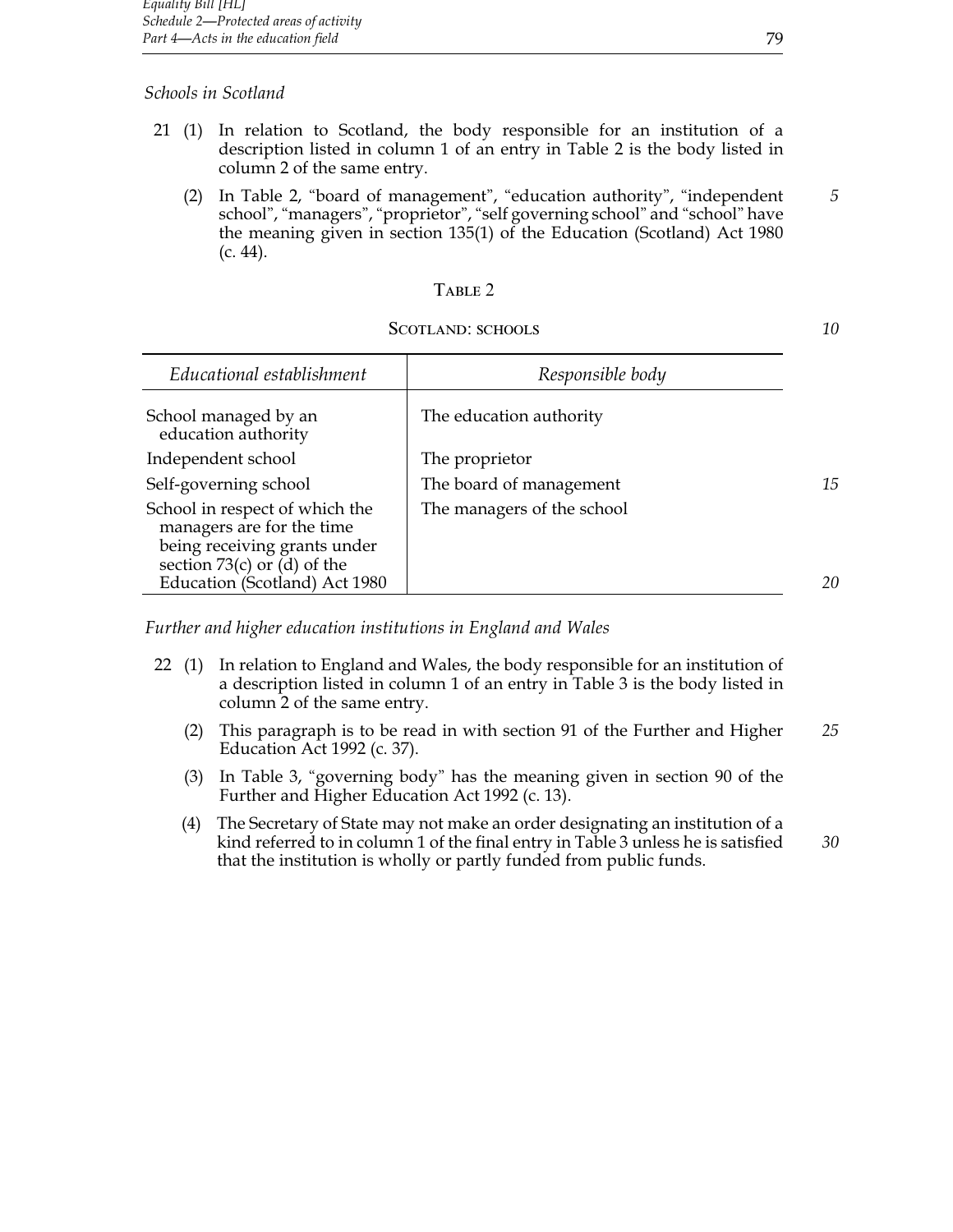*Schools in Scotland*

21 (1) In relation to Scotland, the body responsible for an institution of a description listed in column 1 of an entry in Table 2 is the body listed in column 2 of the same entry.

(2) In Table 2, "board of management", "education authority", "independent school", "managers", "proprietor", "self governing school" and "school" have the meaning given in section 135(1) of the Education (Scotland) Act 1980 (c. 44).

TABLE 2

SCOTLAND: SCHOOLS

| *Educational establishment* | *Responsible body* |
|---|---|
| School managed by an education authority | The education authority |
| Independent school | The proprietor |
| Self-governing school | The board of management |
| School in respect of which the managers are for the time being receiving grants under section 73(c) or (d) of the Education (Scotland) Act 1980 | The managers of the school |

*Further and higher education institutions in England and Wales*

22 (1) In relation to England and Wales, the body responsible for an institution of a description listed in column 1 of an entry in Table 3 is the body listed in column 2 of the same entry.

(2) This paragraph is to be read in with section 91 of the Further and Higher Education Act 1992 (c. 37).

(3) In Table 3, "governing body" has the meaning given in section 90 of the Further and Higher Education Act 1992 (c. 13).

(4) The Secretary of State may not make an order designating an institution of a kind referred to in column 1 of the final entry in Table 3 unless he is satisfied that the institution is wholly or partly funded from public funds.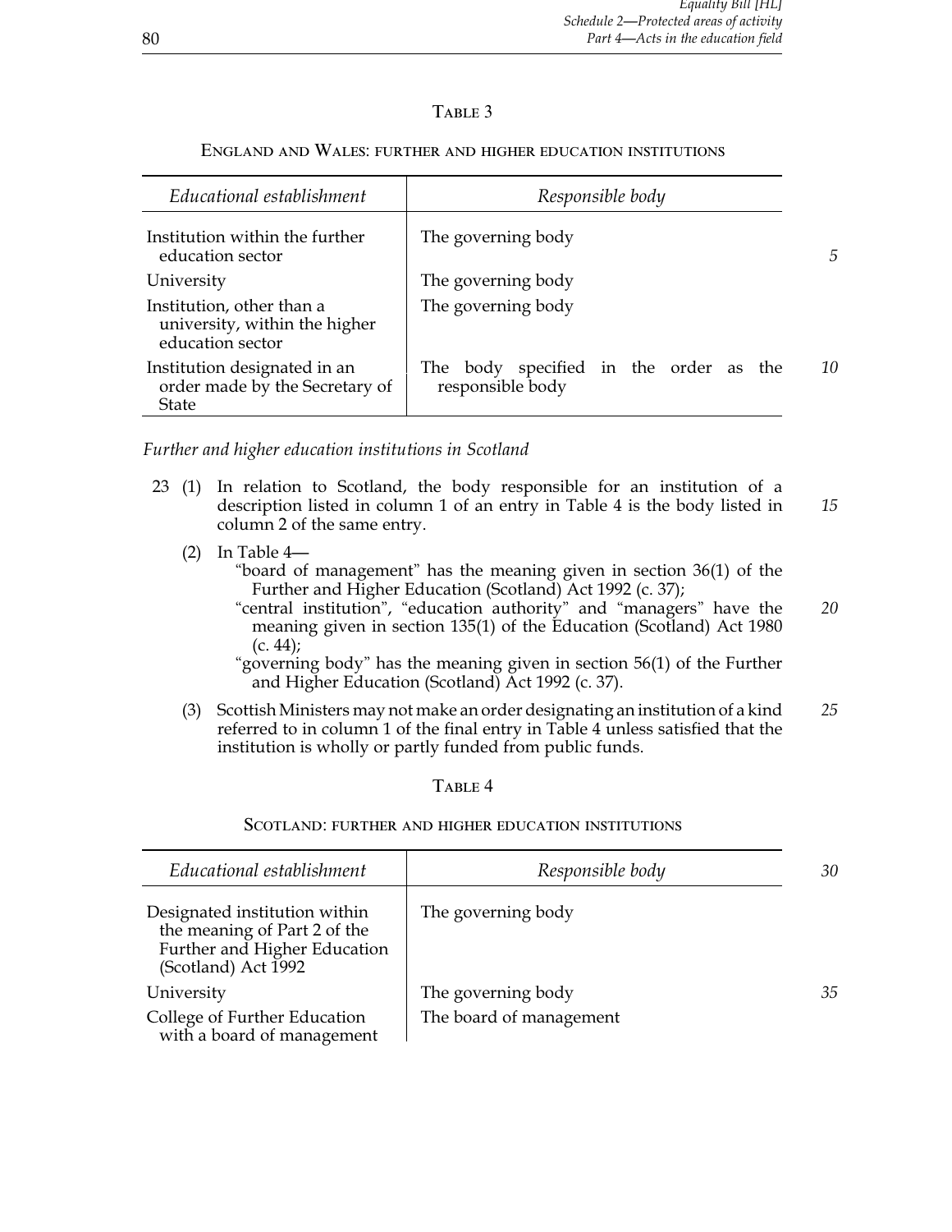TABLE 3

ENGLAND AND WALES: FURTHER AND HIGHER EDUCATION INSTITUTIONS

| *Educational establishment* | *Responsible body* |
| --- | --- |
| Institution within the further education sector | The governing body |
| University | The governing body |
| Institution, other than a university, within the higher education sector | The governing body |
| Institution designated in an order made by the Secretary of State | The body specified in the order as the responsible body |

*Further and higher education institutions in Scotland*

23 (1) In relation to Scotland, the body responsible for an institution of a description listed in column 1 of an entry in Table 4 is the body listed in column 2 of the same entry.

(2) In Table 4—

"board of management" has the meaning given in section 36(1) of the Further and Higher Education (Scotland) Act 1992 (c. 37);

"central institution", "education authority" and "managers" have the meaning given in section 135(1) of the Education (Scotland) Act 1980 (c. 44);

"governing body" has the meaning given in section 56(1) of the Further and Higher Education (Scotland) Act 1992 (c. 37).

(3) Scottish Ministers may not make an order designating an institution of a kind referred to in column 1 of the final entry in Table 4 unless satisfied that the institution is wholly or partly funded from public funds.

TABLE 4

SCOTLAND: FURTHER AND HIGHER EDUCATION INSTITUTIONS

| *Educational establishment* | *Responsible body* |
| --- | --- |
| Designated institution within the meaning of Part 2 of the Further and Higher Education (Scotland) Act 1992 | The governing body |
| University | The governing body |
| College of Further Education with a board of management | The board of management |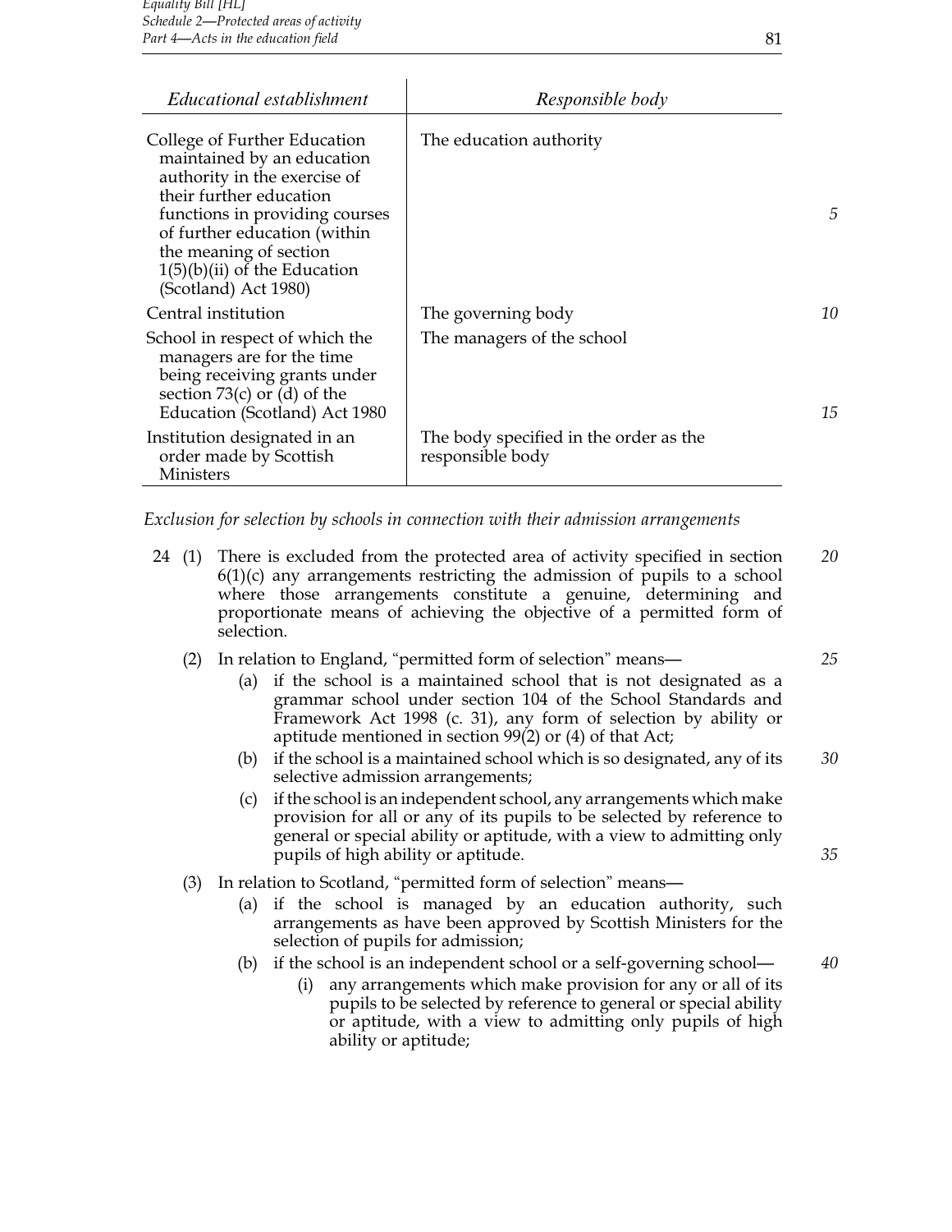| *Educational establishment* | *Responsible body* |
|---|---|
| College of Further Education maintained by an education authority in the exercise of their further education functions in providing courses of further education (within the meaning of section 1(5)(b)(ii) of the Education (Scotland) Act 1980) | The education authority |
| Central institution | The governing body |
| School in respect of which the managers are for the time being receiving grants under section 73(c) or (d) of the Education (Scotland) Act 1980 | The managers of the school |
| Institution designated in an order made by Scottish Ministers | The body specified in the order as the responsible body |

*Exclusion for selection by schools in connection with their admission arrangements*

24 (1) There is excluded from the protected area of activity specified in section 6(1)(c) any arrangements restricting the admission of pupils to a school where those arrangements constitute a genuine, determining and proportionate means of achieving the objective of a permitted form of selection.

(2) In relation to England, "permitted form of selection" means—

(a) if the school is a maintained school that is not designated as a grammar school under section 104 of the School Standards and Framework Act 1998 (c. 31), any form of selection by ability or aptitude mentioned in section 99(2) or (4) of that Act;

(b) if the school is a maintained school which is so designated, any of its selective admission arrangements;

(c) if the school is an independent school, any arrangements which make provision for all or any of its pupils to be selected by reference to general or special ability or aptitude, with a view to admitting only pupils of high ability or aptitude.

(3) In relation to Scotland, "permitted form of selection" means—

(a) if the school is managed by an education authority, such arrangements as have been approved by Scottish Ministers for the selection of pupils for admission;

(b) if the school is an independent school or a self-governing school—

(i) any arrangements which make provision for any or all of its pupils to be selected by reference to general or special ability or aptitude, with a view to admitting only pupils of high ability or aptitude;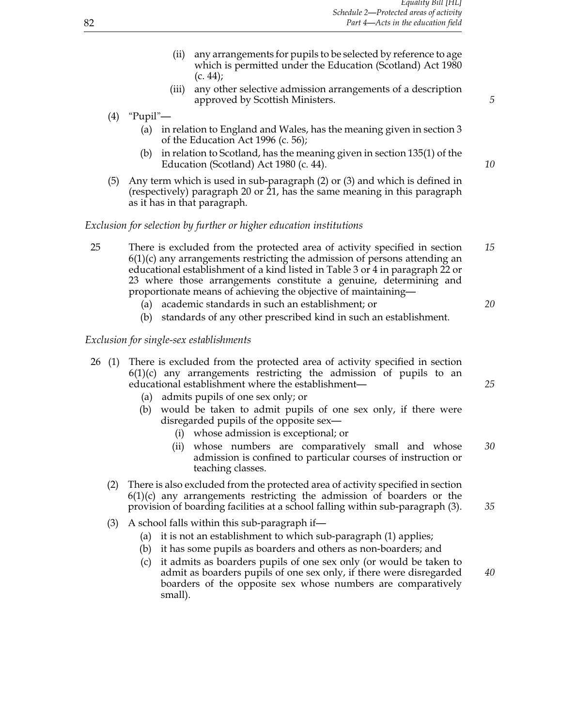(ii) any arrangements for pupils to be selected by reference to age which is permitted under the Education (Scotland) Act 1980 (c. 44);

(iii) any other selective admission arrangements of a description approved by Scottish Ministers.

(4) "Pupil"—

(a) in relation to England and Wales, has the meaning given in section 3 of the Education Act 1996 (c. 56);

(b) in relation to Scotland, has the meaning given in section 135(1) of the Education (Scotland) Act 1980 (c. 44).

(5) Any term which is used in sub-paragraph (2) or (3) and which is defined in (respectively) paragraph 20 or 21, has the same meaning in this paragraph as it has in that paragraph.

*Exclusion for selection by further or higher education institutions*

25 There is excluded from the protected area of activity specified in section 6(1)(c) any arrangements restricting the admission of persons attending an educational establishment of a kind listed in Table 3 or 4 in paragraph 22 or 23 where those arrangements constitute a genuine, determining and proportionate means of achieving the objective of maintaining—

(a) academic standards in such an establishment; or

(b) standards of any other prescribed kind in such an establishment.

*Exclusion for single-sex establishments*

26 (1) There is excluded from the protected area of activity specified in section 6(1)(c) any arrangements restricting the admission of pupils to an educational establishment where the establishment—

(a) admits pupils of one sex only; or

(b) would be taken to admit pupils of one sex only, if there were disregarded pupils of the opposite sex—

(i) whose admission is exceptional; or

(ii) whose numbers are comparatively small and whose admission is confined to particular courses of instruction or teaching classes.

(2) There is also excluded from the protected area of activity specified in section 6(1)(c) any arrangements restricting the admission of boarders or the provision of boarding facilities at a school falling within sub-paragraph (3).

(3) A school falls within this sub-paragraph if—

(a) it is not an establishment to which sub-paragraph (1) applies;

(b) it has some pupils as boarders and others as non-boarders; and

(c) it admits as boarders pupils of one sex only (or would be taken to admit as boarders pupils of one sex only, if there were disregarded boarders of the opposite sex whose numbers are comparatively small).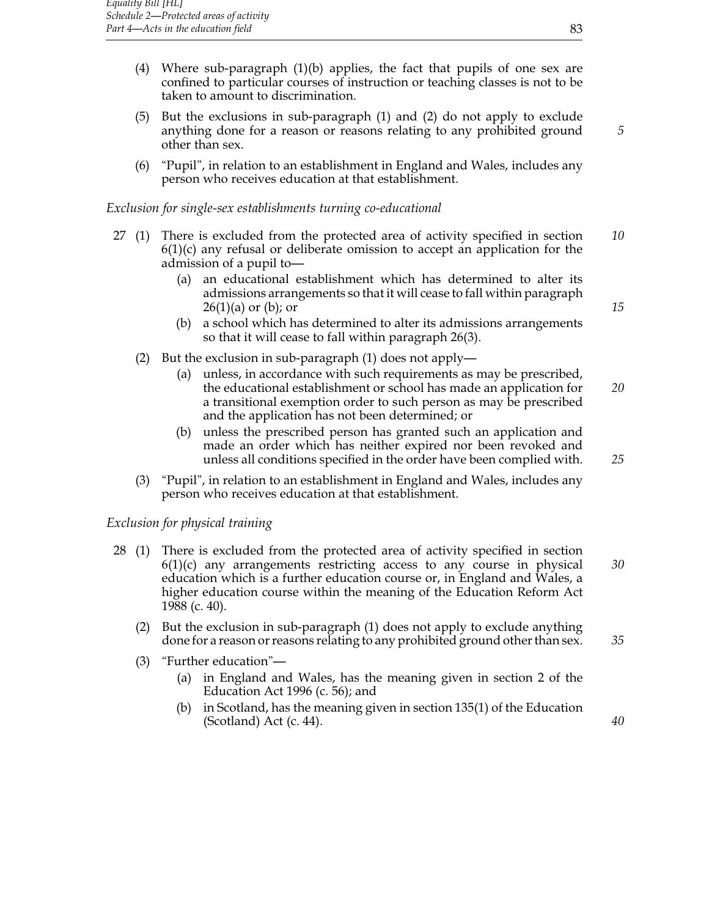(4) Where sub-paragraph (1)(b) applies, the fact that pupils of one sex are confined to particular courses of instruction or teaching classes is not to be taken to amount to discrimination.

(5) But the exclusions in sub-paragraph (1) and (2) do not apply to exclude anything done for a reason or reasons relating to any prohibited ground other than sex.

(6) "Pupil", in relation to an establishment in England and Wales, includes any person who receives education at that establishment.

*Exclusion for single-sex establishments turning co-educational*

27 (1) There is excluded from the protected area of activity specified in section 6(1)(c) any refusal or deliberate omission to accept an application for the admission of a pupil to—

(a) an educational establishment which has determined to alter its admissions arrangements so that it will cease to fall within paragraph 26(1)(a) or (b); or

(b) a school which has determined to alter its admissions arrangements so that it will cease to fall within paragraph 26(3).

(2) But the exclusion in sub-paragraph (1) does not apply—

(a) unless, in accordance with such requirements as may be prescribed, the educational establishment or school has made an application for a transitional exemption order to such person as may be prescribed and the application has not been determined; or

(b) unless the prescribed person has granted such an application and made an order which has neither expired nor been revoked and unless all conditions specified in the order have been complied with.

(3) "Pupil", in relation to an establishment in England and Wales, includes any person who receives education at that establishment.

*Exclusion for physical training*

28 (1) There is excluded from the protected area of activity specified in section 6(1)(c) any arrangements restricting access to any course in physical education which is a further education course or, in England and Wales, a higher education course within the meaning of the Education Reform Act 1988 (c. 40).

(2) But the exclusion in sub-paragraph (1) does not apply to exclude anything done for a reason or reasons relating to any prohibited ground other than sex.

(3) "Further education"—

(a) in England and Wales, has the meaning given in section 2 of the Education Act 1996 (c. 56); and

(b) in Scotland, has the meaning given in section 135(1) of the Education (Scotland) Act (c. 44).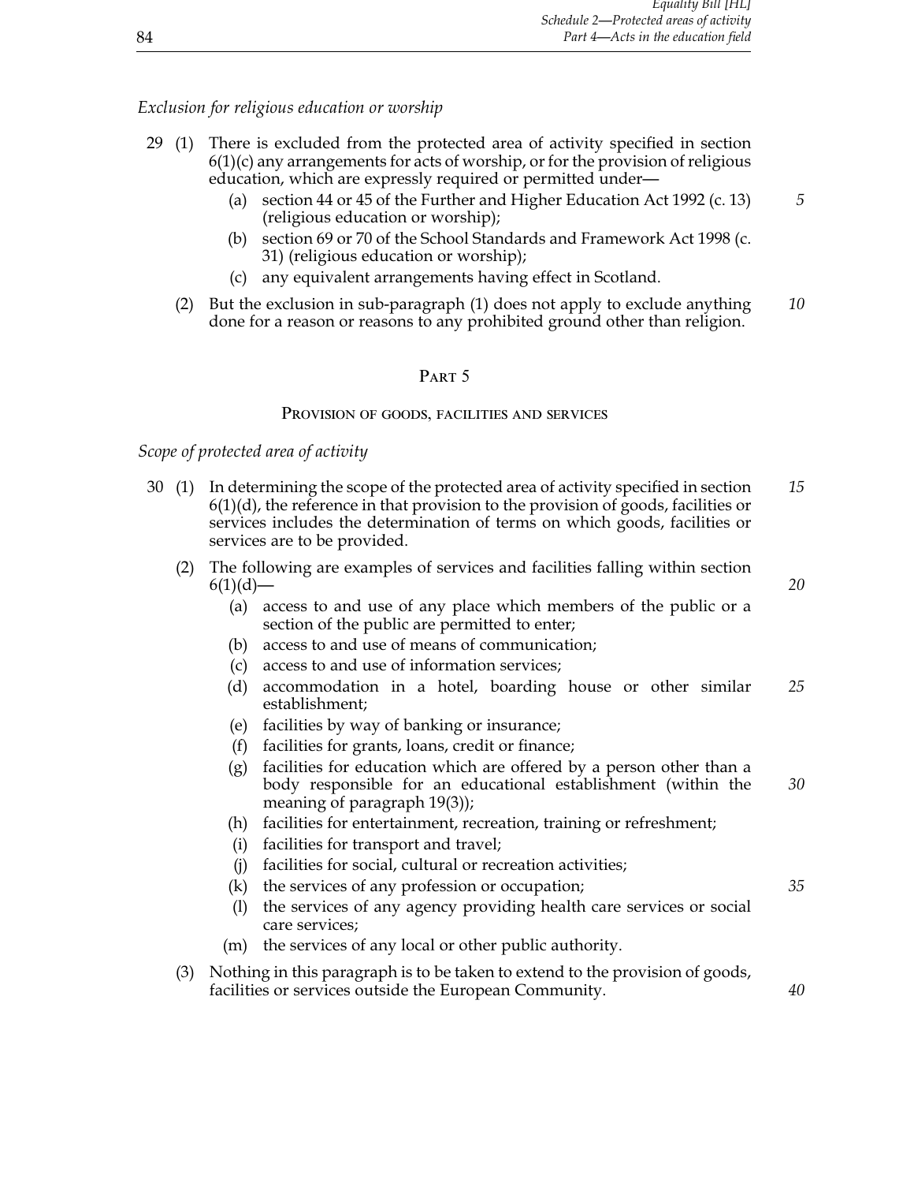*Exclusion for religious education or worship*

29 (1) There is excluded from the protected area of activity specified in section 6(1)(c) any arrangements for acts of worship, or for the provision of religious education, which are expressly required or permitted under—

- (a) section 44 or 45 of the Further and Higher Education Act 1992 (c. 13) (religious education or worship);
- (b) section 69 or 70 of the School Standards and Framework Act 1998 (c. 31) (religious education or worship);
- (c) any equivalent arrangements having effect in Scotland.

(2) But the exclusion in sub-paragraph (1) does not apply to exclude anything done for a reason or reasons to any prohibited ground other than religion.

## Part 5

### Provision of goods, facilities and services

*Scope of protected area of activity*

30 (1) In determining the scope of the protected area of activity specified in section 6(1)(d), the reference in that provision to the provision of goods, facilities or services includes the determination of terms on which goods, facilities or services are to be provided.

(2) The following are examples of services and facilities falling within section 6(1)(d)—

- (a) access to and use of any place which members of the public or a section of the public are permitted to enter;
- (b) access to and use of means of communication;
- (c) access to and use of information services;
- (d) accommodation in a hotel, boarding house or other similar establishment;
- (e) facilities by way of banking or insurance;
- (f) facilities for grants, loans, credit or finance;
- (g) facilities for education which are offered by a person other than a body responsible for an educational establishment (within the meaning of paragraph 19(3));
- (h) facilities for entertainment, recreation, training or refreshment;
- (i) facilities for transport and travel;
- (j) facilities for social, cultural or recreation activities;
- (k) the services of any profession or occupation;
- (l) the services of any agency providing health care services or social care services;
- (m) the services of any local or other public authority.

(3) Nothing in this paragraph is to be taken to extend to the provision of goods, facilities or services outside the European Community.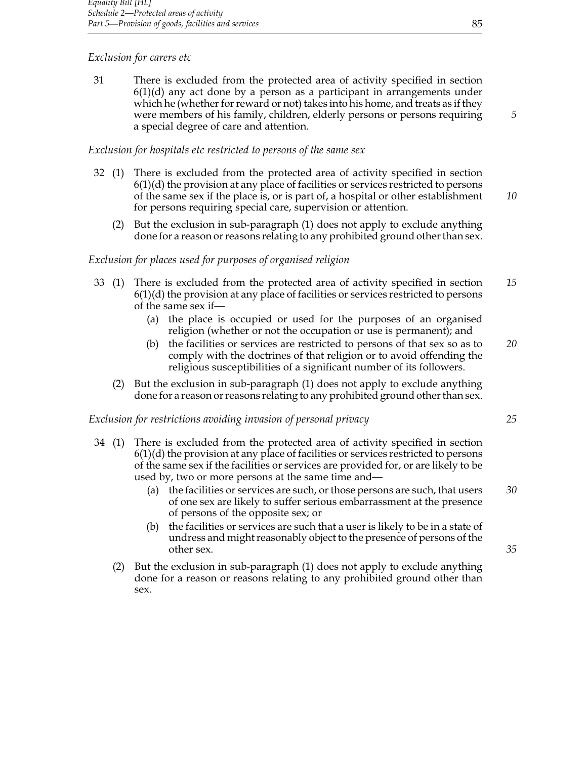*Exclusion for carers etc*

31 There is excluded from the protected area of activity specified in section 6(1)(d) any act done by a person as a participant in arrangements under which he (whether for reward or not) takes into his home, and treats as if they were members of his family, children, elderly persons or persons requiring a special degree of care and attention.

*Exclusion for hospitals etc restricted to persons of the same sex*

32 (1) There is excluded from the protected area of activity specified in section 6(1)(d) the provision at any place of facilities or services restricted to persons of the same sex if the place is, or is part of, a hospital or other establishment for persons requiring special care, supervision or attention.

(2) But the exclusion in sub-paragraph (1) does not apply to exclude anything done for a reason or reasons relating to any prohibited ground other than sex.

*Exclusion for places used for purposes of organised religion*

33 (1) There is excluded from the protected area of activity specified in section 6(1)(d) the provision at any place of facilities or services restricted to persons of the same sex if—

(a) the place is occupied or used for the purposes of an organised religion (whether or not the occupation or use is permanent); and

(b) the facilities or services are restricted to persons of that sex so as to comply with the doctrines of that religion or to avoid offending the religious susceptibilities of a significant number of its followers.

(2) But the exclusion in sub-paragraph (1) does not apply to exclude anything done for a reason or reasons relating to any prohibited ground other than sex.

*Exclusion for restrictions avoiding invasion of personal privacy*

34 (1) There is excluded from the protected area of activity specified in section 6(1)(d) the provision at any place of facilities or services restricted to persons of the same sex if the facilities or services are provided for, or are likely to be used by, two or more persons at the same time and—

(a) the facilities or services are such, or those persons are such, that users of one sex are likely to suffer serious embarrassment at the presence of persons of the opposite sex; or

(b) the facilities or services are such that a user is likely to be in a state of undress and might reasonably object to the presence of persons of the other sex.

(2) But the exclusion in sub-paragraph (1) does not apply to exclude anything done for a reason or reasons relating to any prohibited ground other than sex.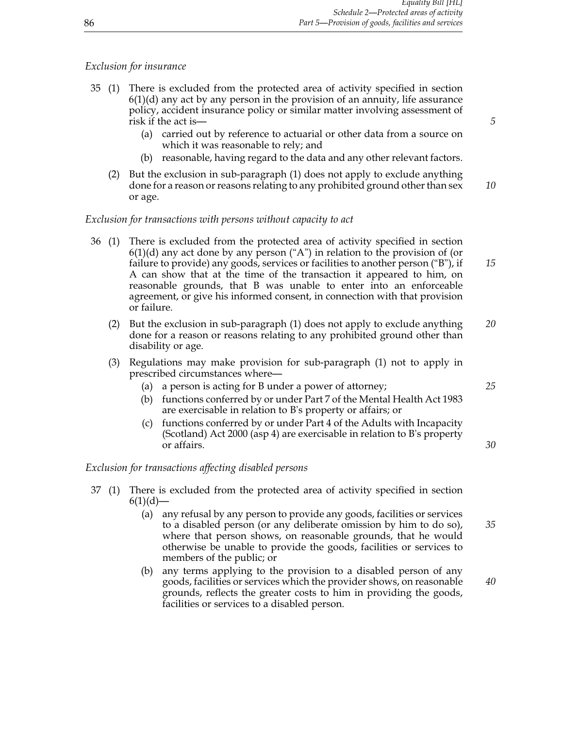*Exclusion for insurance*

35 (1) There is excluded from the protected area of activity specified in section 6(1)(d) any act by any person in the provision of an annuity, life assurance policy, accident insurance policy or similar matter involving assessment of risk if the act is—

(a) carried out by reference to actuarial or other data from a source on which it was reasonable to rely; and

(b) reasonable, having regard to the data and any other relevant factors.

(2) But the exclusion in sub-paragraph (1) does not apply to exclude anything done for a reason or reasons relating to any prohibited ground other than sex or age.

*Exclusion for transactions with persons without capacity to act*

36 (1) There is excluded from the protected area of activity specified in section 6(1)(d) any act done by any person ("A") in relation to the provision of (or failure to provide) any goods, services or facilities to another person ("B"), if A can show that at the time of the transaction it appeared to him, on reasonable grounds, that B was unable to enter into an enforceable agreement, or give his informed consent, in connection with that provision or failure.

(2) But the exclusion in sub-paragraph (1) does not apply to exclude anything done for a reason or reasons relating to any prohibited ground other than disability or age.

(3) Regulations may make provision for sub-paragraph (1) not to apply in prescribed circumstances where—

(a) a person is acting for B under a power of attorney;

(b) functions conferred by or under Part 7 of the Mental Health Act 1983 are exercisable in relation to B's property or affairs; or

(c) functions conferred by or under Part 4 of the Adults with Incapacity (Scotland) Act 2000 (asp 4) are exercisable in relation to B's property or affairs.

*Exclusion for transactions affecting disabled persons*

37 (1) There is excluded from the protected area of activity specified in section 6(1)(d)—

(a) any refusal by any person to provide any goods, facilities or services to a disabled person (or any deliberate omission by him to do so), where that person shows, on reasonable grounds, that he would otherwise be unable to provide the goods, facilities or services to members of the public; or

(b) any terms applying to the provision to a disabled person of any goods, facilities or services which the provider shows, on reasonable grounds, reflects the greater costs to him in providing the goods, facilities or services to a disabled person.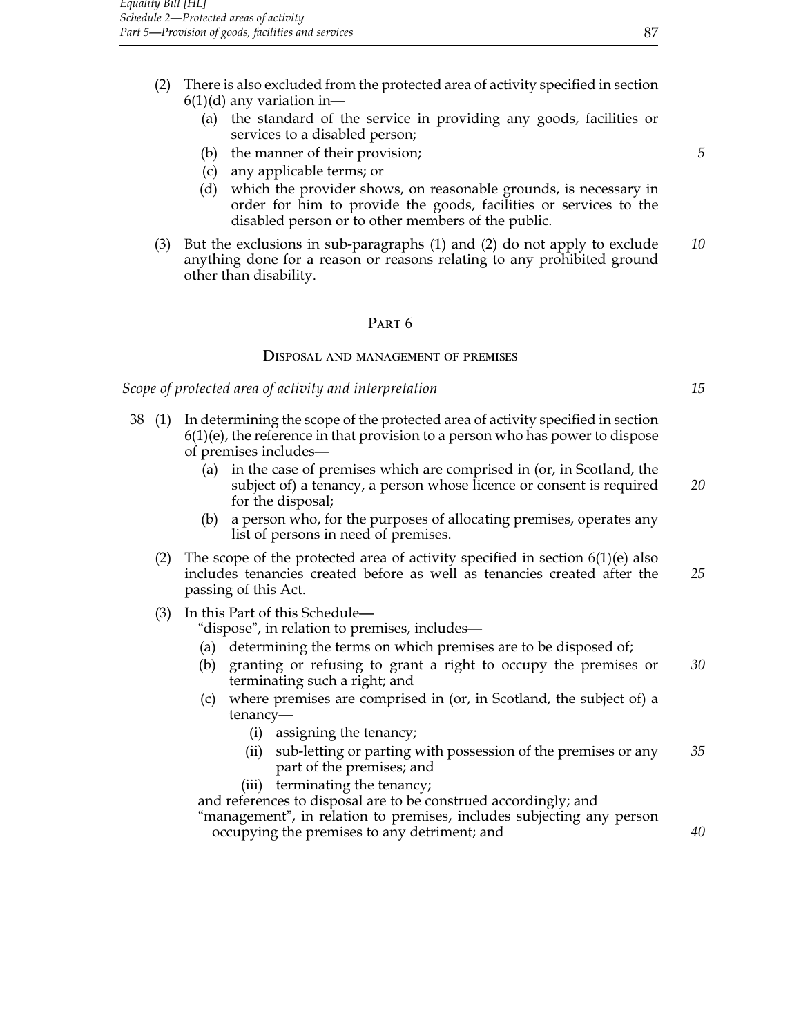(2) There is also excluded from the protected area of activity specified in section 6(1)(d) any variation in—

(a) the standard of the service in providing any goods, facilities or services to a disabled person;

(b) the manner of their provision;

(c) any applicable terms; or

(d) which the provider shows, on reasonable grounds, is necessary in order for him to provide the goods, facilities or services to the disabled person or to other members of the public.

(3) But the exclusions in sub-paragraphs (1) and (2) do not apply to exclude anything done for a reason or reasons relating to any prohibited ground other than disability.

## PART 6

### DISPOSAL AND MANAGEMENT OF PREMISES

*Scope of protected area of activity and interpretation*

38 (1) In determining the scope of the protected area of activity specified in section 6(1)(e), the reference in that provision to a person who has power to dispose of premises includes—

(a) in the case of premises which are comprised in (or, in Scotland, the subject of) a tenancy, a person whose licence or consent is required for the disposal;

(b) a person who, for the purposes of allocating premises, operates any list of persons in need of premises.

(2) The scope of the protected area of activity specified in section 6(1)(e) also includes tenancies created before as well as tenancies created after the passing of this Act.

(3) In this Part of this Schedule—

"dispose", in relation to premises, includes—

(a) determining the terms on which premises are to be disposed of;

(b) granting or refusing to grant a right to occupy the premises or terminating such a right; and

(c) where premises are comprised in (or, in Scotland, the subject of) a tenancy—

(i) assigning the tenancy;

(ii) sub-letting or parting with possession of the premises or any part of the premises; and

(iii) terminating the tenancy;

and references to disposal are to be construed accordingly; and

"management", in relation to premises, includes subjecting any person occupying the premises to any detriment; and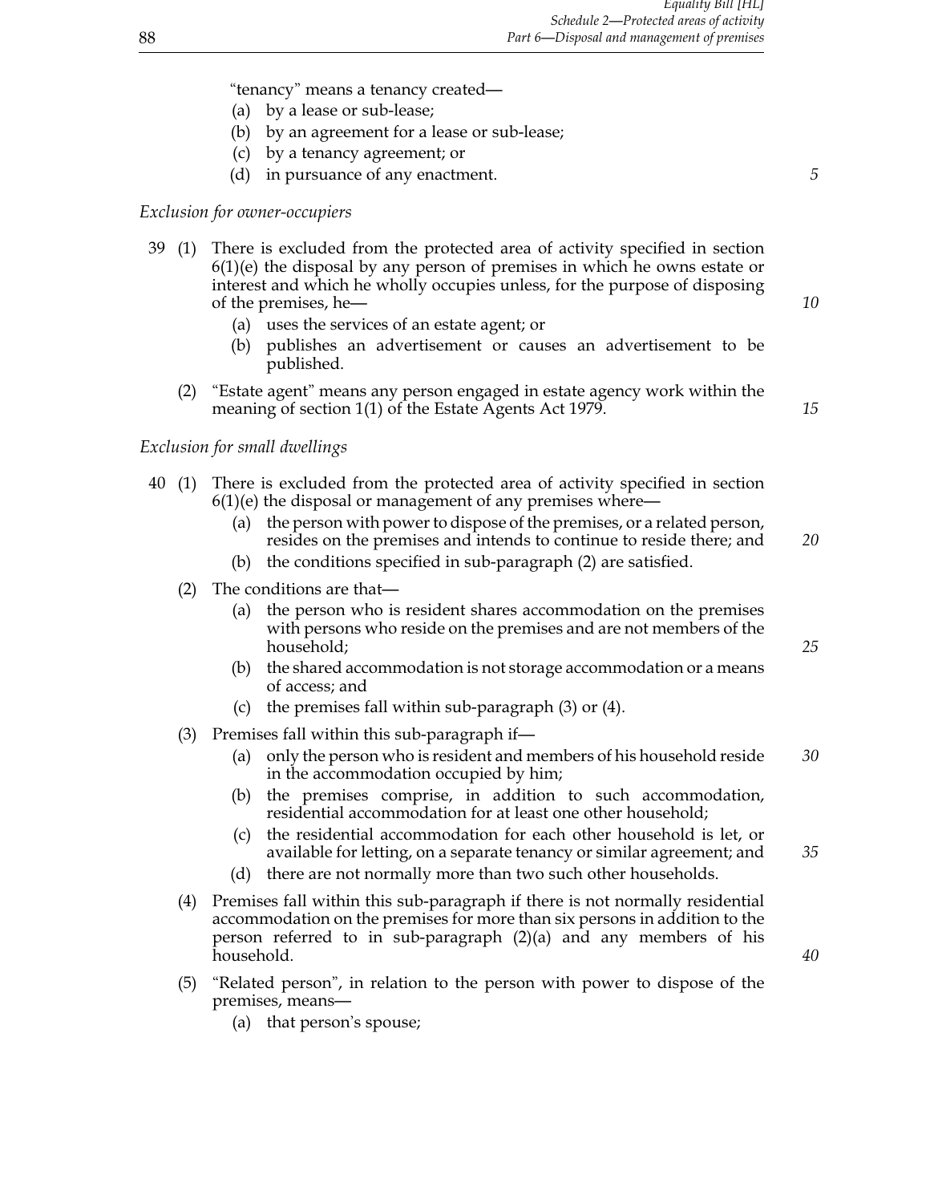"tenancy" means a tenancy created—

(a) by a lease or sub-lease;

(b) by an agreement for a lease or sub-lease;

(c) by a tenancy agreement; or

(d) in pursuance of any enactment.

*Exclusion for owner-occupiers*

39 (1) There is excluded from the protected area of activity specified in section 6(1)(e) the disposal by any person of premises in which he owns estate or interest and which he wholly occupies unless, for the purpose of disposing of the premises, he—

(a) uses the services of an estate agent; or

(b) publishes an advertisement or causes an advertisement to be published.

(2) "Estate agent" means any person engaged in estate agency work within the meaning of section 1(1) of the Estate Agents Act 1979.

*Exclusion for small dwellings*

40 (1) There is excluded from the protected area of activity specified in section 6(1)(e) the disposal or management of any premises where—

(a) the person with power to dispose of the premises, or a related person, resides on the premises and intends to continue to reside there; and

(b) the conditions specified in sub-paragraph (2) are satisfied.

(2) The conditions are that—

(a) the person who is resident shares accommodation on the premises with persons who reside on the premises and are not members of the household;

(b) the shared accommodation is not storage accommodation or a means of access; and

(c) the premises fall within sub-paragraph (3) or (4).

(3) Premises fall within this sub-paragraph if—

(a) only the person who is resident and members of his household reside in the accommodation occupied by him;

(b) the premises comprise, in addition to such accommodation, residential accommodation for at least one other household;

(c) the residential accommodation for each other household is let, or available for letting, on a separate tenancy or similar agreement; and

(d) there are not normally more than two such other households.

(4) Premises fall within this sub-paragraph if there is not normally residential accommodation on the premises for more than six persons in addition to the person referred to in sub-paragraph (2)(a) and any members of his household.

(5) "Related person", in relation to the person with power to dispose of the premises, means—

(a) that person's spouse;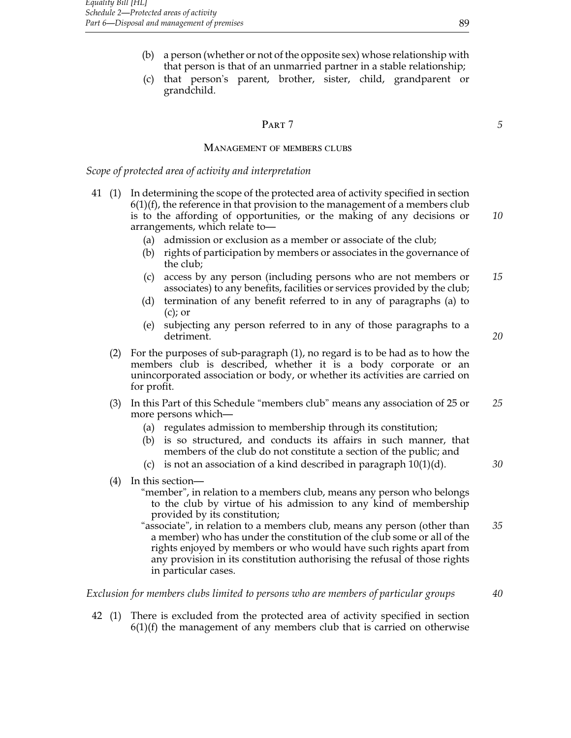(b) a person (whether or not of the opposite sex) whose relationship with that person is that of an unmarried partner in a stable relationship;

(c) that person's parent, brother, sister, child, grandparent or grandchild.

## PART 7

### MANAGEMENT OF MEMBERS CLUBS

*Scope of protected area of activity and interpretation*

41 (1) In determining the scope of the protected area of activity specified in section 6(1)(f), the reference in that provision to the management of a members club is to the affording of opportunities, or the making of any decisions or arrangements, which relate to—

(a) admission or exclusion as a member or associate of the club;

(b) rights of participation by members or associates in the governance of the club;

(c) access by any person (including persons who are not members or associates) to any benefits, facilities or services provided by the club;

(d) termination of any benefit referred to in any of paragraphs (a) to (c); or

(e) subjecting any person referred to in any of those paragraphs to a detriment.

(2) For the purposes of sub-paragraph (1), no regard is to be had as to how the members club is described, whether it is a body corporate or an unincorporated association or body, or whether its activities are carried on for profit.

(3) In this Part of this Schedule "members club" means any association of 25 or more persons which—

(a) regulates admission to membership through its constitution;

(b) is so structured, and conducts its affairs in such manner, that members of the club do not constitute a section of the public; and

(c) is not an association of a kind described in paragraph 10(1)(d).

(4) In this section—

"member", in relation to a members club, means any person who belongs to the club by virtue of his admission to any kind of membership provided by its constitution;

"associate", in relation to a members club, means any person (other than a member) who has under the constitution of the club some or all of the rights enjoyed by members or who would have such rights apart from any provision in its constitution authorising the refusal of those rights in particular cases.

*Exclusion for members clubs limited to persons who are members of particular groups*

42 (1) There is excluded from the protected area of activity specified in section 6(1)(f) the management of any members club that is carried on otherwise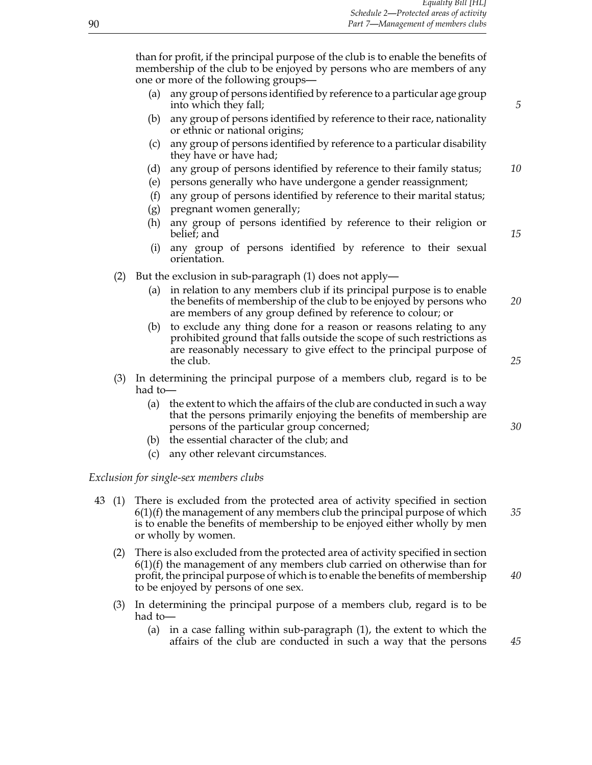than for profit, if the principal purpose of the club is to enable the benefits of membership of the club to be enjoyed by persons who are members of any one or more of the following groups—

(a) any group of persons identified by reference to a particular age group into which they fall;

(b) any group of persons identified by reference to their race, nationality or ethnic or national origins;

(c) any group of persons identified by reference to a particular disability they have or have had;

(d) any group of persons identified by reference to their family status;

(e) persons generally who have undergone a gender reassignment;

(f) any group of persons identified by reference to their marital status;

(g) pregnant women generally;

(h) any group of persons identified by reference to their religion or belief; and

(i) any group of persons identified by reference to their sexual orientation.

(2) But the exclusion in sub-paragraph (1) does not apply—

(a) in relation to any members club if its principal purpose is to enable the benefits of membership of the club to be enjoyed by persons who are members of any group defined by reference to colour; or

(b) to exclude any thing done for a reason or reasons relating to any prohibited ground that falls outside the scope of such restrictions as are reasonably necessary to give effect to the principal purpose of the club.

(3) In determining the principal purpose of a members club, regard is to be had to—

(a) the extent to which the affairs of the club are conducted in such a way that the persons primarily enjoying the benefits of membership are persons of the particular group concerned;

(b) the essential character of the club; and

(c) any other relevant circumstances.

*Exclusion for single-sex members clubs*

43 (1) There is excluded from the protected area of activity specified in section 6(1)(f) the management of any members club the principal purpose of which is to enable the benefits of membership to be enjoyed either wholly by men or wholly by women.

(2) There is also excluded from the protected area of activity specified in section 6(1)(f) the management of any members club carried on otherwise than for profit, the principal purpose of which is to enable the benefits of membership to be enjoyed by persons of one sex.

(3) In determining the principal purpose of a members club, regard is to be had to—

(a) in a case falling within sub-paragraph (1), the extent to which the affairs of the club are conducted in such a way that the persons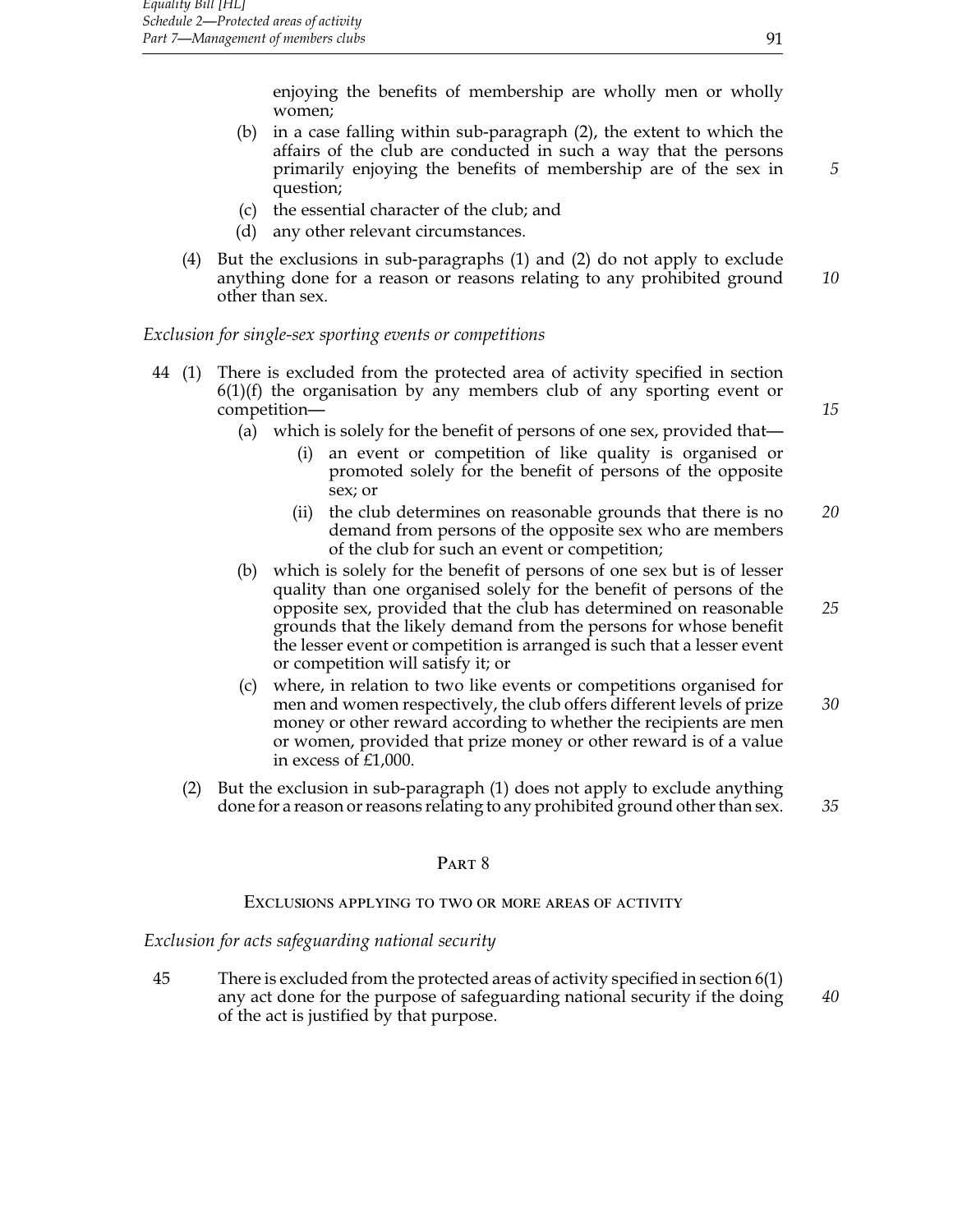enjoying the benefits of membership are wholly men or wholly women;

(b) in a case falling within sub-paragraph (2), the extent to which the affairs of the club are conducted in such a way that the persons primarily enjoying the benefits of membership are of the sex in question;

(c) the essential character of the club; and

(d) any other relevant circumstances.

(4) But the exclusions in sub-paragraphs (1) and (2) do not apply to exclude anything done for a reason or reasons relating to any prohibited ground other than sex.

*Exclusion for single-sex sporting events or competitions*

44 (1) There is excluded from the protected area of activity specified in section 6(1)(f) the organisation by any members club of any sporting event or competition—

(a) which is solely for the benefit of persons of one sex, provided that—

(i) an event or competition of like quality is organised or promoted solely for the benefit of persons of the opposite sex; or

(ii) the club determines on reasonable grounds that there is no demand from persons of the opposite sex who are members of the club for such an event or competition;

(b) which is solely for the benefit of persons of one sex but is of lesser quality than one organised solely for the benefit of persons of the opposite sex, provided that the club has determined on reasonable grounds that the likely demand from the persons for whose benefit the lesser event or competition is arranged is such that a lesser event or competition will satisfy it; or

(c) where, in relation to two like events or competitions organised for men and women respectively, the club offers different levels of prize money or other reward according to whether the recipients are men or women, provided that prize money or other reward is of a value in excess of £1,000.

(2) But the exclusion in sub-paragraph (1) does not apply to exclude anything done for a reason or reasons relating to any prohibited ground other than sex.

## Part 8

### Exclusions applying to two or more areas of activity

*Exclusion for acts safeguarding national security*

45 There is excluded from the protected areas of activity specified in section 6(1) any act done for the purpose of safeguarding national security if the doing of the act is justified by that purpose.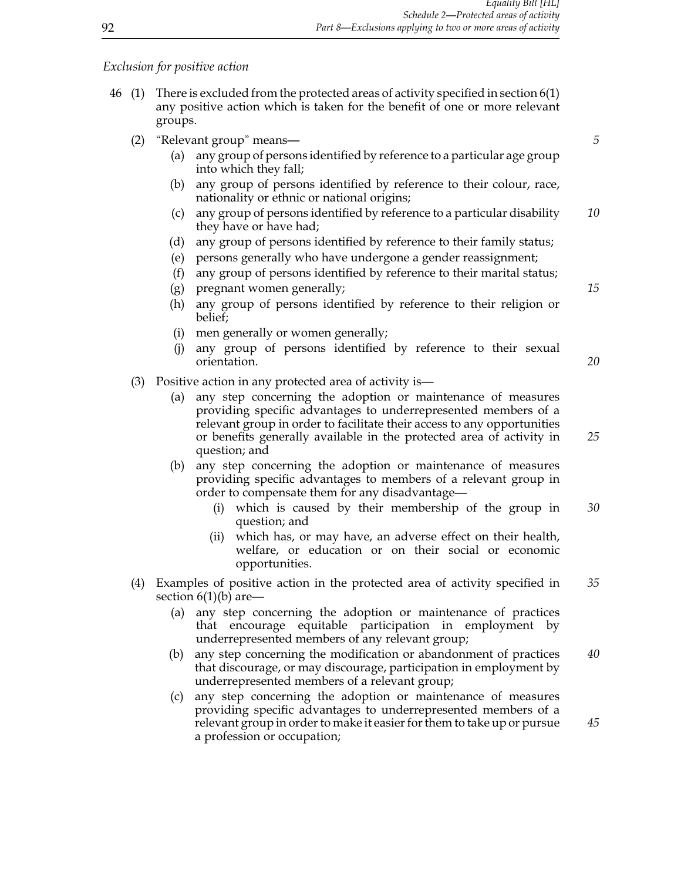*Exclusion for positive action*

46 (1) There is excluded from the protected areas of activity specified in section 6(1) any positive action which is taken for the benefit of one or more relevant groups.

(2) "Relevant group" means—

- (a) any group of persons identified by reference to a particular age group into which they fall;
- (b) any group of persons identified by reference to their colour, race, nationality or ethnic or national origins;
- (c) any group of persons identified by reference to a particular disability they have or have had;
- (d) any group of persons identified by reference to their family status;
- (e) persons generally who have undergone a gender reassignment;
- (f) any group of persons identified by reference to their marital status;
- (g) pregnant women generally;
- (h) any group of persons identified by reference to their religion or belief;
- (i) men generally or women generally;
- (j) any group of persons identified by reference to their sexual orientation.

(3) Positive action in any protected area of activity is—

- (a) any step concerning the adoption or maintenance of measures providing specific advantages to underrepresented members of a relevant group in order to facilitate their access to any opportunities or benefits generally available in the protected area of activity in question; and
- (b) any step concerning the adoption or maintenance of measures providing specific advantages to members of a relevant group in order to compensate them for any disadvantage—
  - (i) which is caused by their membership of the group in question; and
  - (ii) which has, or may have, an adverse effect on their health, welfare, or education or on their social or economic opportunities.

(4) Examples of positive action in the protected area of activity specified in section 6(1)(b) are—

- (a) any step concerning the adoption or maintenance of practices that encourage equitable participation in employment by underrepresented members of any relevant group;
- (b) any step concerning the modification or abandonment of practices that discourage, or may discourage, participation in employment by underrepresented members of a relevant group;
- (c) any step concerning the adoption or maintenance of measures providing specific advantages to underrepresented members of a relevant group in order to make it easier for them to take up or pursue a profession or occupation;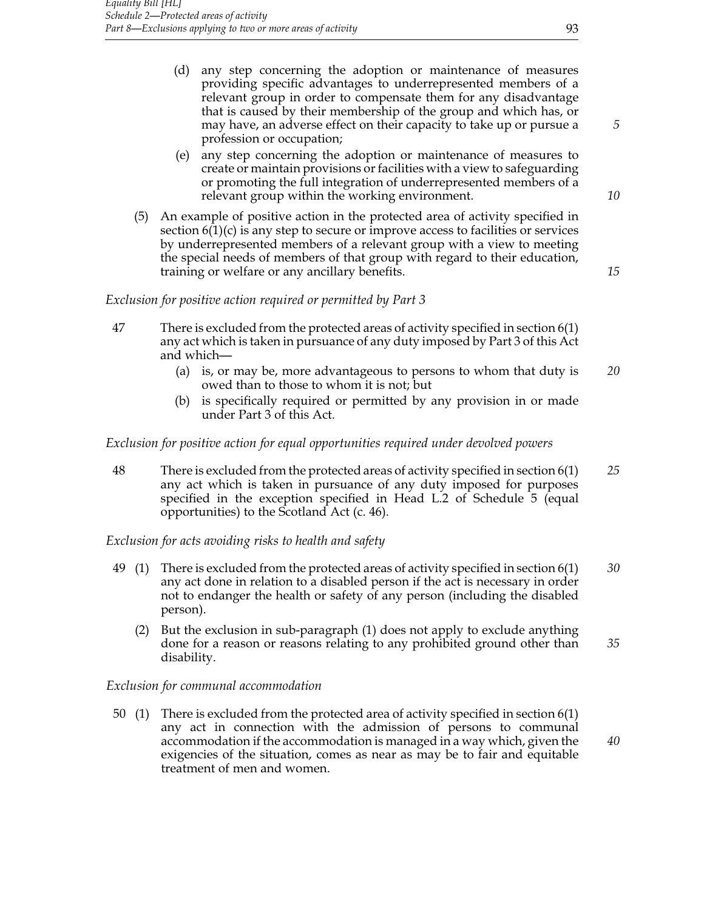(d) any step concerning the adoption or maintenance of measures providing specific advantages to underrepresented members of a relevant group in order to compensate them for any disadvantage that is caused by their membership of the group and which has, or may have, an adverse effect on their capacity to take up or pursue a profession or occupation;

(e) any step concerning the adoption or maintenance of measures to create or maintain provisions or facilities with a view to safeguarding or promoting the full integration of underrepresented members of a relevant group within the working environment.

(5) An example of positive action in the protected area of activity specified in section 6(1)(c) is any step to secure or improve access to facilities or services by underrepresented members of a relevant group with a view to meeting the special needs of members of that group with regard to their education, training or welfare or any ancillary benefits.

*Exclusion for positive action required or permitted by Part 3*

47 There is excluded from the protected areas of activity specified in section 6(1) any act which is taken in pursuance of any duty imposed by Part 3 of this Act and which—

(a) is, or may be, more advantageous to persons to whom that duty is owed than to those to whom it is not; but

(b) is specifically required or permitted by any provision in or made under Part 3 of this Act.

*Exclusion for positive action for equal opportunities required under devolved powers*

48 There is excluded from the protected areas of activity specified in section 6(1) any act which is taken in pursuance of any duty imposed for purposes specified in the exception specified in Head L.2 of Schedule 5 (equal opportunities) to the Scotland Act (c. 46).

*Exclusion for acts avoiding risks to health and safety*

49 (1) There is excluded from the protected areas of activity specified in section 6(1) any act done in relation to a disabled person if the act is necessary in order not to endanger the health or safety of any person (including the disabled person).

(2) But the exclusion in sub-paragraph (1) does not apply to exclude anything done for a reason or reasons relating to any prohibited ground other than disability.

*Exclusion for communal accommodation*

50 (1) There is excluded from the protected area of activity specified in section 6(1) any act in connection with the admission of persons to communal accommodation if the accommodation is managed in a way which, given the exigencies of the situation, comes as near as may be to fair and equitable treatment of men and women.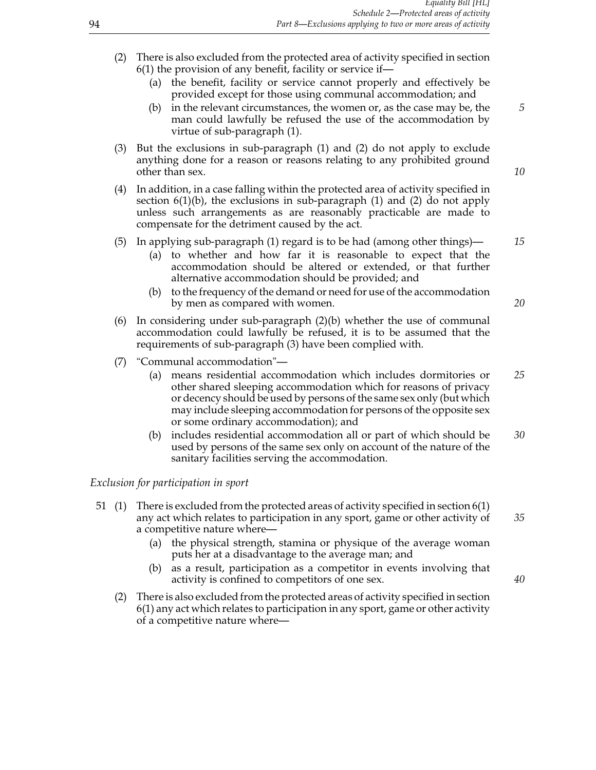(2) There is also excluded from the protected area of activity specified in section 6(1) the provision of any benefit, facility or service if—

  (a) the benefit, facility or service cannot properly and effectively be provided except for those using communal accommodation; and

  (b) in the relevant circumstances, the women or, as the case may be, the man could lawfully be refused the use of the accommodation by virtue of sub-paragraph (1).

(3) But the exclusions in sub-paragraph (1) and (2) do not apply to exclude anything done for a reason or reasons relating to any prohibited ground other than sex.

(4) In addition, in a case falling within the protected area of activity specified in section 6(1)(b), the exclusions in sub-paragraph (1) and (2) do not apply unless such arrangements as are reasonably practicable are made to compensate for the detriment caused by the act.

(5) In applying sub-paragraph (1) regard is to be had (among other things)—

  (a) to whether and how far it is reasonable to expect that the accommodation should be altered or extended, or that further alternative accommodation should be provided; and

  (b) to the frequency of the demand or need for use of the accommodation by men as compared with women.

(6) In considering under sub-paragraph (2)(b) whether the use of communal accommodation could lawfully be refused, it is to be assumed that the requirements of sub-paragraph (3) have been complied with.

(7) "Communal accommodation"—

  (a) means residential accommodation which includes dormitories or other shared sleeping accommodation which for reasons of privacy or decency should be used by persons of the same sex only (but which may include sleeping accommodation for persons of the opposite sex or some ordinary accommodation); and

  (b) includes residential accommodation all or part of which should be used by persons of the same sex only on account of the nature of the sanitary facilities serving the accommodation.

*Exclusion for participation in sport*

51 (1) There is excluded from the protected areas of activity specified in section 6(1) any act which relates to participation in any sport, game or other activity of a competitive nature where—

  (a) the physical strength, stamina or physique of the average woman puts her at a disadvantage to the average man; and

  (b) as a result, participation as a competitor in events involving that activity is confined to competitors of one sex.

(2) There is also excluded from the protected areas of activity specified in section 6(1) any act which relates to participation in any sport, game or other activity of a competitive nature where—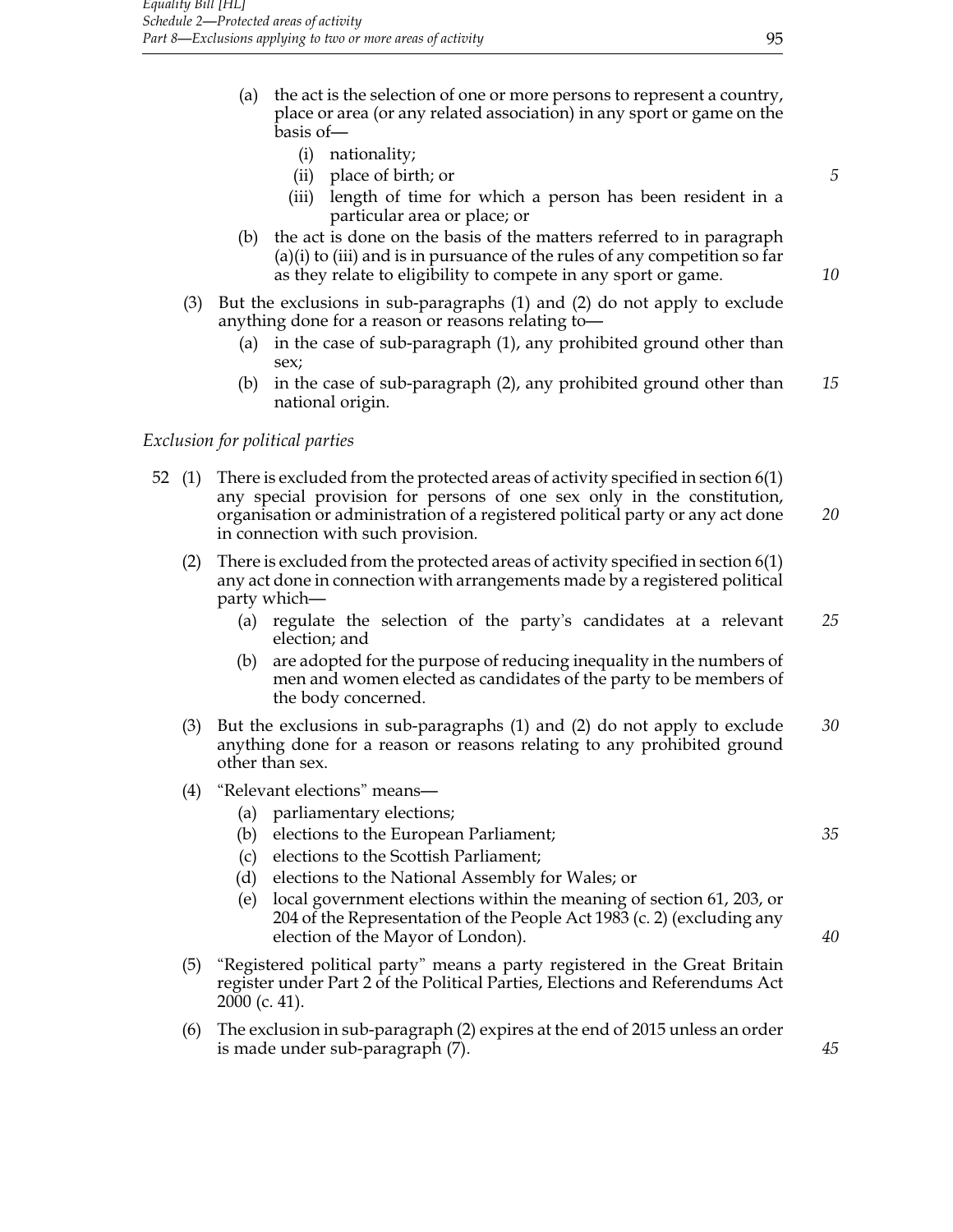(a) the act is the selection of one or more persons to represent a country, place or area (or any related association) in any sport or game on the basis of—

   (i) nationality;

   (ii) place of birth; or

   (iii) length of time for which a person has been resident in a particular area or place; or

(b) the act is done on the basis of the matters referred to in paragraph (a)(i) to (iii) and is in pursuance of the rules of any competition so far as they relate to eligibility to compete in any sport or game.

(3) But the exclusions in sub-paragraphs (1) and (2) do not apply to exclude anything done for a reason or reasons relating to—

   (a) in the case of sub-paragraph (1), any prohibited ground other than sex;

   (b) in the case of sub-paragraph (2), any prohibited ground other than national origin.

*Exclusion for political parties*

52 (1) There is excluded from the protected areas of activity specified in section 6(1) any special provision for persons of one sex only in the constitution, organisation or administration of a registered political party or any act done in connection with such provision.

(2) There is excluded from the protected areas of activity specified in section 6(1) any act done in connection with arrangements made by a registered political party which—

   (a) regulate the selection of the party's candidates at a relevant election; and

   (b) are adopted for the purpose of reducing inequality in the numbers of men and women elected as candidates of the party to be members of the body concerned.

(3) But the exclusions in sub-paragraphs (1) and (2) do not apply to exclude anything done for a reason or reasons relating to any prohibited ground other than sex.

(4) "Relevant elections" means—

   (a) parliamentary elections;

   (b) elections to the European Parliament;

   (c) elections to the Scottish Parliament;

   (d) elections to the National Assembly for Wales; or

   (e) local government elections within the meaning of section 61, 203, or 204 of the Representation of the People Act 1983 (c. 2) (excluding any election of the Mayor of London).

(5) "Registered political party" means a party registered in the Great Britain register under Part 2 of the Political Parties, Elections and Referendums Act 2000 (c. 41).

(6) The exclusion in sub-paragraph (2) expires at the end of 2015 unless an order is made under sub-paragraph (7).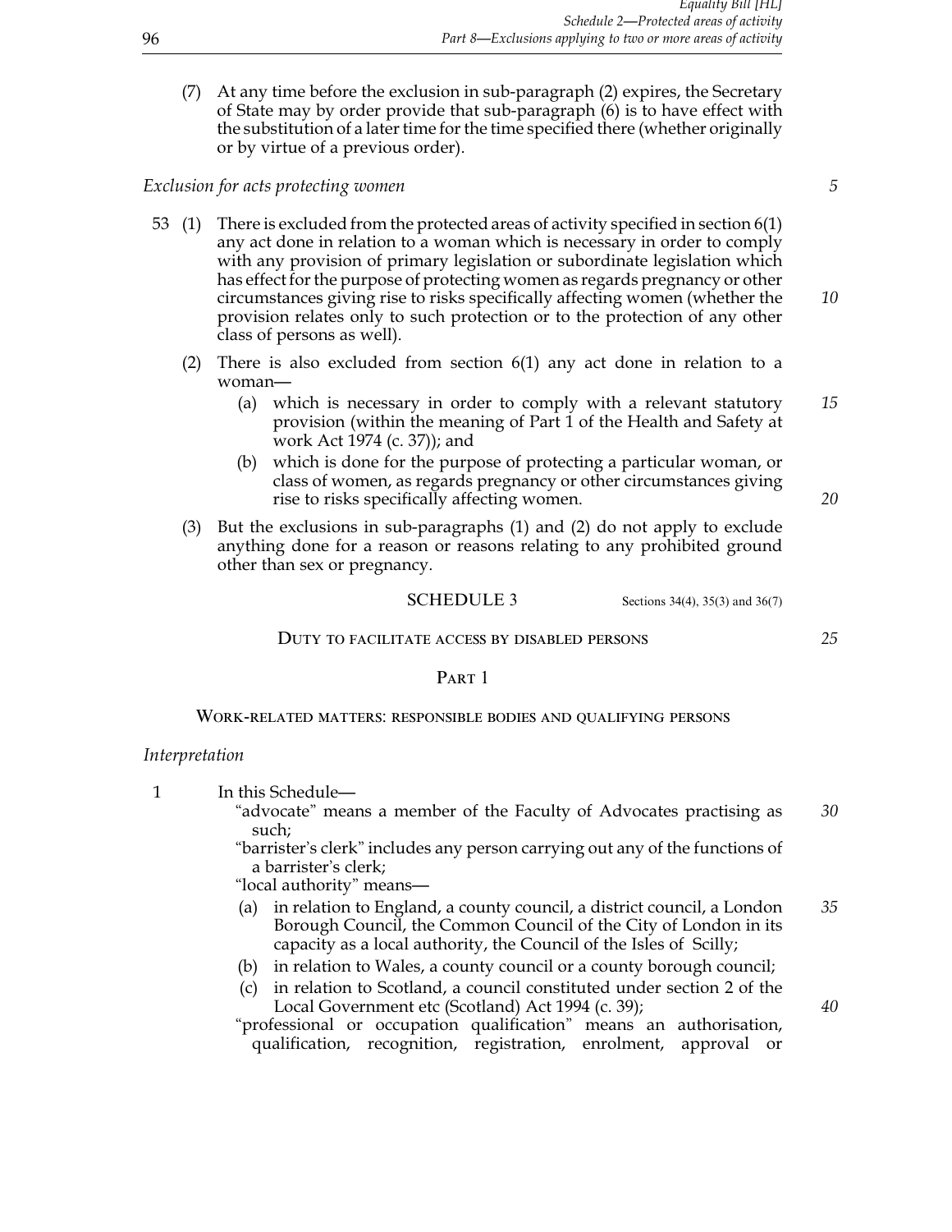(7) At any time before the exclusion in sub-paragraph (2) expires, the Secretary of State may by order provide that sub-paragraph (6) is to have effect with the substitution of a later time for the time specified there (whether originally or by virtue of a previous order).

*Exclusion for acts protecting women*

53 (1) There is excluded from the protected areas of activity specified in section 6(1) any act done in relation to a woman which is necessary in order to comply with any provision of primary legislation or subordinate legislation which has effect for the purpose of protecting women as regards pregnancy or other circumstances giving rise to risks specifically affecting women (whether the provision relates only to such protection or to the protection of any other class of persons as well).

(2) There is also excluded from section 6(1) any act done in relation to a woman—

(a) which is necessary in order to comply with a relevant statutory provision (within the meaning of Part 1 of the Health and Safety at work Act 1974 (c. 37)); and

(b) which is done for the purpose of protecting a particular woman, or class of women, as regards pregnancy or other circumstances giving rise to risks specifically affecting women.

(3) But the exclusions in sub-paragraphs (1) and (2) do not apply to exclude anything done for a reason or reasons relating to any prohibited ground other than sex or pregnancy.

## SCHEDULE 3

Sections 34(4), 35(3) and 36(7)

### Duty to facilitate access by disabled persons

### Part 1

#### Work-related matters: responsible bodies and qualifying persons

*Interpretation*

1 In this Schedule—

"advocate" means a member of the Faculty of Advocates practising as such;

"barrister's clerk" includes any person carrying out any of the functions of a barrister's clerk;

"local authority" means—

(a) in relation to England, a county council, a district council, a London Borough Council, the Common Council of the City of London in its capacity as a local authority, the Council of the Isles of Scilly;

(b) in relation to Wales, a county council or a county borough council;

(c) in relation to Scotland, a council constituted under section 2 of the Local Government etc (Scotland) Act 1994 (c. 39);

"professional or occupation qualification" means an authorisation, qualification, recognition, registration, enrolment, approval or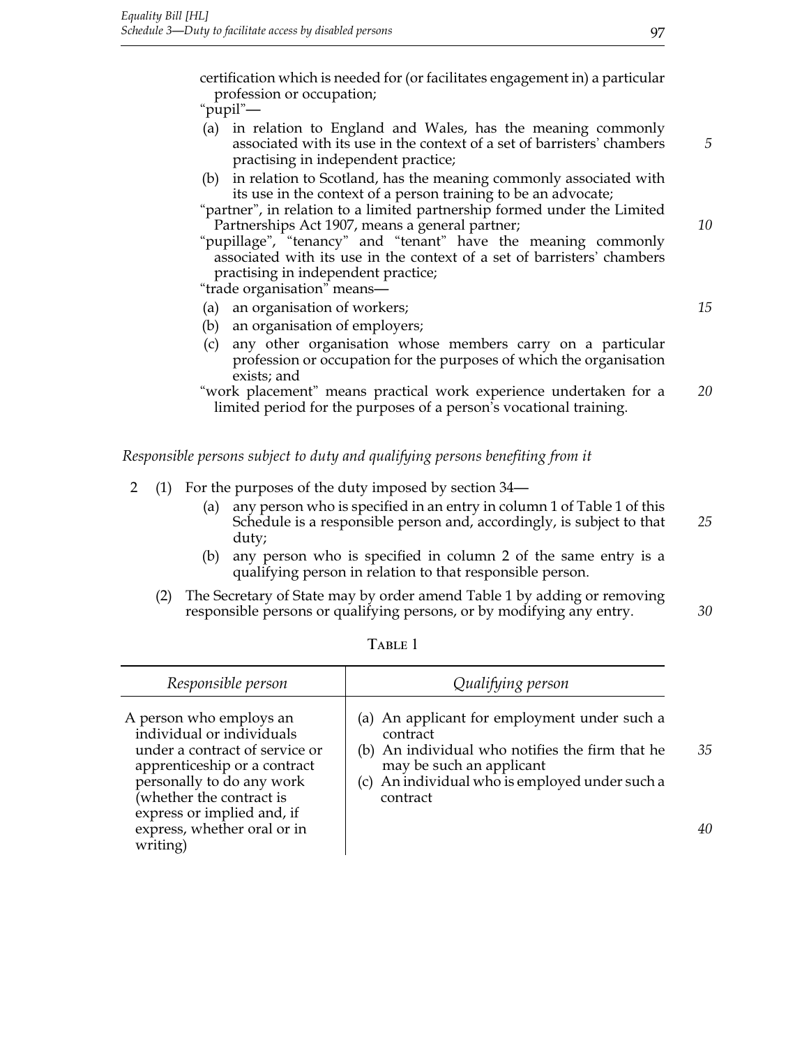certification which is needed for (or facilitates engagement in) a particular profession or occupation;

"pupil"—

(a) in relation to England and Wales, has the meaning commonly associated with its use in the context of a set of barristers' chambers practising in independent practice;

(b) in relation to Scotland, has the meaning commonly associated with its use in the context of a person training to be an advocate;

"partner", in relation to a limited partnership formed under the Limited Partnerships Act 1907, means a general partner;

"pupillage", "tenancy" and "tenant" have the meaning commonly associated with its use in the context of a set of barristers' chambers practising in independent practice;

"trade organisation" means—

(a) an organisation of workers;

(b) an organisation of employers;

(c) any other organisation whose members carry on a particular profession or occupation for the purposes of which the organisation exists; and

"work placement" means practical work experience undertaken for a limited period for the purposes of a person's vocational training.

*Responsible persons subject to duty and qualifying persons benefiting from it*

2 (1) For the purposes of the duty imposed by section 34—

(a) any person who is specified in an entry in column 1 of Table 1 of this Schedule is a responsible person and, accordingly, is subject to that duty;

(b) any person who is specified in column 2 of the same entry is a qualifying person in relation to that responsible person.

(2) The Secretary of State may by order amend Table 1 by adding or removing responsible persons or qualifying persons, or by modifying any entry.

TABLE 1

| *Responsible person* | *Qualifying person* |
|---|---|
| A person who employs an individual or individuals under a contract of service or apprenticeship or a contract personally to do any work (whether the contract is express or implied and, if express, whether oral or in writing) | (a) An applicant for employment under such a contract<br>(b) An individual who notifies the firm that he may be such an applicant<br>(c) An individual who is employed under such a contract |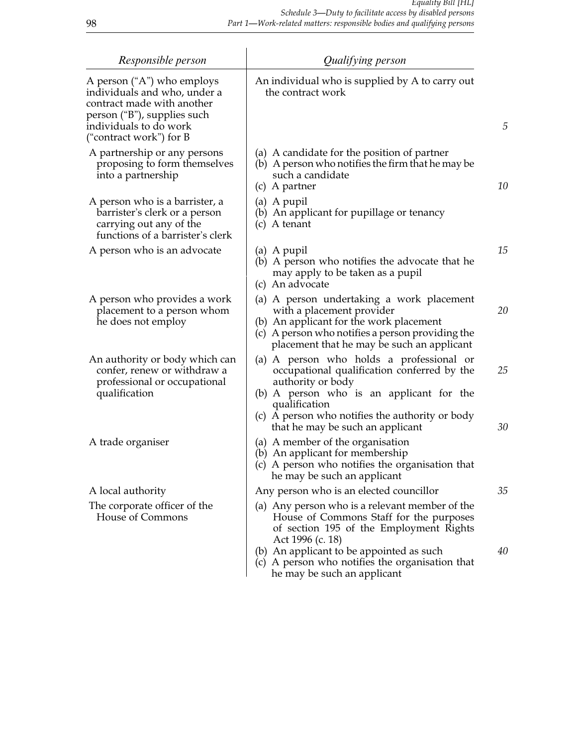| *Responsible person* | *Qualifying person* |
|---|---|
| A person ("A") who employs individuals and who, under a contract made with another person ("B"), supplies such individuals to do work ("contract work") for B | An individual who is supplied by A to carry out the contract work |
| A partnership or any persons proposing to form themselves into a partnership | (a) A candidate for the position of partner<br>(b) A person who notifies the firm that he may be such a candidate<br>(c) A partner |
| A person who is a barrister, a barrister's clerk or a person carrying out any of the functions of a barrister's clerk | (a) A pupil<br>(b) An applicant for pupillage or tenancy<br>(c) A tenant |
| A person who is an advocate | (a) A pupil<br>(b) A person who notifies the advocate that he may apply to be taken as a pupil<br>(c) An advocate |
| A person who provides a work placement to a person whom he does not employ | (a) A person undertaking a work placement with a placement provider<br>(b) An applicant for the work placement<br>(c) A person who notifies a person providing the placement that he may be such an applicant |
| An authority or body which can confer, renew or withdraw a professional or occupational qualification | (a) A person who holds a professional or occupational qualification conferred by the authority or body<br>(b) A person who is an applicant for the qualification<br>(c) A person who notifies the authority or body that he may be such an applicant |
| A trade organiser | (a) A member of the organisation<br>(b) An applicant for membership<br>(c) A person who notifies the organisation that he may be such an applicant |
| A local authority | Any person who is an elected councillor |
| The corporate officer of the House of Commons | (a) Any person who is a relevant member of the House of Commons Staff for the purposes of section 195 of the Employment Rights Act 1996 (c. 18)<br>(b) An applicant to be appointed as such<br>(c) A person who notifies the organisation that he may be such an applicant |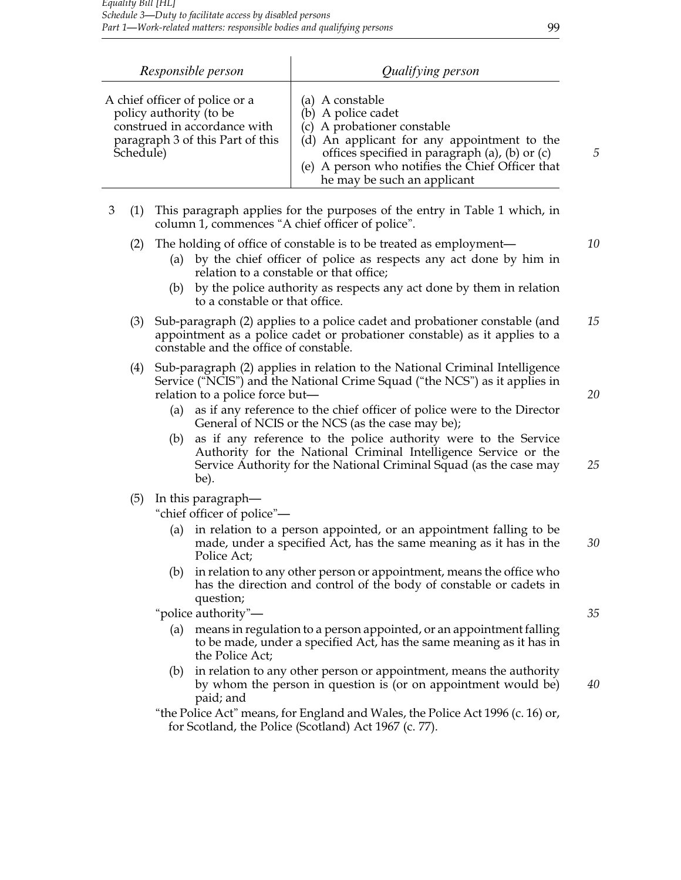| Responsible person | Qualifying person |
|---|---|
| A chief officer of police or a policy authority (to be construed in accordance with paragraph 3 of this Part of this Schedule) | (a) A constable<br>(b) A police cadet<br>(c) A probationer constable<br>(d) An applicant for any appointment to the offices specified in paragraph (a), (b) or (c)<br>(e) A person who notifies the Chief Officer that he may be such an applicant |

3 (1) This paragraph applies for the purposes of the entry in Table 1 which, in column 1, commences "A chief officer of police".

(2) The holding of office of constable is to be treated as employment—

(a) by the chief officer of police as respects any act done by him in relation to a constable or that office;

(b) by the police authority as respects any act done by them in relation to a constable or that office.

(3) Sub-paragraph (2) applies to a police cadet and probationer constable (and appointment as a police cadet or probationer constable) as it applies to a constable and the office of constable.

(4) Sub-paragraph (2) applies in relation to the National Criminal Intelligence Service ("NCIS") and the National Crime Squad ("the NCS") as it applies in relation to a police force but—

(a) as if any reference to the chief officer of police were to the Director General of NCIS or the NCS (as the case may be);

(b) as if any reference to the police authority were to the Service Authority for the National Criminal Intelligence Service or the Service Authority for the National Criminal Squad (as the case may be).

(5) In this paragraph—

"chief officer of police"—

(a) in relation to a person appointed, or an appointment falling to be made, under a specified Act, has the same meaning as it has in the Police Act;

(b) in relation to any other person or appointment, means the office who has the direction and control of the body of constable or cadets in question;

"police authority"—

(a) means in regulation to a person appointed, or an appointment falling to be made, under a specified Act, has the same meaning as it has in the Police Act;

(b) in relation to any other person or appointment, means the authority by whom the person in question is (or on appointment would be) paid; and

"the Police Act" means, for England and Wales, the Police Act 1996 (c. 16) or, for Scotland, the Police (Scotland) Act 1967 (c. 77).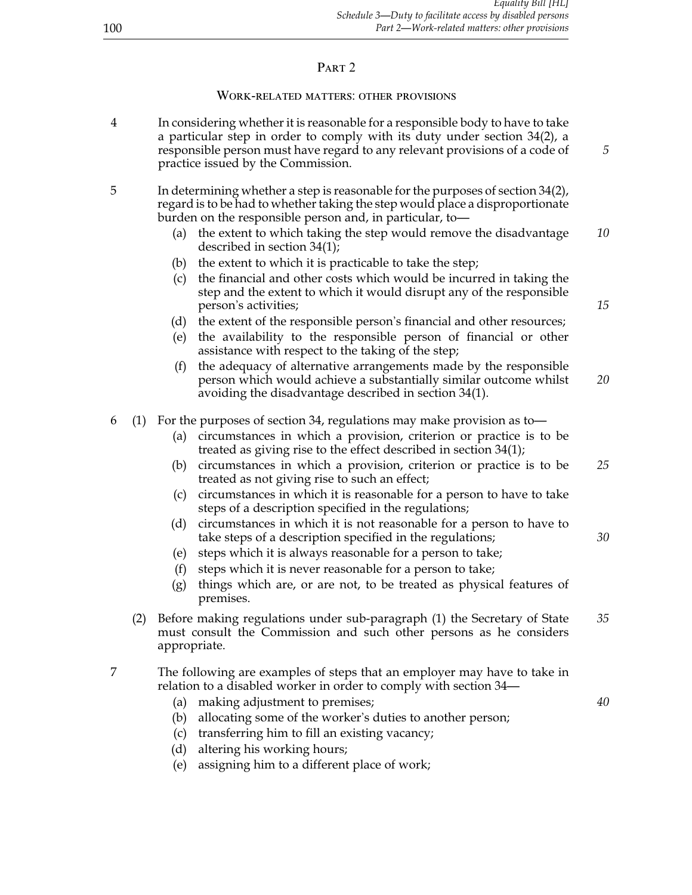## PART 2

### WORK-RELATED MATTERS: OTHER PROVISIONS

4 In considering whether it is reasonable for a responsible body to have to take a particular step in order to comply with its duty under section 34(2), a responsible person must have regard to any relevant provisions of a code of practice issued by the Commission.

5 In determining whether a step is reasonable for the purposes of section 34(2), regard is to be had to whether taking the step would place a disproportionate burden on the responsible person and, in particular, to—

- (a) the extent to which taking the step would remove the disadvantage described in section 34(1);
- (b) the extent to which it is practicable to take the step;
- (c) the financial and other costs which would be incurred in taking the step and the extent to which it would disrupt any of the responsible person's activities;
- (d) the extent of the responsible person's financial and other resources;
- (e) the availability to the responsible person of financial or other assistance with respect to the taking of the step;
- (f) the adequacy of alternative arrangements made by the responsible person which would achieve a substantially similar outcome whilst avoiding the disadvantage described in section 34(1).

6 (1) For the purposes of section 34, regulations may make provision as to—

- (a) circumstances in which a provision, criterion or practice is to be treated as giving rise to the effect described in section 34(1);
- (b) circumstances in which a provision, criterion or practice is to be treated as not giving rise to such an effect;
- (c) circumstances in which it is reasonable for a person to have to take steps of a description specified in the regulations;
- (d) circumstances in which it is not reasonable for a person to have to take steps of a description specified in the regulations;
- (e) steps which it is always reasonable for a person to take;
- (f) steps which it is never reasonable for a person to take;
- (g) things which are, or are not, to be treated as physical features of premises.

(2) Before making regulations under sub-paragraph (1) the Secretary of State must consult the Commission and such other persons as he considers appropriate.

7 The following are examples of steps that an employer may have to take in relation to a disabled worker in order to comply with section 34—

- (a) making adjustment to premises;
- (b) allocating some of the worker's duties to another person;
- (c) transferring him to fill an existing vacancy;
- (d) altering his working hours;
- (e) assigning him to a different place of work;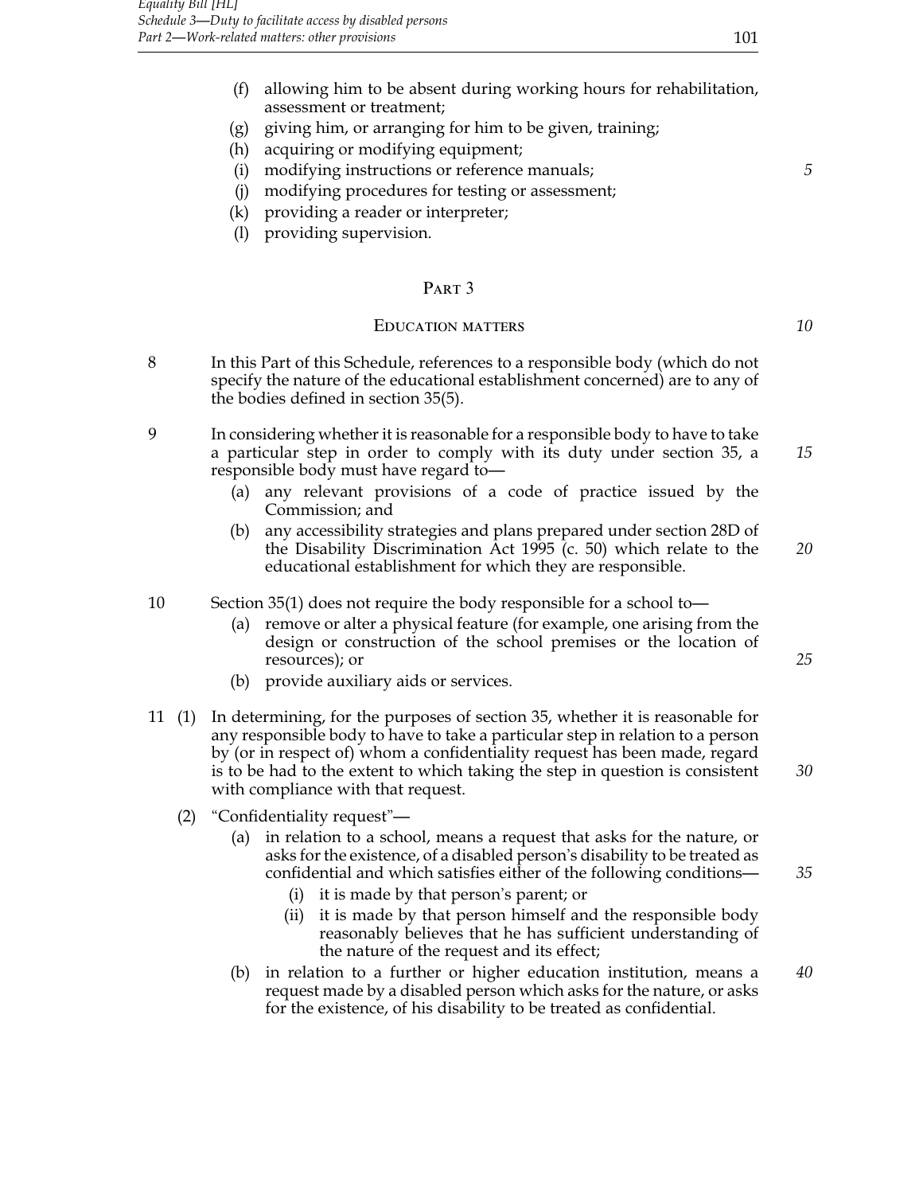(f) allowing him to be absent during working hours for rehabilitation, assessment or treatment;

(g) giving him, or arranging for him to be given, training;

(h) acquiring or modifying equipment;

(i) modifying instructions or reference manuals;

(j) modifying procedures for testing or assessment;

(k) providing a reader or interpreter;

(l) providing supervision.

## PART 3

### EDUCATION MATTERS

8 In this Part of this Schedule, references to a responsible body (which do not specify the nature of the educational establishment concerned) are to any of the bodies defined in section 35(5).

9 In considering whether it is reasonable for a responsible body to have to take a particular step in order to comply with its duty under section 35, a responsible body must have regard to—

(a) any relevant provisions of a code of practice issued by the Commission; and

(b) any accessibility strategies and plans prepared under section 28D of the Disability Discrimination Act 1995 (c. 50) which relate to the educational establishment for which they are responsible.

10 Section 35(1) does not require the body responsible for a school to—

(a) remove or alter a physical feature (for example, one arising from the design or construction of the school premises or the location of resources); or

(b) provide auxiliary aids or services.

11 (1) In determining, for the purposes of section 35, whether it is reasonable for any responsible body to have to take a particular step in relation to a person by (or in respect of) whom a confidentiality request has been made, regard is to be had to the extent to which taking the step in question is consistent with compliance with that request.

(2) "Confidentiality request"—

(a) in relation to a school, means a request that asks for the nature, or asks for the existence, of a disabled person's disability to be treated as confidential and which satisfies either of the following conditions—

(i) it is made by that person's parent; or

(ii) it is made by that person himself and the responsible body reasonably believes that he has sufficient understanding of the nature of the request and its effect;

(b) in relation to a further or higher education institution, means a request made by a disabled person which asks for the nature, or asks for the existence, of his disability to be treated as confidential.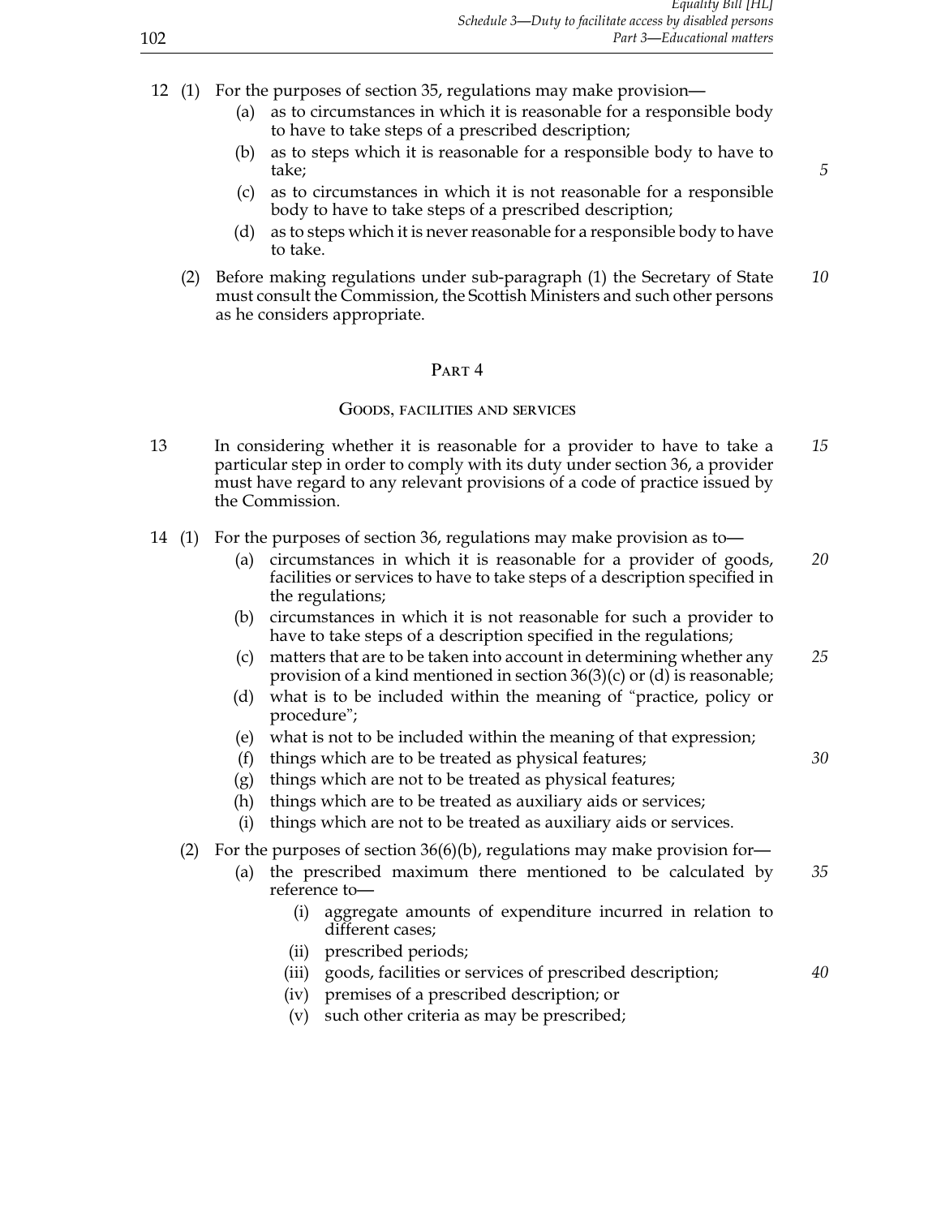12 (1) For the purposes of section 35, regulations may make provision—

   (a) as to circumstances in which it is reasonable for a responsible body to have to take steps of a prescribed description;

   (b) as to steps which it is reasonable for a responsible body to have to take;

   (c) as to circumstances in which it is not reasonable for a responsible body to have to take steps of a prescribed description;

   (d) as to steps which it is never reasonable for a responsible body to have to take.

(2) Before making regulations under sub-paragraph (1) the Secretary of State must consult the Commission, the Scottish Ministers and such other persons as he considers appropriate.

## Part 4

### Goods, facilities and services

13 In considering whether it is reasonable for a provider to have to take a particular step in order to comply with its duty under section 36, a provider must have regard to any relevant provisions of a code of practice issued by the Commission.

14 (1) For the purposes of section 36, regulations may make provision as to—

   (a) circumstances in which it is reasonable for a provider of goods, facilities or services to have to take steps of a description specified in the regulations;

   (b) circumstances in which it is not reasonable for such a provider to have to take steps of a description specified in the regulations;

   (c) matters that are to be taken into account in determining whether any provision of a kind mentioned in section 36(3)(c) or (d) is reasonable;

   (d) what is to be included within the meaning of "practice, policy or procedure";

   (e) what is not to be included within the meaning of that expression;

   (f) things which are to be treated as physical features;

   (g) things which are not to be treated as physical features;

   (h) things which are to be treated as auxiliary aids or services;

   (i) things which are not to be treated as auxiliary aids or services.

(2) For the purposes of section 36(6)(b), regulations may make provision for—

   (a) the prescribed maximum there mentioned to be calculated by reference to—

      (i) aggregate amounts of expenditure incurred in relation to different cases;

      (ii) prescribed periods;

      (iii) goods, facilities or services of prescribed description;

      (iv) premises of a prescribed description; or

      (v) such other criteria as may be prescribed;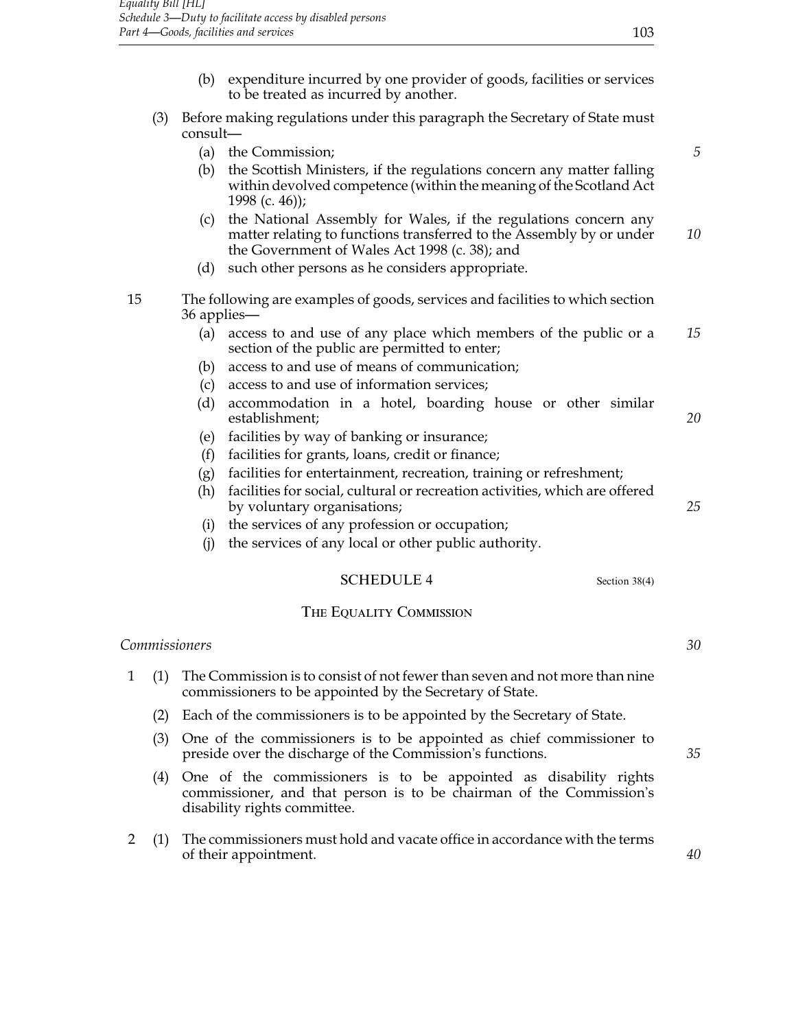(b) expenditure incurred by one provider of goods, facilities or services to be treated as incurred by another.

(3) Before making regulations under this paragraph the Secretary of State must consult—

(a) the Commission;

(b) the Scottish Ministers, if the regulations concern any matter falling within devolved competence (within the meaning of the Scotland Act 1998 (c. 46));

(c) the National Assembly for Wales, if the regulations concern any matter relating to functions transferred to the Assembly by or under the Government of Wales Act 1998 (c. 38); and

(d) such other persons as he considers appropriate.

15 The following are examples of goods, services and facilities to which section 36 applies—

(a) access to and use of any place which members of the public or a section of the public are permitted to enter;

(b) access to and use of means of communication;

(c) access to and use of information services;

(d) accommodation in a hotel, boarding house or other similar establishment;

(e) facilities by way of banking or insurance;

(f) facilities for grants, loans, credit or finance;

(g) facilities for entertainment, recreation, training or refreshment;

(h) facilities for social, cultural or recreation activities, which are offered by voluntary organisations;

(i) the services of any profession or occupation;

(j) the services of any local or other public authority.

## SCHEDULE 4

Section 38(4)

## The Equality Commission

*Commissioners*

1 (1) The Commission is to consist of not fewer than seven and not more than nine commissioners to be appointed by the Secretary of State.

(2) Each of the commissioners is to be appointed by the Secretary of State.

(3) One of the commissioners is to be appointed as chief commissioner to preside over the discharge of the Commission's functions.

(4) One of the commissioners is to be appointed as disability rights commissioner, and that person is to be chairman of the Commission's disability rights committee.

2 (1) The commissioners must hold and vacate office in accordance with the terms of their appointment.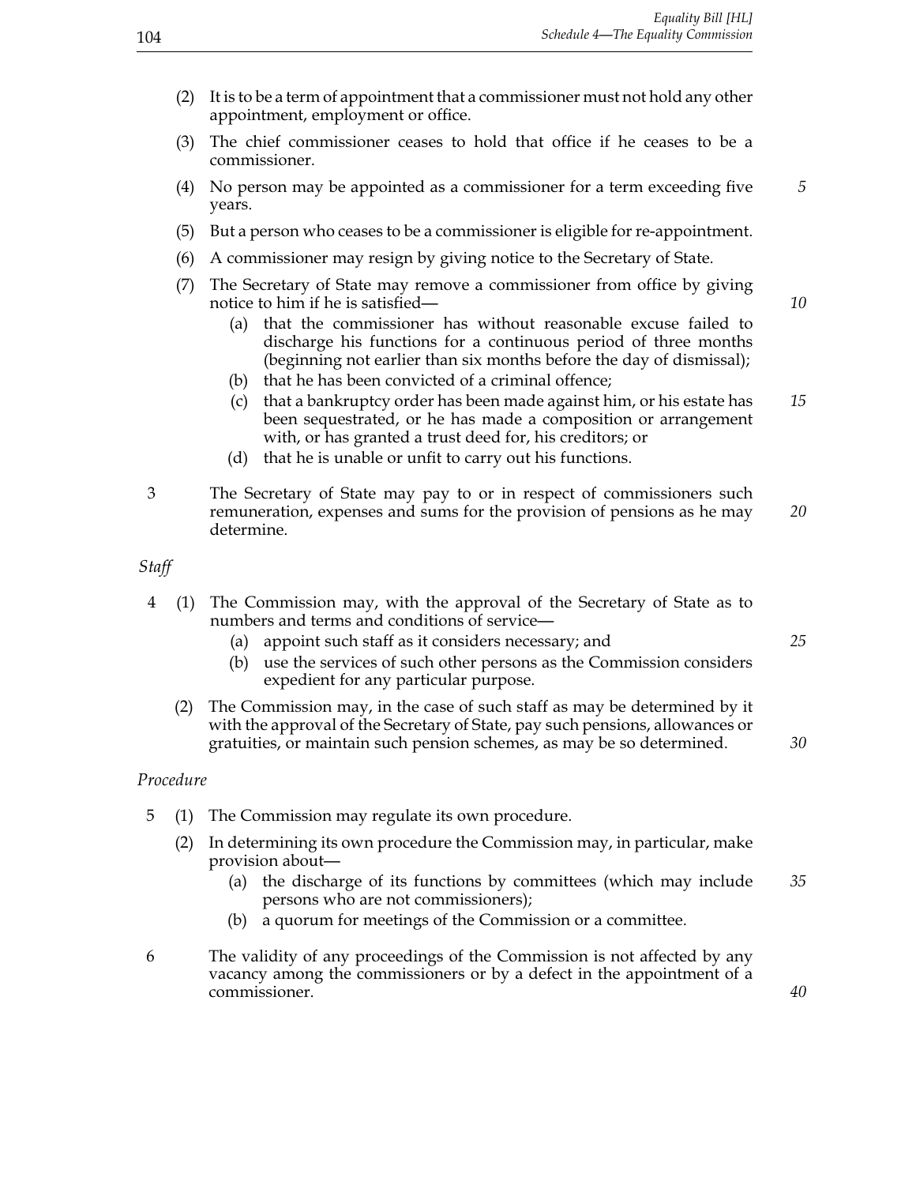(2) It is to be a term of appointment that a commissioner must not hold any other appointment, employment or office.

(3) The chief commissioner ceases to hold that office if he ceases to be a commissioner.

(4) No person may be appointed as a commissioner for a term exceeding five years.

(5) But a person who ceases to be a commissioner is eligible for re-appointment.

(6) A commissioner may resign by giving notice to the Secretary of State.

(7) The Secretary of State may remove a commissioner from office by giving notice to him if he is satisfied—

(a) that the commissioner has without reasonable excuse failed to discharge his functions for a continuous period of three months (beginning not earlier than six months before the day of dismissal);

(b) that he has been convicted of a criminal offence;

(c) that a bankruptcy order has been made against him, or his estate has been sequestrated, or he has made a composition or arrangement with, or has granted a trust deed for, his creditors; or

(d) that he is unable or unfit to carry out his functions.

3 The Secretary of State may pay to or in respect of commissioners such remuneration, expenses and sums for the provision of pensions as he may determine.

*Staff*

4 (1) The Commission may, with the approval of the Secretary of State as to numbers and terms and conditions of service—

(a) appoint such staff as it considers necessary; and

(b) use the services of such other persons as the Commission considers expedient for any particular purpose.

(2) The Commission may, in the case of such staff as may be determined by it with the approval of the Secretary of State, pay such pensions, allowances or gratuities, or maintain such pension schemes, as may be so determined.

*Procedure*

5 (1) The Commission may regulate its own procedure.

(2) In determining its own procedure the Commission may, in particular, make provision about—

(a) the discharge of its functions by committees (which may include persons who are not commissioners);

(b) a quorum for meetings of the Commission or a committee.

6 The validity of any proceedings of the Commission is not affected by any vacancy among the commissioners or by a defect in the appointment of a commissioner.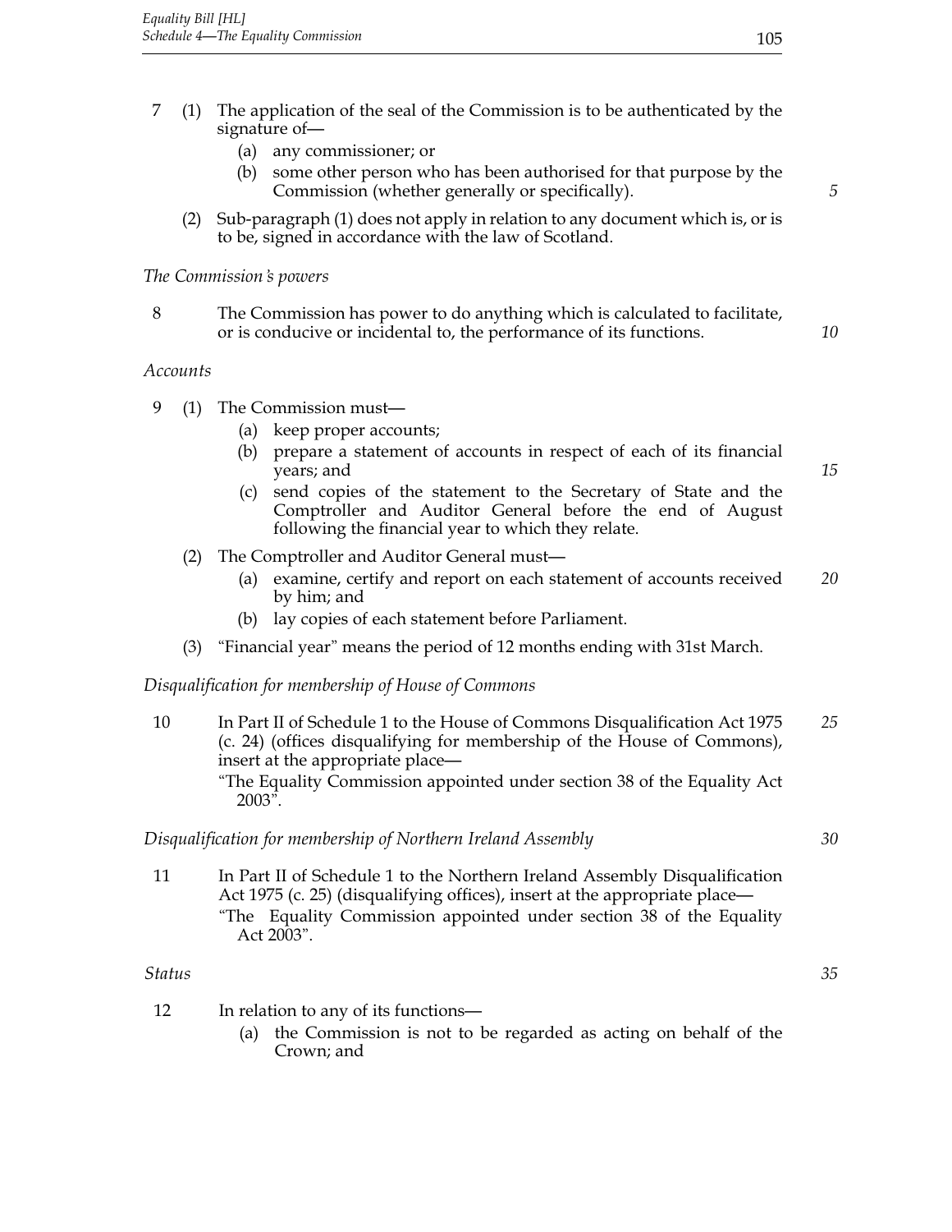7 (1) The application of the seal of the Commission is to be authenticated by the signature of—

(a) any commissioner; or

(b) some other person who has been authorised for that purpose by the Commission (whether generally or specifically).

(2) Sub-paragraph (1) does not apply in relation to any document which is, or is to be, signed in accordance with the law of Scotland.

*The Commission's powers*

8 The Commission has power to do anything which is calculated to facilitate, or is conducive or incidental to, the performance of its functions.

*Accounts*

9 (1) The Commission must—

(a) keep proper accounts;

(b) prepare a statement of accounts in respect of each of its financial years; and

(c) send copies of the statement to the Secretary of State and the Comptroller and Auditor General before the end of August following the financial year to which they relate.

(2) The Comptroller and Auditor General must—

(a) examine, certify and report on each statement of accounts received by him; and

(b) lay copies of each statement before Parliament.

(3) "Financial year" means the period of 12 months ending with 31st March.

*Disqualification for membership of House of Commons*

10 In Part II of Schedule 1 to the House of Commons Disqualification Act 1975 (c. 24) (offices disqualifying for membership of the House of Commons), insert at the appropriate place—

"The Equality Commission appointed under section 38 of the Equality Act 2003".

*Disqualification for membership of Northern Ireland Assembly*

11 In Part II of Schedule 1 to the Northern Ireland Assembly Disqualification Act 1975 (c. 25) (disqualifying offices), insert at the appropriate place—

"The Equality Commission appointed under section 38 of the Equality Act 2003".

*Status*

12 In relation to any of its functions—

(a) the Commission is not to be regarded as acting on behalf of the Crown; and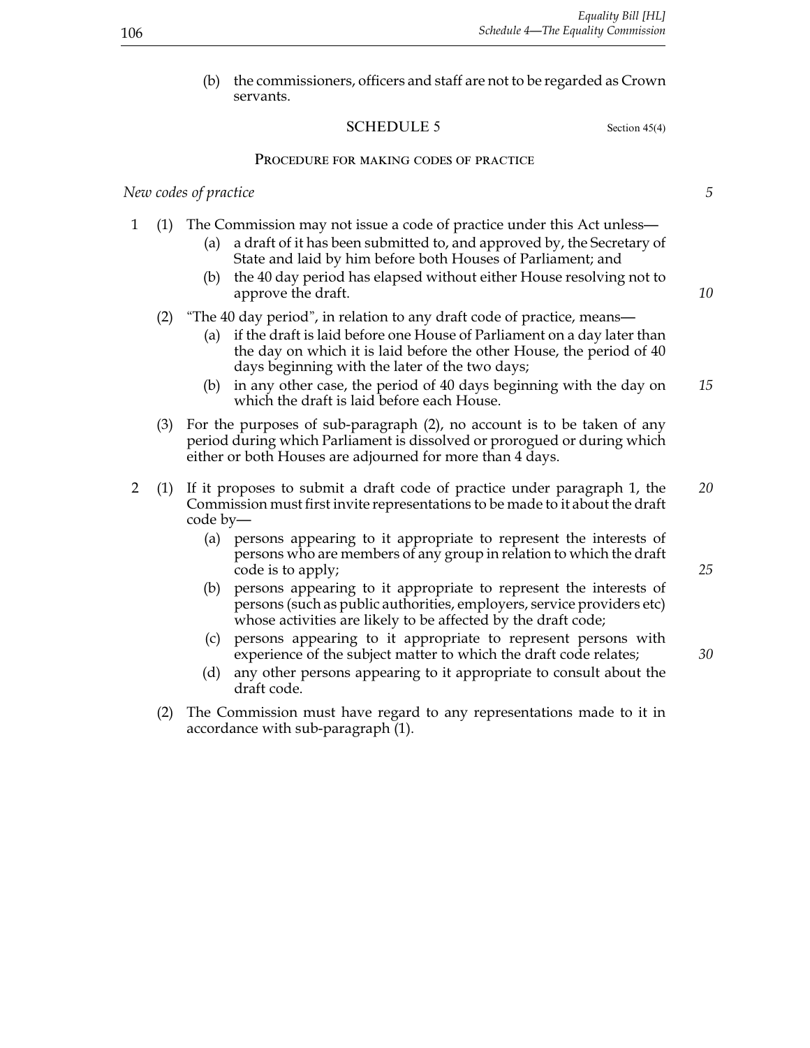(b) the commissioners, officers and staff are not to be regarded as Crown servants.

## SCHEDULE 5

Section 45(4)

### Procedure for making codes of practice

*New codes of practice*

1 (1) The Commission may not issue a code of practice under this Act unless—

(a) a draft of it has been submitted to, and approved by, the Secretary of State and laid by him before both Houses of Parliament; and

(b) the 40 day period has elapsed without either House resolving not to approve the draft.

(2) "The 40 day period", in relation to any draft code of practice, means—

(a) if the draft is laid before one House of Parliament on a day later than the day on which it is laid before the other House, the period of 40 days beginning with the later of the two days;

(b) in any other case, the period of 40 days beginning with the day on which the draft is laid before each House.

(3) For the purposes of sub-paragraph (2), no account is to be taken of any period during which Parliament is dissolved or prorogued or during which either or both Houses are adjourned for more than 4 days.

2 (1) If it proposes to submit a draft code of practice under paragraph 1, the Commission must first invite representations to be made to it about the draft code by—

(a) persons appearing to it appropriate to represent the interests of persons who are members of any group in relation to which the draft code is to apply;

(b) persons appearing to it appropriate to represent the interests of persons (such as public authorities, employers, service providers etc) whose activities are likely to be affected by the draft code;

(c) persons appearing to it appropriate to represent persons with experience of the subject matter to which the draft code relates;

(d) any other persons appearing to it appropriate to consult about the draft code.

(2) The Commission must have regard to any representations made to it in accordance with sub-paragraph (1).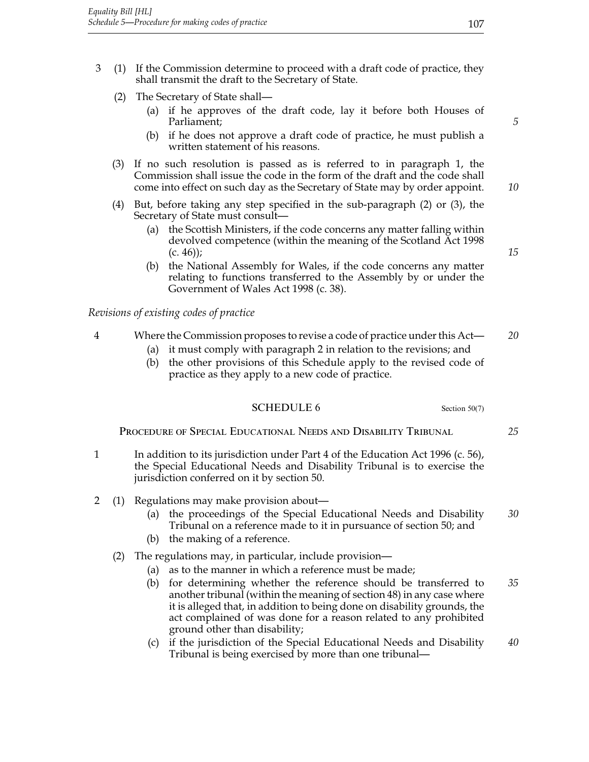3 (1) If the Commission determine to proceed with a draft code of practice, they shall transmit the draft to the Secretary of State.

(2) The Secretary of State shall—

(a) if he approves of the draft code, lay it before both Houses of Parliament;

(b) if he does not approve a draft code of practice, he must publish a written statement of his reasons.

(3) If no such resolution is passed as is referred to in paragraph 1, the Commission shall issue the code in the form of the draft and the code shall come into effect on such day as the Secretary of State may by order appoint.

(4) But, before taking any step specified in the sub-paragraph (2) or (3), the Secretary of State must consult—

(a) the Scottish Ministers, if the code concerns any matter falling within devolved competence (within the meaning of the Scotland Act 1998 (c. 46));

(b) the National Assembly for Wales, if the code concerns any matter relating to functions transferred to the Assembly by or under the Government of Wales Act 1998 (c. 38).

*Revisions of existing codes of practice*

4 Where the Commission proposes to revise a code of practice under this Act—

(a) it must comply with paragraph 2 in relation to the revisions; and

(b) the other provisions of this Schedule apply to the revised code of practice as they apply to a new code of practice.

## SCHEDULE 6

Section 50(7)

### Procedure of Special Educational Needs and Disability Tribunal

1 In addition to its jurisdiction under Part 4 of the Education Act 1996 (c. 56), the Special Educational Needs and Disability Tribunal is to exercise the jurisdiction conferred on it by section 50.

2 (1) Regulations may make provision about—

(a) the proceedings of the Special Educational Needs and Disability Tribunal on a reference made to it in pursuance of section 50; and

(b) the making of a reference.

(2) The regulations may, in particular, include provision—

(a) as to the manner in which a reference must be made;

(b) for determining whether the reference should be transferred to another tribunal (within the meaning of section 48) in any case where it is alleged that, in addition to being done on disability grounds, the act complained of was done for a reason related to any prohibited ground other than disability;

(c) if the jurisdiction of the Special Educational Needs and Disability Tribunal is being exercised by more than one tribunal—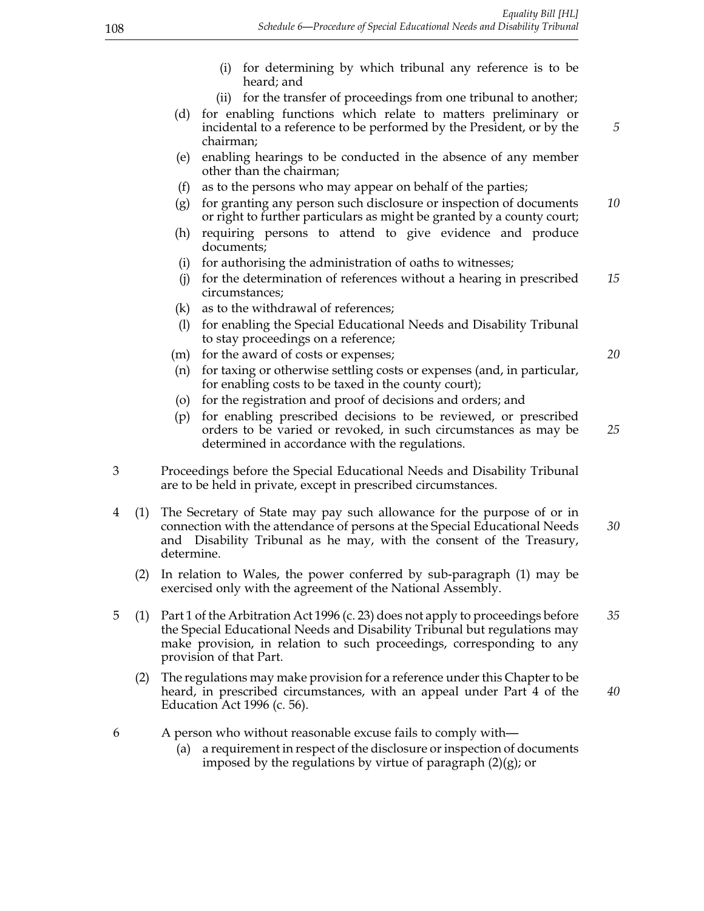(i) for determining by which tribunal any reference is to be heard; and

(ii) for the transfer of proceedings from one tribunal to another;

(d) for enabling functions which relate to matters preliminary or incidental to a reference to be performed by the President, or by the chairman;

(e) enabling hearings to be conducted in the absence of any member other than the chairman;

(f) as to the persons who may appear on behalf of the parties;

(g) for granting any person such disclosure or inspection of documents or right to further particulars as might be granted by a county court;

(h) requiring persons to attend to give evidence and produce documents;

(i) for authorising the administration of oaths to witnesses;

(j) for the determination of references without a hearing in prescribed circumstances;

(k) as to the withdrawal of references;

(l) for enabling the Special Educational Needs and Disability Tribunal to stay proceedings on a reference;

(m) for the award of costs or expenses;

(n) for taxing or otherwise settling costs or expenses (and, in particular, for enabling costs to be taxed in the county court);

(o) for the registration and proof of decisions and orders; and

(p) for enabling prescribed decisions to be reviewed, or prescribed orders to be varied or revoked, in such circumstances as may be determined in accordance with the regulations.

3 Proceedings before the Special Educational Needs and Disability Tribunal are to be held in private, except in prescribed circumstances.

4 (1) The Secretary of State may pay such allowance for the purpose of or in connection with the attendance of persons at the Special Educational Needs and Disability Tribunal as he may, with the consent of the Treasury, determine.

(2) In relation to Wales, the power conferred by sub-paragraph (1) may be exercised only with the agreement of the National Assembly.

5 (1) Part 1 of the Arbitration Act 1996 (c. 23) does not apply to proceedings before the Special Educational Needs and Disability Tribunal but regulations may make provision, in relation to such proceedings, corresponding to any provision of that Part.

(2) The regulations may make provision for a reference under this Chapter to be heard, in prescribed circumstances, with an appeal under Part 4 of the Education Act 1996 (c. 56).

6 A person who without reasonable excuse fails to comply with—

(a) a requirement in respect of the disclosure or inspection of documents imposed by the regulations by virtue of paragraph (2)(g); or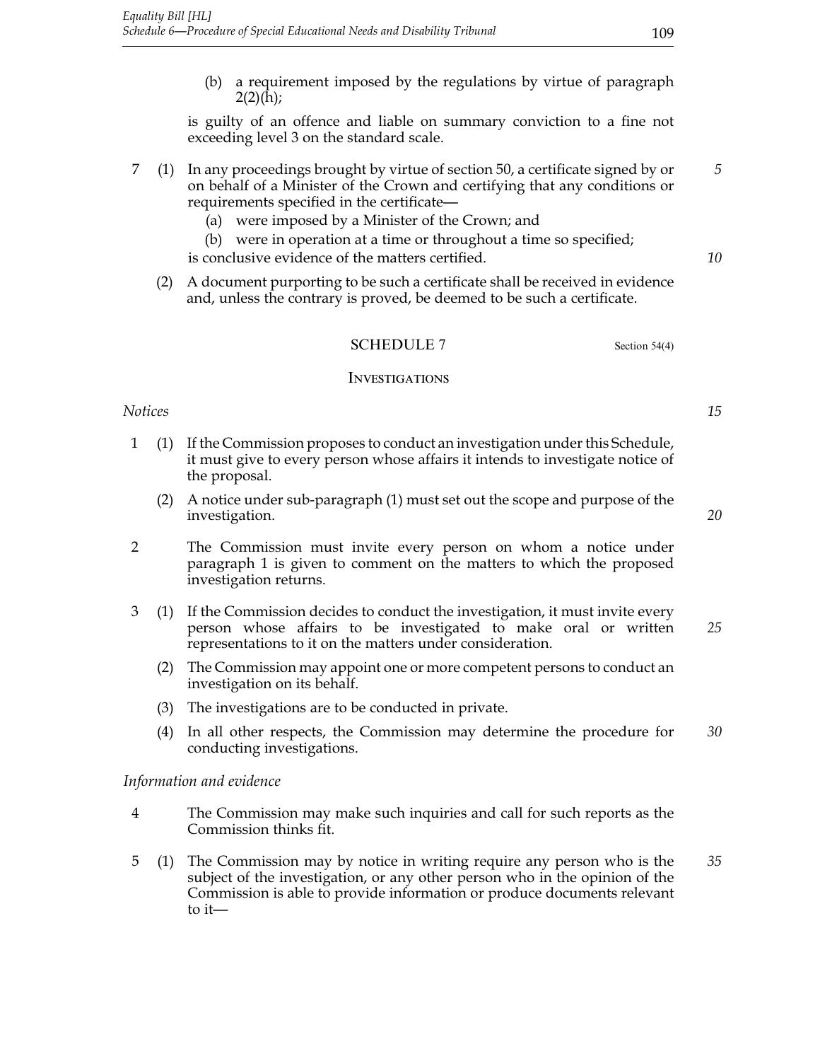(b) a requirement imposed by the regulations by virtue of paragraph 2(2)(h);

is guilty of an offence and liable on summary conviction to a fine not exceeding level 3 on the standard scale.

7 (1) In any proceedings brought by virtue of section 50, a certificate signed by or on behalf of a Minister of the Crown and certifying that any conditions or requirements specified in the certificate—

(a) were imposed by a Minister of the Crown; and

(b) were in operation at a time or throughout a time so specified;

is conclusive evidence of the matters certified.

(2) A document purporting to be such a certificate shall be received in evidence and, unless the contrary is proved, be deemed to be such a certificate.

## SCHEDULE 7

Section 54(4)

### Investigations

*Notices*

1 (1) If the Commission proposes to conduct an investigation under this Schedule, it must give to every person whose affairs it intends to investigate notice of the proposal.

(2) A notice under sub-paragraph (1) must set out the scope and purpose of the investigation.

2 The Commission must invite every person on whom a notice under paragraph 1 is given to comment on the matters to which the proposed investigation returns.

3 (1) If the Commission decides to conduct the investigation, it must invite every person whose affairs to be investigated to make oral or written representations to it on the matters under consideration.

(2) The Commission may appoint one or more competent persons to conduct an investigation on its behalf.

(3) The investigations are to be conducted in private.

(4) In all other respects, the Commission may determine the procedure for conducting investigations.

*Information and evidence*

4 The Commission may make such inquiries and call for such reports as the Commission thinks fit.

5 (1) The Commission may by notice in writing require any person who is the subject of the investigation, or any other person who in the opinion of the Commission is able to provide information or produce documents relevant to it—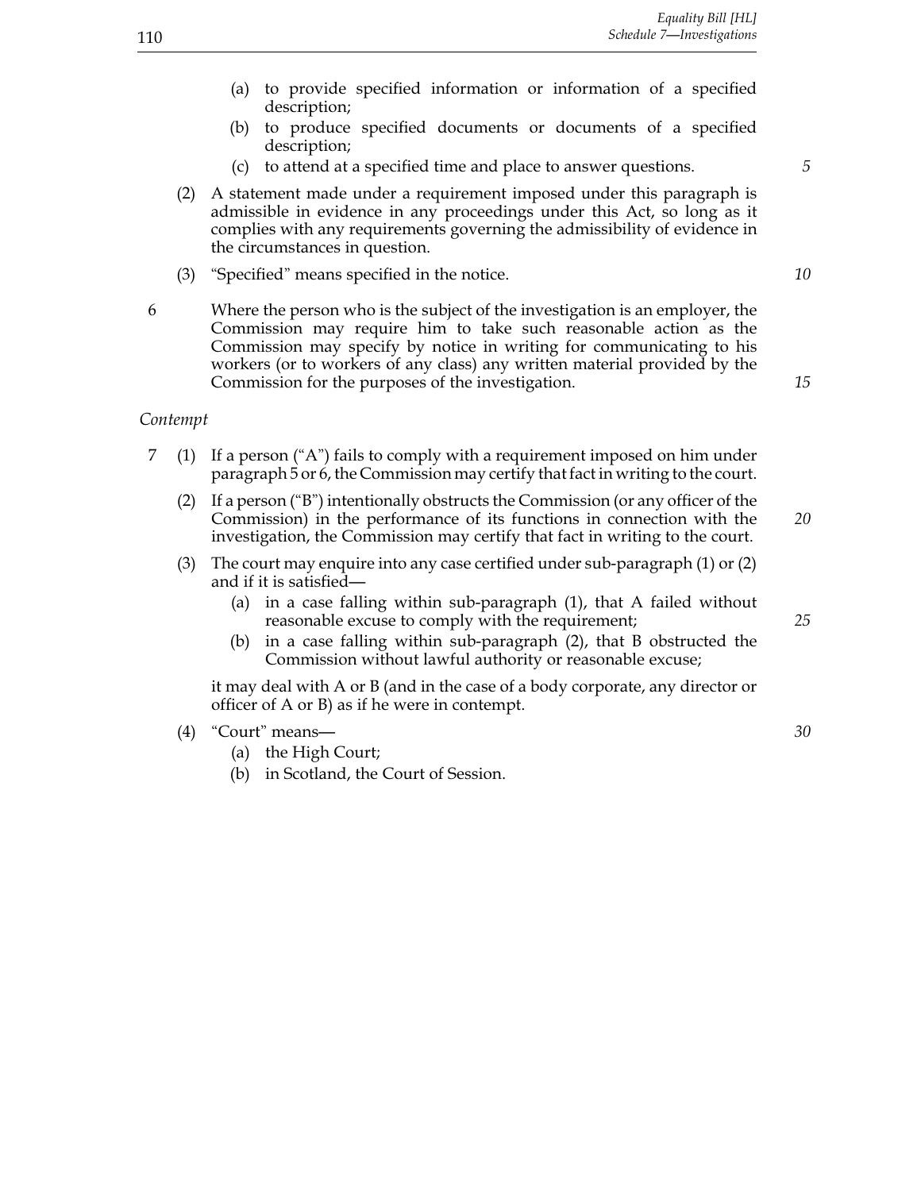(a) to provide specified information or information of a specified description;

(b) to produce specified documents or documents of a specified description;

(c) to attend at a specified time and place to answer questions.

(2) A statement made under a requirement imposed under this paragraph is admissible in evidence in any proceedings under this Act, so long as it complies with any requirements governing the admissibility of evidence in the circumstances in question.

(3) "Specified" means specified in the notice.

6 Where the person who is the subject of the investigation is an employer, the Commission may require him to take such reasonable action as the Commission may specify by notice in writing for communicating to his workers (or to workers of any class) any written material provided by the Commission for the purposes of the investigation.

*Contempt*

7 (1) If a person ("A") fails to comply with a requirement imposed on him under paragraph 5 or 6, the Commission may certify that fact in writing to the court.

(2) If a person ("B") intentionally obstructs the Commission (or any officer of the Commission) in the performance of its functions in connection with the investigation, the Commission may certify that fact in writing to the court.

(3) The court may enquire into any case certified under sub-paragraph (1) or (2) and if it is satisfied—

(a) in a case falling within sub-paragraph (1), that A failed without reasonable excuse to comply with the requirement;

(b) in a case falling within sub-paragraph (2), that B obstructed the Commission without lawful authority or reasonable excuse;

it may deal with A or B (and in the case of a body corporate, any director or officer of A or B) as if he were in contempt.

(4) "Court" means—

(a) the High Court;

(b) in Scotland, the Court of Session.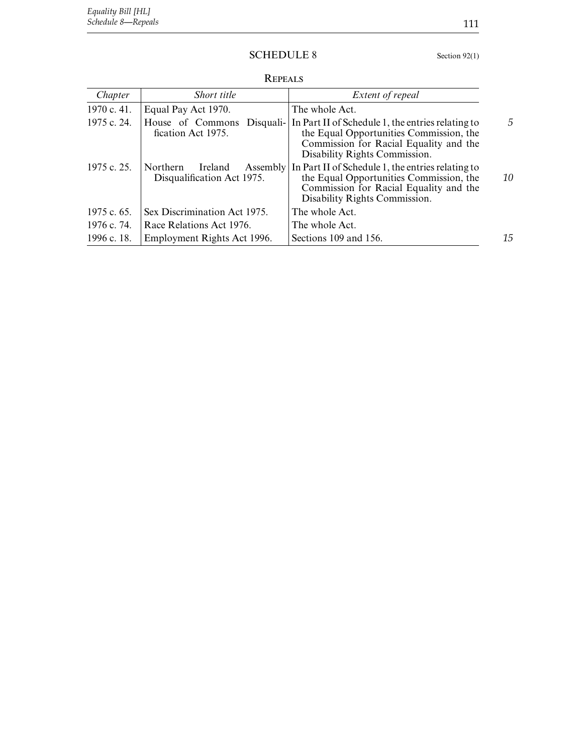# SCHEDULE 8

Section 92(1)

## REPEALS

| *Chapter* | *Short title* | *Extent of repeal* |
|---|---|---|
| 1970 c. 41. | Equal Pay Act 1970. | The whole Act. |
| 1975 c. 24. | House of Commons Disqualification Act 1975. | In Part II of Schedule 1, the entries relating to the Equal Opportunities Commission, the Commission for Racial Equality and the Disability Rights Commission. |
| 1975 c. 25. | Northern Ireland Assembly Disqualification Act 1975. | In Part II of Schedule 1, the entries relating to the Equal Opportunities Commission, the Commission for Racial Equality and the Disability Rights Commission. |
| 1975 c. 65. | Sex Discrimination Act 1975. | The whole Act. |
| 1976 c. 74. | Race Relations Act 1976. | The whole Act. |
| 1996 c. 18. | Employment Rights Act 1996. | Sections 109 and 156. |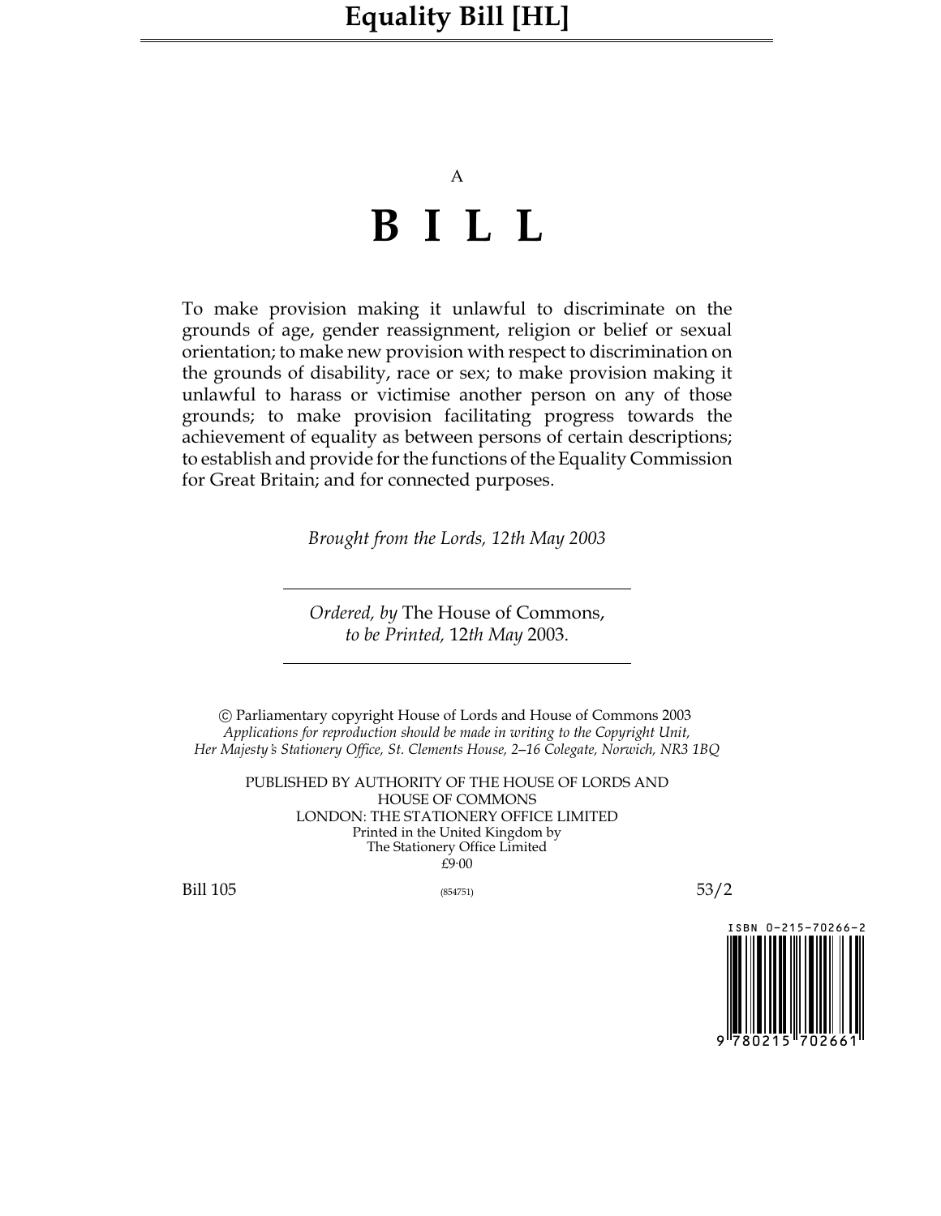# Equality Bill [HL]

A

# B I L L

To make provision making it unlawful to discriminate on the grounds of age, gender reassignment, religion or belief or sexual orientation; to make new provision with respect to discrimination on the grounds of disability, race or sex; to make provision making it unlawful to harass or victimise another person on any of those grounds; to make provision facilitating progress towards the achievement of equality as between persons of certain descriptions; to establish and provide for the functions of the Equality Commission for Great Britain; and for connected purposes.

*Brought from the Lords, 12th May 2003*

*Ordered, by* The House of Commons, *to be Printed,* 12*th May* 2003.

© Parliamentary copyright House of Lords and House of Commons 2003
*Applications for reproduction should be made in writing to the Copyright Unit, Her Majesty's Stationery Office, St. Clements House, 2–16 Colegate, Norwich, NR3 1BQ*

PUBLISHED BY AUTHORITY OF THE HOUSE OF LORDS AND HOUSE OF COMMONS
LONDON: THE STATIONERY OFFICE LIMITED
Printed in the United Kingdom by
The Stationery Office Limited
£9·00

Bill 105 (854751) 53/2

ISBN 0-215-70266-2

9 780215 702661